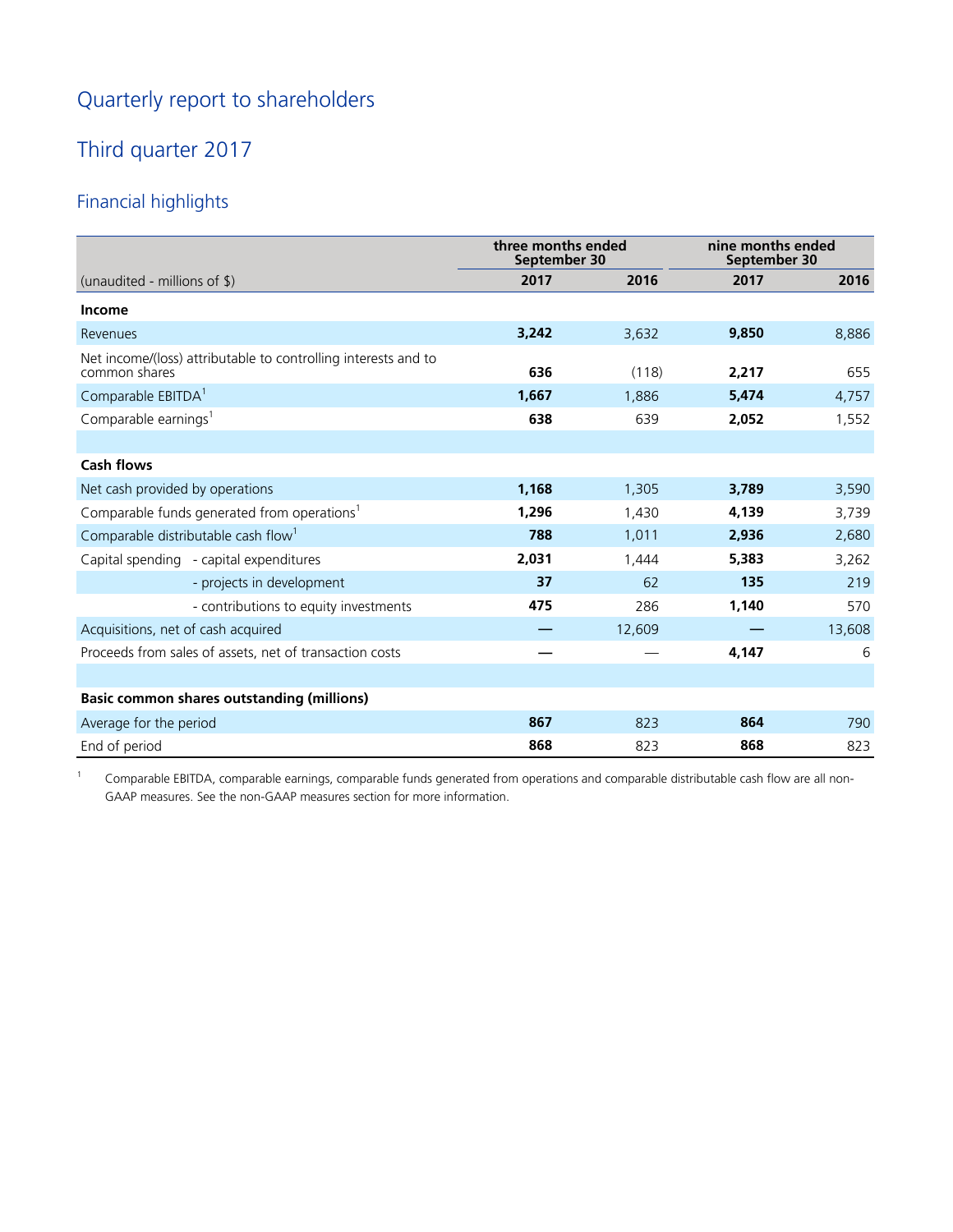# Quarterly report to shareholders

## Third quarter 2017

### Financial highlights

| (unaudited - millions of $) | three months ended September 30 | | nine months ended September 30 | |
|---|---|---|---|---|
| | **2017** | **2016** | **2017** | **2016** |
| **Income** | | | | |
| Revenues | **3,242** | 3,632 | **9,850** | 8,886 |
| Net income/(loss) attributable to controlling interests and to common shares | **636** | (118) | **2,217** | 655 |
| Comparable EBITDA[1] | **1,667** | 1,886 | **5,474** | 4,757 |
| Comparable earnings[1] | **638** | 639 | **2,052** | 1,552 |
| | | | | |
| **Cash flows** | | | | |
| Net cash provided by operations | **1,168** | 1,305 | **3,789** | 3,590 |
| Comparable funds generated from operations[1] | **1,296** | 1,430 | **4,139** | 3,739 |
| Comparable distributable cash flow[1] | **788** | 1,011 | **2,936** | 2,680 |
| Capital spending - capital expenditures | **2,031** | 1,444 | **5,383** | 3,262 |
| - projects in development | **37** | 62 | **135** | 219 |
| - contributions to equity investments | **475** | 286 | **1,140** | 570 |
| Acquisitions, net of cash acquired | **—** | 12,609 | **—** | 13,608 |
| Proceeds from sales of assets, net of transaction costs | **—** | — | **4,147** | 6 |
| | | | | |
| **Basic common shares outstanding (millions)** | | | | |
| Average for the period | **867** | 823 | **864** | 790 |
| End of period | **868** | 823 | **868** | 823 |

[1] Comparable EBITDA, comparable earnings, comparable funds generated from operations and comparable distributable cash flow are all non-GAAP measures. See the non-GAAP measures section for more information.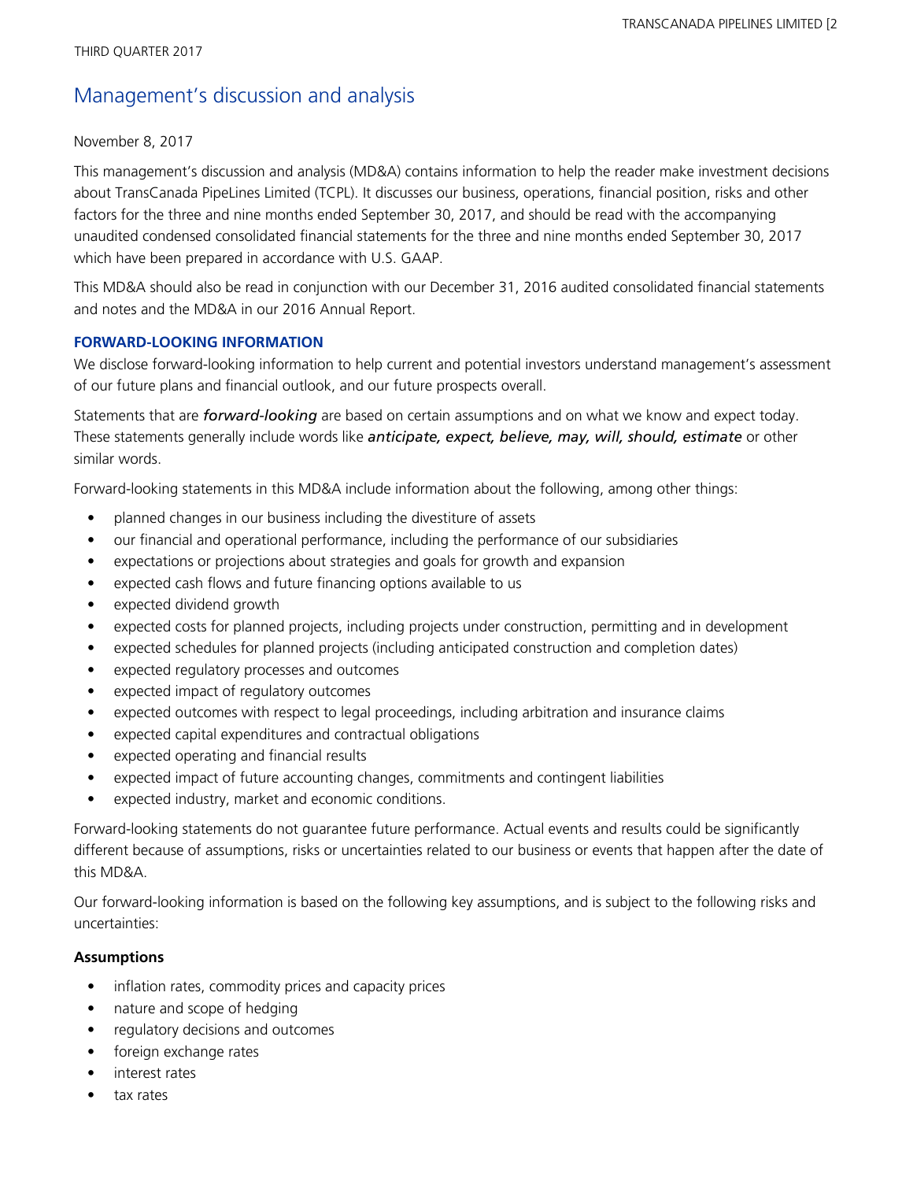THIRD QUARTER 2017

# Management's discussion and analysis

November 8, 2017

This management's discussion and analysis (MD&A) contains information to help the reader make investment decisions about TransCanada PipeLines Limited (TCPL). It discusses our business, operations, financial position, risks and other factors for the three and nine months ended September 30, 2017, and should be read with the accompanying unaudited condensed consolidated financial statements for the three and nine months ended September 30, 2017 which have been prepared in accordance with U.S. GAAP.

This MD&A should also be read in conjunction with our December 31, 2016 audited consolidated financial statements and notes and the MD&A in our 2016 Annual Report.

## FORWARD-LOOKING INFORMATION

We disclose forward-looking information to help current and potential investors understand management's assessment of our future plans and financial outlook, and our future prospects overall.

Statements that are ***forward-looking*** are based on certain assumptions and on what we know and expect today. These statements generally include words like ***anticipate, expect, believe, may, will, should, estimate*** or other similar words.

Forward-looking statements in this MD&A include information about the following, among other things:

- planned changes in our business including the divestiture of assets
- our financial and operational performance, including the performance of our subsidiaries
- expectations or projections about strategies and goals for growth and expansion
- expected cash flows and future financing options available to us
- expected dividend growth
- expected costs for planned projects, including projects under construction, permitting and in development
- expected schedules for planned projects (including anticipated construction and completion dates)
- expected regulatory processes and outcomes
- expected impact of regulatory outcomes
- expected outcomes with respect to legal proceedings, including arbitration and insurance claims
- expected capital expenditures and contractual obligations
- expected operating and financial results
- expected impact of future accounting changes, commitments and contingent liabilities
- expected industry, market and economic conditions.

Forward-looking statements do not guarantee future performance. Actual events and results could be significantly different because of assumptions, risks or uncertainties related to our business or events that happen after the date of this MD&A.

Our forward-looking information is based on the following key assumptions, and is subject to the following risks and uncertainties:

### Assumptions

- inflation rates, commodity prices and capacity prices
- nature and scope of hedging
- regulatory decisions and outcomes
- foreign exchange rates
- interest rates
- tax rates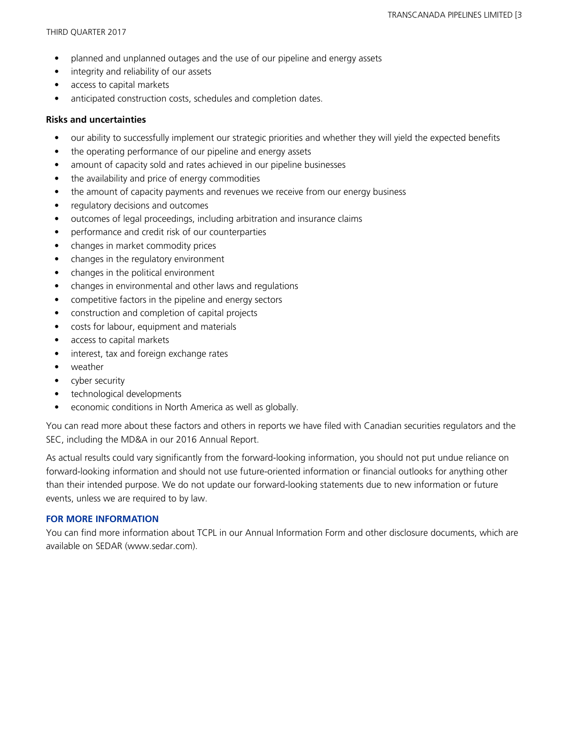- planned and unplanned outages and the use of our pipeline and energy assets
- integrity and reliability of our assets
- access to capital markets
- anticipated construction costs, schedules and completion dates.

**Risks and uncertainties**

- our ability to successfully implement our strategic priorities and whether they will yield the expected benefits
- the operating performance of our pipeline and energy assets
- amount of capacity sold and rates achieved in our pipeline businesses
- the availability and price of energy commodities
- the amount of capacity payments and revenues we receive from our energy business
- regulatory decisions and outcomes
- outcomes of legal proceedings, including arbitration and insurance claims
- performance and credit risk of our counterparties
- changes in market commodity prices
- changes in the regulatory environment
- changes in the political environment
- changes in environmental and other laws and regulations
- competitive factors in the pipeline and energy sectors
- construction and completion of capital projects
- costs for labour, equipment and materials
- access to capital markets
- interest, tax and foreign exchange rates
- weather
- cyber security
- technological developments
- economic conditions in North America as well as globally.

You can read more about these factors and others in reports we have filed with Canadian securities regulators and the SEC, including the MD&A in our 2016 Annual Report.

As actual results could vary significantly from the forward-looking information, you should not put undue reliance on forward-looking information and should not use future-oriented information or financial outlooks for anything other than their intended purpose. We do not update our forward-looking statements due to new information or future events, unless we are required to by law.

## FOR MORE INFORMATION

You can find more information about TCPL in our Annual Information Form and other disclosure documents, which are available on SEDAR (www.sedar.com).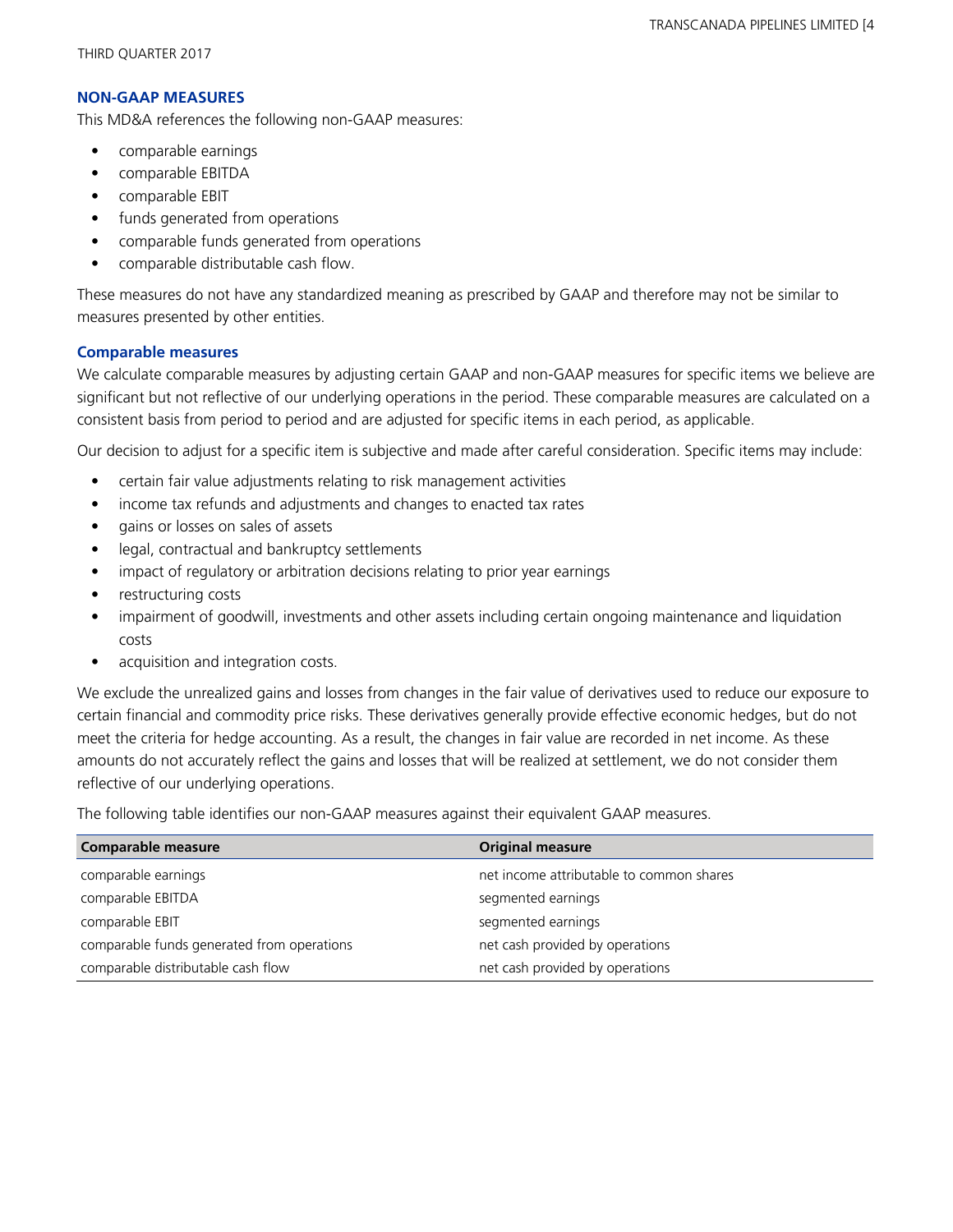## NON-GAAP MEASURES

This MD&A references the following non-GAAP measures:

- comparable earnings
- comparable EBITDA
- comparable EBIT
- funds generated from operations
- comparable funds generated from operations
- comparable distributable cash flow.

These measures do not have any standardized meaning as prescribed by GAAP and therefore may not be similar to measures presented by other entities.

### Comparable measures

We calculate comparable measures by adjusting certain GAAP and non-GAAP measures for specific items we believe are significant but not reflective of our underlying operations in the period. These comparable measures are calculated on a consistent basis from period to period and are adjusted for specific items in each period, as applicable.

Our decision to adjust for a specific item is subjective and made after careful consideration. Specific items may include:

- certain fair value adjustments relating to risk management activities
- income tax refunds and adjustments and changes to enacted tax rates
- gains or losses on sales of assets
- legal, contractual and bankruptcy settlements
- impact of regulatory or arbitration decisions relating to prior year earnings
- restructuring costs
- impairment of goodwill, investments and other assets including certain ongoing maintenance and liquidation costs
- acquisition and integration costs.

We exclude the unrealized gains and losses from changes in the fair value of derivatives used to reduce our exposure to certain financial and commodity price risks. These derivatives generally provide effective economic hedges, but do not meet the criteria for hedge accounting. As a result, the changes in fair value are recorded in net income. As these amounts do not accurately reflect the gains and losses that will be realized at settlement, we do not consider them reflective of our underlying operations.

The following table identifies our non-GAAP measures against their equivalent GAAP measures.

| Comparable measure | Original measure |
| --- | --- |
| comparable earnings | net income attributable to common shares |
| comparable EBITDA | segmented earnings |
| comparable EBIT | segmented earnings |
| comparable funds generated from operations | net cash provided by operations |
| comparable distributable cash flow | net cash provided by operations |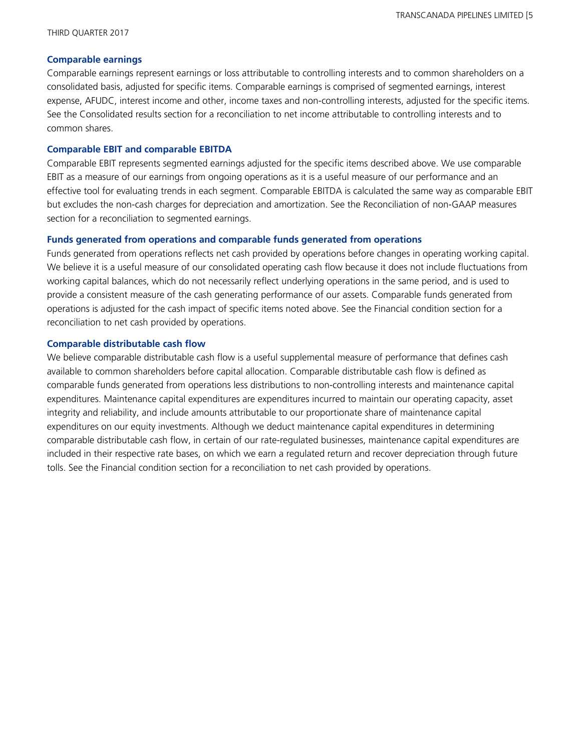### Comparable earnings

Comparable earnings represent earnings or loss attributable to controlling interests and to common shareholders on a consolidated basis, adjusted for specific items. Comparable earnings is comprised of segmented earnings, interest expense, AFUDC, interest income and other, income taxes and non-controlling interests, adjusted for the specific items. See the Consolidated results section for a reconciliation to net income attributable to controlling interests and to common shares.

### Comparable EBIT and comparable EBITDA

Comparable EBIT represents segmented earnings adjusted for the specific items described above. We use comparable EBIT as a measure of our earnings from ongoing operations as it is a useful measure of our performance and an effective tool for evaluating trends in each segment. Comparable EBITDA is calculated the same way as comparable EBIT but excludes the non-cash charges for depreciation and amortization. See the Reconciliation of non-GAAP measures section for a reconciliation to segmented earnings.

### Funds generated from operations and comparable funds generated from operations

Funds generated from operations reflects net cash provided by operations before changes in operating working capital. We believe it is a useful measure of our consolidated operating cash flow because it does not include fluctuations from working capital balances, which do not necessarily reflect underlying operations in the same period, and is used to provide a consistent measure of the cash generating performance of our assets. Comparable funds generated from operations is adjusted for the cash impact of specific items noted above. See the Financial condition section for a reconciliation to net cash provided by operations.

### Comparable distributable cash flow

We believe comparable distributable cash flow is a useful supplemental measure of performance that defines cash available to common shareholders before capital allocation. Comparable distributable cash flow is defined as comparable funds generated from operations less distributions to non-controlling interests and maintenance capital expenditures. Maintenance capital expenditures are expenditures incurred to maintain our operating capacity, asset integrity and reliability, and include amounts attributable to our proportionate share of maintenance capital expenditures on our equity investments. Although we deduct maintenance capital expenditures in determining comparable distributable cash flow, in certain of our rate-regulated businesses, maintenance capital expenditures are included in their respective rate bases, on which we earn a regulated return and recover depreciation through future tolls. See the Financial condition section for a reconciliation to net cash provided by operations.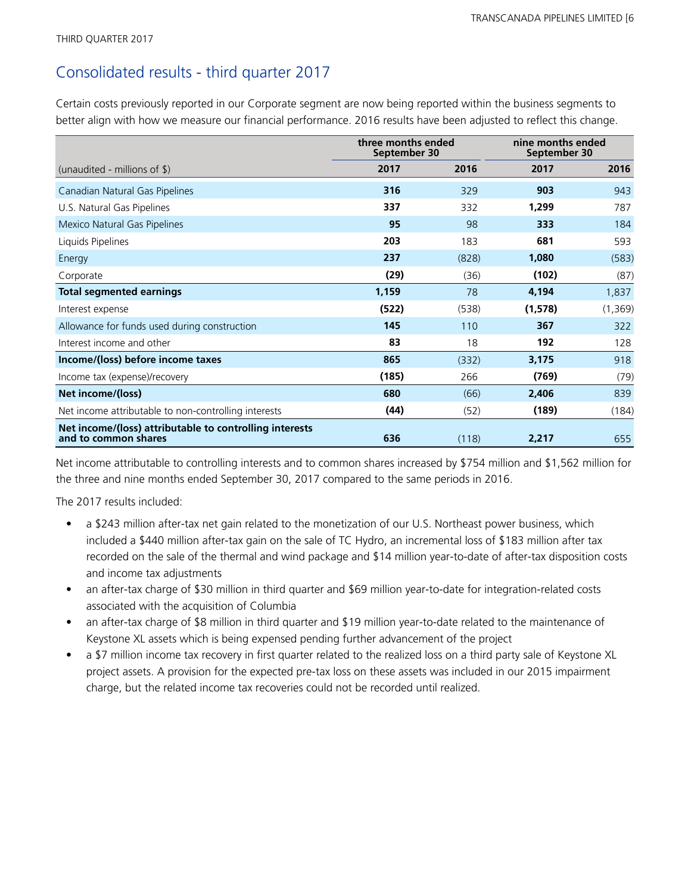THIRD QUARTER 2017

## Consolidated results - third quarter 2017

Certain costs previously reported in our Corporate segment are now being reported within the business segments to better align with how we measure our financial performance. 2016 results have been adjusted to reflect this change.

| | three months ended September 30 | | nine months ended September 30 | |
|---|---|---|---|---|
| (unaudited - millions of $) | **2017** | 2016 | **2017** | 2016 |
| Canadian Natural Gas Pipelines | **316** | 329 | **903** | 943 |
| U.S. Natural Gas Pipelines | **337** | 332 | **1,299** | 787 |
| Mexico Natural Gas Pipelines | **95** | 98 | **333** | 184 |
| Liquids Pipelines | **203** | 183 | **681** | 593 |
| Energy | **237** | (828) | **1,080** | (583) |
| Corporate | **(29)** | (36) | **(102)** | (87) |
| **Total segmented earnings** | **1,159** | 78 | **4,194** | 1,837 |
| Interest expense | **(522)** | (538) | **(1,578)** | (1,369) |
| Allowance for funds used during construction | **145** | 110 | **367** | 322 |
| Interest income and other | **83** | 18 | **192** | 128 |
| **Income/(loss) before income taxes** | **865** | (332) | **3,175** | 918 |
| Income tax (expense)/recovery | **(185)** | 266 | **(769)** | (79) |
| **Net income/(loss)** | **680** | (66) | **2,406** | 839 |
| Net income attributable to non-controlling interests | **(44)** | (52) | **(189)** | (184) |
| **Net income/(loss) attributable to controlling interests and to common shares** | **636** | (118) | **2,217** | 655 |

Net income attributable to controlling interests and to common shares increased by $754 million and $1,562 million for the three and nine months ended September 30, 2017 compared to the same periods in 2016.

The 2017 results included:

- a $243 million after-tax net gain related to the monetization of our U.S. Northeast power business, which included a $440 million after-tax gain on the sale of TC Hydro, an incremental loss of $183 million after tax recorded on the sale of the thermal and wind package and $14 million year-to-date of after-tax disposition costs and income tax adjustments
- an after-tax charge of $30 million in third quarter and $69 million year-to-date for integration-related costs associated with the acquisition of Columbia
- an after-tax charge of $8 million in third quarter and $19 million year-to-date related to the maintenance of Keystone XL assets which is being expensed pending further advancement of the project
- a $7 million income tax recovery in first quarter related to the realized loss on a third party sale of Keystone XL project assets. A provision for the expected pre-tax loss on these assets was included in our 2015 impairment charge, but the related income tax recoveries could not be recorded until realized.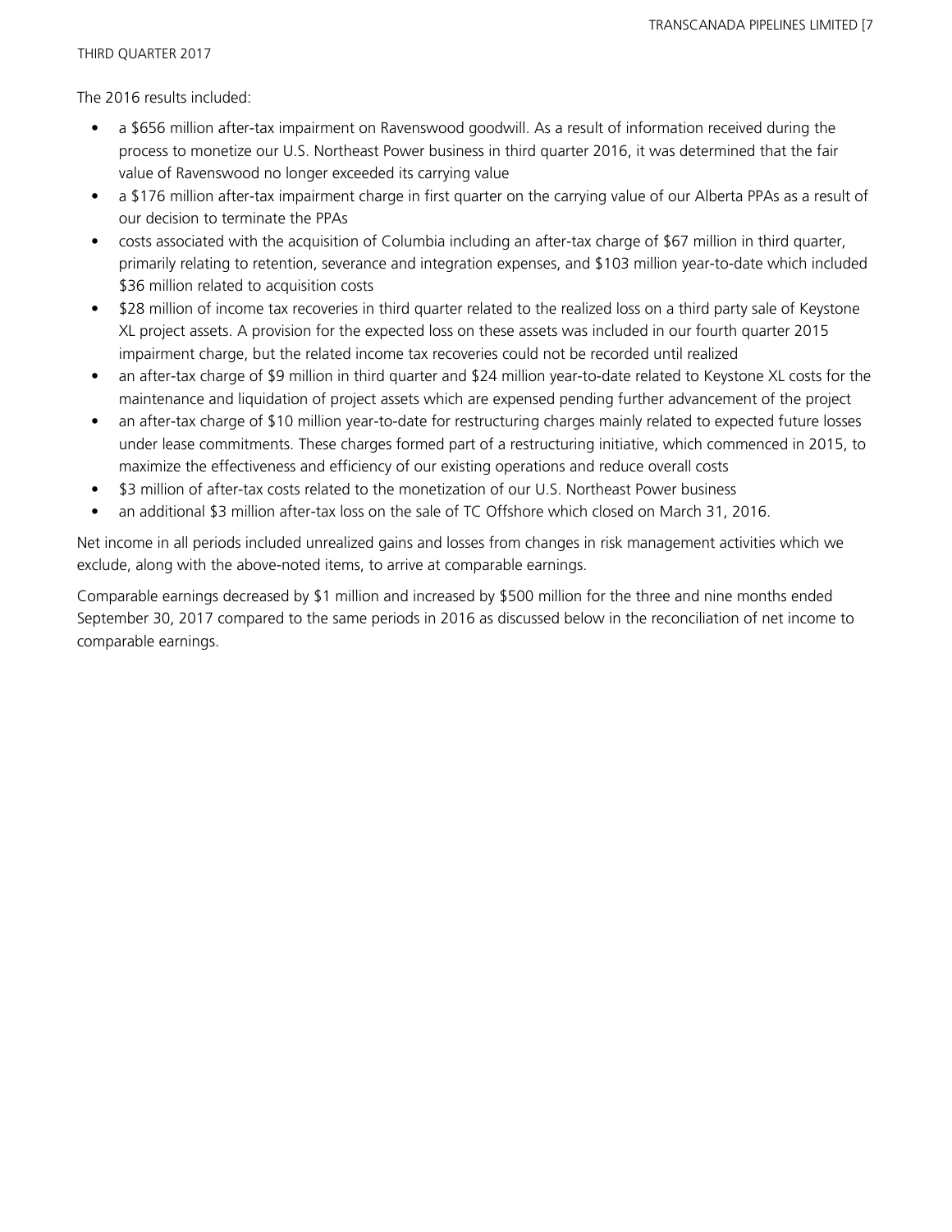The 2016 results included:

- a $656 million after-tax impairment on Ravenswood goodwill. As a result of information received during the process to monetize our U.S. Northeast Power business in third quarter 2016, it was determined that the fair value of Ravenswood no longer exceeded its carrying value
- a $176 million after-tax impairment charge in first quarter on the carrying value of our Alberta PPAs as a result of our decision to terminate the PPAs
- costs associated with the acquisition of Columbia including an after-tax charge of $67 million in third quarter, primarily relating to retention, severance and integration expenses, and $103 million year-to-date which included $36 million related to acquisition costs
- $28 million of income tax recoveries in third quarter related to the realized loss on a third party sale of Keystone XL project assets. A provision for the expected loss on these assets was included in our fourth quarter 2015 impairment charge, but the related income tax recoveries could not be recorded until realized
- an after-tax charge of $9 million in third quarter and $24 million year-to-date related to Keystone XL costs for the maintenance and liquidation of project assets which are expensed pending further advancement of the project
- an after-tax charge of $10 million year-to-date for restructuring charges mainly related to expected future losses under lease commitments. These charges formed part of a restructuring initiative, which commenced in 2015, to maximize the effectiveness and efficiency of our existing operations and reduce overall costs
- $3 million of after-tax costs related to the monetization of our U.S. Northeast Power business
- an additional $3 million after-tax loss on the sale of TC Offshore which closed on March 31, 2016.

Net income in all periods included unrealized gains and losses from changes in risk management activities which we exclude, along with the above-noted items, to arrive at comparable earnings.

Comparable earnings decreased by $1 million and increased by $500 million for the three and nine months ended September 30, 2017 compared to the same periods in 2016 as discussed below in the reconciliation of net income to comparable earnings.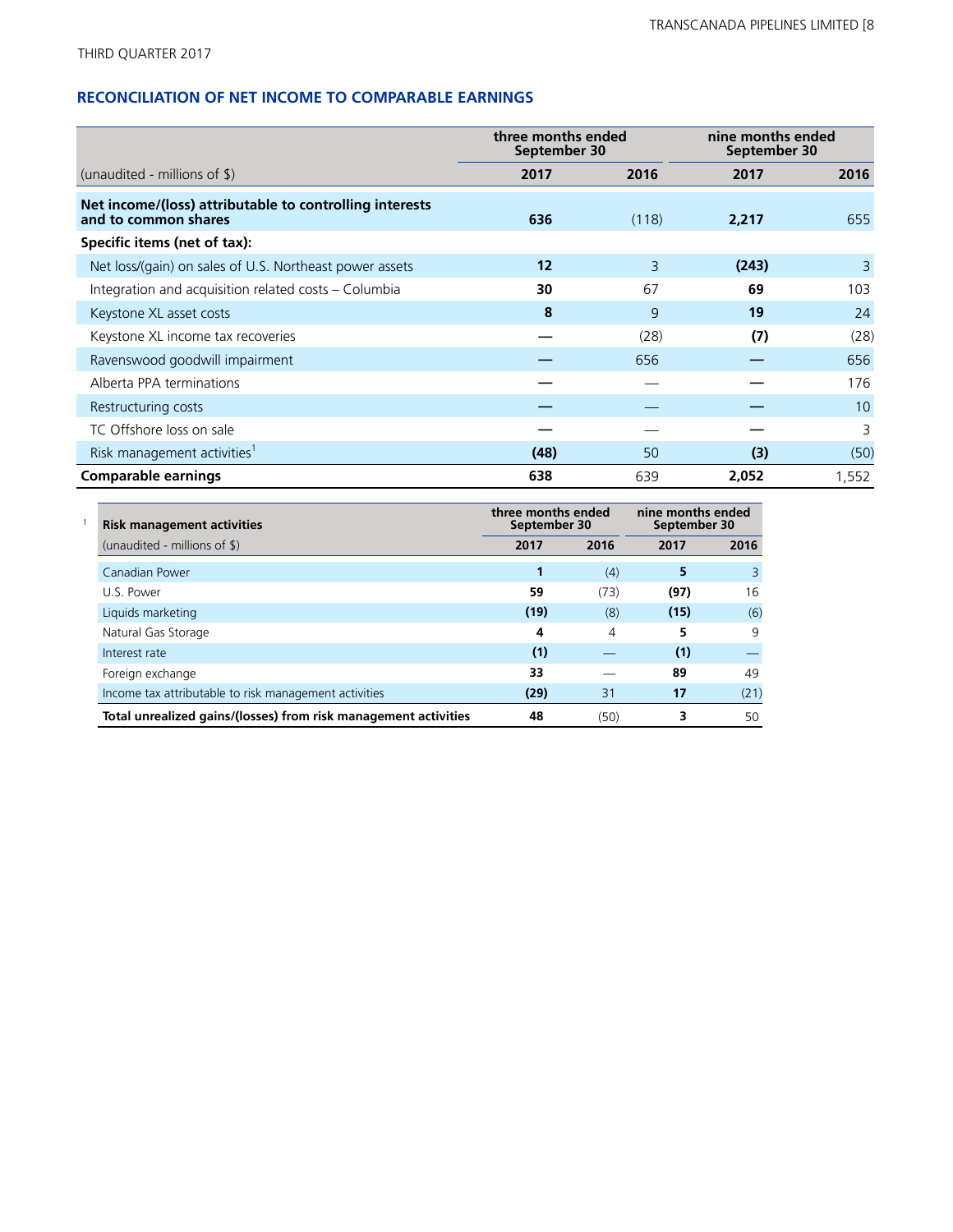THIRD QUARTER 2017

## RECONCILIATION OF NET INCOME TO COMPARABLE EARNINGS

| | three months ended September 30 | | nine months ended September 30 | |
|---|---|---|---|---|
| (unaudited - millions of $) | **2017** | **2016** | **2017** | **2016** |
| **Net income/(loss) attributable to controlling interests and to common shares** | **636** | (118) | **2,217** | 655 |
| **Specific items (net of tax):** | | | | |
| Net loss/(gain) on sales of U.S. Northeast power assets | **12** | 3 | **(243)** | 3 |
| Integration and acquisition related costs – Columbia | **30** | 67 | **69** | 103 |
| Keystone XL asset costs | **8** | 9 | **19** | 24 |
| Keystone XL income tax recoveries | **—** | (28) | **(7)** | (28) |
| Ravenswood goodwill impairment | **—** | 656 | **—** | 656 |
| Alberta PPA terminations | **—** | — | **—** | 176 |
| Restructuring costs | **—** | — | **—** | 10 |
| TC Offshore loss on sale | **—** | — | **—** | 3 |
| Risk management activities[1] | **(48)** | 50 | **(3)** | (50) |
| **Comparable earnings** | **638** | 639 | **2,052** | 1,552 |

[1]

| Risk management activities | three months ended September 30 | | nine months ended September 30 | |
|---|---|---|---|---|
| (unaudited - millions of $) | **2017** | **2016** | **2017** | **2016** |
| Canadian Power | **1** | (4) | **5** | 3 |
| U.S. Power | **59** | (73) | **(97)** | 16 |
| Liquids marketing | **(19)** | (8) | **(15)** | (6) |
| Natural Gas Storage | **4** | 4 | **5** | 9 |
| Interest rate | **(1)** | — | **(1)** | — |
| Foreign exchange | **33** | — | **89** | 49 |
| Income tax attributable to risk management activities | **(29)** | 31 | **17** | (21) |
| **Total unrealized gains/(losses) from risk management activities** | **48** | (50) | **3** | 50 |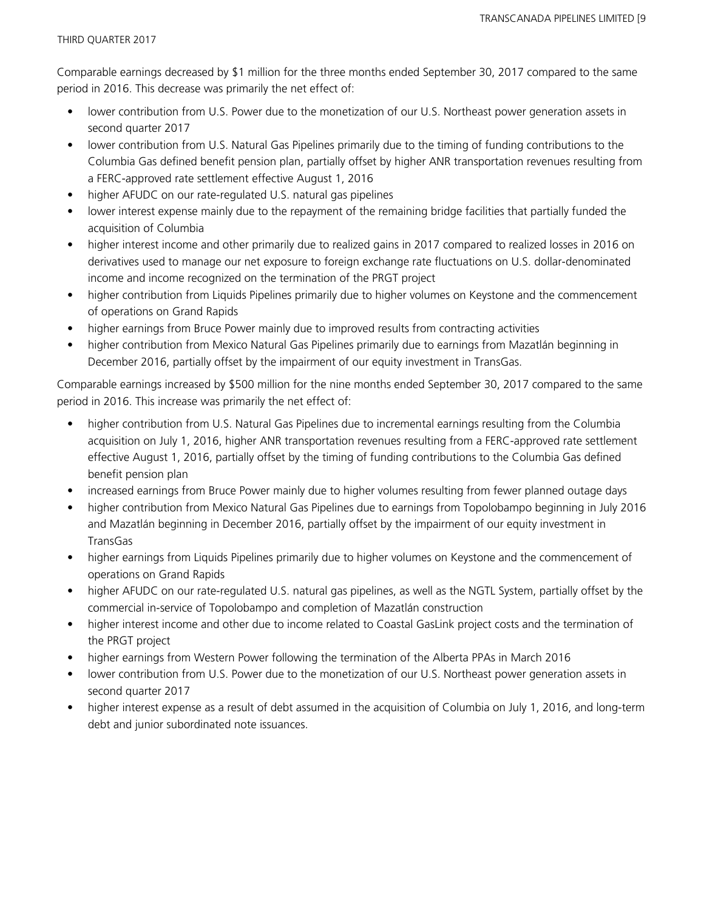Comparable earnings decreased by $1 million for the three months ended September 30, 2017 compared to the same period in 2016. This decrease was primarily the net effect of:

- lower contribution from U.S. Power due to the monetization of our U.S. Northeast power generation assets in second quarter 2017
- lower contribution from U.S. Natural Gas Pipelines primarily due to the timing of funding contributions to the Columbia Gas defined benefit pension plan, partially offset by higher ANR transportation revenues resulting from a FERC-approved rate settlement effective August 1, 2016
- higher AFUDC on our rate-regulated U.S. natural gas pipelines
- lower interest expense mainly due to the repayment of the remaining bridge facilities that partially funded the acquisition of Columbia
- higher interest income and other primarily due to realized gains in 2017 compared to realized losses in 2016 on derivatives used to manage our net exposure to foreign exchange rate fluctuations on U.S. dollar-denominated income and income recognized on the termination of the PRGT project
- higher contribution from Liquids Pipelines primarily due to higher volumes on Keystone and the commencement of operations on Grand Rapids
- higher earnings from Bruce Power mainly due to improved results from contracting activities
- higher contribution from Mexico Natural Gas Pipelines primarily due to earnings from Mazatlán beginning in December 2016, partially offset by the impairment of our equity investment in TransGas.

Comparable earnings increased by $500 million for the nine months ended September 30, 2017 compared to the same period in 2016. This increase was primarily the net effect of:

- higher contribution from U.S. Natural Gas Pipelines due to incremental earnings resulting from the Columbia acquisition on July 1, 2016, higher ANR transportation revenues resulting from a FERC-approved rate settlement effective August 1, 2016, partially offset by the timing of funding contributions to the Columbia Gas defined benefit pension plan
- increased earnings from Bruce Power mainly due to higher volumes resulting from fewer planned outage days
- higher contribution from Mexico Natural Gas Pipelines due to earnings from Topolobampo beginning in July 2016 and Mazatlán beginning in December 2016, partially offset by the impairment of our equity investment in TransGas
- higher earnings from Liquids Pipelines primarily due to higher volumes on Keystone and the commencement of operations on Grand Rapids
- higher AFUDC on our rate-regulated U.S. natural gas pipelines, as well as the NGTL System, partially offset by the commercial in-service of Topolobampo and completion of Mazatlán construction
- higher interest income and other due to income related to Coastal GasLink project costs and the termination of the PRGT project
- higher earnings from Western Power following the termination of the Alberta PPAs in March 2016
- lower contribution from U.S. Power due to the monetization of our U.S. Northeast power generation assets in second quarter 2017
- higher interest expense as a result of debt assumed in the acquisition of Columbia on July 1, 2016, and long-term debt and junior subordinated note issuances.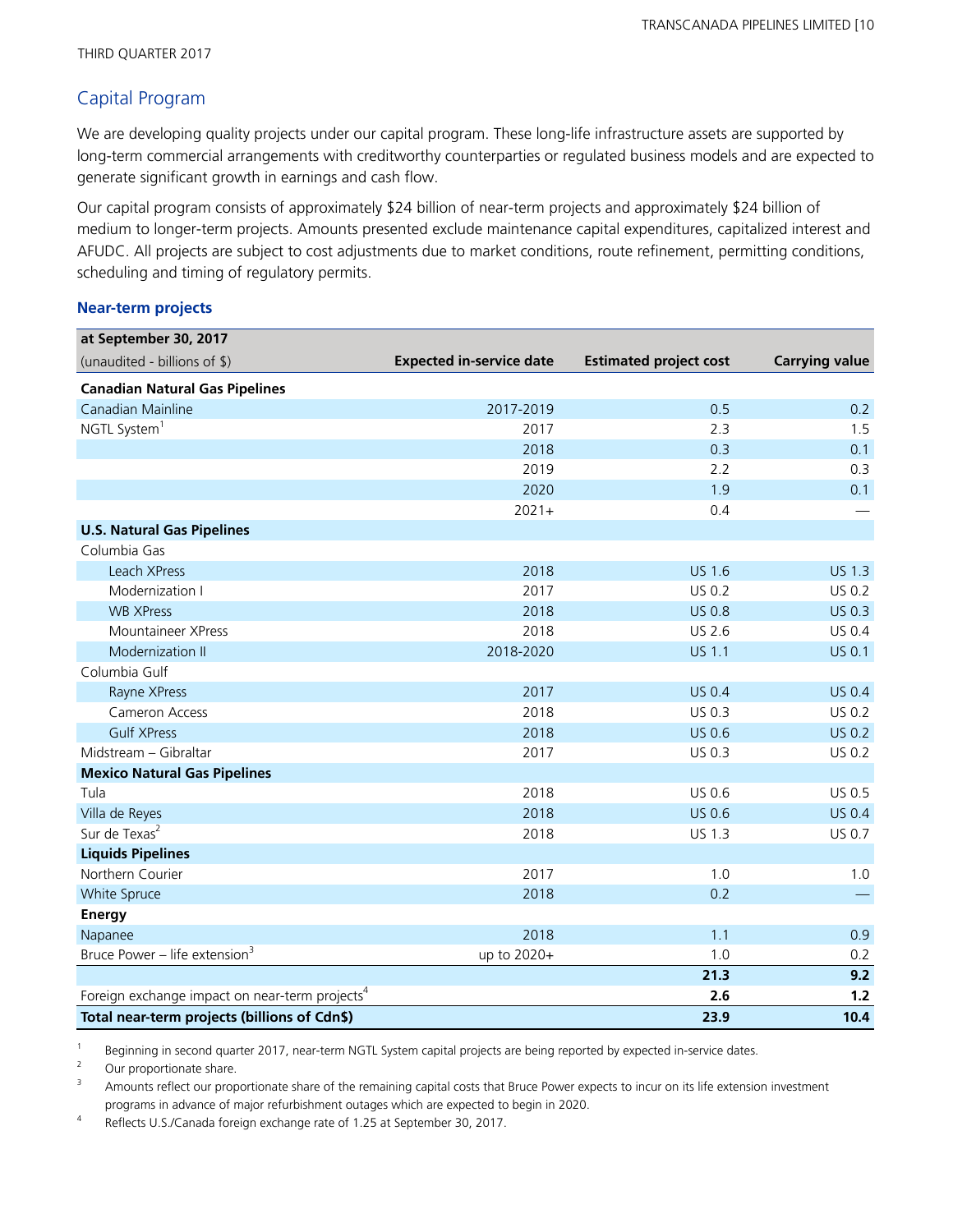## Capital Program

We are developing quality projects under our capital program. These long-life infrastructure assets are supported by long-term commercial arrangements with creditworthy counterparties or regulated business models and are expected to generate significant growth in earnings and cash flow.

Our capital program consists of approximately $24 billion of near-term projects and approximately $24 billion of medium to longer-term projects. Amounts presented exclude maintenance capital expenditures, capitalized interest and AFUDC. All projects are subject to cost adjustments due to market conditions, route refinement, permitting conditions, scheduling and timing of regulatory permits.

### Near-term projects

| at September 30, 2017<br>(unaudited - billions of $) | Expected in-service date | Estimated project cost | Carrying value |
|---|---|---|---|
| **Canadian Natural Gas Pipelines** | | | |
| Canadian Mainline | 2017-2019 | 0.5 | 0.2 |
| NGTL System[1] | 2017 | 2.3 | 1.5 |
| | 2018 | 0.3 | 0.1 |
| | 2019 | 2.2 | 0.3 |
| | 2020 | 1.9 | 0.1 |
| | 2021+ | 0.4 | — |
| **U.S. Natural Gas Pipelines** | | | |
| Columbia Gas | | | |
| Leach XPress | 2018 | US 1.6 | US 1.3 |
| Modernization I | 2017 | US 0.2 | US 0.2 |
| WB XPress | 2018 | US 0.8 | US 0.3 |
| Mountaineer XPress | 2018 | US 2.6 | US 0.4 |
| Modernization II | 2018-2020 | US 1.1 | US 0.1 |
| Columbia Gulf | | | |
| Rayne XPress | 2017 | US 0.4 | US 0.4 |
| Cameron Access | 2018 | US 0.3 | US 0.2 |
| Gulf XPress | 2018 | US 0.6 | US 0.2 |
| Midstream – Gibraltar | 2017 | US 0.3 | US 0.2 |
| **Mexico Natural Gas Pipelines** | | | |
| Tula | 2018 | US 0.6 | US 0.5 |
| Villa de Reyes | 2018 | US 0.6 | US 0.4 |
| Sur de Texas[2] | 2018 | US 1.3 | US 0.7 |
| **Liquids Pipelines** | | | |
| Northern Courier | 2017 | 1.0 | 1.0 |
| White Spruce | 2018 | 0.2 | — |
| **Energy** | | | |
| Napanee | 2018 | 1.1 | 0.9 |
| Bruce Power – life extension[3] | up to 2020+ | 1.0 | 0.2 |
| | | **21.3** | **9.2** |
| Foreign exchange impact on near-term projects[4] | | **2.6** | **1.2** |
| **Total near-term projects (billions of Cdn$)** | | **23.9** | **10.4** |

1 Beginning in second quarter 2017, near-term NGTL System capital projects are being reported by expected in-service dates.

2 Our proportionate share.

3 Amounts reflect our proportionate share of the remaining capital costs that Bruce Power expects to incur on its life extension investment programs in advance of major refurbishment outages which are expected to begin in 2020.

4 Reflects U.S./Canada foreign exchange rate of 1.25 at September 30, 2017.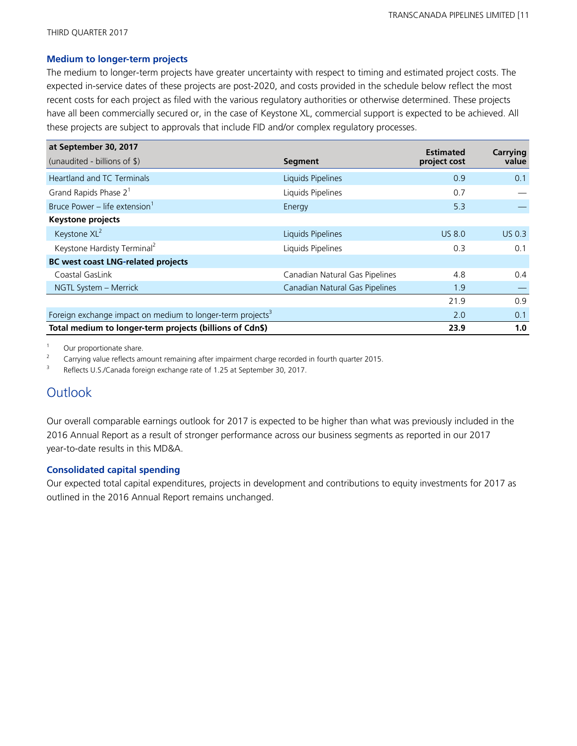### Medium to longer-term projects

The medium to longer-term projects have greater uncertainty with respect to timing and estimated project costs. The expected in-service dates of these projects are post-2020, and costs provided in the schedule below reflect the most recent costs for each project as filed with the various regulatory authorities or otherwise determined. These projects have all been commercially secured or, in the case of Keystone XL, commercial support is expected to be achieved. All these projects are subject to approvals that include FID and/or complex regulatory processes.

| at September 30, 2017<br>(unaudited - billions of $) | Segment | Estimated project cost | Carrying value |
|---|---|---|---|
| Heartland and TC Terminals | Liquids Pipelines | 0.9 | 0.1 |
| Grand Rapids Phase 2[1] | Liquids Pipelines | 0.7 | — |
| Bruce Power – life extension[1] | Energy | 5.3 | — |
| **Keystone projects** | | | |
| Keystone XL[2] | Liquids Pipelines | US 8.0 | US 0.3 |
| Keystone Hardisty Terminal[2] | Liquids Pipelines | 0.3 | 0.1 |
| **BC west coast LNG-related projects** | | | |
| Coastal GasLink | Canadian Natural Gas Pipelines | 4.8 | 0.4 |
| NGTL System – Merrick | Canadian Natural Gas Pipelines | 1.9 | — |
| | | 21.9 | 0.9 |
| Foreign exchange impact on medium to longer-term projects[3] | | 2.0 | 0.1 |
| **Total medium to longer-term projects (billions of Cdn$)** | | **23.9** | **1.0** |

1 Our proportionate share.
2 Carrying value reflects amount remaining after impairment charge recorded in fourth quarter 2015.
3 Reflects U.S./Canada foreign exchange rate of 1.25 at September 30, 2017.

## Outlook

Our overall comparable earnings outlook for 2017 is expected to be higher than what was previously included in the 2016 Annual Report as a result of stronger performance across our business segments as reported in our 2017 year-to-date results in this MD&A.

### Consolidated capital spending

Our expected total capital expenditures, projects in development and contributions to equity investments for 2017 as outlined in the 2016 Annual Report remains unchanged.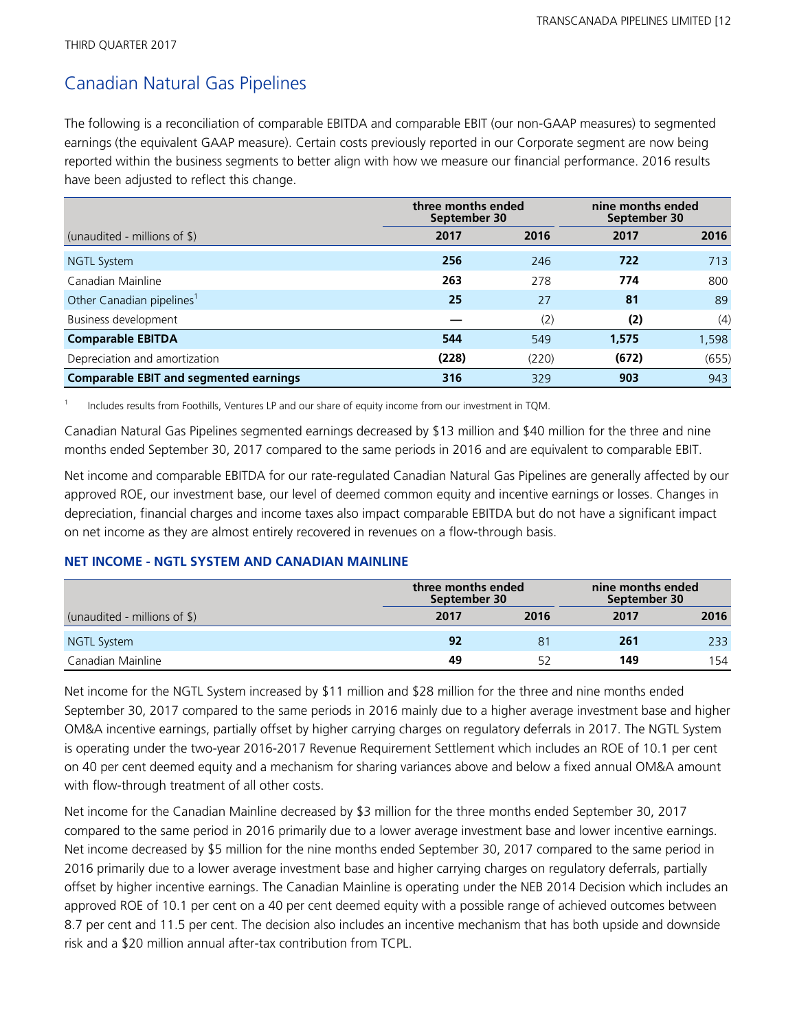THIRD QUARTER 2017

## Canadian Natural Gas Pipelines

The following is a reconciliation of comparable EBITDA and comparable EBIT (our non-GAAP measures) to segmented earnings (the equivalent GAAP measure). Certain costs previously reported in our Corporate segment are now being reported within the business segments to better align with how we measure our financial performance. 2016 results have been adjusted to reflect this change.

| | three months ended September 30 | | nine months ended September 30 | |
|---|---|---|---|---|
| (unaudited - millions of $) | **2017** | 2016 | **2017** | 2016 |
| NGTL System | **256** | 246 | **722** | 713 |
| Canadian Mainline | **263** | 278 | **774** | 800 |
| Other Canadian pipelines[1] | **25** | 27 | **81** | 89 |
| Business development | **—** | (2) | **(2)** | (4) |
| **Comparable EBITDA** | **544** | 549 | **1,575** | 1,598 |
| Depreciation and amortization | **(228)** | (220) | **(672)** | (655) |
| **Comparable EBIT and segmented earnings** | **316** | 329 | **903** | 943 |

1 Includes results from Foothills, Ventures LP and our share of equity income from our investment in TQM.

Canadian Natural Gas Pipelines segmented earnings decreased by $13 million and $40 million for the three and nine months ended September 30, 2017 compared to the same periods in 2016 and are equivalent to comparable EBIT.

Net income and comparable EBITDA for our rate-regulated Canadian Natural Gas Pipelines are generally affected by our approved ROE, our investment base, our level of deemed common equity and incentive earnings or losses. Changes in depreciation, financial charges and income taxes also impact comparable EBITDA but do not have a significant impact on net income as they are almost entirely recovered in revenues on a flow-through basis.

### NET INCOME - NGTL SYSTEM AND CANADIAN MAINLINE

| | three months ended September 30 | | nine months ended September 30 | |
|---|---|---|---|---|
| (unaudited - millions of $) | **2017** | 2016 | **2017** | 2016 |
| NGTL System | **92** | 81 | **261** | 233 |
| Canadian Mainline | **49** | 52 | **149** | 154 |

Net income for the NGTL System increased by $11 million and $28 million for the three and nine months ended September 30, 2017 compared to the same periods in 2016 mainly due to a higher average investment base and higher OM&A incentive earnings, partially offset by higher carrying charges on regulatory deferrals in 2017. The NGTL System is operating under the two-year 2016-2017 Revenue Requirement Settlement which includes an ROE of 10.1 per cent on 40 per cent deemed equity and a mechanism for sharing variances above and below a fixed annual OM&A amount with flow-through treatment of all other costs.

Net income for the Canadian Mainline decreased by $3 million for the three months ended September 30, 2017 compared to the same period in 2016 primarily due to a lower average investment base and lower incentive earnings. Net income decreased by $5 million for the nine months ended September 30, 2017 compared to the same period in 2016 primarily due to a lower average investment base and higher carrying charges on regulatory deferrals, partially offset by higher incentive earnings. The Canadian Mainline is operating under the NEB 2014 Decision which includes an approved ROE of 10.1 per cent on a 40 per cent deemed equity with a possible range of achieved outcomes between 8.7 per cent and 11.5 per cent. The decision also includes an incentive mechanism that has both upside and downside risk and a $20 million annual after-tax contribution from TCPL.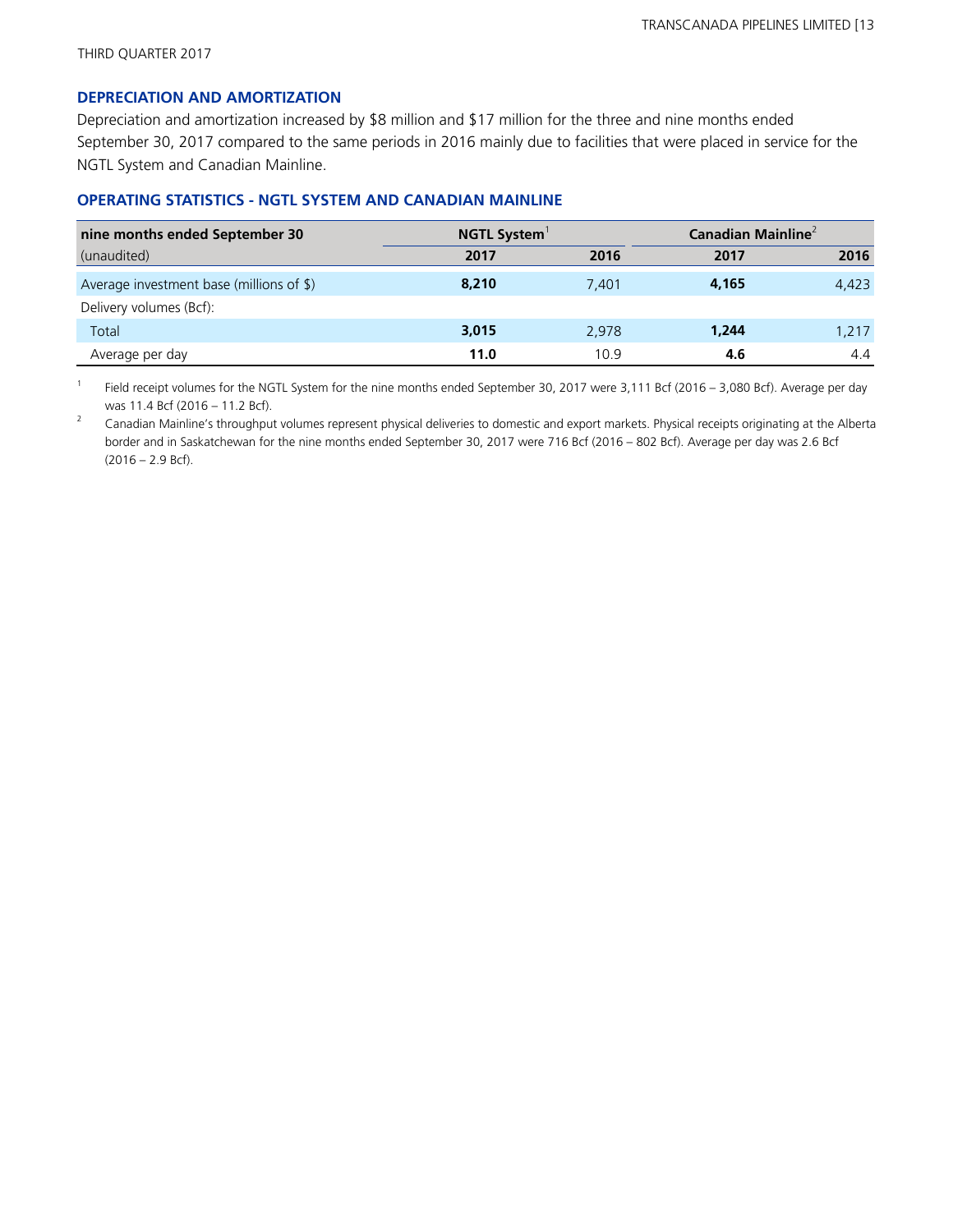## DEPRECIATION AND AMORTIZATION

Depreciation and amortization increased by $8 million and $17 million for the three and nine months ended September 30, 2017 compared to the same periods in 2016 mainly due to facilities that were placed in service for the NGTL System and Canadian Mainline.

## OPERATING STATISTICS - NGTL SYSTEM AND CANADIAN MAINLINE

| nine months ended September 30 | NGTL System[1] | | Canadian Mainline[2] | |
|---|---|---|---|---|
| (unaudited) | **2017** | **2016** | **2017** | **2016** |
| Average investment base (millions of $) | **8,210** | 7,401 | **4,165** | 4,423 |
| Delivery volumes (Bcf): | | | | |
| Total | **3,015** | 2,978 | **1,244** | 1,217 |
| Average per day | **11.0** | 10.9 | **4.6** | 4.4 |

1 Field receipt volumes for the NGTL System for the nine months ended September 30, 2017 were 3,111 Bcf (2016 – 3,080 Bcf). Average per day was 11.4 Bcf (2016 – 11.2 Bcf).

2 Canadian Mainline's throughput volumes represent physical deliveries to domestic and export markets. Physical receipts originating at the Alberta border and in Saskatchewan for the nine months ended September 30, 2017 were 716 Bcf (2016 – 802 Bcf). Average per day was 2.6 Bcf (2016 – 2.9 Bcf).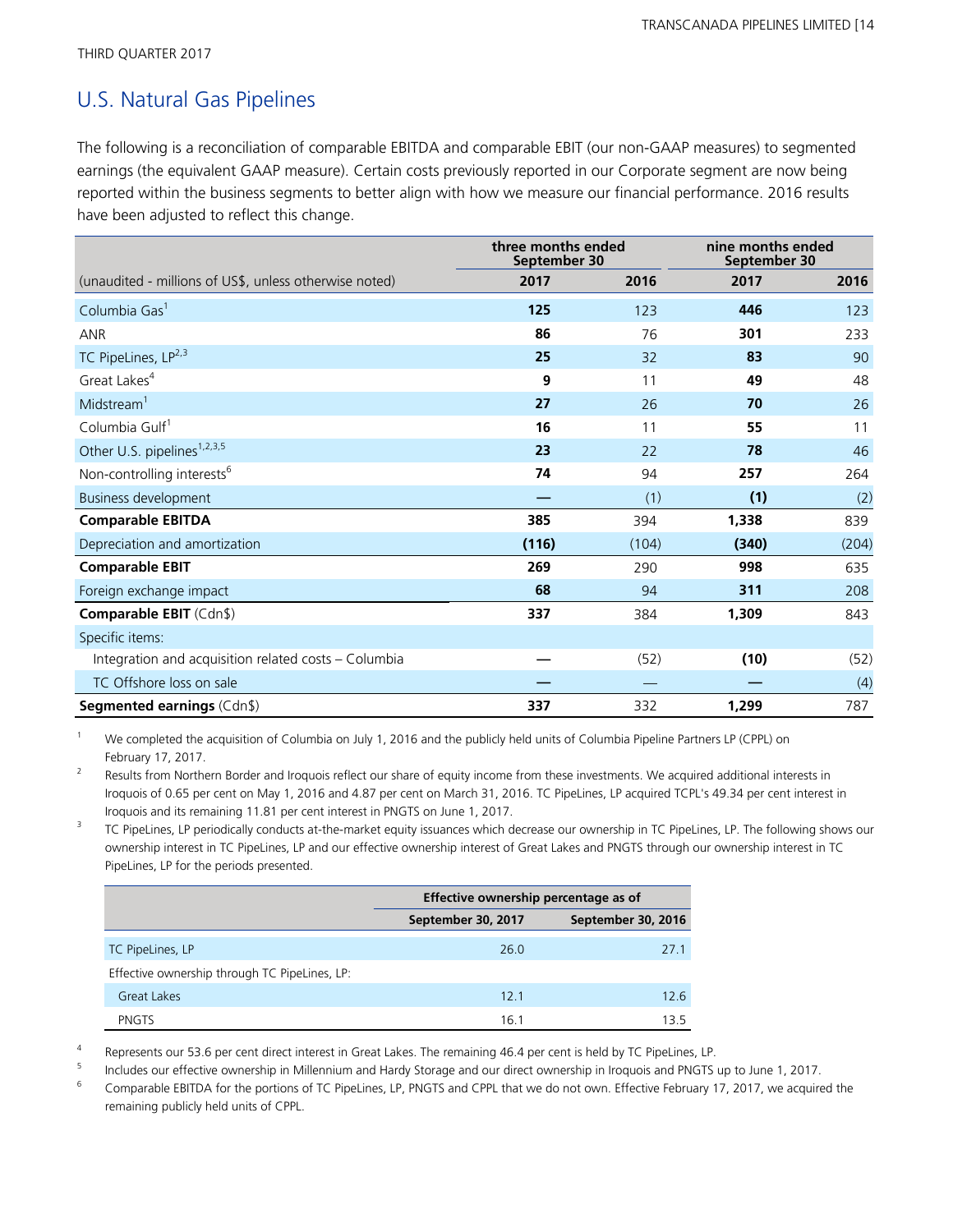THIRD QUARTER 2017

## U.S. Natural Gas Pipelines

The following is a reconciliation of comparable EBITDA and comparable EBIT (our non-GAAP measures) to segmented earnings (the equivalent GAAP measure). Certain costs previously reported in our Corporate segment are now being reported within the business segments to better align with how we measure our financial performance. 2016 results have been adjusted to reflect this change.

| | three months ended September 30 | | nine months ended September 30 | |
|---|---|---|---|---|
| (unaudited - millions of US$, unless otherwise noted) | **2017** | 2016 | **2017** | 2016 |
| Columbia Gas[1] | **125** | 123 | **446** | 123 |
| ANR | **86** | 76 | **301** | 233 |
| TC PipeLines, LP[2,3] | **25** | 32 | **83** | 90 |
| Great Lakes[4] | **9** | 11 | **49** | 48 |
| Midstream[1] | **27** | 26 | **70** | 26 |
| Columbia Gulf[1] | **16** | 11 | **55** | 11 |
| Other U.S. pipelines[1,2,3,5] | **23** | 22 | **78** | 46 |
| Non-controlling interests[6] | **74** | 94 | **257** | 264 |
| Business development | **—** | (1) | **(1)** | (2) |
| **Comparable EBITDA** | **385** | 394 | **1,338** | 839 |
| Depreciation and amortization | **(116)** | (104) | **(340)** | (204) |
| **Comparable EBIT** | **269** | 290 | **998** | 635 |
| Foreign exchange impact | **68** | 94 | **311** | 208 |
| **Comparable EBIT** (Cdn$) | **337** | 384 | **1,309** | 843 |
| Specific items: | | | | |
| Integration and acquisition related costs – Columbia | **—** | (52) | **(10)** | (52) |
| TC Offshore loss on sale | **—** | — | **—** | (4) |
| **Segmented earnings** (Cdn$) | **337** | 332 | **1,299** | 787 |

1 We completed the acquisition of Columbia on July 1, 2016 and the publicly held units of Columbia Pipeline Partners LP (CPPL) on February 17, 2017.

2 Results from Northern Border and Iroquois reflect our share of equity income from these investments. We acquired additional interests in Iroquois of 0.65 per cent on May 1, 2016 and 4.87 per cent on March 31, 2016. TC PipeLines, LP acquired TCPL's 49.34 per cent interest in Iroquois and its remaining 11.81 per cent interest in PNGTS on June 1, 2017.

3 TC PipeLines, LP periodically conducts at-the-market equity issuances which decrease our ownership in TC PipeLines, LP. The following shows our ownership interest in TC PipeLines, LP and our effective ownership interest of Great Lakes and PNGTS through our ownership interest in TC PipeLines, LP for the periods presented.

| | Effective ownership percentage as of | |
|---|---|---|
| | September 30, 2017 | September 30, 2016 |
| TC PipeLines, LP | 26.0 | 27.1 |
| Effective ownership through TC PipeLines, LP: | | |
| Great Lakes | 12.1 | 12.6 |
| PNGTS | 16.1 | 13.5 |

4 Represents our 53.6 per cent direct interest in Great Lakes. The remaining 46.4 per cent is held by TC PipeLines, LP.

5 Includes our effective ownership in Millennium and Hardy Storage and our direct ownership in Iroquois and PNGTS up to June 1, 2017.

6 Comparable EBITDA for the portions of TC PipeLines, LP, PNGTS and CPPL that we do not own. Effective February 17, 2017, we acquired the remaining publicly held units of CPPL.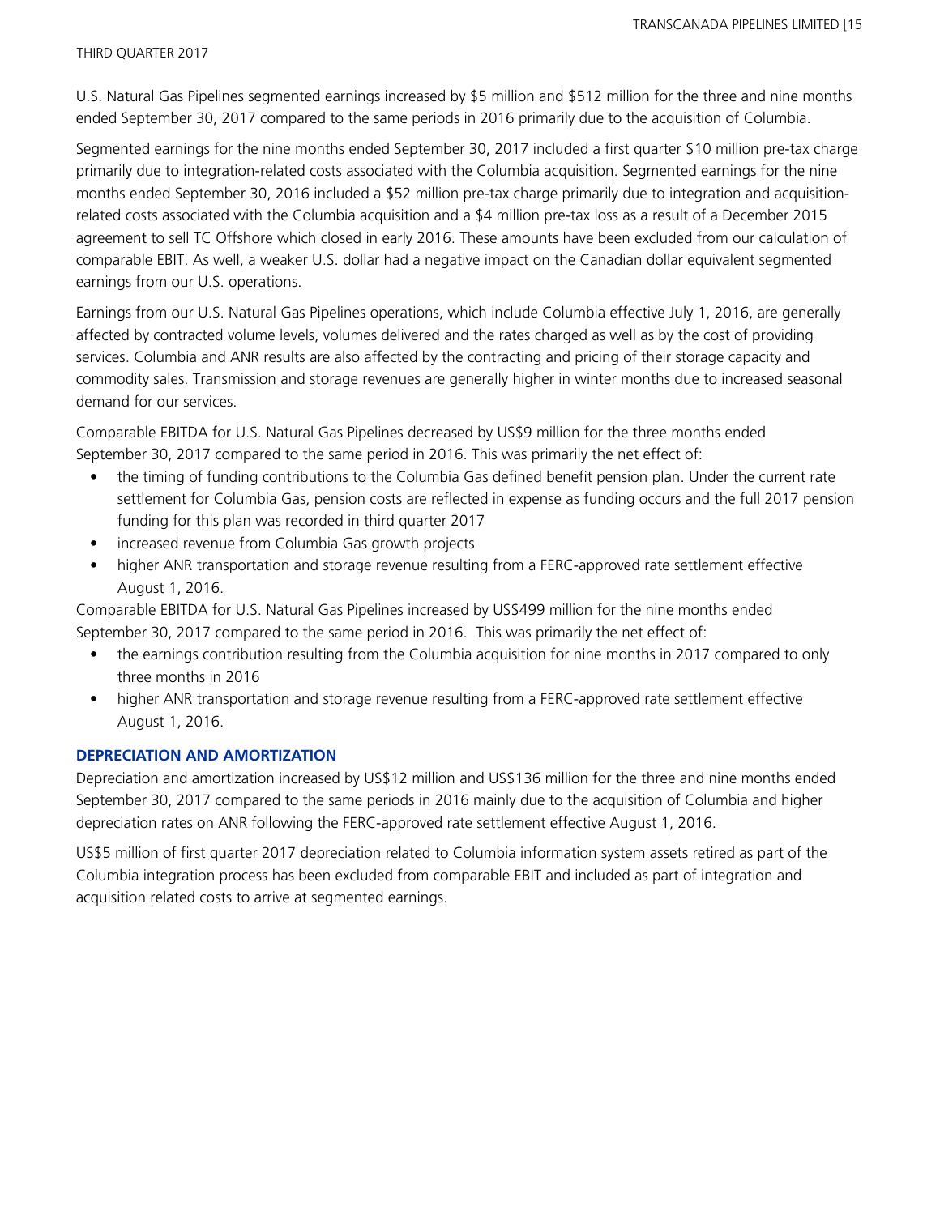U.S. Natural Gas Pipelines segmented earnings increased by $5 million and $512 million for the three and nine months ended September 30, 2017 compared to the same periods in 2016 primarily due to the acquisition of Columbia.

Segmented earnings for the nine months ended September 30, 2017 included a first quarter $10 million pre-tax charge primarily due to integration-related costs associated with the Columbia acquisition. Segmented earnings for the nine months ended September 30, 2016 included a $52 million pre-tax charge primarily due to integration and acquisition-related costs associated with the Columbia acquisition and a $4 million pre-tax loss as a result of a December 2015 agreement to sell TC Offshore which closed in early 2016. These amounts have been excluded from our calculation of comparable EBIT. As well, a weaker U.S. dollar had a negative impact on the Canadian dollar equivalent segmented earnings from our U.S. operations.

Earnings from our U.S. Natural Gas Pipelines operations, which include Columbia effective July 1, 2016, are generally affected by contracted volume levels, volumes delivered and the rates charged as well as by the cost of providing services. Columbia and ANR results are also affected by the contracting and pricing of their storage capacity and commodity sales. Transmission and storage revenues are generally higher in winter months due to increased seasonal demand for our services.

Comparable EBITDA for U.S. Natural Gas Pipelines decreased by US$9 million for the three months ended September 30, 2017 compared to the same period in 2016. This was primarily the net effect of:

- the timing of funding contributions to the Columbia Gas defined benefit pension plan. Under the current rate settlement for Columbia Gas, pension costs are reflected in expense as funding occurs and the full 2017 pension funding for this plan was recorded in third quarter 2017
- increased revenue from Columbia Gas growth projects
- higher ANR transportation and storage revenue resulting from a FERC-approved rate settlement effective August 1, 2016.

Comparable EBITDA for U.S. Natural Gas Pipelines increased by US$499 million for the nine months ended September 30, 2017 compared to the same period in 2016. This was primarily the net effect of:

- the earnings contribution resulting from the Columbia acquisition for nine months in 2017 compared to only three months in 2016
- higher ANR transportation and storage revenue resulting from a FERC-approved rate settlement effective August 1, 2016.

### DEPRECIATION AND AMORTIZATION

Depreciation and amortization increased by US$12 million and US$136 million for the three and nine months ended September 30, 2017 compared to the same periods in 2016 mainly due to the acquisition of Columbia and higher depreciation rates on ANR following the FERC-approved rate settlement effective August 1, 2016.

US$5 million of first quarter 2017 depreciation related to Columbia information system assets retired as part of the Columbia integration process has been excluded from comparable EBIT and included as part of integration and acquisition related costs to arrive at segmented earnings.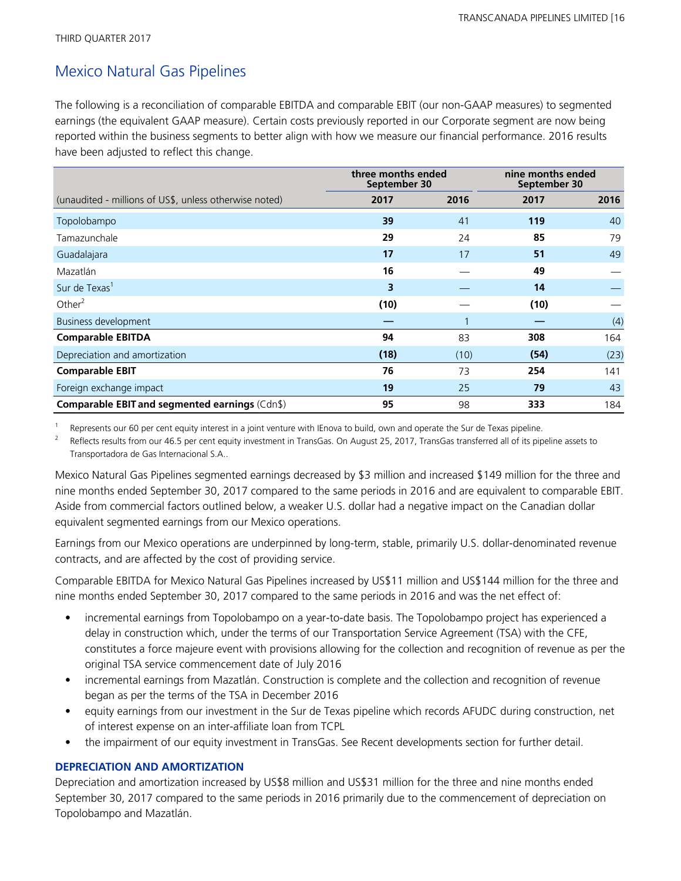THIRD QUARTER 2017

## Mexico Natural Gas Pipelines

The following is a reconciliation of comparable EBITDA and comparable EBIT (our non-GAAP measures) to segmented earnings (the equivalent GAAP measure). Certain costs previously reported in our Corporate segment are now being reported within the business segments to better align with how we measure our financial performance. 2016 results have been adjusted to reflect this change.

| | three months ended September 30 | | nine months ended September 30 | |
|---|---|---|---|---|
| (unaudited - millions of US$, unless otherwise noted) | **2017** | 2016 | **2017** | 2016 |
| Topolobampo | **39** | 41 | **119** | 40 |
| Tamazunchale | **29** | 24 | **85** | 79 |
| Guadalajara | **17** | 17 | **51** | 49 |
| Mazatlán | **16** | — | **49** | — |
| Sur de Texas[1] | **3** | — | **14** | — |
| Other[2] | **(10)** | — | **(10)** | — |
| Business development | **—** | 1 | **—** | (4) |
| **Comparable EBITDA** | **94** | 83 | **308** | 164 |
| Depreciation and amortization | **(18)** | (10) | **(54)** | (23) |
| **Comparable EBIT** | **76** | 73 | **254** | 141 |
| Foreign exchange impact | **19** | 25 | **79** | 43 |
| **Comparable EBIT and segmented earnings** (Cdn$) | **95** | 98 | **333** | 184 |

1 Represents our 60 per cent equity interest in a joint venture with IEnova to build, own and operate the Sur de Texas pipeline.

2 Reflects results from our 46.5 per cent equity investment in TransGas. On August 25, 2017, TransGas transferred all of its pipeline assets to Transportadora de Gas Internacional S.A..

Mexico Natural Gas Pipelines segmented earnings decreased by $3 million and increased $149 million for the three and nine months ended September 30, 2017 compared to the same periods in 2016 and are equivalent to comparable EBIT. Aside from commercial factors outlined below, a weaker U.S. dollar had a negative impact on the Canadian dollar equivalent segmented earnings from our Mexico operations.

Earnings from our Mexico operations are underpinned by long-term, stable, primarily U.S. dollar-denominated revenue contracts, and are affected by the cost of providing service.

Comparable EBITDA for Mexico Natural Gas Pipelines increased by US$11 million and US$144 million for the three and nine months ended September 30, 2017 compared to the same periods in 2016 and was the net effect of:

- incremental earnings from Topolobampo on a year-to-date basis. The Topolobampo project has experienced a delay in construction which, under the terms of our Transportation Service Agreement (TSA) with the CFE, constitutes a force majeure event with provisions allowing for the collection and recognition of revenue as per the original TSA service commencement date of July 2016
- incremental earnings from Mazatlán. Construction is complete and the collection and recognition of revenue began as per the terms of the TSA in December 2016
- equity earnings from our investment in the Sur de Texas pipeline which records AFUDC during construction, net of interest expense on an inter-affiliate loan from TCPL
- the impairment of our equity investment in TransGas. See Recent developments section for further detail.

**DEPRECIATION AND AMORTIZATION**

Depreciation and amortization increased by US$8 million and US$31 million for the three and nine months ended September 30, 2017 compared to the same periods in 2016 primarily due to the commencement of depreciation on Topolobampo and Mazatlán.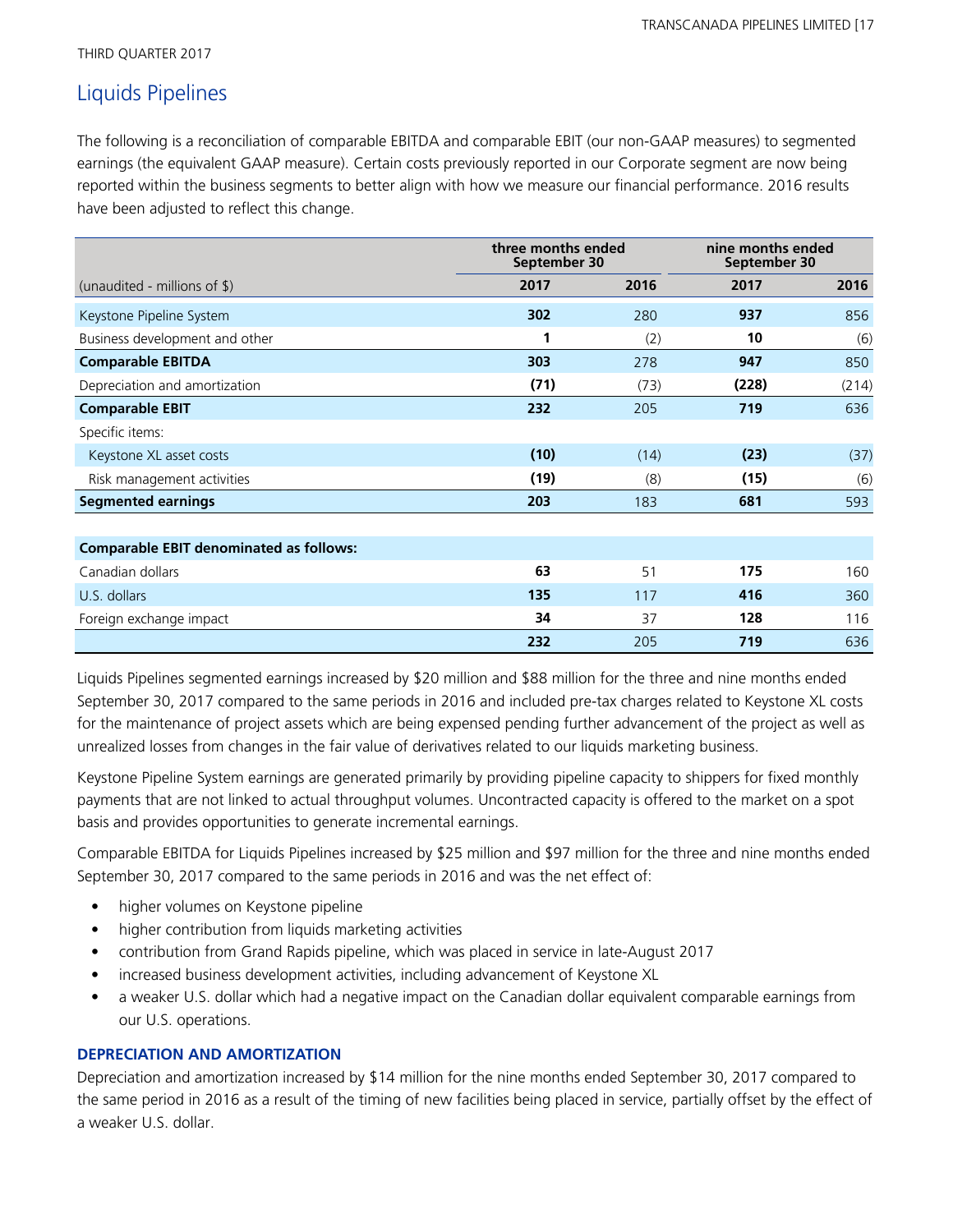THIRD QUARTER 2017

## Liquids Pipelines

The following is a reconciliation of comparable EBITDA and comparable EBIT (our non-GAAP measures) to segmented earnings (the equivalent GAAP measure). Certain costs previously reported in our Corporate segment are now being reported within the business segments to better align with how we measure our financial performance. 2016 results have been adjusted to reflect this change.

| | three months ended September 30 | | nine months ended September 30 | |
|---|---|---|---|---|
| (unaudited - millions of $) | **2017** | 2016 | **2017** | 2016 |
| Keystone Pipeline System | **302** | 280 | **937** | 856 |
| Business development and other | **1** | (2) | **10** | (6) |
| **Comparable EBITDA** | **303** | 278 | **947** | 850 |
| Depreciation and amortization | **(71)** | (73) | **(228)** | (214) |
| **Comparable EBIT** | **232** | 205 | **719** | 636 |
| Specific items: | | | | |
| Keystone XL asset costs | **(10)** | (14) | **(23)** | (37) |
| Risk management activities | **(19)** | (8) | **(15)** | (6) |
| **Segmented earnings** | **203** | 183 | **681** | 593 |
| | | | | |
| **Comparable EBIT denominated as follows:** | | | | |
| Canadian dollars | **63** | 51 | **175** | 160 |
| U.S. dollars | **135** | 117 | **416** | 360 |
| Foreign exchange impact | **34** | 37 | **128** | 116 |
| | **232** | 205 | **719** | 636 |

Liquids Pipelines segmented earnings increased by $20 million and $88 million for the three and nine months ended September 30, 2017 compared to the same periods in 2016 and included pre-tax charges related to Keystone XL costs for the maintenance of project assets which are being expensed pending further advancement of the project as well as unrealized losses from changes in the fair value of derivatives related to our liquids marketing business.

Keystone Pipeline System earnings are generated primarily by providing pipeline capacity to shippers for fixed monthly payments that are not linked to actual throughput volumes. Uncontracted capacity is offered to the market on a spot basis and provides opportunities to generate incremental earnings.

Comparable EBITDA for Liquids Pipelines increased by $25 million and $97 million for the three and nine months ended September 30, 2017 compared to the same periods in 2016 and was the net effect of:

- higher volumes on Keystone pipeline
- higher contribution from liquids marketing activities
- contribution from Grand Rapids pipeline, which was placed in service in late-August 2017
- increased business development activities, including advancement of Keystone XL
- a weaker U.S. dollar which had a negative impact on the Canadian dollar equivalent comparable earnings from our U.S. operations.

### DEPRECIATION AND AMORTIZATION

Depreciation and amortization increased by $14 million for the nine months ended September 30, 2017 compared to the same period in 2016 as a result of the timing of new facilities being placed in service, partially offset by the effect of a weaker U.S. dollar.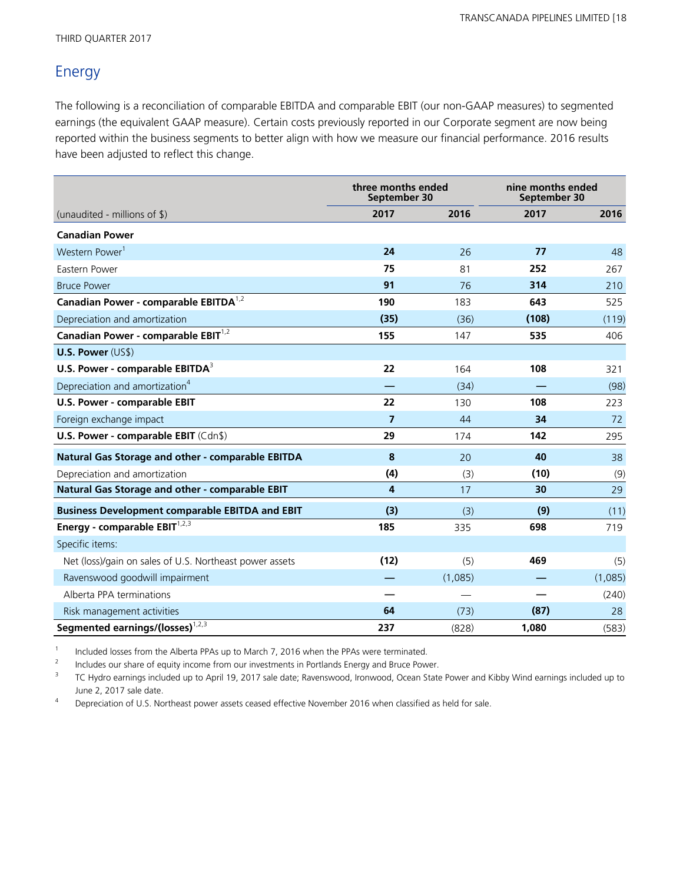THIRD QUARTER 2017

## Energy

The following is a reconciliation of comparable EBITDA and comparable EBIT (our non-GAAP measures) to segmented earnings (the equivalent GAAP measure). Certain costs previously reported in our Corporate segment are now being reported within the business segments to better align with how we measure our financial performance. 2016 results have been adjusted to reflect this change.

| | three months ended September 30 | | nine months ended September 30 | |
|---|---|---|---|---|
| (unaudited - millions of $) | **2017** | 2016 | **2017** | 2016 |
| **Canadian Power** | | | | |
| Western Power[1] | **24** | 26 | **77** | 48 |
| Eastern Power | **75** | 81 | **252** | 267 |
| Bruce Power | **91** | 76 | **314** | 210 |
| **Canadian Power - comparable EBITDA[1,2]** | **190** | 183 | **643** | 525 |
| Depreciation and amortization | **(35)** | (36) | **(108)** | (119) |
| **Canadian Power - comparable EBIT[1,2]** | **155** | 147 | **535** | 406 |
| **U.S. Power** (US$) | | | | |
| **U.S. Power - comparable EBITDA[3]** | **22** | 164 | **108** | 321 |
| Depreciation and amortization[4] | **—** | (34) | **—** | (98) |
| **U.S. Power - comparable EBIT** | **22** | 130 | **108** | 223 |
| Foreign exchange impact | **7** | 44 | **34** | 72 |
| **U.S. Power - comparable EBIT** (Cdn$) | **29** | 174 | **142** | 295 |
| **Natural Gas Storage and other - comparable EBITDA** | **8** | 20 | **40** | 38 |
| Depreciation and amortization | **(4)** | (3) | **(10)** | (9) |
| **Natural Gas Storage and other - comparable EBIT** | **4** | 17 | **30** | 29 |
| **Business Development comparable EBITDA and EBIT** | **(3)** | (3) | **(9)** | (11) |
| **Energy - comparable EBIT[1,2,3]** | **185** | 335 | **698** | 719 |
| Specific items: | | | | |
| Net (loss)/gain on sales of U.S. Northeast power assets | **(12)** | (5) | **469** | (5) |
| Ravenswood goodwill impairment | **—** | (1,085) | **—** | (1,085) |
| Alberta PPA terminations | **—** | — | **—** | (240) |
| Risk management activities | **64** | (73) | **(87)** | 28 |
| **Segmented earnings/(losses)[1,2,3]** | **237** | (828) | **1,080** | (583) |

1 Included losses from the Alberta PPAs up to March 7, 2016 when the PPAs were terminated.

2 Includes our share of equity income from our investments in Portlands Energy and Bruce Power.

3 TC Hydro earnings included up to April 19, 2017 sale date; Ravenswood, Ironwood, Ocean State Power and Kibby Wind earnings included up to June 2, 2017 sale date.

4 Depreciation of U.S. Northeast power assets ceased effective November 2016 when classified as held for sale.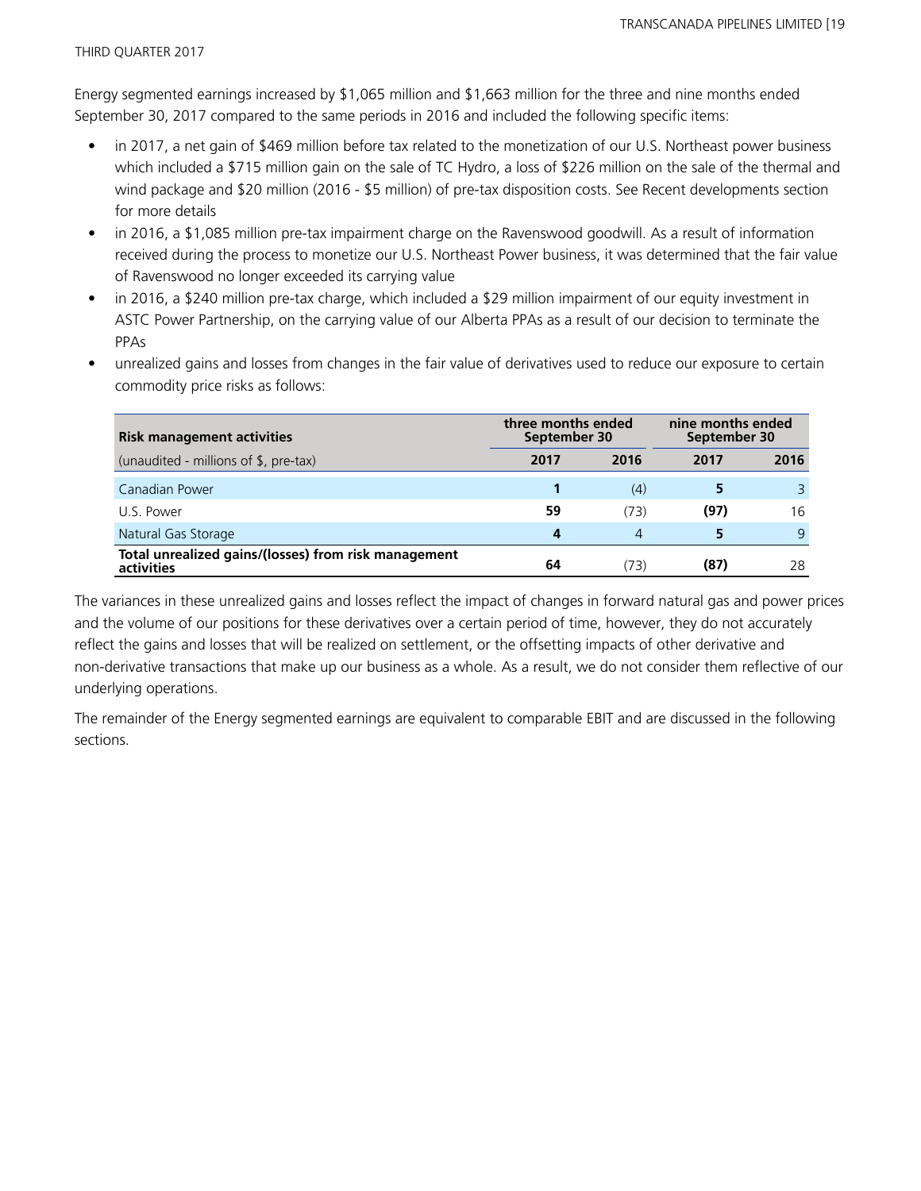Energy segmented earnings increased by $1,065 million and $1,663 million for the three and nine months ended September 30, 2017 compared to the same periods in 2016 and included the following specific items:

- in 2017, a net gain of $469 million before tax related to the monetization of our U.S. Northeast power business which included a $715 million gain on the sale of TC Hydro, a loss of $226 million on the sale of the thermal and wind package and $20 million (2016 - $5 million) of pre-tax disposition costs. See Recent developments section for more details
- in 2016, a $1,085 million pre-tax impairment charge on the Ravenswood goodwill. As a result of information received during the process to monetize our U.S. Northeast Power business, it was determined that the fair value of Ravenswood no longer exceeded its carrying value
- in 2016, a $240 million pre-tax charge, which included a $29 million impairment of our equity investment in ASTC Power Partnership, on the carrying value of our Alberta PPAs as a result of our decision to terminate the PPAs
- unrealized gains and losses from changes in the fair value of derivatives used to reduce our exposure to certain commodity price risks as follows:

| **Risk management activities** | **three months ended September 30** | | **nine months ended September 30** | |
|---|---|---|---|---|
| (unaudited - millions of $, pre-tax) | **2017** | **2016** | **2017** | **2016** |
| Canadian Power | **1** | (4) | **5** | 3 |
| U.S. Power | **59** | (73) | **(97)** | 16 |
| Natural Gas Storage | **4** | 4 | **5** | 9 |
| **Total unrealized gains/(losses) from risk management activities** | **64** | (73) | **(87)** | 28 |

The variances in these unrealized gains and losses reflect the impact of changes in forward natural gas and power prices and the volume of our positions for these derivatives over a certain period of time, however, they do not accurately reflect the gains and losses that will be realized on settlement, or the offsetting impacts of other derivative and non-derivative transactions that make up our business as a whole. As a result, we do not consider them reflective of our underlying operations.

The remainder of the Energy segmented earnings are equivalent to comparable EBIT and are discussed in the following sections.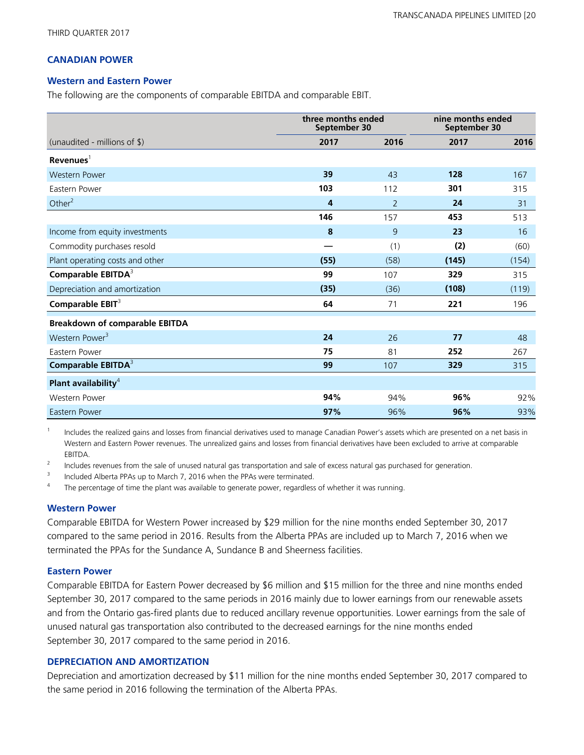## CANADIAN POWER

### Western and Eastern Power

The following are the components of comparable EBITDA and comparable EBIT.

| | three months ended September 30 | | nine months ended September 30 | |
|---|---|---|---|---|
| (unaudited - millions of $) | **2017** | 2016 | **2017** | 2016 |
| **Revenues**[1] | | | | |
| Western Power | **39** | 43 | **128** | 167 |
| Eastern Power | **103** | 112 | **301** | 315 |
| Other[2] | **4** | 2 | **24** | 31 |
| | **146** | 157 | **453** | 513 |
| Income from equity investments | **8** | 9 | **23** | 16 |
| Commodity purchases resold | **—** | (1) | **(2)** | (60) |
| Plant operating costs and other | **(55)** | (58) | **(145)** | (154) |
| **Comparable EBITDA**[3] | **99** | 107 | **329** | 315 |
| Depreciation and amortization | **(35)** | (36) | **(108)** | (119) |
| **Comparable EBIT**[3] | **64** | 71 | **221** | 196 |
| **Breakdown of comparable EBITDA** | | | | |
| Western Power[3] | **24** | 26 | **77** | 48 |
| Eastern Power | **75** | 81 | **252** | 267 |
| **Comparable EBITDA**[3] | **99** | 107 | **329** | 315 |
| **Plant availability**[4] | | | | |
| Western Power | **94%** | 94% | **96%** | 92% |
| Eastern Power | **97%** | 96% | **96%** | 93% |

1 Includes the realized gains and losses from financial derivatives used to manage Canadian Power's assets which are presented on a net basis in Western and Eastern Power revenues. The unrealized gains and losses from financial derivatives have been excluded to arrive at comparable EBITDA.

2 Includes revenues from the sale of unused natural gas transportation and sale of excess natural gas purchased for generation.

3 Included Alberta PPAs up to March 7, 2016 when the PPAs were terminated.

4 The percentage of time the plant was available to generate power, regardless of whether it was running.

#### Western Power

Comparable EBITDA for Western Power increased by $29 million for the nine months ended September 30, 2017 compared to the same period in 2016. Results from the Alberta PPAs are included up to March 7, 2016 when we terminated the PPAs for the Sundance A, Sundance B and Sheerness facilities.

#### Eastern Power

Comparable EBITDA for Eastern Power decreased by $6 million and $15 million for the three and nine months ended September 30, 2017 compared to the same periods in 2016 mainly due to lower earnings from our renewable assets and from the Ontario gas-fired plants due to reduced ancillary revenue opportunities. Lower earnings from the sale of unused natural gas transportation also contributed to the decreased earnings for the nine months ended September 30, 2017 compared to the same period in 2016.

## DEPRECIATION AND AMORTIZATION

Depreciation and amortization decreased by $11 million for the nine months ended September 30, 2017 compared to the same period in 2016 following the termination of the Alberta PPAs.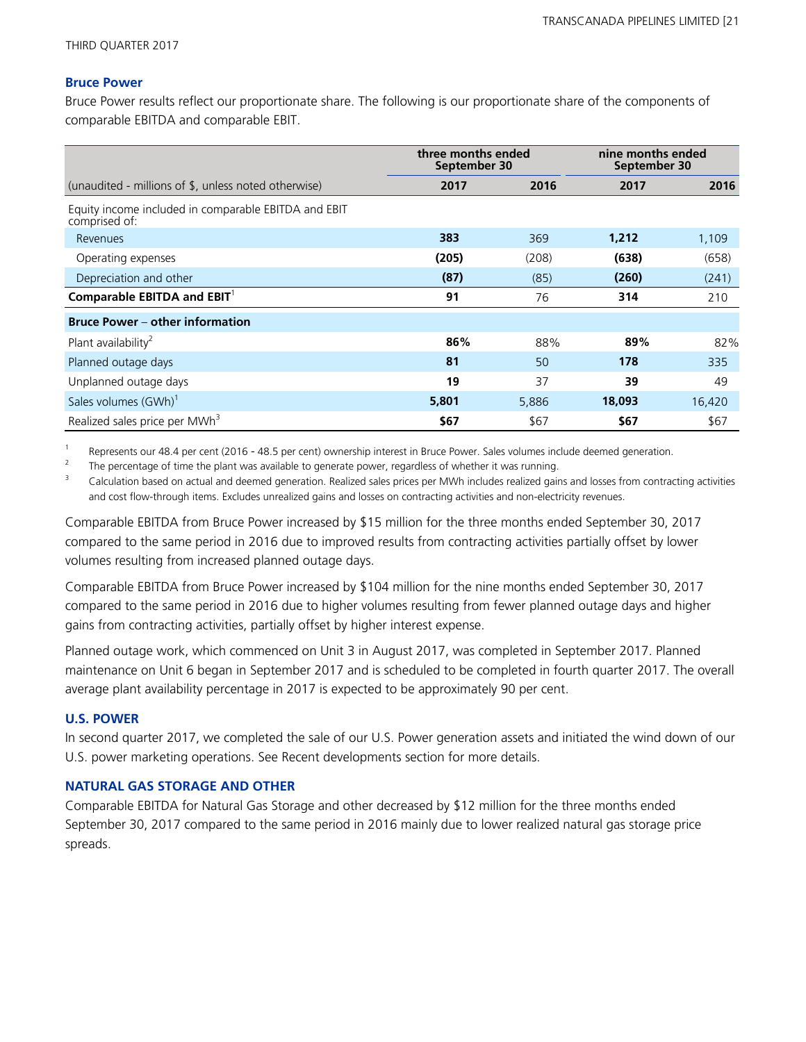### Bruce Power

Bruce Power results reflect our proportionate share. The following is our proportionate share of the components of comparable EBITDA and comparable EBIT.

| | three months ended September 30 | | nine months ended September 30 | |
|---|---|---|---|---|
| (unaudited - millions of $, unless noted otherwise) | **2017** | 2016 | **2017** | 2016 |
| Equity income included in comparable EBITDA and EBIT comprised of: | | | | |
| Revenues | **383** | 369 | **1,212** | 1,109 |
| Operating expenses | **(205)** | (208) | **(638)** | (658) |
| Depreciation and other | **(87)** | (85) | **(260)** | (241) |
| **Comparable EBITDA and EBIT**[1] | **91** | 76 | **314** | 210 |
| **Bruce Power – other information** | | | | |
| Plant availability[2] | **86%** | 88% | **89%** | 82% |
| Planned outage days | **81** | 50 | **178** | 335 |
| Unplanned outage days | **19** | 37 | **39** | 49 |
| Sales volumes (GWh)[1] | **5,801** | 5,886 | **18,093** | 16,420 |
| Realized sales price per MWh[3] | **$67** | $67 | **$67** | $67 |

1 Represents our 48.4 per cent (2016 - 48.5 per cent) ownership interest in Bruce Power. Sales volumes include deemed generation.

2 The percentage of time the plant was available to generate power, regardless of whether it was running.

3 Calculation based on actual and deemed generation. Realized sales prices per MWh includes realized gains and losses from contracting activities and cost flow-through items. Excludes unrealized gains and losses on contracting activities and non-electricity revenues.

Comparable EBITDA from Bruce Power increased by $15 million for the three months ended September 30, 2017 compared to the same period in 2016 due to improved results from contracting activities partially offset by lower volumes resulting from increased planned outage days.

Comparable EBITDA from Bruce Power increased by $104 million for the nine months ended September 30, 2017 compared to the same period in 2016 due to higher volumes resulting from fewer planned outage days and higher gains from contracting activities, partially offset by higher interest expense.

Planned outage work, which commenced on Unit 3 in August 2017, was completed in September 2017. Planned maintenance on Unit 6 began in September 2017 and is scheduled to be completed in fourth quarter 2017. The overall average plant availability percentage in 2017 is expected to be approximately 90 per cent.

### U.S. POWER

In second quarter 2017, we completed the sale of our U.S. Power generation assets and initiated the wind down of our U.S. power marketing operations. See Recent developments section for more details.

### NATURAL GAS STORAGE AND OTHER

Comparable EBITDA for Natural Gas Storage and other decreased by $12 million for the three months ended September 30, 2017 compared to the same period in 2016 mainly due to lower realized natural gas storage price spreads.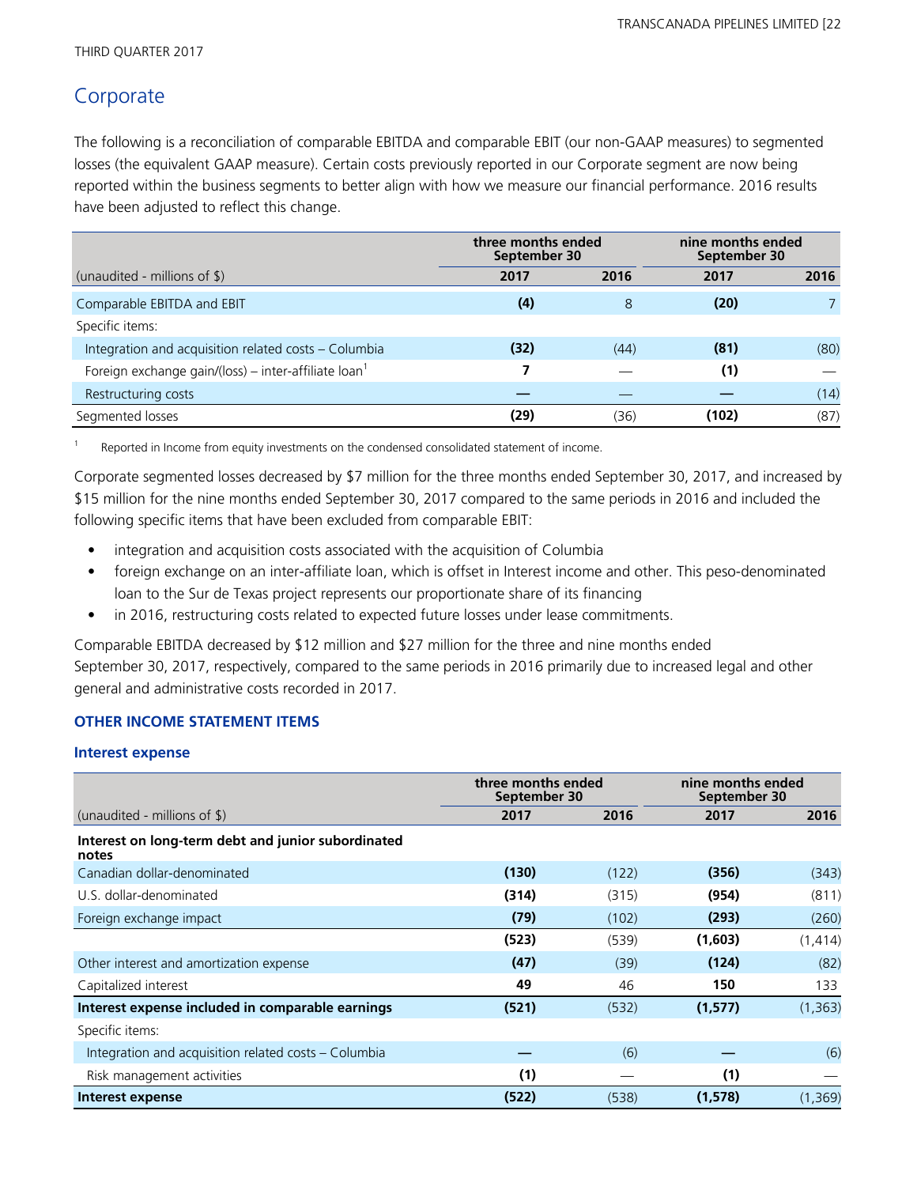## Corporate

The following is a reconciliation of comparable EBITDA and comparable EBIT (our non-GAAP measures) to segmented losses (the equivalent GAAP measure). Certain costs previously reported in our Corporate segment are now being reported within the business segments to better align with how we measure our financial performance. 2016 results have been adjusted to reflect this change.

| | three months ended September 30 | | nine months ended September 30 | |
|---|---|---|---|---|
| (unaudited - millions of $) | **2017** | 2016 | **2017** | 2016 |
| Comparable EBITDA and EBIT | **(4)** | 8 | **(20)** | 7 |
| Specific items: | | | | |
| Integration and acquisition related costs – Columbia | **(32)** | (44) | **(81)** | (80) |
| Foreign exchange gain/(loss) – inter-affiliate loan[1] | **7** | — | **(1)** | — |
| Restructuring costs | **—** | — | **—** | (14) |
| Segmented losses | **(29)** | (36) | **(102)** | (87) |

1 Reported in Income from equity investments on the condensed consolidated statement of income.

Corporate segmented losses decreased by $7 million for the three months ended September 30, 2017, and increased by $15 million for the nine months ended September 30, 2017 compared to the same periods in 2016 and included the following specific items that have been excluded from comparable EBIT:

- integration and acquisition costs associated with the acquisition of Columbia
- foreign exchange on an inter-affiliate loan, which is offset in Interest income and other. This peso-denominated loan to the Sur de Texas project represents our proportionate share of its financing
- in 2016, restructuring costs related to expected future losses under lease commitments.

Comparable EBITDA decreased by $12 million and $27 million for the three and nine months ended September 30, 2017, respectively, compared to the same periods in 2016 primarily due to increased legal and other general and administrative costs recorded in 2017.

### OTHER INCOME STATEMENT ITEMS

#### Interest expense

| | three months ended September 30 | | nine months ended September 30 | |
|---|---|---|---|---|
| (unaudited - millions of $) | **2017** | 2016 | **2017** | 2016 |
| **Interest on long-term debt and junior subordinated notes** | | | | |
| Canadian dollar-denominated | **(130)** | (122) | **(356)** | (343) |
| U.S. dollar-denominated | **(314)** | (315) | **(954)** | (811) |
| Foreign exchange impact | **(79)** | (102) | **(293)** | (260) |
| | **(523)** | (539) | **(1,603)** | (1,414) |
| Other interest and amortization expense | **(47)** | (39) | **(124)** | (82) |
| Capitalized interest | **49** | 46 | **150** | 133 |
| **Interest expense included in comparable earnings** | **(521)** | (532) | **(1,577)** | (1,363) |
| Specific items: | | | | |
| Integration and acquisition related costs – Columbia | **—** | (6) | **—** | (6) |
| Risk management activities | **(1)** | — | **(1)** | — |
| **Interest expense** | **(522)** | (538) | **(1,578)** | (1,369) |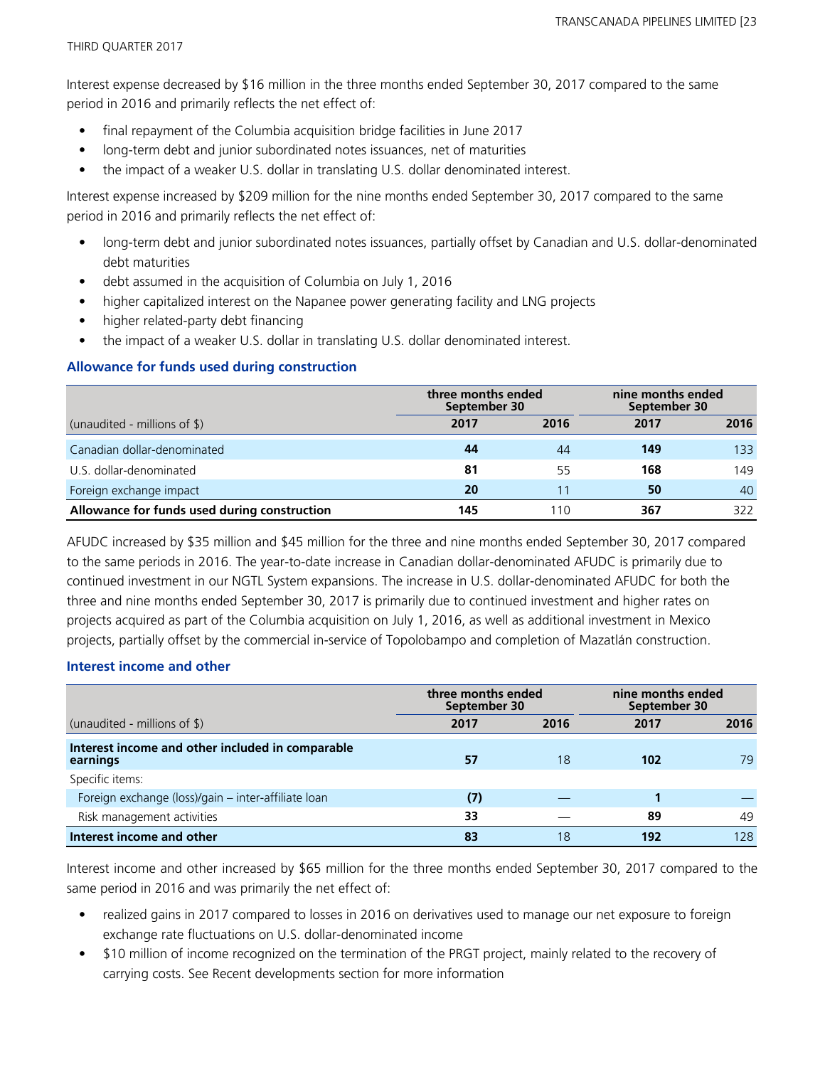Interest expense decreased by $16 million in the three months ended September 30, 2017 compared to the same period in 2016 and primarily reflects the net effect of:

- final repayment of the Columbia acquisition bridge facilities in June 2017
- long-term debt and junior subordinated notes issuances, net of maturities
- the impact of a weaker U.S. dollar in translating U.S. dollar denominated interest.

Interest expense increased by $209 million for the nine months ended September 30, 2017 compared to the same period in 2016 and primarily reflects the net effect of:

- long-term debt and junior subordinated notes issuances, partially offset by Canadian and U.S. dollar-denominated debt maturities
- debt assumed in the acquisition of Columbia on July 1, 2016
- higher capitalized interest on the Napanee power generating facility and LNG projects
- higher related-party debt financing
- the impact of a weaker U.S. dollar in translating U.S. dollar denominated interest.

### Allowance for funds used during construction

| | three months ended September 30 | | nine months ended September 30 | |
|---|---|---|---|---|
| (unaudited - millions of $) | **2017** | **2016** | **2017** | **2016** |
| Canadian dollar-denominated | **44** | 44 | **149** | 133 |
| U.S. dollar-denominated | **81** | 55 | **168** | 149 |
| Foreign exchange impact | **20** | 11 | **50** | 40 |
| **Allowance for funds used during construction** | **145** | 110 | **367** | 322 |

AFUDC increased by $35 million and $45 million for the three and nine months ended September 30, 2017 compared to the same periods in 2016. The year-to-date increase in Canadian dollar-denominated AFUDC is primarily due to continued investment in our NGTL System expansions. The increase in U.S. dollar-denominated AFUDC for both the three and nine months ended September 30, 2017 is primarily due to continued investment and higher rates on projects acquired as part of the Columbia acquisition on July 1, 2016, as well as additional investment in Mexico projects, partially offset by the commercial in-service of Topolobampo and completion of Mazatlán construction.

### Interest income and other

| | three months ended September 30 | | nine months ended September 30 | |
|---|---|---|---|---|
| (unaudited - millions of $) | **2017** | **2016** | **2017** | **2016** |
| **Interest income and other included in comparable earnings** | **57** | 18 | **102** | 79 |
| Specific items: | | | | |
| Foreign exchange (loss)/gain – inter-affiliate loan | **(7)** | — | **1** | — |
| Risk management activities | **33** | — | **89** | 49 |
| **Interest income and other** | **83** | 18 | **192** | 128 |

Interest income and other increased by $65 million for the three months ended September 30, 2017 compared to the same period in 2016 and was primarily the net effect of:

- realized gains in 2017 compared to losses in 2016 on derivatives used to manage our net exposure to foreign exchange rate fluctuations on U.S. dollar-denominated income
- $10 million of income recognized on the termination of the PRGT project, mainly related to the recovery of carrying costs. See Recent developments section for more information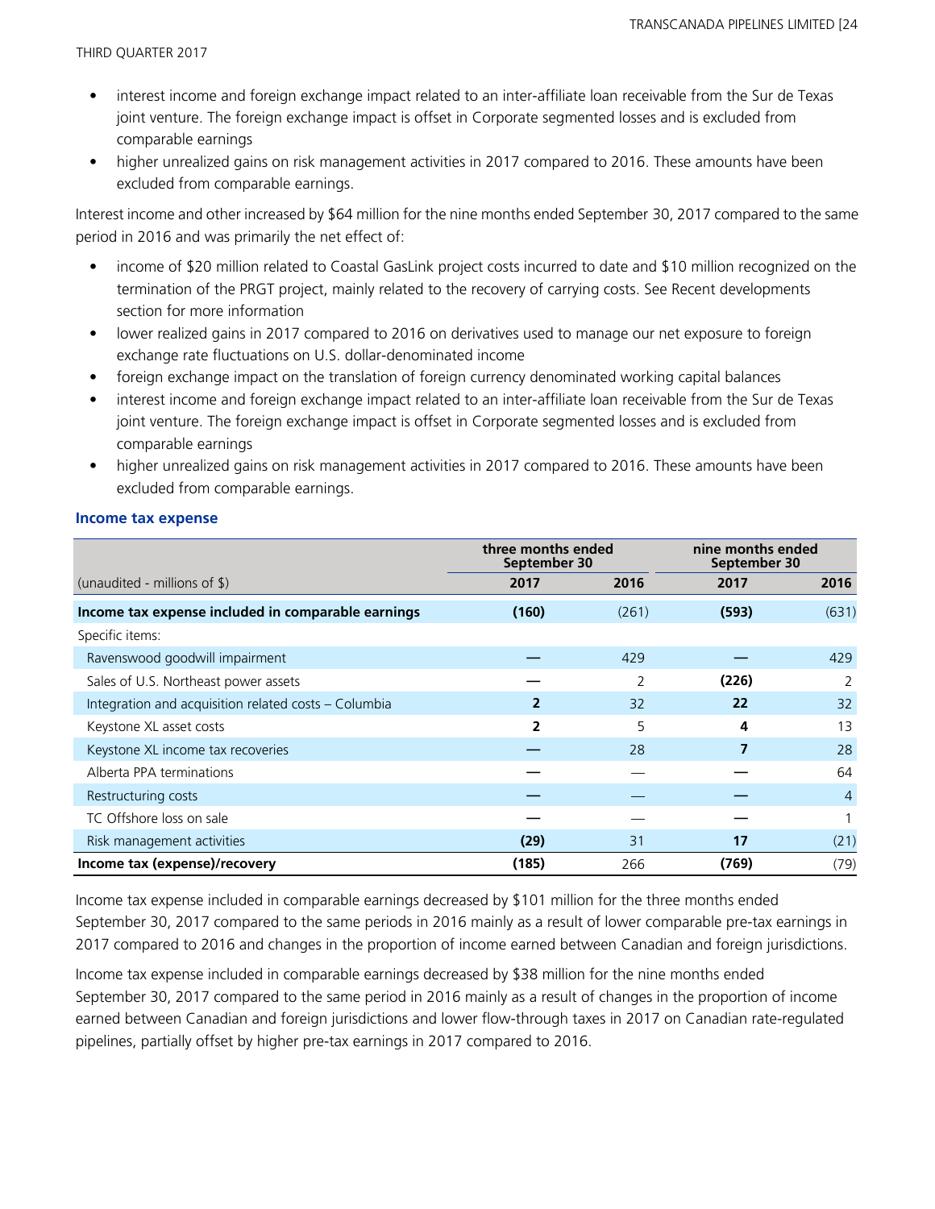- interest income and foreign exchange impact related to an inter-affiliate loan receivable from the Sur de Texas joint venture. The foreign exchange impact is offset in Corporate segmented losses and is excluded from comparable earnings
- higher unrealized gains on risk management activities in 2017 compared to 2016. These amounts have been excluded from comparable earnings.

Interest income and other increased by $64 million for the nine months ended September 30, 2017 compared to the same period in 2016 and was primarily the net effect of:

- income of $20 million related to Coastal GasLink project costs incurred to date and $10 million recognized on the termination of the PRGT project, mainly related to the recovery of carrying costs. See Recent developments section for more information
- lower realized gains in 2017 compared to 2016 on derivatives used to manage our net exposure to foreign exchange rate fluctuations on U.S. dollar-denominated income
- foreign exchange impact on the translation of foreign currency denominated working capital balances
- interest income and foreign exchange impact related to an inter-affiliate loan receivable from the Sur de Texas joint venture. The foreign exchange impact is offset in Corporate segmented losses and is excluded from comparable earnings
- higher unrealized gains on risk management activities in 2017 compared to 2016. These amounts have been excluded from comparable earnings.

### Income tax expense

| | three months ended September 30 | | nine months ended September 30 | |
|---|---|---|---|---|
| (unaudited - millions of $) | **2017** | **2016** | **2017** | **2016** |
| **Income tax expense included in comparable earnings** | **(160)** | (261) | **(593)** | (631) |
| Specific items: | | | | |
| Ravenswood goodwill impairment | **—** | 429 | **—** | 429 |
| Sales of U.S. Northeast power assets | **—** | 2 | **(226)** | 2 |
| Integration and acquisition related costs – Columbia | **2** | 32 | **22** | 32 |
| Keystone XL asset costs | **2** | 5 | **4** | 13 |
| Keystone XL income tax recoveries | **—** | 28 | **7** | 28 |
| Alberta PPA terminations | **—** | — | **—** | 64 |
| Restructuring costs | **—** | — | **—** | 4 |
| TC Offshore loss on sale | **—** | — | **—** | 1 |
| Risk management activities | **(29)** | 31 | **17** | (21) |
| **Income tax (expense)/recovery** | **(185)** | 266 | **(769)** | (79) |

Income tax expense included in comparable earnings decreased by $101 million for the three months ended September 30, 2017 compared to the same periods in 2016 mainly as a result of lower comparable pre-tax earnings in 2017 compared to 2016 and changes in the proportion of income earned between Canadian and foreign jurisdictions.

Income tax expense included in comparable earnings decreased by $38 million for the nine months ended September 30, 2017 compared to the same period in 2016 mainly as a result of changes in the proportion of income earned between Canadian and foreign jurisdictions and lower flow-through taxes in 2017 on Canadian rate-regulated pipelines, partially offset by higher pre-tax earnings in 2017 compared to 2016.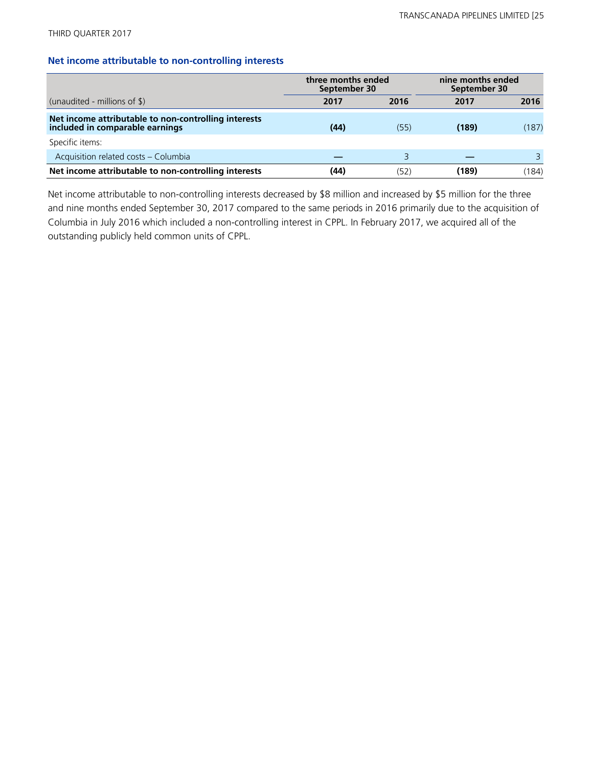## Net income attributable to non-controlling interests

| (unaudited - millions of $) | three months ended September 30 | | nine months ended September 30 | |
|---|---|---|---|---|
| | **2017** | **2016** | **2017** | **2016** |
| **Net income attributable to non-controlling interests included in comparable earnings** | **(44)** | (55) | **(189)** | (187) |
| Specific items: | | | | |
| Acquisition related costs – Columbia | **—** | 3 | **—** | 3 |
| **Net income attributable to non-controlling interests** | **(44)** | (52) | **(189)** | (184) |

Net income attributable to non-controlling interests decreased by $8 million and increased by $5 million for the three and nine months ended September 30, 2017 compared to the same periods in 2016 primarily due to the acquisition of Columbia in July 2016 which included a non-controlling interest in CPPL. In February 2017, we acquired all of the outstanding publicly held common units of CPPL.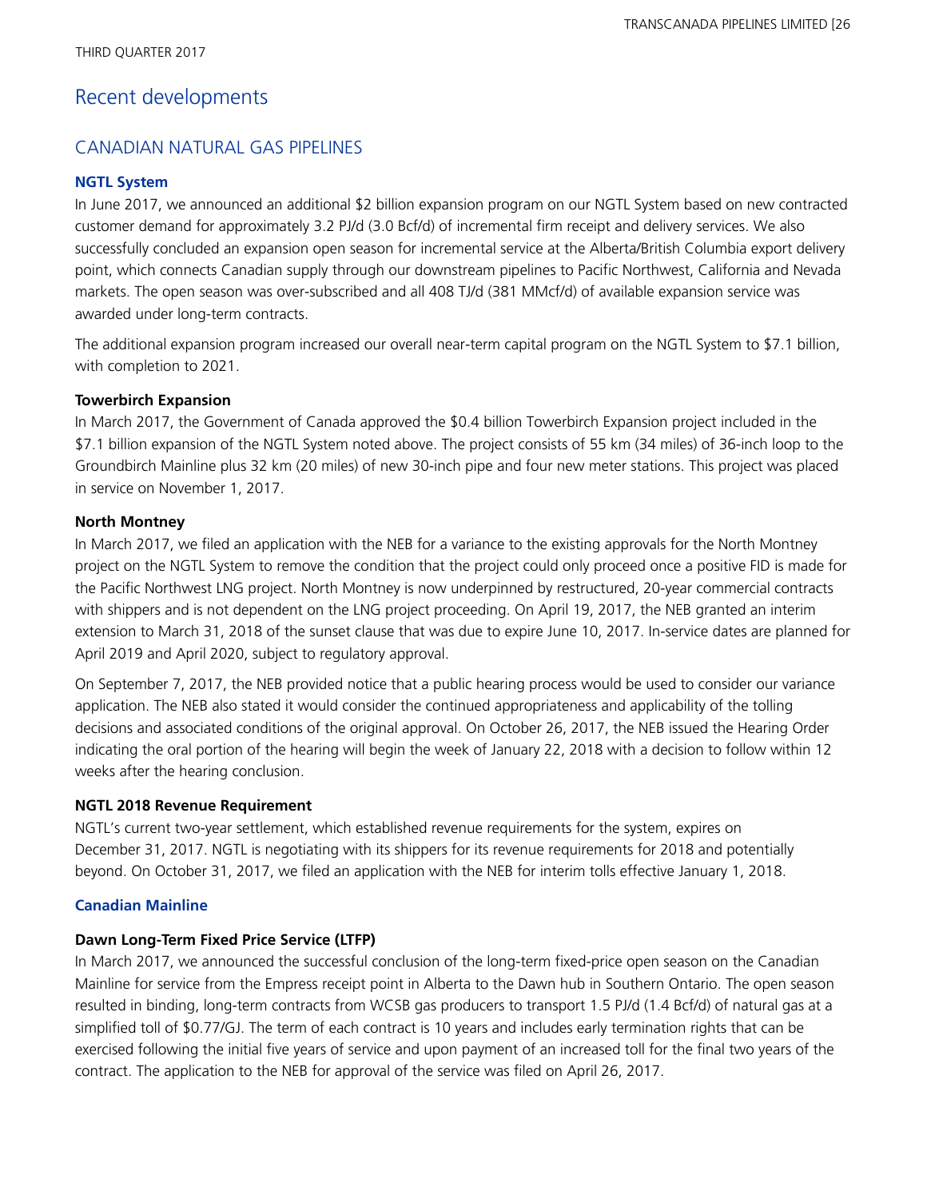# Recent developments

## CANADIAN NATURAL GAS PIPELINES

### NGTL System

In June 2017, we announced an additional $2 billion expansion program on our NGTL System based on new contracted customer demand for approximately 3.2 PJ/d (3.0 Bcf/d) of incremental firm receipt and delivery services. We also successfully concluded an expansion open season for incremental service at the Alberta/British Columbia export delivery point, which connects Canadian supply through our downstream pipelines to Pacific Northwest, California and Nevada markets. The open season was over-subscribed and all 408 TJ/d (381 MMcf/d) of available expansion service was awarded under long-term contracts.

The additional expansion program increased our overall near-term capital program on the NGTL System to $7.1 billion, with completion to 2021.

**Towerbirch Expansion**

In March 2017, the Government of Canada approved the $0.4 billion Towerbirch Expansion project included in the $7.1 billion expansion of the NGTL System noted above. The project consists of 55 km (34 miles) of 36-inch loop to the Groundbirch Mainline plus 32 km (20 miles) of new 30-inch pipe and four new meter stations. This project was placed in service on November 1, 2017.

**North Montney**

In March 2017, we filed an application with the NEB for a variance to the existing approvals for the North Montney project on the NGTL System to remove the condition that the project could only proceed once a positive FID is made for the Pacific Northwest LNG project. North Montney is now underpinned by restructured, 20-year commercial contracts with shippers and is not dependent on the LNG project proceeding. On April 19, 2017, the NEB granted an interim extension to March 31, 2018 of the sunset clause that was due to expire June 10, 2017. In-service dates are planned for April 2019 and April 2020, subject to regulatory approval.

On September 7, 2017, the NEB provided notice that a public hearing process would be used to consider our variance application. The NEB also stated it would consider the continued appropriateness and applicability of the tolling decisions and associated conditions of the original approval. On October 26, 2017, the NEB issued the Hearing Order indicating the oral portion of the hearing will begin the week of January 22, 2018 with a decision to follow within 12 weeks after the hearing conclusion.

**NGTL 2018 Revenue Requirement**

NGTL's current two-year settlement, which established revenue requirements for the system, expires on December 31, 2017. NGTL is negotiating with its shippers for its revenue requirements for 2018 and potentially beyond. On October 31, 2017, we filed an application with the NEB for interim tolls effective January 1, 2018.

### Canadian Mainline

**Dawn Long-Term Fixed Price Service (LTFP)**

In March 2017, we announced the successful conclusion of the long-term fixed-price open season on the Canadian Mainline for service from the Empress receipt point in Alberta to the Dawn hub in Southern Ontario. The open season resulted in binding, long-term contracts from WCSB gas producers to transport 1.5 PJ/d (1.4 Bcf/d) of natural gas at a simplified toll of $0.77/GJ. The term of each contract is 10 years and includes early termination rights that can be exercised following the initial five years of service and upon payment of an increased toll for the final two years of the contract. The application to the NEB for approval of the service was filed on April 26, 2017.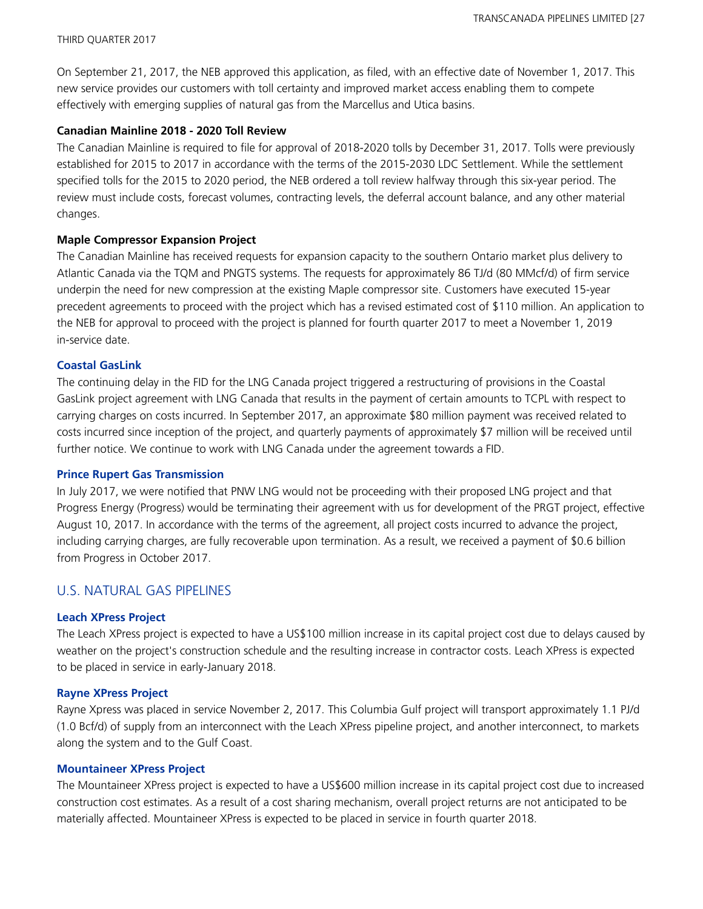On September 21, 2017, the NEB approved this application, as filed, with an effective date of November 1, 2017. This new service provides our customers with toll certainty and improved market access enabling them to compete effectively with emerging supplies of natural gas from the Marcellus and Utica basins.

**Canadian Mainline 2018 - 2020 Toll Review**

The Canadian Mainline is required to file for approval of 2018-2020 tolls by December 31, 2017. Tolls were previously established for 2015 to 2017 in accordance with the terms of the 2015-2030 LDC Settlement. While the settlement specified tolls for the 2015 to 2020 period, the NEB ordered a toll review halfway through this six-year period. The review must include costs, forecast volumes, contracting levels, the deferral account balance, and any other material changes.

**Maple Compressor Expansion Project**

The Canadian Mainline has received requests for expansion capacity to the southern Ontario market plus delivery to Atlantic Canada via the TQM and PNGTS systems. The requests for approximately 86 TJ/d (80 MMcf/d) of firm service underpin the need for new compression at the existing Maple compressor site. Customers have executed 15-year precedent agreements to proceed with the project which has a revised estimated cost of $110 million. An application to the NEB for approval to proceed with the project is planned for fourth quarter 2017 to meet a November 1, 2019 in-service date.

### Coastal GasLink

The continuing delay in the FID for the LNG Canada project triggered a restructuring of provisions in the Coastal GasLink project agreement with LNG Canada that results in the payment of certain amounts to TCPL with respect to carrying charges on costs incurred. In September 2017, an approximate $80 million payment was received related to costs incurred since inception of the project, and quarterly payments of approximately $7 million will be received until further notice. We continue to work with LNG Canada under the agreement towards a FID.

### Prince Rupert Gas Transmission

In July 2017, we were notified that PNW LNG would not be proceeding with their proposed LNG project and that Progress Energy (Progress) would be terminating their agreement with us for development of the PRGT project, effective August 10, 2017. In accordance with the terms of the agreement, all project costs incurred to advance the project, including carrying charges, are fully recoverable upon termination. As a result, we received a payment of $0.6 billion from Progress in October 2017.

## U.S. NATURAL GAS PIPELINES

### Leach XPress Project

The Leach XPress project is expected to have a US$100 million increase in its capital project cost due to delays caused by weather on the project's construction schedule and the resulting increase in contractor costs. Leach XPress is expected to be placed in service in early-January 2018.

### Rayne XPress Project

Rayne Xpress was placed in service November 2, 2017. This Columbia Gulf project will transport approximately 1.1 PJ/d (1.0 Bcf/d) of supply from an interconnect with the Leach XPress pipeline project, and another interconnect, to markets along the system and to the Gulf Coast.

### Mountaineer XPress Project

The Mountaineer XPress project is expected to have a US$600 million increase in its capital project cost due to increased construction cost estimates. As a result of a cost sharing mechanism, overall project returns are not anticipated to be materially affected. Mountaineer XPress is expected to be placed in service in fourth quarter 2018.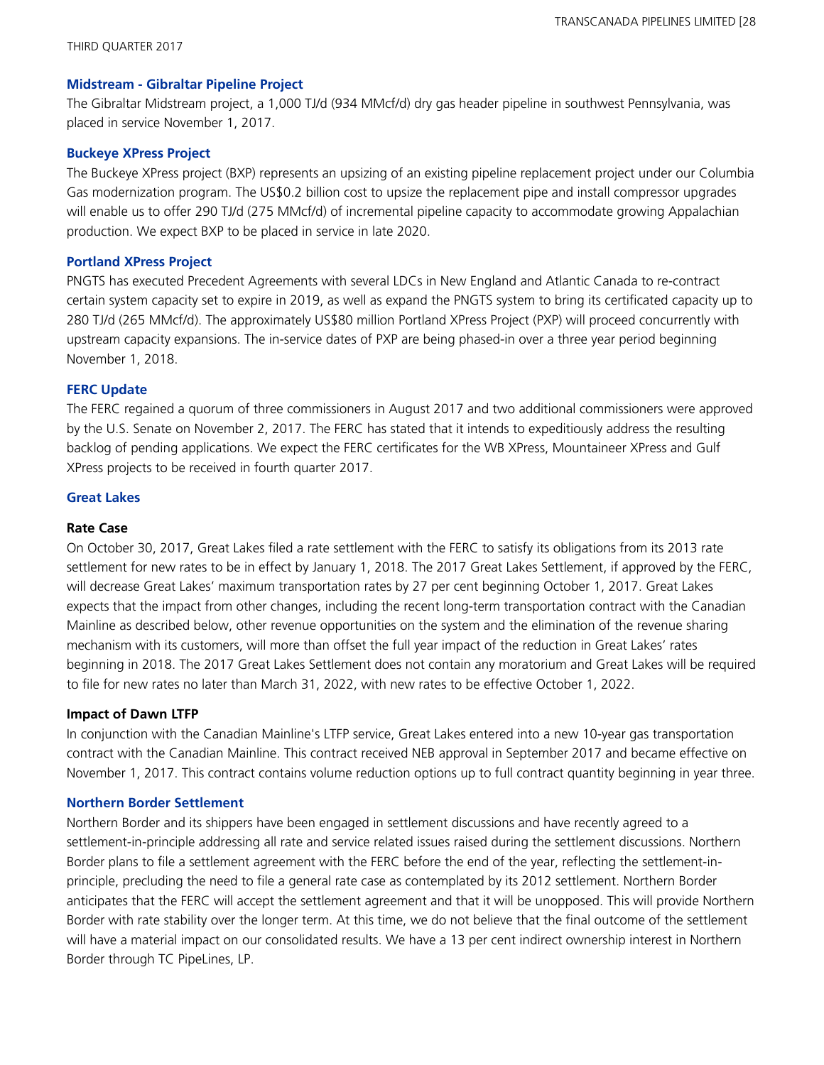### Midstream - Gibraltar Pipeline Project

The Gibraltar Midstream project, a 1,000 TJ/d (934 MMcf/d) dry gas header pipeline in southwest Pennsylvania, was placed in service November 1, 2017.

### Buckeye XPress Project

The Buckeye XPress project (BXP) represents an upsizing of an existing pipeline replacement project under our Columbia Gas modernization program. The US$0.2 billion cost to upsize the replacement pipe and install compressor upgrades will enable us to offer 290 TJ/d (275 MMcf/d) of incremental pipeline capacity to accommodate growing Appalachian production. We expect BXP to be placed in service in late 2020.

### Portland XPress Project

PNGTS has executed Precedent Agreements with several LDCs in New England and Atlantic Canada to re-contract certain system capacity set to expire in 2019, as well as expand the PNGTS system to bring its certificated capacity up to 280 TJ/d (265 MMcf/d). The approximately US$80 million Portland XPress Project (PXP) will proceed concurrently with upstream capacity expansions. The in-service dates of PXP are being phased-in over a three year period beginning November 1, 2018.

### FERC Update

The FERC regained a quorum of three commissioners in August 2017 and two additional commissioners were approved by the U.S. Senate on November 2, 2017. The FERC has stated that it intends to expeditiously address the resulting backlog of pending applications. We expect the FERC certificates for the WB XPress, Mountaineer XPress and Gulf XPress projects to be received in fourth quarter 2017.

### Great Lakes

**Rate Case**

On October 30, 2017, Great Lakes filed a rate settlement with the FERC to satisfy its obligations from its 2013 rate settlement for new rates to be in effect by January 1, 2018. The 2017 Great Lakes Settlement, if approved by the FERC, will decrease Great Lakes' maximum transportation rates by 27 per cent beginning October 1, 2017. Great Lakes expects that the impact from other changes, including the recent long-term transportation contract with the Canadian Mainline as described below, other revenue opportunities on the system and the elimination of the revenue sharing mechanism with its customers, will more than offset the full year impact of the reduction in Great Lakes' rates beginning in 2018. The 2017 Great Lakes Settlement does not contain any moratorium and Great Lakes will be required to file for new rates no later than March 31, 2022, with new rates to be effective October 1, 2022.

**Impact of Dawn LTFP**

In conjunction with the Canadian Mainline's LTFP service, Great Lakes entered into a new 10-year gas transportation contract with the Canadian Mainline. This contract received NEB approval in September 2017 and became effective on November 1, 2017. This contract contains volume reduction options up to full contract quantity beginning in year three.

### Northern Border Settlement

Northern Border and its shippers have been engaged in settlement discussions and have recently agreed to a settlement-in-principle addressing all rate and service related issues raised during the settlement discussions. Northern Border plans to file a settlement agreement with the FERC before the end of the year, reflecting the settlement-in-principle, precluding the need to file a general rate case as contemplated by its 2012 settlement. Northern Border anticipates that the FERC will accept the settlement agreement and that it will be unopposed. This will provide Northern Border with rate stability over the longer term. At this time, we do not believe that the final outcome of the settlement will have a material impact on our consolidated results. We have a 13 per cent indirect ownership interest in Northern Border through TC PipeLines, LP.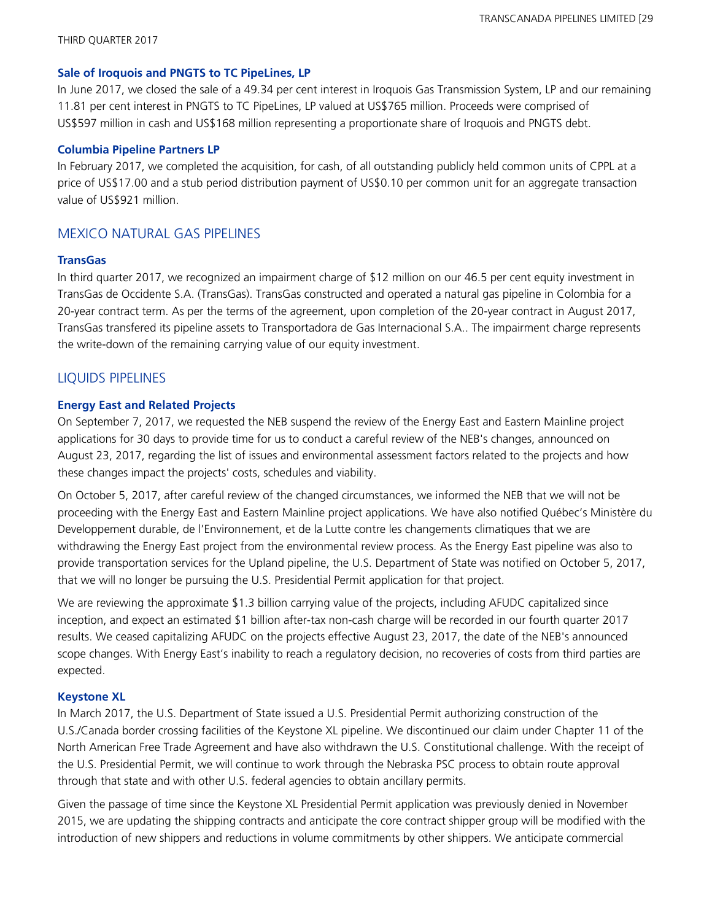### Sale of Iroquois and PNGTS to TC PipeLines, LP

In June 2017, we closed the sale of a 49.34 per cent interest in Iroquois Gas Transmission System, LP and our remaining 11.81 per cent interest in PNGTS to TC PipeLines, LP valued at US$765 million. Proceeds were comprised of US$597 million in cash and US$168 million representing a proportionate share of Iroquois and PNGTS debt.

### Columbia Pipeline Partners LP

In February 2017, we completed the acquisition, for cash, of all outstanding publicly held common units of CPPL at a price of US$17.00 and a stub period distribution payment of US$0.10 per common unit for an aggregate transaction value of US$921 million.

## MEXICO NATURAL GAS PIPELINES

### TransGas

In third quarter 2017, we recognized an impairment charge of $12 million on our 46.5 per cent equity investment in TransGas de Occidente S.A. (TransGas). TransGas constructed and operated a natural gas pipeline in Colombia for a 20-year contract term. As per the terms of the agreement, upon completion of the 20-year contract in August 2017, TransGas transfered its pipeline assets to Transportadora de Gas Internacional S.A.. The impairment charge represents the write-down of the remaining carrying value of our equity investment.

## LIQUIDS PIPELINES

### Energy East and Related Projects

On September 7, 2017, we requested the NEB suspend the review of the Energy East and Eastern Mainline project applications for 30 days to provide time for us to conduct a careful review of the NEB's changes, announced on August 23, 2017, regarding the list of issues and environmental assessment factors related to the projects and how these changes impact the projects' costs, schedules and viability.

On October 5, 2017, after careful review of the changed circumstances, we informed the NEB that we will not be proceeding with the Energy East and Eastern Mainline project applications. We have also notified Québec's Ministère du Developpement durable, de l'Environnement, et de la Lutte contre les changements climatiques that we are withdrawing the Energy East project from the environmental review process. As the Energy East pipeline was also to provide transportation services for the Upland pipeline, the U.S. Department of State was notified on October 5, 2017, that we will no longer be pursuing the U.S. Presidential Permit application for that project.

We are reviewing the approximate $1.3 billion carrying value of the projects, including AFUDC capitalized since inception, and expect an estimated $1 billion after-tax non-cash charge will be recorded in our fourth quarter 2017 results. We ceased capitalizing AFUDC on the projects effective August 23, 2017, the date of the NEB's announced scope changes. With Energy East's inability to reach a regulatory decision, no recoveries of costs from third parties are expected.

### Keystone XL

In March 2017, the U.S. Department of State issued a U.S. Presidential Permit authorizing construction of the U.S./Canada border crossing facilities of the Keystone XL pipeline. We discontinued our claim under Chapter 11 of the North American Free Trade Agreement and have also withdrawn the U.S. Constitutional challenge. With the receipt of the U.S. Presidential Permit, we will continue to work through the Nebraska PSC process to obtain route approval through that state and with other U.S. federal agencies to obtain ancillary permits.

Given the passage of time since the Keystone XL Presidential Permit application was previously denied in November 2015, we are updating the shipping contracts and anticipate the core contract shipper group will be modified with the introduction of new shippers and reductions in volume commitments by other shippers. We anticipate commercial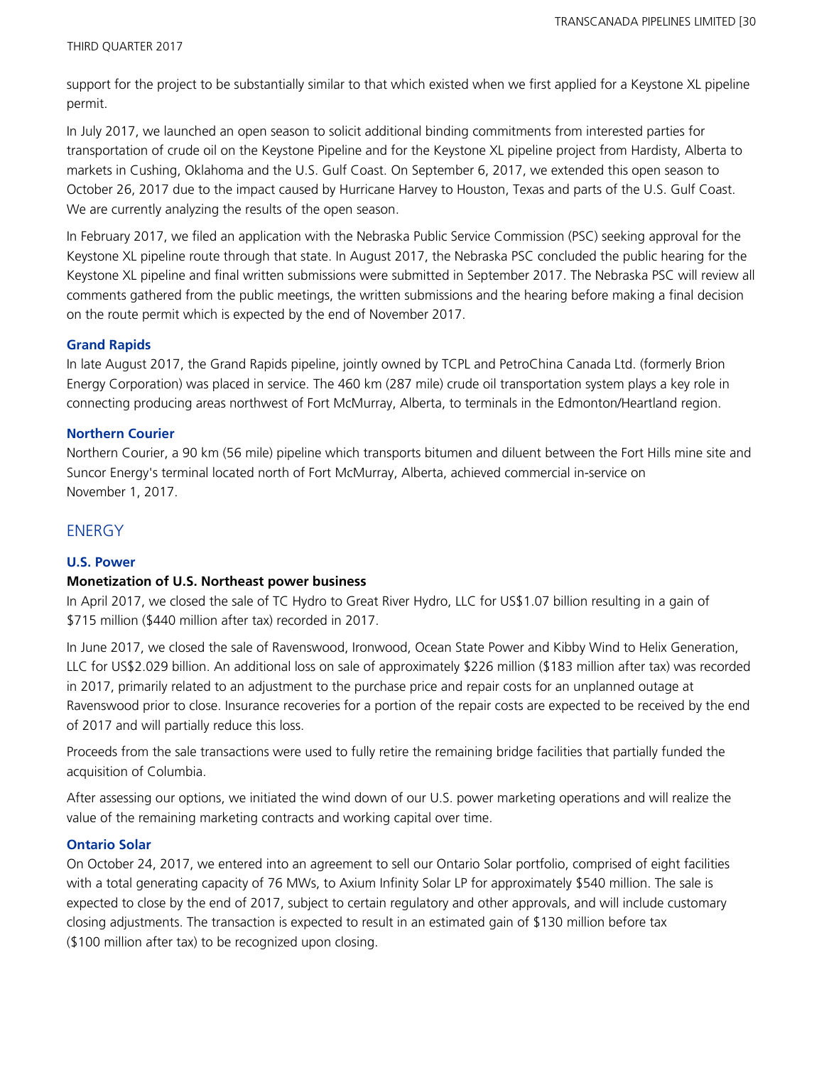support for the project to be substantially similar to that which existed when we first applied for a Keystone XL pipeline permit.

In July 2017, we launched an open season to solicit additional binding commitments from interested parties for transportation of crude oil on the Keystone Pipeline and for the Keystone XL pipeline project from Hardisty, Alberta to markets in Cushing, Oklahoma and the U.S. Gulf Coast. On September 6, 2017, we extended this open season to October 26, 2017 due to the impact caused by Hurricane Harvey to Houston, Texas and parts of the U.S. Gulf Coast. We are currently analyzing the results of the open season.

In February 2017, we filed an application with the Nebraska Public Service Commission (PSC) seeking approval for the Keystone XL pipeline route through that state. In August 2017, the Nebraska PSC concluded the public hearing for the Keystone XL pipeline and final written submissions were submitted in September 2017. The Nebraska PSC will review all comments gathered from the public meetings, the written submissions and the hearing before making a final decision on the route permit which is expected by the end of November 2017.

### Grand Rapids

In late August 2017, the Grand Rapids pipeline, jointly owned by TCPL and PetroChina Canada Ltd. (formerly Brion Energy Corporation) was placed in service. The 460 km (287 mile) crude oil transportation system plays a key role in connecting producing areas northwest of Fort McMurray, Alberta, to terminals in the Edmonton/Heartland region.

### Northern Courier

Northern Courier, a 90 km (56 mile) pipeline which transports bitumen and diluent between the Fort Hills mine site and Suncor Energy's terminal located north of Fort McMurray, Alberta, achieved commercial in-service on November 1, 2017.

## ENERGY

### U.S. Power

**Monetization of U.S. Northeast power business**

In April 2017, we closed the sale of TC Hydro to Great River Hydro, LLC for US$1.07 billion resulting in a gain of $715 million ($440 million after tax) recorded in 2017.

In June 2017, we closed the sale of Ravenswood, Ironwood, Ocean State Power and Kibby Wind to Helix Generation, LLC for US$2.029 billion. An additional loss on sale of approximately $226 million ($183 million after tax) was recorded in 2017, primarily related to an adjustment to the purchase price and repair costs for an unplanned outage at Ravenswood prior to close. Insurance recoveries for a portion of the repair costs are expected to be received by the end of 2017 and will partially reduce this loss.

Proceeds from the sale transactions were used to fully retire the remaining bridge facilities that partially funded the acquisition of Columbia.

After assessing our options, we initiated the wind down of our U.S. power marketing operations and will realize the value of the remaining marketing contracts and working capital over time.

### Ontario Solar

On October 24, 2017, we entered into an agreement to sell our Ontario Solar portfolio, comprised of eight facilities with a total generating capacity of 76 MWs, to Axium Infinity Solar LP for approximately $540 million. The sale is expected to close by the end of 2017, subject to certain regulatory and other approvals, and will include customary closing adjustments. The transaction is expected to result in an estimated gain of $130 million before tax ($100 million after tax) to be recognized upon closing.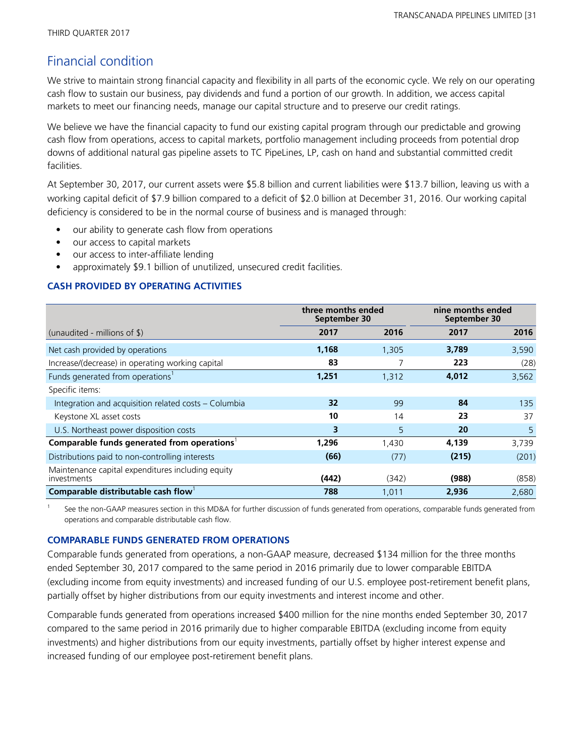# Financial condition

We strive to maintain strong financial capacity and flexibility in all parts of the economic cycle. We rely on our operating cash flow to sustain our business, pay dividends and fund a portion of our growth. In addition, we access capital markets to meet our financing needs, manage our capital structure and to preserve our credit ratings.

We believe we have the financial capacity to fund our existing capital program through our predictable and growing cash flow from operations, access to capital markets, portfolio management including proceeds from potential drop downs of additional natural gas pipeline assets to TC PipeLines, LP, cash on hand and substantial committed credit facilities.

At September 30, 2017, our current assets were $5.8 billion and current liabilities were $13.7 billion, leaving us with a working capital deficit of $7.9 billion compared to a deficit of $2.0 billion at December 31, 2016. Our working capital deficiency is considered to be in the normal course of business and is managed through:

- our ability to generate cash flow from operations
- our access to capital markets
- our access to inter-affiliate lending
- approximately $9.1 billion of unutilized, unsecured credit facilities.

## CASH PROVIDED BY OPERATING ACTIVITIES

| | three months ended September 30 | | nine months ended September 30 | |
|---|---|---|---|---|
| (unaudited - millions of $) | **2017** | 2016 | **2017** | 2016 |
| Net cash provided by operations | **1,168** | 1,305 | **3,789** | 3,590 |
| Increase/(decrease) in operating working capital | **83** | 7 | **223** | (28) |
| Funds generated from operations[1] | **1,251** | 1,312 | **4,012** | 3,562 |
| Specific items: | | | | |
| Integration and acquisition related costs – Columbia | **32** | 99 | **84** | 135 |
| Keystone XL asset costs | **10** | 14 | **23** | 37 |
| U.S. Northeast power disposition costs | **3** | 5 | **20** | 5 |
| **Comparable funds generated from operations[1]** | **1,296** | 1,430 | **4,139** | 3,739 |
| Distributions paid to non-controlling interests | **(66)** | (77) | **(215)** | (201) |
| Maintenance capital expenditures including equity investments | **(442)** | (342) | **(988)** | (858) |
| **Comparable distributable cash flow[1]** | **788** | 1,011 | **2,936** | 2,680 |

1 See the non-GAAP measures section in this MD&A for further discussion of funds generated from operations, comparable funds generated from operations and comparable distributable cash flow.

## COMPARABLE FUNDS GENERATED FROM OPERATIONS

Comparable funds generated from operations, a non-GAAP measure, decreased $134 million for the three months ended September 30, 2017 compared to the same period in 2016 primarily due to lower comparable EBITDA (excluding income from equity investments) and increased funding of our U.S. employee post-retirement benefit plans, partially offset by higher distributions from our equity investments and interest income and other.

Comparable funds generated from operations increased $400 million for the nine months ended September 30, 2017 compared to the same period in 2016 primarily due to higher comparable EBITDA (excluding income from equity investments) and higher distributions from our equity investments, partially offset by higher interest expense and increased funding of our employee post-retirement benefit plans.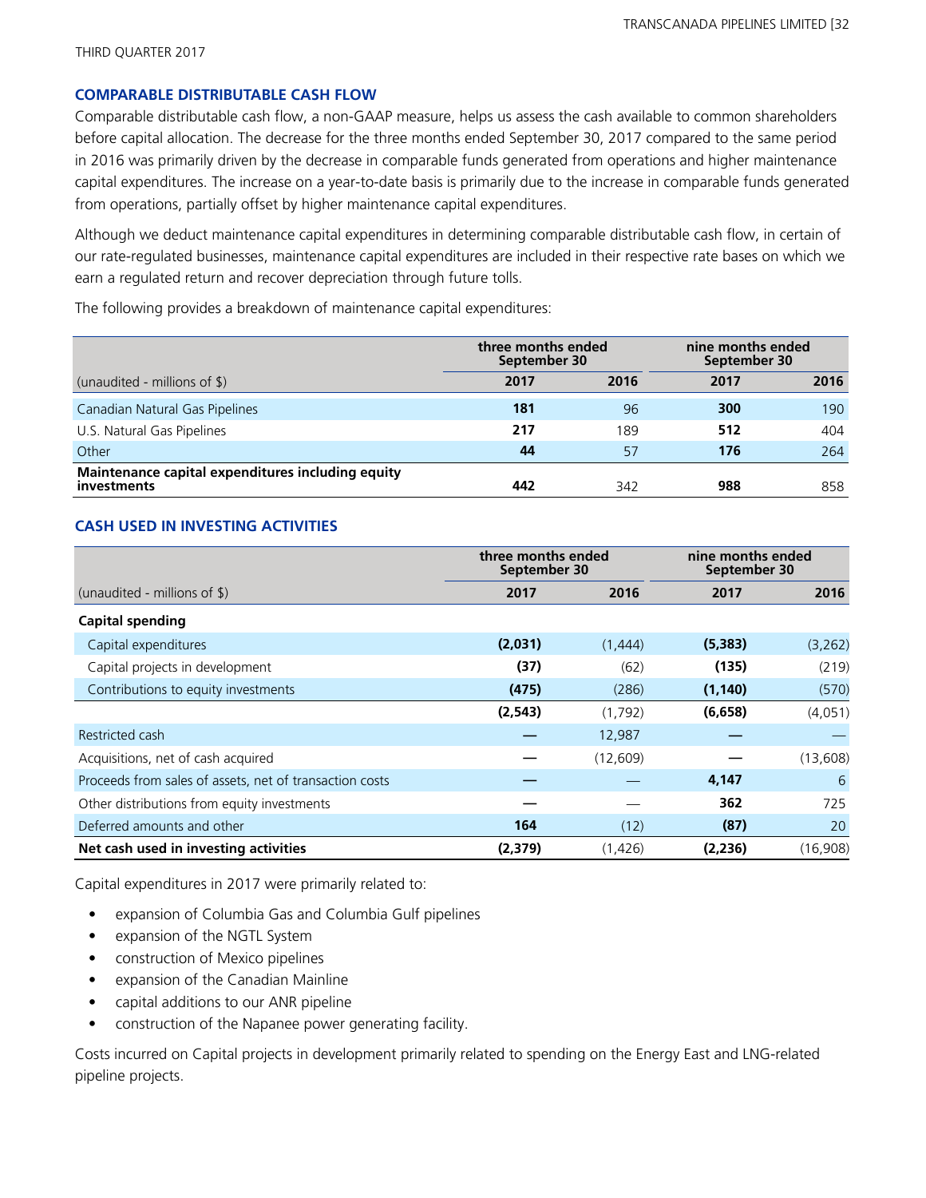## COMPARABLE DISTRIBUTABLE CASH FLOW

Comparable distributable cash flow, a non-GAAP measure, helps us assess the cash available to common shareholders before capital allocation. The decrease for the three months ended September 30, 2017 compared to the same period in 2016 was primarily driven by the decrease in comparable funds generated from operations and higher maintenance capital expenditures. The increase on a year-to-date basis is primarily due to the increase in comparable funds generated from operations, partially offset by higher maintenance capital expenditures.

Although we deduct maintenance capital expenditures in determining comparable distributable cash flow, in certain of our rate-regulated businesses, maintenance capital expenditures are included in their respective rate bases on which we earn a regulated return and recover depreciation through future tolls.

The following provides a breakdown of maintenance capital expenditures:

| | three months ended September 30 | | nine months ended September 30 | |
|---|---|---|---|---|
| (unaudited - millions of $) | **2017** | **2016** | **2017** | **2016** |
| Canadian Natural Gas Pipelines | **181** | 96 | **300** | 190 |
| U.S. Natural Gas Pipelines | **217** | 189 | **512** | 404 |
| Other | **44** | 57 | **176** | 264 |
| **Maintenance capital expenditures including equity investments** | **442** | 342 | **988** | 858 |

## CASH USED IN INVESTING ACTIVITIES

| | three months ended September 30 | | nine months ended September 30 | |
|---|---|---|---|---|
| (unaudited - millions of $) | **2017** | **2016** | **2017** | **2016** |
| **Capital spending** | | | | |
| Capital expenditures | **(2,031)** | (1,444) | **(5,383)** | (3,262) |
| Capital projects in development | **(37)** | (62) | **(135)** | (219) |
| Contributions to equity investments | **(475)** | (286) | **(1,140)** | (570) |
| | **(2,543)** | (1,792) | **(6,658)** | (4,051) |
| Restricted cash | **—** | 12,987 | **—** | — |
| Acquisitions, net of cash acquired | **—** | (12,609) | **—** | (13,608) |
| Proceeds from sales of assets, net of transaction costs | **—** | — | **4,147** | 6 |
| Other distributions from equity investments | **—** | — | **362** | 725 |
| Deferred amounts and other | **164** | (12) | **(87)** | 20 |
| **Net cash used in investing activities** | **(2,379)** | (1,426) | **(2,236)** | (16,908) |

Capital expenditures in 2017 were primarily related to:

- expansion of Columbia Gas and Columbia Gulf pipelines
- expansion of the NGTL System
- construction of Mexico pipelines
- expansion of the Canadian Mainline
- capital additions to our ANR pipeline
- construction of the Napanee power generating facility.

Costs incurred on Capital projects in development primarily related to spending on the Energy East and LNG-related pipeline projects.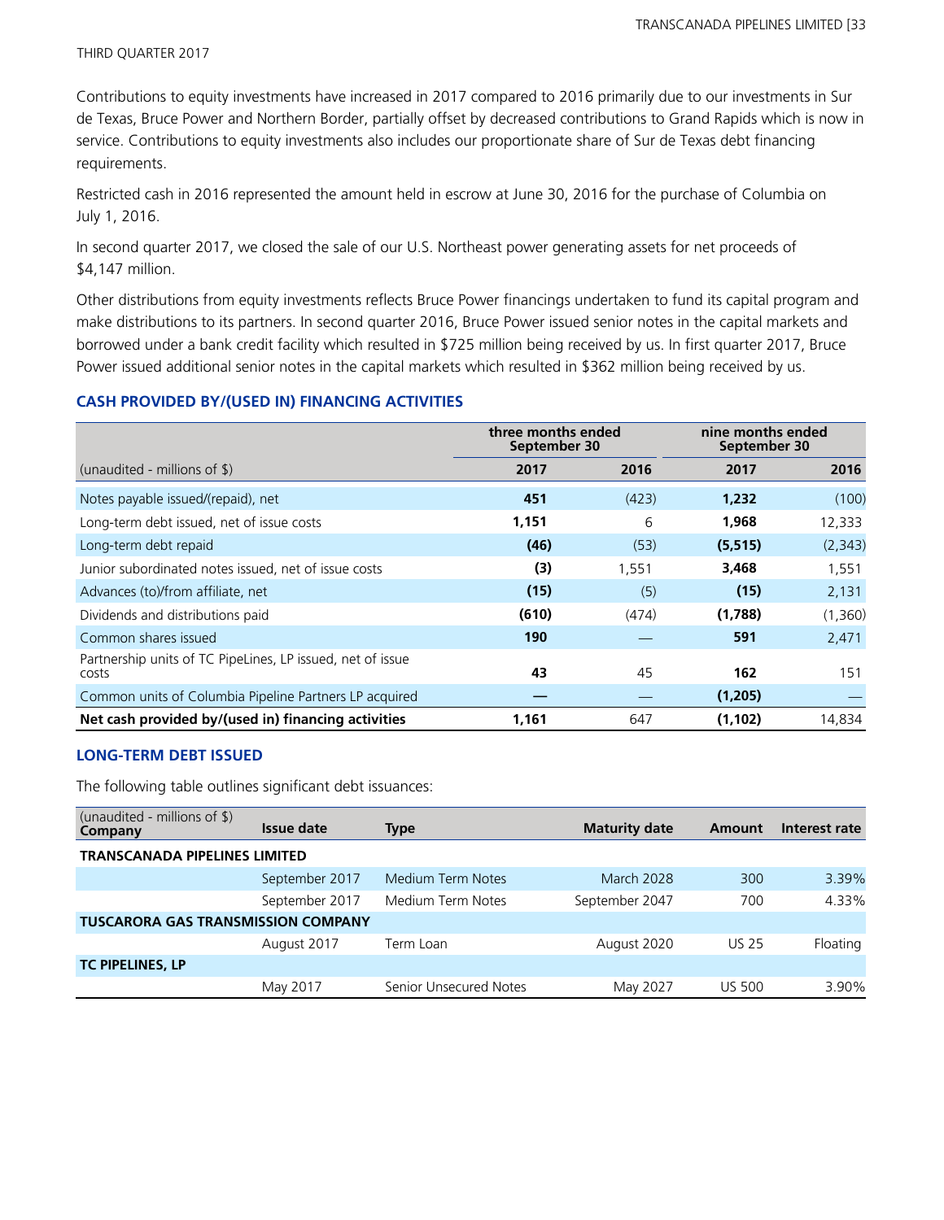Contributions to equity investments have increased in 2017 compared to 2016 primarily due to our investments in Sur de Texas, Bruce Power and Northern Border, partially offset by decreased contributions to Grand Rapids which is now in service. Contributions to equity investments also includes our proportionate share of Sur de Texas debt financing requirements.

Restricted cash in 2016 represented the amount held in escrow at June 30, 2016 for the purchase of Columbia on July 1, 2016.

In second quarter 2017, we closed the sale of our U.S. Northeast power generating assets for net proceeds of $4,147 million.

Other distributions from equity investments reflects Bruce Power financings undertaken to fund its capital program and make distributions to its partners. In second quarter 2016, Bruce Power issued senior notes in the capital markets and borrowed under a bank credit facility which resulted in $725 million being received by us. In first quarter 2017, Bruce Power issued additional senior notes in the capital markets which resulted in $362 million being received by us.

## CASH PROVIDED BY/(USED IN) FINANCING ACTIVITIES

| | three months ended September 30 | | nine months ended September 30 | |
|---|---|---|---|---|
| (unaudited - millions of $) | **2017** | **2016** | **2017** | **2016** |
| Notes payable issued/(repaid), net | **451** | (423) | **1,232** | (100) |
| Long-term debt issued, net of issue costs | **1,151** | 6 | **1,968** | 12,333 |
| Long-term debt repaid | **(46)** | (53) | **(5,515)** | (2,343) |
| Junior subordinated notes issued, net of issue costs | **(3)** | 1,551 | **3,468** | 1,551 |
| Advances (to)/from affiliate, net | **(15)** | (5) | **(15)** | 2,131 |
| Dividends and distributions paid | **(610)** | (474) | **(1,788)** | (1,360) |
| Common shares issued | **190** | — | **591** | 2,471 |
| Partnership units of TC PipeLines, LP issued, net of issue costs | **43** | 45 | **162** | 151 |
| Common units of Columbia Pipeline Partners LP acquired | **—** | — | **(1,205)** | — |
| **Net cash provided by/(used in) financing activities** | **1,161** | 647 | **(1,102)** | 14,834 |

## LONG-TERM DEBT ISSUED

The following table outlines significant debt issuances:

| (unaudited - millions of $) **Company** | **Issue date** | **Type** | **Maturity date** | **Amount** | **Interest rate** |
|---|---|---|---|---|---|
| **TRANSCANADA PIPELINES LIMITED** | | | | | |
| | September 2017 | Medium Term Notes | March 2028 | 300 | 3.39% |
| | September 2017 | Medium Term Notes | September 2047 | 700 | 4.33% |
| **TUSCARORA GAS TRANSMISSION COMPANY** | | | | | |
| | August 2017 | Term Loan | August 2020 | US 25 | Floating |
| **TC PIPELINES, LP** | | | | | |
| | May 2017 | Senior Unsecured Notes | May 2027 | US 500 | 3.90% |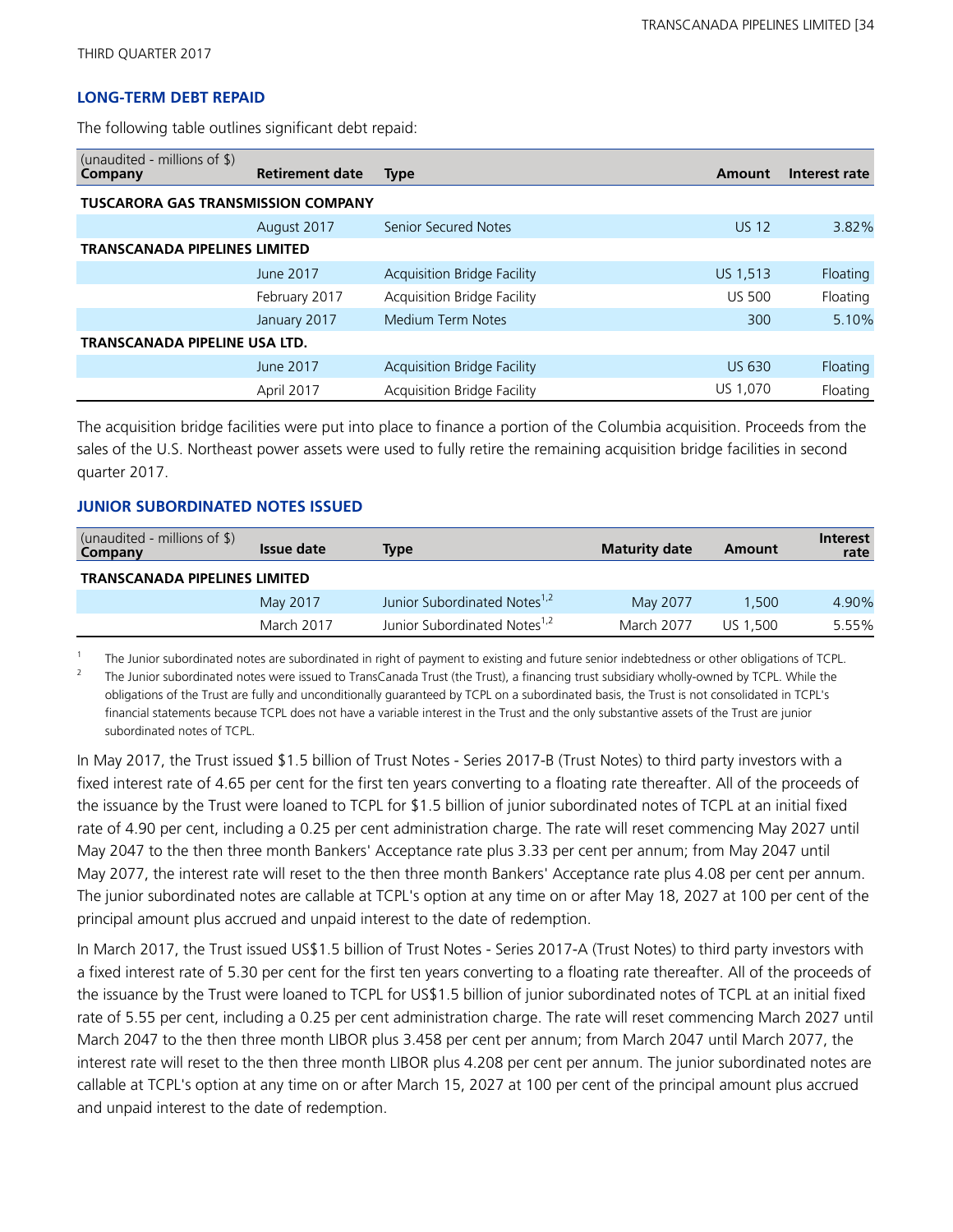### LONG-TERM DEBT REPAID

The following table outlines significant debt repaid:

| (unaudited - millions of $)<br>Company | Retirement date | Type | Amount | Interest rate |
|---|---|---|---|---|
| **TUSCARORA GAS TRANSMISSION COMPANY** | | | | |
| | August 2017 | Senior Secured Notes | US 12 | 3.82% |
| **TRANSCANADA PIPELINES LIMITED** | | | | |
| | June 2017 | Acquisition Bridge Facility | US 1,513 | Floating |
| | February 2017 | Acquisition Bridge Facility | US 500 | Floating |
| | January 2017 | Medium Term Notes | 300 | 5.10% |
| **TRANSCANADA PIPELINE USA LTD.** | | | | |
| | June 2017 | Acquisition Bridge Facility | US 630 | Floating |
| | April 2017 | Acquisition Bridge Facility | US 1,070 | Floating |

The acquisition bridge facilities were put into place to finance a portion of the Columbia acquisition. Proceeds from the sales of the U.S. Northeast power assets were used to fully retire the remaining acquisition bridge facilities in second quarter 2017.

### JUNIOR SUBORDINATED NOTES ISSUED

| (unaudited - millions of $)<br>Company | Issue date | Type | Maturity date | Amount | Interest rate |
|---|---|---|---|---|---|
| **TRANSCANADA PIPELINES LIMITED** | | | | | |
| | May 2017 | Junior Subordinated Notes[1,2] | May 2077 | 1,500 | 4.90% |
| | March 2017 | Junior Subordinated Notes[1,2] | March 2077 | US 1,500 | 5.55% |

1. The Junior subordinated notes are subordinated in right of payment to existing and future senior indebtedness or other obligations of TCPL.
2. The Junior subordinated notes were issued to TransCanada Trust (the Trust), a financing trust subsidiary wholly-owned by TCPL. While the obligations of the Trust are fully and unconditionally guaranteed by TCPL on a subordinated basis, the Trust is not consolidated in TCPL's financial statements because TCPL does not have a variable interest in the Trust and the only substantive assets of the Trust are junior subordinated notes of TCPL.

In May 2017, the Trust issued $1.5 billion of Trust Notes - Series 2017-B (Trust Notes) to third party investors with a fixed interest rate of 4.65 per cent for the first ten years converting to a floating rate thereafter. All of the proceeds of the issuance by the Trust were loaned to TCPL for $1.5 billion of junior subordinated notes of TCPL at an initial fixed rate of 4.90 per cent, including a 0.25 per cent administration charge. The rate will reset commencing May 2027 until May 2047 to the then three month Bankers' Acceptance rate plus 3.33 per cent per annum; from May 2047 until May 2077, the interest rate will reset to the then three month Bankers' Acceptance rate plus 4.08 per cent per annum. The junior subordinated notes are callable at TCPL's option at any time on or after May 18, 2027 at 100 per cent of the principal amount plus accrued and unpaid interest to the date of redemption.

In March 2017, the Trust issued US$1.5 billion of Trust Notes - Series 2017-A (Trust Notes) to third party investors with a fixed interest rate of 5.30 per cent for the first ten years converting to a floating rate thereafter. All of the proceeds of the issuance by the Trust were loaned to TCPL for US$1.5 billion of junior subordinated notes of TCPL at an initial fixed rate of 5.55 per cent, including a 0.25 per cent administration charge. The rate will reset commencing March 2027 until March 2047 to the then three month LIBOR plus 3.458 per cent per annum; from March 2047 until March 2077, the interest rate will reset to the then three month LIBOR plus 4.208 per cent per annum. The junior subordinated notes are callable at TCPL's option at any time on or after March 15, 2027 at 100 per cent of the principal amount plus accrued and unpaid interest to the date of redemption.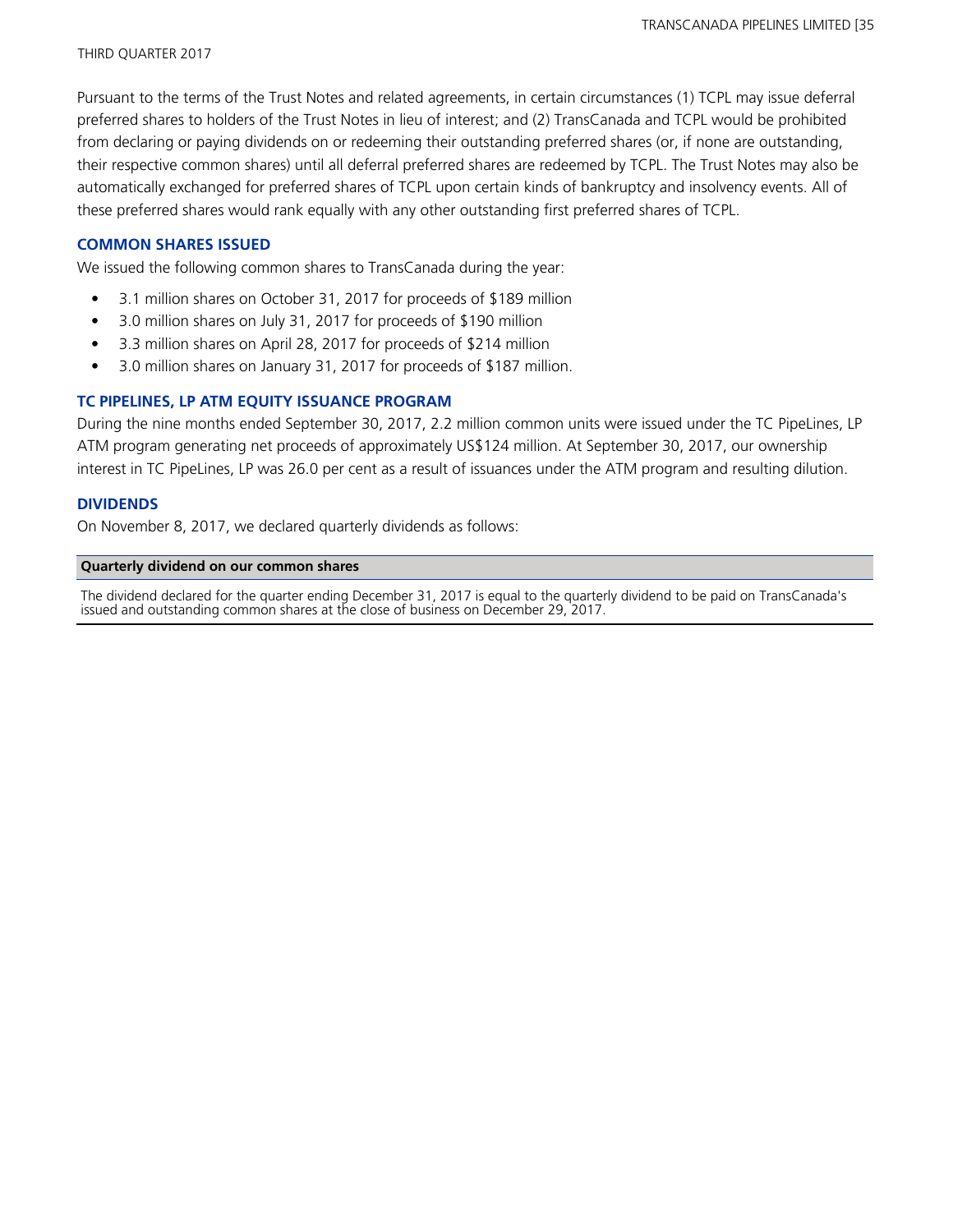Pursuant to the terms of the Trust Notes and related agreements, in certain circumstances (1) TCPL may issue deferral preferred shares to holders of the Trust Notes in lieu of interest; and (2) TransCanada and TCPL would be prohibited from declaring or paying dividends on or redeeming their outstanding preferred shares (or, if none are outstanding, their respective common shares) until all deferral preferred shares are redeemed by TCPL. The Trust Notes may also be automatically exchanged for preferred shares of TCPL upon certain kinds of bankruptcy and insolvency events. All of these preferred shares would rank equally with any other outstanding first preferred shares of TCPL.

### COMMON SHARES ISSUED

We issued the following common shares to TransCanada during the year:

- 3.1 million shares on October 31, 2017 for proceeds of $189 million
- 3.0 million shares on July 31, 2017 for proceeds of $190 million
- 3.3 million shares on April 28, 2017 for proceeds of $214 million
- 3.0 million shares on January 31, 2017 for proceeds of $187 million.

### TC PIPELINES, LP ATM EQUITY ISSUANCE PROGRAM

During the nine months ended September 30, 2017, 2.2 million common units were issued under the TC PipeLines, LP ATM program generating net proceeds of approximately US$124 million. At September 30, 2017, our ownership interest in TC PipeLines, LP was 26.0 per cent as a result of issuances under the ATM program and resulting dilution.

### DIVIDENDS

On November 8, 2017, we declared quarterly dividends as follows:

| Quarterly dividend on our common shares |
| --- |
| The dividend declared for the quarter ending December 31, 2017 is equal to the quarterly dividend to be paid on TransCanada's issued and outstanding common shares at the close of business on December 29, 2017. |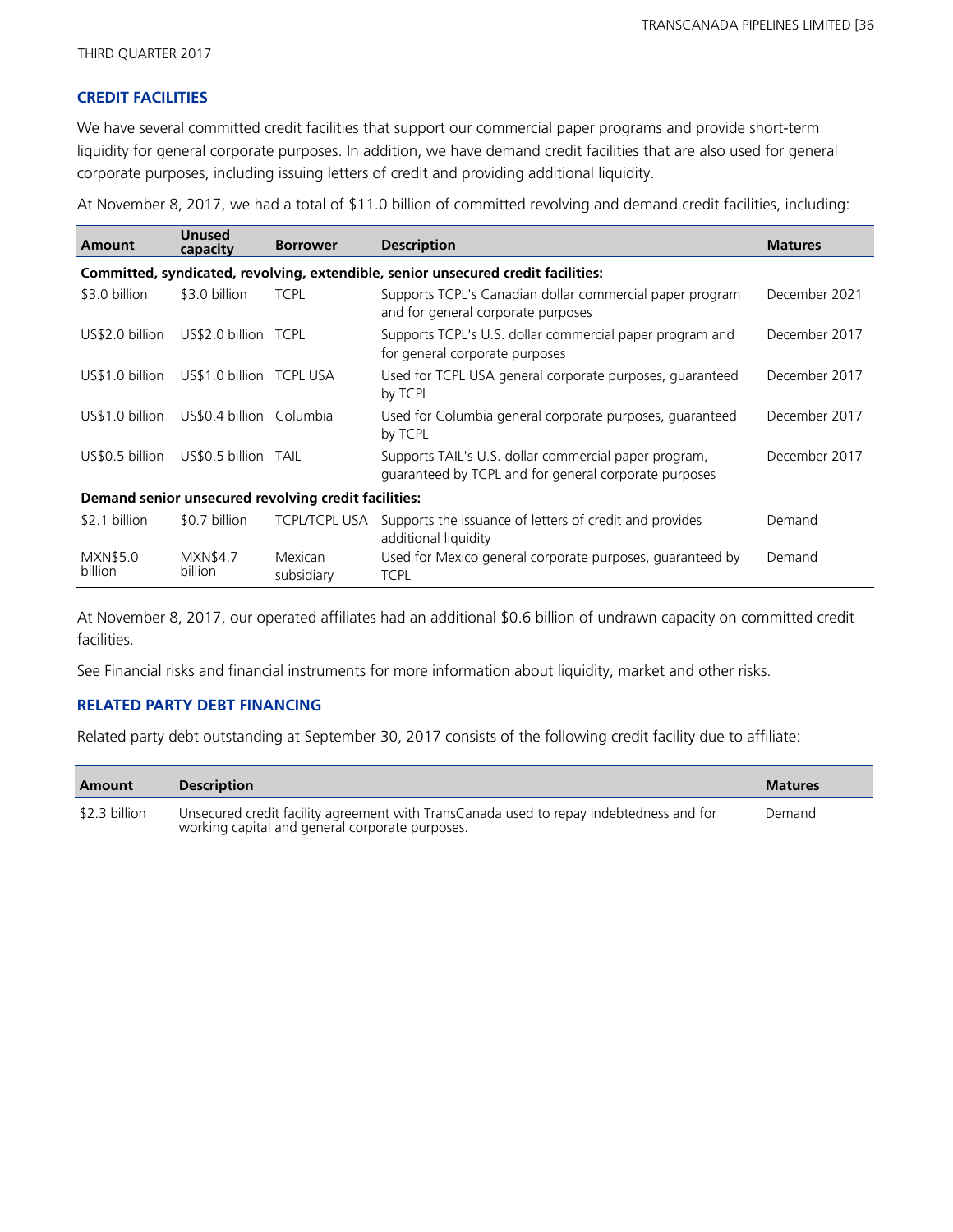## CREDIT FACILITIES

We have several committed credit facilities that support our commercial paper programs and provide short-term liquidity for general corporate purposes. In addition, we have demand credit facilities that are also used for general corporate purposes, including issuing letters of credit and providing additional liquidity.

At November 8, 2017, we had a total of $11.0 billion of committed revolving and demand credit facilities, including:

| Amount | Unused capacity | Borrower | Description | Matures |
|---|---|---|---|---|
| **Committed, syndicated, revolving, extendible, senior unsecured credit facilities:** | | | | |
| $3.0 billion | $3.0 billion | TCPL | Supports TCPL's Canadian dollar commercial paper program and for general corporate purposes | December 2021 |
| US$2.0 billion | US$2.0 billion | TCPL | Supports TCPL's U.S. dollar commercial paper program and for general corporate purposes | December 2017 |
| US$1.0 billion | US$1.0 billion | TCPL USA | Used for TCPL USA general corporate purposes, guaranteed by TCPL | December 2017 |
| US$1.0 billion | US$0.4 billion | Columbia | Used for Columbia general corporate purposes, guaranteed by TCPL | December 2017 |
| US$0.5 billion | US$0.5 billion | TAIL | Supports TAIL's U.S. dollar commercial paper program, guaranteed by TCPL and for general corporate purposes | December 2017 |
| **Demand senior unsecured revolving credit facilities:** | | | | |
| $2.1 billion | $0.7 billion | TCPL/TCPL USA | Supports the issuance of letters of credit and provides additional liquidity | Demand |
| MXN$5.0 billion | MXN$4.7 billion | Mexican subsidiary | Used for Mexico general corporate purposes, guaranteed by TCPL | Demand |

At November 8, 2017, our operated affiliates had an additional $0.6 billion of undrawn capacity on committed credit facilities.

See Financial risks and financial instruments for more information about liquidity, market and other risks.

## RELATED PARTY DEBT FINANCING

Related party debt outstanding at September 30, 2017 consists of the following credit facility due to affiliate:

| Amount | Description | Matures |
|---|---|---|
| $2.3 billion | Unsecured credit facility agreement with TransCanada used to repay indebtedness and for working capital and general corporate purposes. | Demand |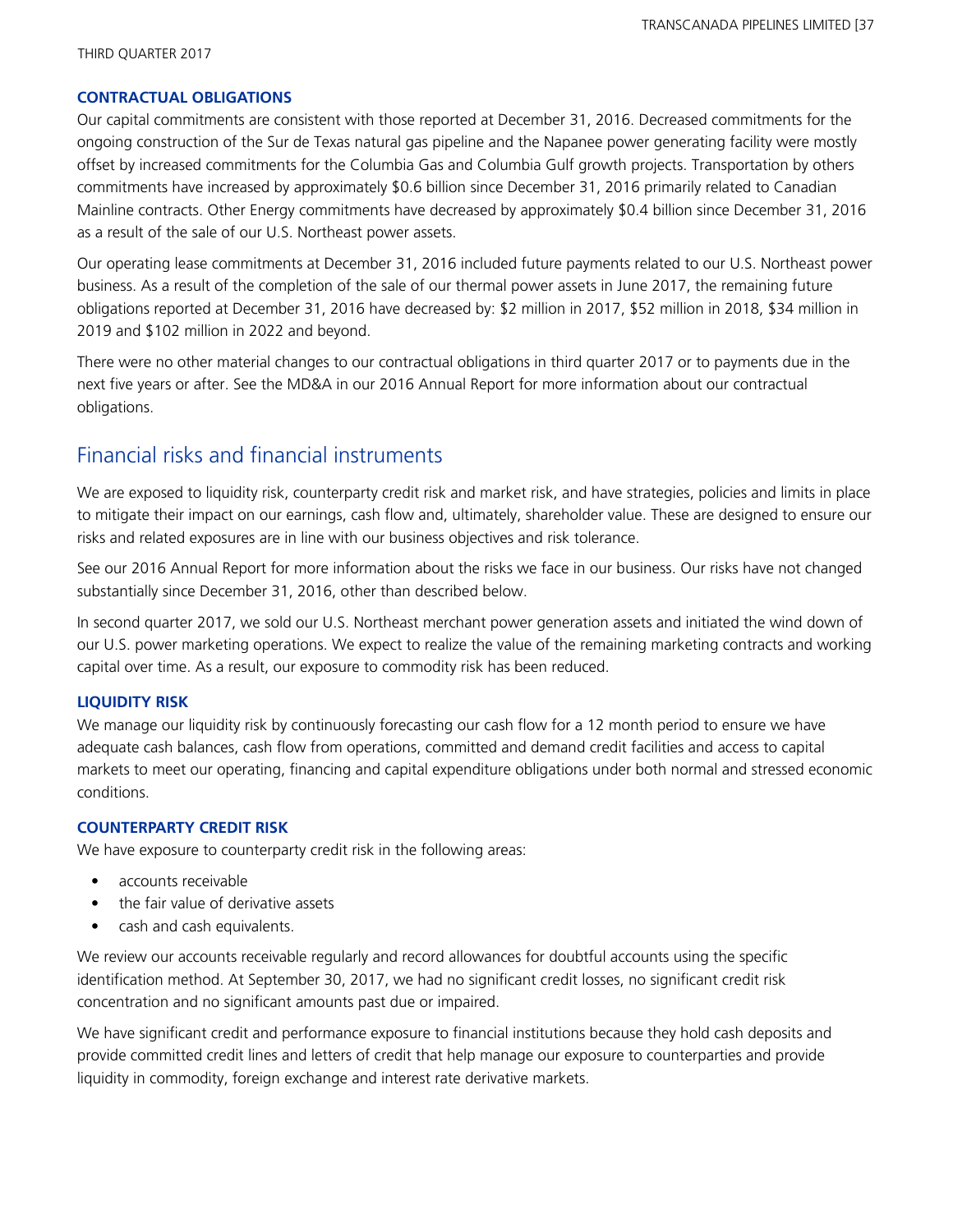### CONTRACTUAL OBLIGATIONS

Our capital commitments are consistent with those reported at December 31, 2016. Decreased commitments for the ongoing construction of the Sur de Texas natural gas pipeline and the Napanee power generating facility were mostly offset by increased commitments for the Columbia Gas and Columbia Gulf growth projects. Transportation by others commitments have increased by approximately $0.6 billion since December 31, 2016 primarily related to Canadian Mainline contracts. Other Energy commitments have decreased by approximately $0.4 billion since December 31, 2016 as a result of the sale of our U.S. Northeast power assets.

Our operating lease commitments at December 31, 2016 included future payments related to our U.S. Northeast power business. As a result of the completion of the sale of our thermal power assets in June 2017, the remaining future obligations reported at December 31, 2016 have decreased by: $2 million in 2017, $52 million in 2018, $34 million in 2019 and $102 million in 2022 and beyond.

There were no other material changes to our contractual obligations in third quarter 2017 or to payments due in the next five years or after. See the MD&A in our 2016 Annual Report for more information about our contractual obligations.

## Financial risks and financial instruments

We are exposed to liquidity risk, counterparty credit risk and market risk, and have strategies, policies and limits in place to mitigate their impact on our earnings, cash flow and, ultimately, shareholder value. These are designed to ensure our risks and related exposures are in line with our business objectives and risk tolerance.

See our 2016 Annual Report for more information about the risks we face in our business. Our risks have not changed substantially since December 31, 2016, other than described below.

In second quarter 2017, we sold our U.S. Northeast merchant power generation assets and initiated the wind down of our U.S. power marketing operations. We expect to realize the value of the remaining marketing contracts and working capital over time. As a result, our exposure to commodity risk has been reduced.

### LIQUIDITY RISK

We manage our liquidity risk by continuously forecasting our cash flow for a 12 month period to ensure we have adequate cash balances, cash flow from operations, committed and demand credit facilities and access to capital markets to meet our operating, financing and capital expenditure obligations under both normal and stressed economic conditions.

### COUNTERPARTY CREDIT RISK

We have exposure to counterparty credit risk in the following areas:

- accounts receivable
- the fair value of derivative assets
- cash and cash equivalents.

We review our accounts receivable regularly and record allowances for doubtful accounts using the specific identification method. At September 30, 2017, we had no significant credit losses, no significant credit risk concentration and no significant amounts past due or impaired.

We have significant credit and performance exposure to financial institutions because they hold cash deposits and provide committed credit lines and letters of credit that help manage our exposure to counterparties and provide liquidity in commodity, foreign exchange and interest rate derivative markets.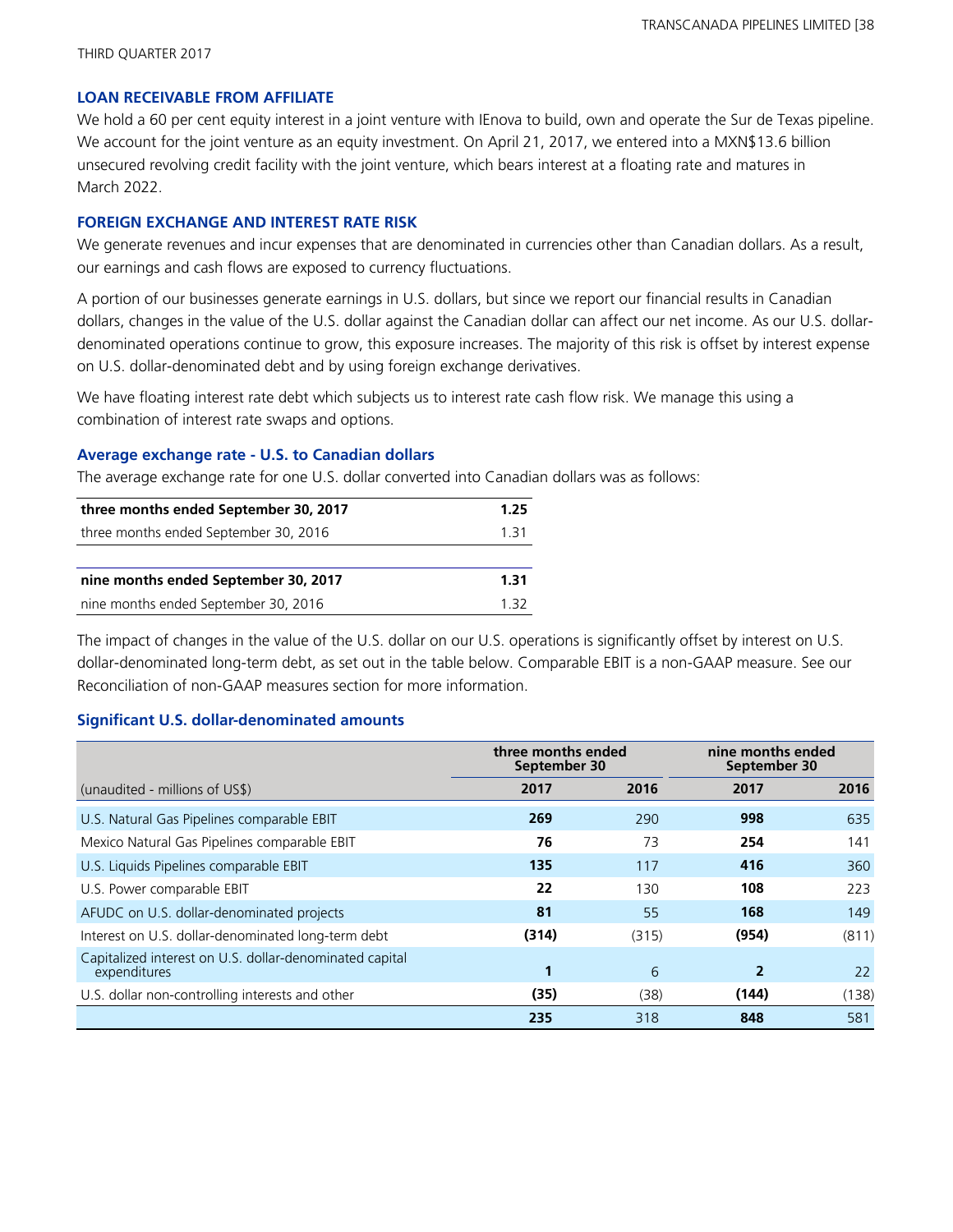## LOAN RECEIVABLE FROM AFFILIATE

We hold a 60 per cent equity interest in a joint venture with IEnova to build, own and operate the Sur de Texas pipeline. We account for the joint venture as an equity investment. On April 21, 2017, we entered into a MXN$13.6 billion unsecured revolving credit facility with the joint venture, which bears interest at a floating rate and matures in March 2022.

## FOREIGN EXCHANGE AND INTEREST RATE RISK

We generate revenues and incur expenses that are denominated in currencies other than Canadian dollars. As a result, our earnings and cash flows are exposed to currency fluctuations.

A portion of our businesses generate earnings in U.S. dollars, but since we report our financial results in Canadian dollars, changes in the value of the U.S. dollar against the Canadian dollar can affect our net income. As our U.S. dollar-denominated operations continue to grow, this exposure increases. The majority of this risk is offset by interest expense on U.S. dollar-denominated debt and by using foreign exchange derivatives.

We have floating interest rate debt which subjects us to interest rate cash flow risk. We manage this using a combination of interest rate swaps and options.

### Average exchange rate - U.S. to Canadian dollars

The average exchange rate for one U.S. dollar converted into Canadian dollars was as follows:

| | |
|---|---|
| **three months ended September 30, 2017** | **1.25** |
| three months ended September 30, 2016 | 1.31 |
| **nine months ended September 30, 2017** | **1.31** |
| nine months ended September 30, 2016 | 1.32 |

The impact of changes in the value of the U.S. dollar on our U.S. operations is significantly offset by interest on U.S. dollar-denominated long-term debt, as set out in the table below. Comparable EBIT is a non-GAAP measure. See our Reconciliation of non-GAAP measures section for more information.

### Significant U.S. dollar-denominated amounts

| | three months ended September 30 | | nine months ended September 30 | |
|---|---|---|---|---|
| (unaudited - millions of US$) | **2017** | **2016** | **2017** | **2016** |
| U.S. Natural Gas Pipelines comparable EBIT | **269** | 290 | **998** | 635 |
| Mexico Natural Gas Pipelines comparable EBIT | **76** | 73 | **254** | 141 |
| U.S. Liquids Pipelines comparable EBIT | **135** | 117 | **416** | 360 |
| U.S. Power comparable EBIT | **22** | 130 | **108** | 223 |
| AFUDC on U.S. dollar-denominated projects | **81** | 55 | **168** | 149 |
| Interest on U.S. dollar-denominated long-term debt | **(314)** | (315) | **(954)** | (811) |
| Capitalized interest on U.S. dollar-denominated capital expenditures | **1** | 6 | **2** | 22 |
| U.S. dollar non-controlling interests and other | **(35)** | (38) | **(144)** | (138) |
| | **235** | 318 | **848** | 581 |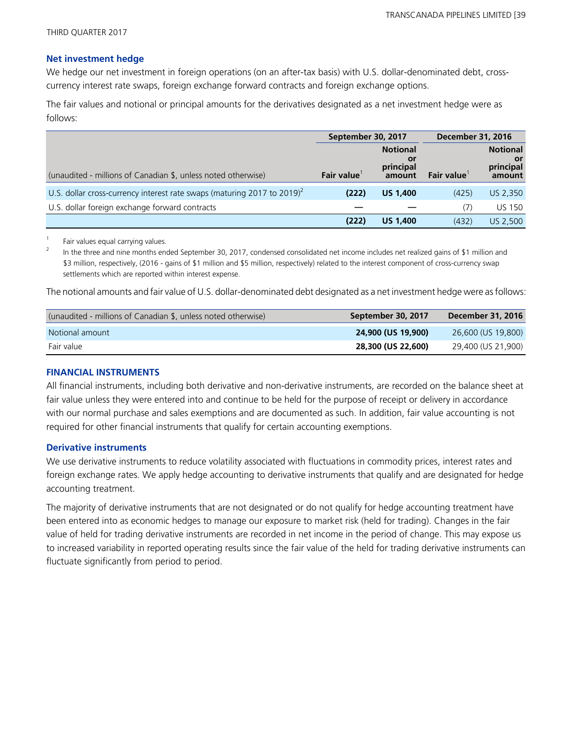### Net investment hedge

We hedge our net investment in foreign operations (on an after-tax basis) with U.S. dollar-denominated debt, cross-currency interest rate swaps, foreign exchange forward contracts and foreign exchange options.

The fair values and notional or principal amounts for the derivatives designated as a net investment hedge were as follows:

| (unaudited - millions of Canadian $, unless noted otherwise) | September 30, 2017 | | December 31, 2016 | |
|---|---|---|---|---|
| | **Fair value**[1] | **Notional or principal amount** | **Fair value**[1] | **Notional or principal amount** |
| U.S. dollar cross-currency interest rate swaps (maturing 2017 to 2019)[2] | **(222)** | **US 1,400** | (425) | US 2,350 |
| U.S. dollar foreign exchange forward contracts | **—** | **—** | (7) | US 150 |
| | **(222)** | **US 1,400** | (432) | US 2,500 |

1 Fair values equal carrying values.

2 In the three and nine months ended September 30, 2017, condensed consolidated net income includes net realized gains of $1 million and $3 million, respectively, (2016 - gains of $1 million and $5 million, respectively) related to the interest component of cross-currency swap settlements which are reported within interest expense.

The notional amounts and fair value of U.S. dollar-denominated debt designated as a net investment hedge were as follows:

| (unaudited - millions of Canadian $, unless noted otherwise) | September 30, 2017 | December 31, 2016 |
|---|---|---|
| Notional amount | **24,900 (US 19,900)** | 26,600 (US 19,800) |
| Fair value | **28,300 (US 22,600)** | 29,400 (US 21,900) |

### FINANCIAL INSTRUMENTS

All financial instruments, including both derivative and non-derivative instruments, are recorded on the balance sheet at fair value unless they were entered into and continue to be held for the purpose of receipt or delivery in accordance with our normal purchase and sales exemptions and are documented as such. In addition, fair value accounting is not required for other financial instruments that qualify for certain accounting exemptions.

### Derivative instruments

We use derivative instruments to reduce volatility associated with fluctuations in commodity prices, interest rates and foreign exchange rates. We apply hedge accounting to derivative instruments that qualify and are designated for hedge accounting treatment.

The majority of derivative instruments that are not designated or do not qualify for hedge accounting treatment have been entered into as economic hedges to manage our exposure to market risk (held for trading). Changes in the fair value of held for trading derivative instruments are recorded in net income in the period of change. This may expose us to increased variability in reported operating results since the fair value of the held for trading derivative instruments can fluctuate significantly from period to period.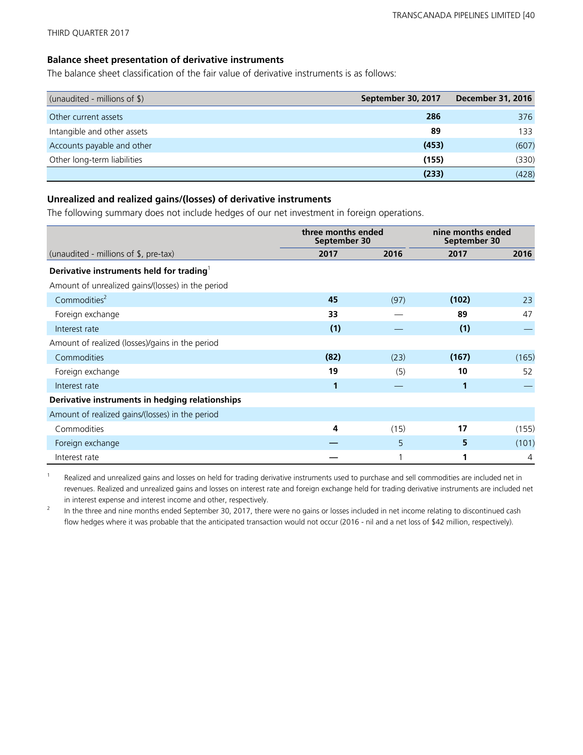### Balance sheet presentation of derivative instruments

The balance sheet classification of the fair value of derivative instruments is as follows:

| (unaudited - millions of $) | September 30, 2017 | December 31, 2016 |
|---|---|---|
| Other current assets | **286** | 376 |
| Intangible and other assets | **89** | 133 |
| Accounts payable and other | **(453)** | (607) |
| Other long-term liabilities | **(155)** | (330) |
| | **(233)** | (428) |

### Unrealized and realized gains/(losses) of derivative instruments

The following summary does not include hedges of our net investment in foreign operations.

| | three months ended September 30 | | nine months ended September 30 | |
|---|---|---|---|---|
| (unaudited - millions of $, pre-tax) | **2017** | 2016 | **2017** | 2016 |
| **Derivative instruments held for trading**[1] | | | | |
| Amount of unrealized gains/(losses) in the period | | | | |
| Commodities[2] | **45** | (97) | **(102)** | 23 |
| Foreign exchange | **33** | — | **89** | 47 |
| Interest rate | **(1)** | — | **(1)** | — |
| Amount of realized (losses)/gains in the period | | | | |
| Commodities | **(82)** | (23) | **(167)** | (165) |
| Foreign exchange | **19** | (5) | **10** | 52 |
| Interest rate | **1** | — | **1** | — |
| **Derivative instruments in hedging relationships** | | | | |
| Amount of realized gains/(losses) in the period | | | | |
| Commodities | **4** | (15) | **17** | (155) |
| Foreign exchange | **—** | 5 | **5** | (101) |
| Interest rate | **—** | 1 | **1** | 4 |

1. Realized and unrealized gains and losses on held for trading derivative instruments used to purchase and sell commodities are included net in revenues. Realized and unrealized gains and losses on interest rate and foreign exchange held for trading derivative instruments are included net in interest expense and interest income and other, respectively.
2. In the three and nine months ended September 30, 2017, there were no gains or losses included in net income relating to discontinued cash flow hedges where it was probable that the anticipated transaction would not occur (2016 - nil and a net loss of $42 million, respectively).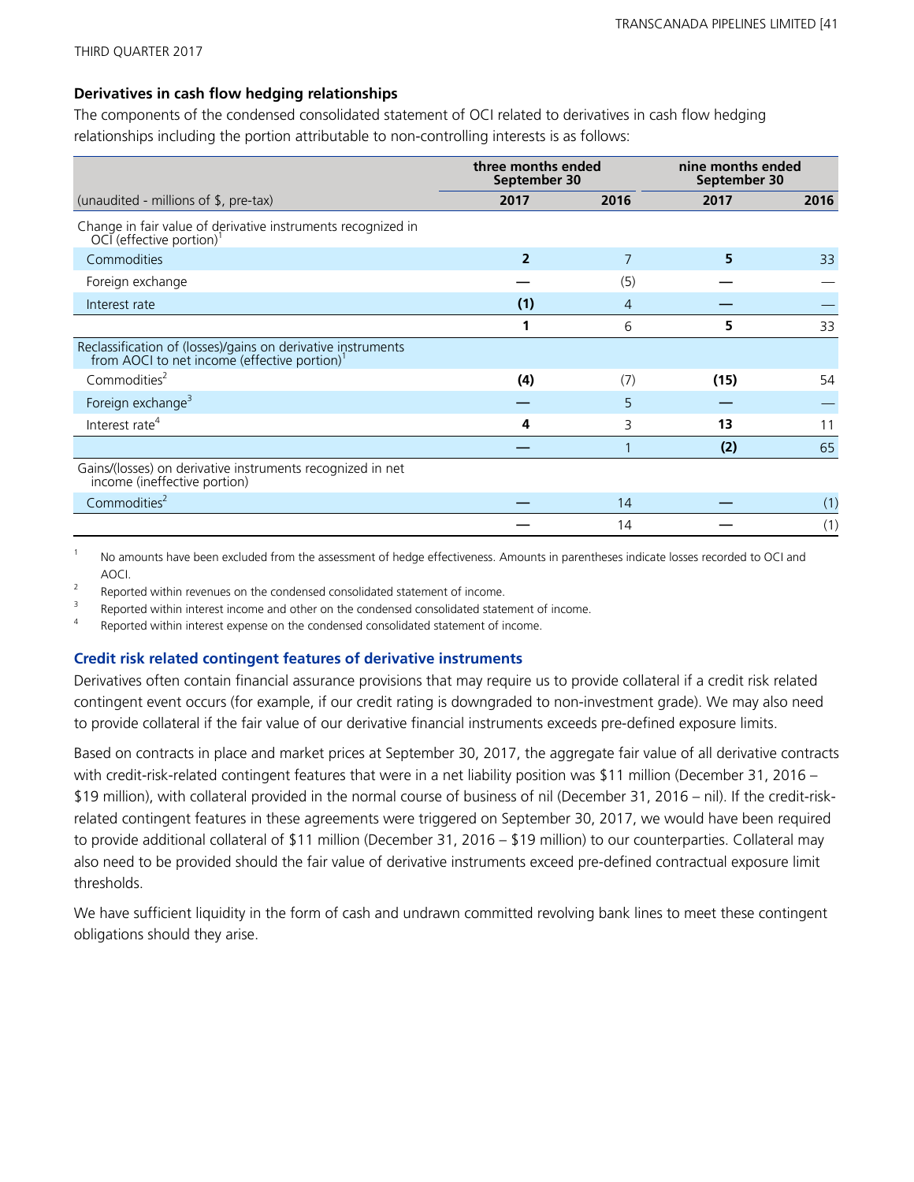### Derivatives in cash flow hedging relationships

The components of the condensed consolidated statement of OCI related to derivatives in cash flow hedging relationships including the portion attributable to non-controlling interests is as follows:

| | three months ended September 30 | | nine months ended September 30 | |
|---|---|---|---|---|
| (unaudited - millions of $, pre-tax) | **2017** | 2016 | **2017** | 2016 |
| Change in fair value of derivative instruments recognized in OCI (effective portion)[1] | | | | |
| Commodities | **2** | 7 | **5** | 33 |
| Foreign exchange | **—** | (5) | **—** | — |
| Interest rate | **(1)** | 4 | **—** | — |
| | **1** | 6 | **5** | 33 |
| Reclassification of (losses)/gains on derivative instruments from AOCI to net income (effective portion)[1] | | | | |
| Commodities[2] | **(4)** | (7) | **(15)** | 54 |
| Foreign exchange[3] | **—** | 5 | **—** | — |
| Interest rate[4] | **4** | 3 | **13** | 11 |
| | **—** | 1 | **(2)** | 65 |
| Gains/(losses) on derivative instruments recognized in net income (ineffective portion) | | | | |
| Commodities[2] | **—** | 14 | **—** | (1) |
| | **—** | 14 | **—** | (1) |

1 No amounts have been excluded from the assessment of hedge effectiveness. Amounts in parentheses indicate losses recorded to OCI and AOCI.

2 Reported within revenues on the condensed consolidated statement of income.

3 Reported within interest income and other on the condensed consolidated statement of income.

4 Reported within interest expense on the condensed consolidated statement of income.

### Credit risk related contingent features of derivative instruments

Derivatives often contain financial assurance provisions that may require us to provide collateral if a credit risk related contingent event occurs (for example, if our credit rating is downgraded to non-investment grade). We may also need to provide collateral if the fair value of our derivative financial instruments exceeds pre-defined exposure limits.

Based on contracts in place and market prices at September 30, 2017, the aggregate fair value of all derivative contracts with credit-risk-related contingent features that were in a net liability position was $11 million (December 31, 2016 – $19 million), with collateral provided in the normal course of business of nil (December 31, 2016 – nil). If the credit-risk-related contingent features in these agreements were triggered on September 30, 2017, we would have been required to provide additional collateral of $11 million (December 31, 2016 – $19 million) to our counterparties. Collateral may also need to be provided should the fair value of derivative instruments exceed pre-defined contractual exposure limit thresholds.

We have sufficient liquidity in the form of cash and undrawn committed revolving bank lines to meet these contingent obligations should they arise.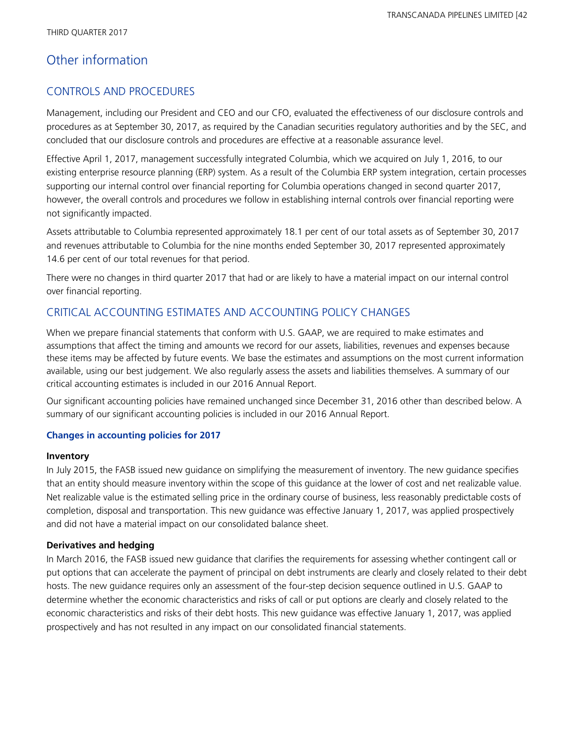# Other information

## CONTROLS AND PROCEDURES

Management, including our President and CEO and our CFO, evaluated the effectiveness of our disclosure controls and procedures as at September 30, 2017, as required by the Canadian securities regulatory authorities and by the SEC, and concluded that our disclosure controls and procedures are effective at a reasonable assurance level.

Effective April 1, 2017, management successfully integrated Columbia, which we acquired on July 1, 2016, to our existing enterprise resource planning (ERP) system. As a result of the Columbia ERP system integration, certain processes supporting our internal control over financial reporting for Columbia operations changed in second quarter 2017, however, the overall controls and procedures we follow in establishing internal controls over financial reporting were not significantly impacted.

Assets attributable to Columbia represented approximately 18.1 per cent of our total assets as of September 30, 2017 and revenues attributable to Columbia for the nine months ended September 30, 2017 represented approximately 14.6 per cent of our total revenues for that period.

There were no changes in third quarter 2017 that had or are likely to have a material impact on our internal control over financial reporting.

## CRITICAL ACCOUNTING ESTIMATES AND ACCOUNTING POLICY CHANGES

When we prepare financial statements that conform with U.S. GAAP, we are required to make estimates and assumptions that affect the timing and amounts we record for our assets, liabilities, revenues and expenses because these items may be affected by future events. We base the estimates and assumptions on the most current information available, using our best judgement. We also regularly assess the assets and liabilities themselves. A summary of our critical accounting estimates is included in our 2016 Annual Report.

Our significant accounting policies have remained unchanged since December 31, 2016 other than described below. A summary of our significant accounting policies is included in our 2016 Annual Report.

### Changes in accounting policies for 2017

**Inventory**

In July 2015, the FASB issued new guidance on simplifying the measurement of inventory. The new guidance specifies that an entity should measure inventory within the scope of this guidance at the lower of cost and net realizable value. Net realizable value is the estimated selling price in the ordinary course of business, less reasonably predictable costs of completion, disposal and transportation. This new guidance was effective January 1, 2017, was applied prospectively and did not have a material impact on our consolidated balance sheet.

**Derivatives and hedging**

In March 2016, the FASB issued new guidance that clarifies the requirements for assessing whether contingent call or put options that can accelerate the payment of principal on debt instruments are clearly and closely related to their debt hosts. The new guidance requires only an assessment of the four-step decision sequence outlined in U.S. GAAP to determine whether the economic characteristics and risks of call or put options are clearly and closely related to the economic characteristics and risks of their debt hosts. This new guidance was effective January 1, 2017, was applied prospectively and has not resulted in any impact on our consolidated financial statements.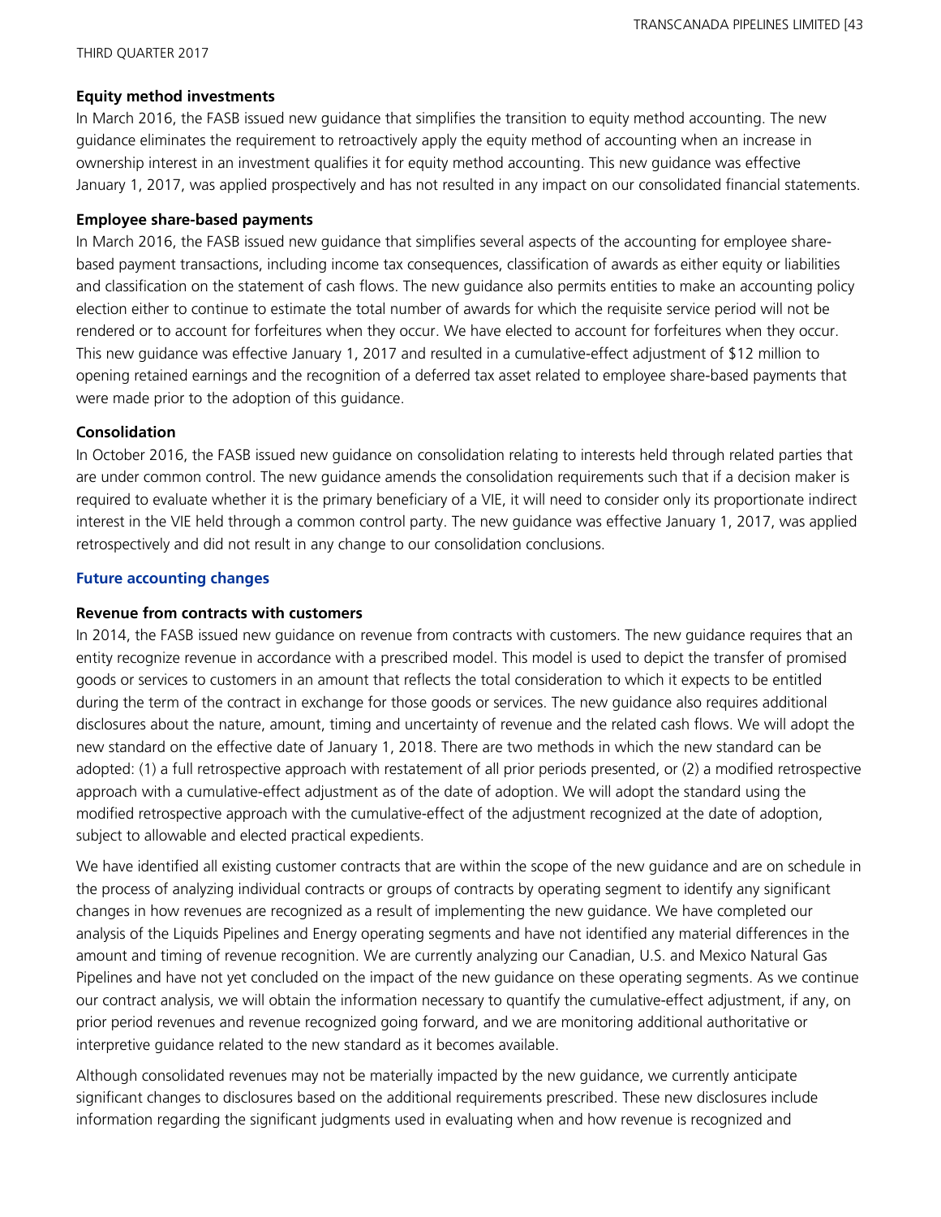**Equity method investments**

In March 2016, the FASB issued new guidance that simplifies the transition to equity method accounting. The new guidance eliminates the requirement to retroactively apply the equity method of accounting when an increase in ownership interest in an investment qualifies it for equity method accounting. This new guidance was effective January 1, 2017, was applied prospectively and has not resulted in any impact on our consolidated financial statements.

**Employee share-based payments**

In March 2016, the FASB issued new guidance that simplifies several aspects of the accounting for employee share-based payment transactions, including income tax consequences, classification of awards as either equity or liabilities and classification on the statement of cash flows. The new guidance also permits entities to make an accounting policy election either to continue to estimate the total number of awards for which the requisite service period will not be rendered or to account for forfeitures when they occur. We have elected to account for forfeitures when they occur. This new guidance was effective January 1, 2017 and resulted in a cumulative-effect adjustment of $12 million to opening retained earnings and the recognition of a deferred tax asset related to employee share-based payments that were made prior to the adoption of this guidance.

**Consolidation**

In October 2016, the FASB issued new guidance on consolidation relating to interests held through related parties that are under common control. The new guidance amends the consolidation requirements such that if a decision maker is required to evaluate whether it is the primary beneficiary of a VIE, it will need to consider only its proportionate indirect interest in the VIE held through a common control party. The new guidance was effective January 1, 2017, was applied retrospectively and did not result in any change to our consolidation conclusions.

## Future accounting changes

**Revenue from contracts with customers**

In 2014, the FASB issued new guidance on revenue from contracts with customers. The new guidance requires that an entity recognize revenue in accordance with a prescribed model. This model is used to depict the transfer of promised goods or services to customers in an amount that reflects the total consideration to which it expects to be entitled during the term of the contract in exchange for those goods or services. The new guidance also requires additional disclosures about the nature, amount, timing and uncertainty of revenue and the related cash flows. We will adopt the new standard on the effective date of January 1, 2018. There are two methods in which the new standard can be adopted: (1) a full retrospective approach with restatement of all prior periods presented, or (2) a modified retrospective approach with a cumulative-effect adjustment as of the date of adoption. We will adopt the standard using the modified retrospective approach with the cumulative-effect of the adjustment recognized at the date of adoption, subject to allowable and elected practical expedients.

We have identified all existing customer contracts that are within the scope of the new guidance and are on schedule in the process of analyzing individual contracts or groups of contracts by operating segment to identify any significant changes in how revenues are recognized as a result of implementing the new guidance. We have completed our analysis of the Liquids Pipelines and Energy operating segments and have not identified any material differences in the amount and timing of revenue recognition. We are currently analyzing our Canadian, U.S. and Mexico Natural Gas Pipelines and have not yet concluded on the impact of the new guidance on these operating segments. As we continue our contract analysis, we will obtain the information necessary to quantify the cumulative-effect adjustment, if any, on prior period revenues and revenue recognized going forward, and we are monitoring additional authoritative or interpretive guidance related to the new standard as it becomes available.

Although consolidated revenues may not be materially impacted by the new guidance, we currently anticipate significant changes to disclosures based on the additional requirements prescribed. These new disclosures include information regarding the significant judgments used in evaluating when and how revenue is recognized and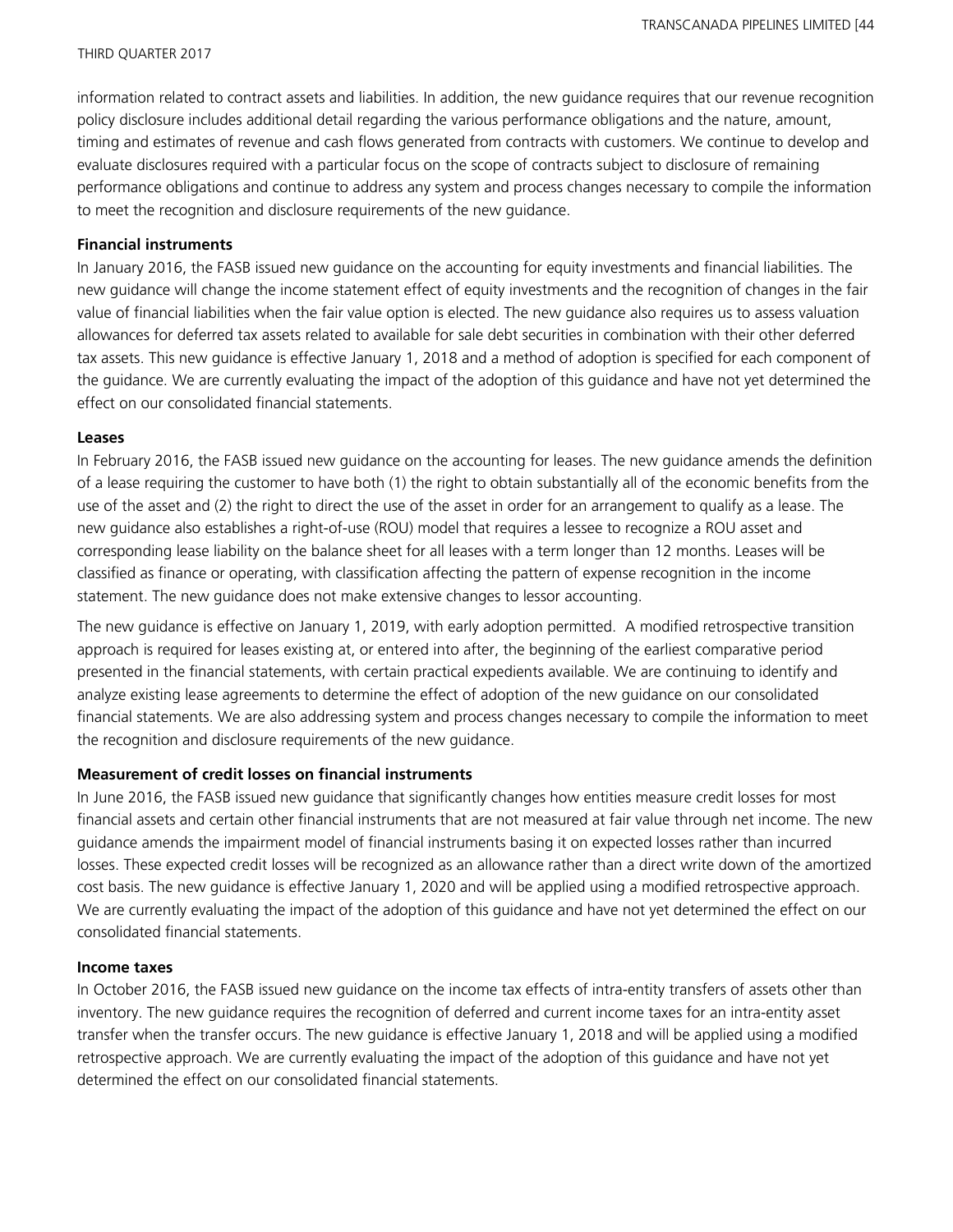information related to contract assets and liabilities. In addition, the new guidance requires that our revenue recognition policy disclosure includes additional detail regarding the various performance obligations and the nature, amount, timing and estimates of revenue and cash flows generated from contracts with customers. We continue to develop and evaluate disclosures required with a particular focus on the scope of contracts subject to disclosure of remaining performance obligations and continue to address any system and process changes necessary to compile the information to meet the recognition and disclosure requirements of the new guidance.

**Financial instruments**

In January 2016, the FASB issued new guidance on the accounting for equity investments and financial liabilities. The new guidance will change the income statement effect of equity investments and the recognition of changes in the fair value of financial liabilities when the fair value option is elected. The new guidance also requires us to assess valuation allowances for deferred tax assets related to available for sale debt securities in combination with their other deferred tax assets. This new guidance is effective January 1, 2018 and a method of adoption is specified for each component of the guidance. We are currently evaluating the impact of the adoption of this guidance and have not yet determined the effect on our consolidated financial statements.

**Leases**

In February 2016, the FASB issued new guidance on the accounting for leases. The new guidance amends the definition of a lease requiring the customer to have both (1) the right to obtain substantially all of the economic benefits from the use of the asset and (2) the right to direct the use of the asset in order for an arrangement to qualify as a lease. The new guidance also establishes a right-of-use (ROU) model that requires a lessee to recognize a ROU asset and corresponding lease liability on the balance sheet for all leases with a term longer than 12 months. Leases will be classified as finance or operating, with classification affecting the pattern of expense recognition in the income statement. The new guidance does not make extensive changes to lessor accounting.

The new guidance is effective on January 1, 2019, with early adoption permitted. A modified retrospective transition approach is required for leases existing at, or entered into after, the beginning of the earliest comparative period presented in the financial statements, with certain practical expedients available. We are continuing to identify and analyze existing lease agreements to determine the effect of adoption of the new guidance on our consolidated financial statements. We are also addressing system and process changes necessary to compile the information to meet the recognition and disclosure requirements of the new guidance.

**Measurement of credit losses on financial instruments**

In June 2016, the FASB issued new guidance that significantly changes how entities measure credit losses for most financial assets and certain other financial instruments that are not measured at fair value through net income. The new guidance amends the impairment model of financial instruments basing it on expected losses rather than incurred losses. These expected credit losses will be recognized as an allowance rather than a direct write down of the amortized cost basis. The new guidance is effective January 1, 2020 and will be applied using a modified retrospective approach. We are currently evaluating the impact of the adoption of this guidance and have not yet determined the effect on our consolidated financial statements.

**Income taxes**

In October 2016, the FASB issued new guidance on the income tax effects of intra-entity transfers of assets other than inventory. The new guidance requires the recognition of deferred and current income taxes for an intra-entity asset transfer when the transfer occurs. The new guidance is effective January 1, 2018 and will be applied using a modified retrospective approach. We are currently evaluating the impact of the adoption of this guidance and have not yet determined the effect on our consolidated financial statements.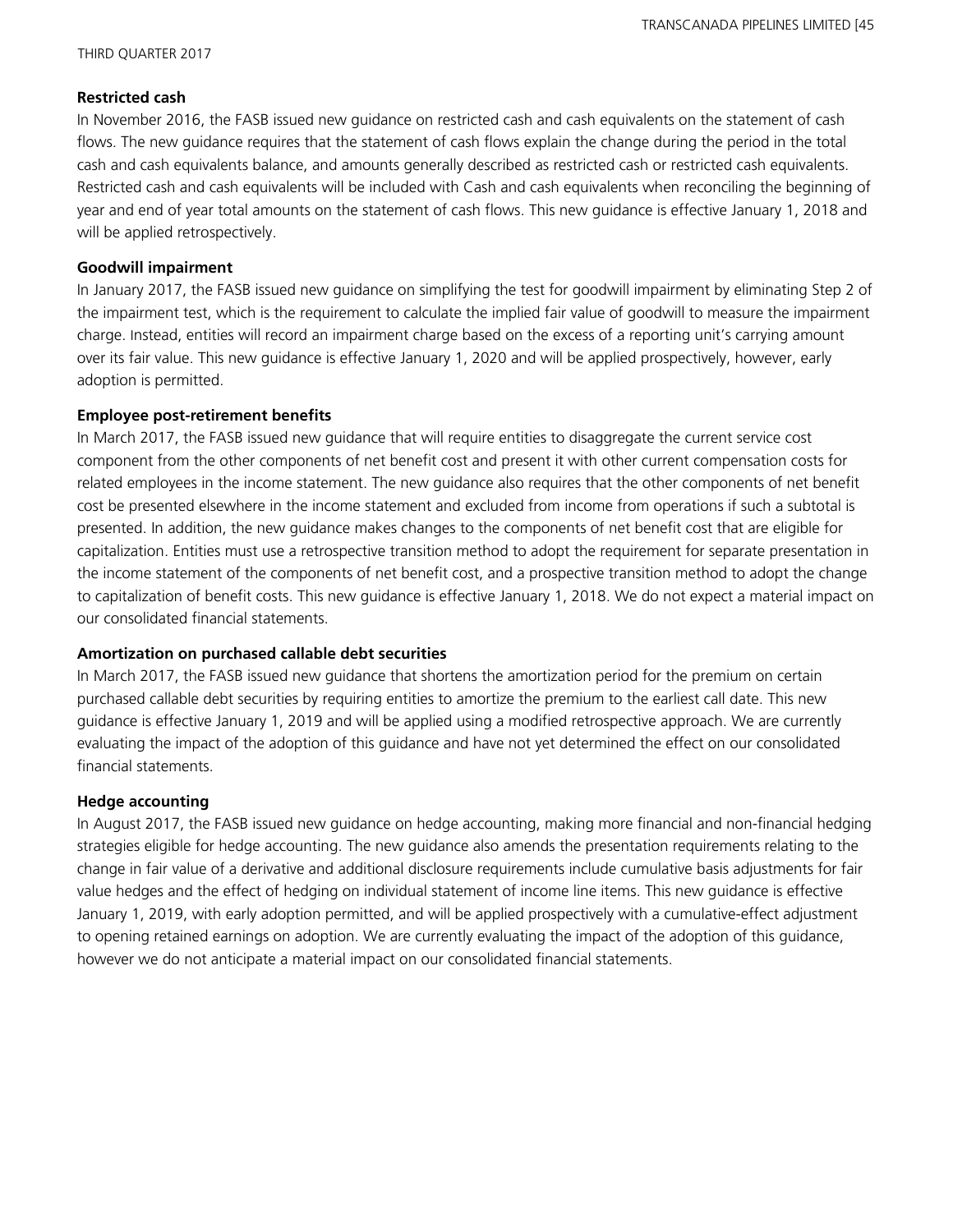**Restricted cash**

In November 2016, the FASB issued new guidance on restricted cash and cash equivalents on the statement of cash flows. The new guidance requires that the statement of cash flows explain the change during the period in the total cash and cash equivalents balance, and amounts generally described as restricted cash or restricted cash equivalents. Restricted cash and cash equivalents will be included with Cash and cash equivalents when reconciling the beginning of year and end of year total amounts on the statement of cash flows. This new guidance is effective January 1, 2018 and will be applied retrospectively.

**Goodwill impairment**

In January 2017, the FASB issued new guidance on simplifying the test for goodwill impairment by eliminating Step 2 of the impairment test, which is the requirement to calculate the implied fair value of goodwill to measure the impairment charge. Instead, entities will record an impairment charge based on the excess of a reporting unit's carrying amount over its fair value. This new guidance is effective January 1, 2020 and will be applied prospectively, however, early adoption is permitted.

**Employee post-retirement benefits**

In March 2017, the FASB issued new guidance that will require entities to disaggregate the current service cost component from the other components of net benefit cost and present it with other current compensation costs for related employees in the income statement. The new guidance also requires that the other components of net benefit cost be presented elsewhere in the income statement and excluded from income from operations if such a subtotal is presented. In addition, the new guidance makes changes to the components of net benefit cost that are eligible for capitalization. Entities must use a retrospective transition method to adopt the requirement for separate presentation in the income statement of the components of net benefit cost, and a prospective transition method to adopt the change to capitalization of benefit costs. This new guidance is effective January 1, 2018. We do not expect a material impact on our consolidated financial statements.

**Amortization on purchased callable debt securities**

In March 2017, the FASB issued new guidance that shortens the amortization period for the premium on certain purchased callable debt securities by requiring entities to amortize the premium to the earliest call date. This new guidance is effective January 1, 2019 and will be applied using a modified retrospective approach. We are currently evaluating the impact of the adoption of this guidance and have not yet determined the effect on our consolidated financial statements.

**Hedge accounting**

In August 2017, the FASB issued new guidance on hedge accounting, making more financial and non-financial hedging strategies eligible for hedge accounting. The new guidance also amends the presentation requirements relating to the change in fair value of a derivative and additional disclosure requirements include cumulative basis adjustments for fair value hedges and the effect of hedging on individual statement of income line items. This new guidance is effective January 1, 2019, with early adoption permitted, and will be applied prospectively with a cumulative-effect adjustment to opening retained earnings on adoption. We are currently evaluating the impact of the adoption of this guidance, however we do not anticipate a material impact on our consolidated financial statements.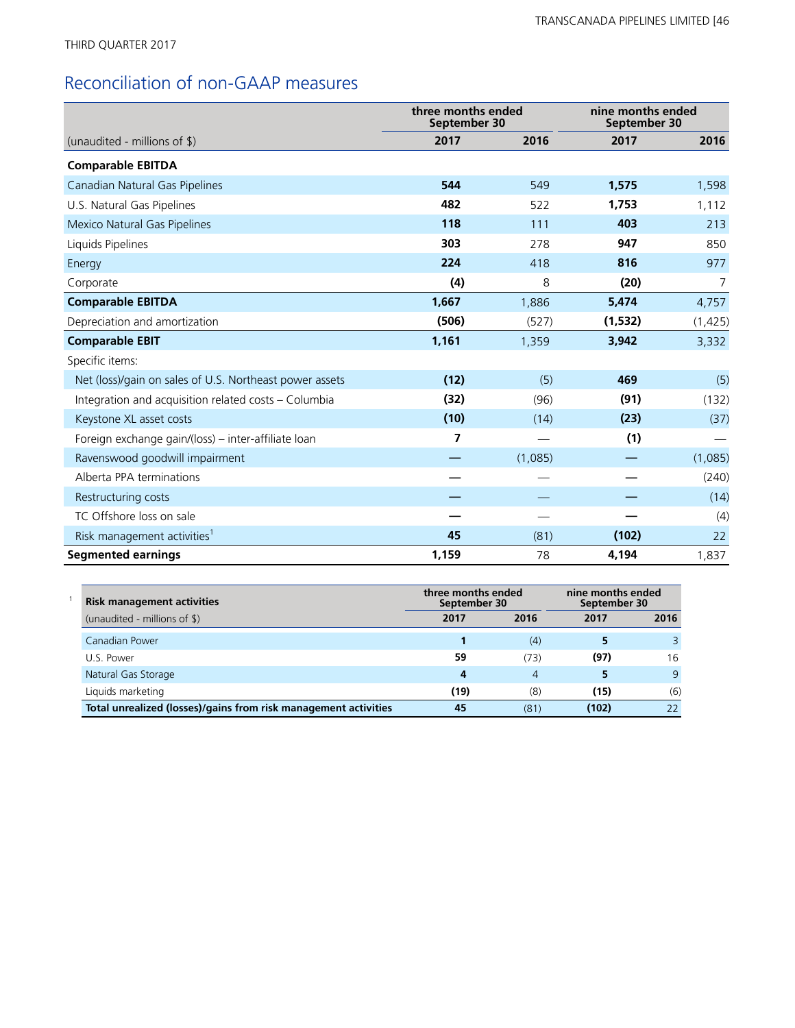## Reconciliation of non-GAAP measures

| (unaudited - millions of $) | three months ended September 30 | | nine months ended September 30 | |
|---|---|---|---|---|
| | **2017** | **2016** | **2017** | **2016** |
| **Comparable EBITDA** | | | | |
| Canadian Natural Gas Pipelines | **544** | 549 | **1,575** | 1,598 |
| U.S. Natural Gas Pipelines | **482** | 522 | **1,753** | 1,112 |
| Mexico Natural Gas Pipelines | **118** | 111 | **403** | 213 |
| Liquids Pipelines | **303** | 278 | **947** | 850 |
| Energy | **224** | 418 | **816** | 977 |
| Corporate | **(4)** | 8 | **(20)** | 7 |
| **Comparable EBITDA** | **1,667** | 1,886 | **5,474** | 4,757 |
| Depreciation and amortization | **(506)** | (527) | **(1,532)** | (1,425) |
| **Comparable EBIT** | **1,161** | 1,359 | **3,942** | 3,332 |
| Specific items: | | | | |
| Net (loss)/gain on sales of U.S. Northeast power assets | **(12)** | (5) | **469** | (5) |
| Integration and acquisition related costs – Columbia | **(32)** | (96) | **(91)** | (132) |
| Keystone XL asset costs | **(10)** | (14) | **(23)** | (37) |
| Foreign exchange gain/(loss) – inter-affiliate loan | **7** | — | **(1)** | — |
| Ravenswood goodwill impairment | **—** | (1,085) | **—** | (1,085) |
| Alberta PPA terminations | **—** | — | **—** | (240) |
| Restructuring costs | **—** | — | **—** | (14) |
| TC Offshore loss on sale | **—** | — | **—** | (4) |
| Risk management activities[1] | **45** | (81) | **(102)** | 22 |
| **Segmented earnings** | **1,159** | 78 | **4,194** | 1,837 |

1

| **Risk management activities** (unaudited - millions of $) | three months ended September 30 | | nine months ended September 30 | |
|---|---|---|---|---|
| | **2017** | **2016** | **2017** | **2016** |
| Canadian Power | **1** | (4) | **5** | 3 |
| U.S. Power | **59** | (73) | **(97)** | 16 |
| Natural Gas Storage | **4** | 4 | **5** | 9 |
| Liquids marketing | **(19)** | (8) | **(15)** | (6) |
| **Total unrealized (losses)/gains from risk management activities** | **45** | (81) | **(102)** | 22 |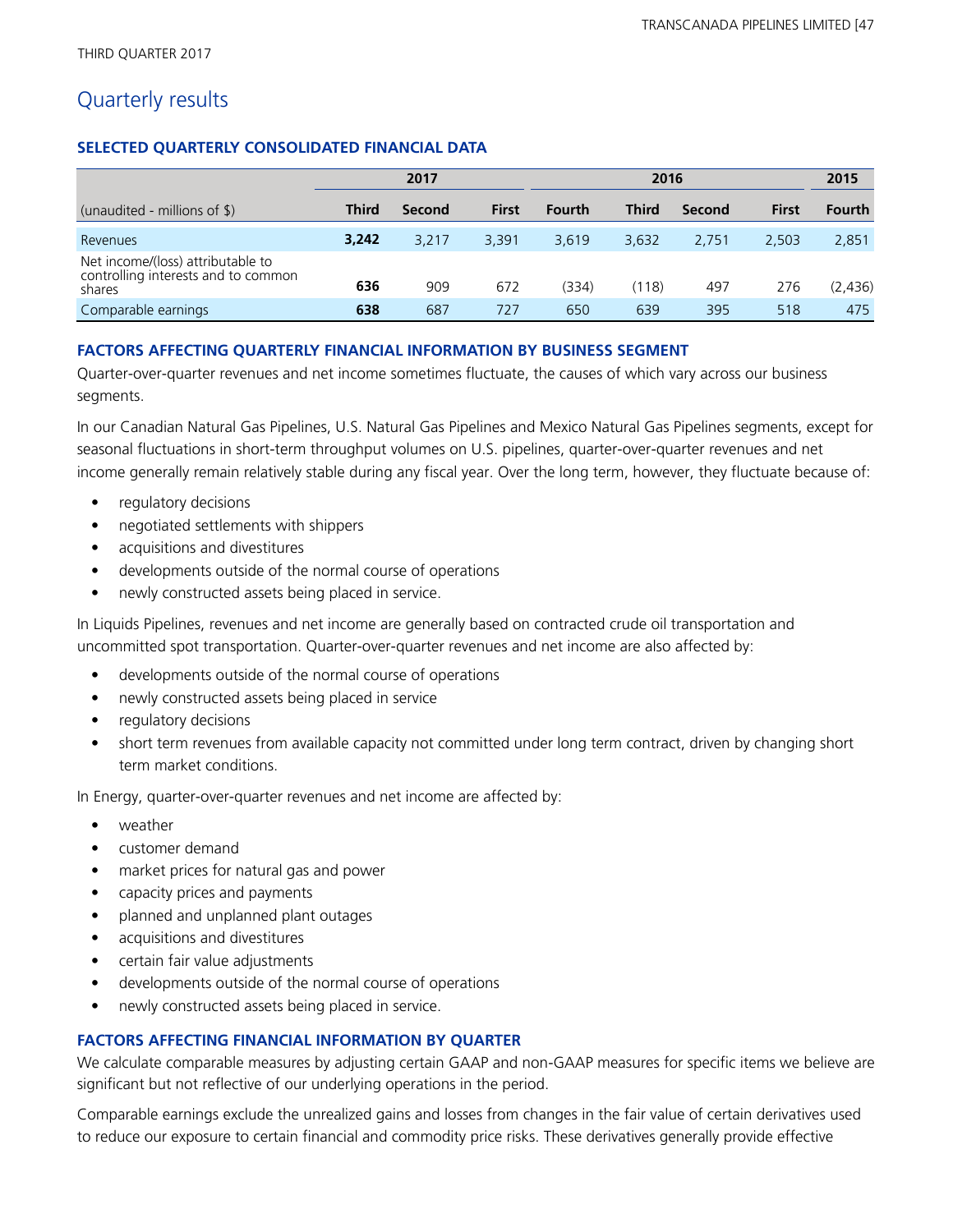# Quarterly results

### SELECTED QUARTERLY CONSOLIDATED FINANCIAL DATA

| | 2017 | | | 2016 | | | | 2015 |
|---|---|---|---|---|---|---|---|---|
| (unaudited - millions of $) | **Third** | **Second** | **First** | **Fourth** | **Third** | **Second** | **First** | **Fourth** |
| Revenues | **3,242** | 3,217 | 3,391 | 3,619 | 3,632 | 2,751 | 2,503 | 2,851 |
| Net income/(loss) attributable to controlling interests and to common shares | **636** | 909 | 672 | (334) | (118) | 497 | 276 | (2,436) |
| Comparable earnings | **638** | 687 | 727 | 650 | 639 | 395 | 518 | 475 |

### FACTORS AFFECTING QUARTERLY FINANCIAL INFORMATION BY BUSINESS SEGMENT

Quarter-over-quarter revenues and net income sometimes fluctuate, the causes of which vary across our business segments.

In our Canadian Natural Gas Pipelines, U.S. Natural Gas Pipelines and Mexico Natural Gas Pipelines segments, except for seasonal fluctuations in short-term throughput volumes on U.S. pipelines, quarter-over-quarter revenues and net income generally remain relatively stable during any fiscal year. Over the long term, however, they fluctuate because of:

- regulatory decisions
- negotiated settlements with shippers
- acquisitions and divestitures
- developments outside of the normal course of operations
- newly constructed assets being placed in service.

In Liquids Pipelines, revenues and net income are generally based on contracted crude oil transportation and uncommitted spot transportation. Quarter-over-quarter revenues and net income are also affected by:

- developments outside of the normal course of operations
- newly constructed assets being placed in service
- regulatory decisions
- short term revenues from available capacity not committed under long term contract, driven by changing short term market conditions.

In Energy, quarter-over-quarter revenues and net income are affected by:

- weather
- customer demand
- market prices for natural gas and power
- capacity prices and payments
- planned and unplanned plant outages
- acquisitions and divestitures
- certain fair value adjustments
- developments outside of the normal course of operations
- newly constructed assets being placed in service.

### FACTORS AFFECTING FINANCIAL INFORMATION BY QUARTER

We calculate comparable measures by adjusting certain GAAP and non-GAAP measures for specific items we believe are significant but not reflective of our underlying operations in the period.

Comparable earnings exclude the unrealized gains and losses from changes in the fair value of certain derivatives used to reduce our exposure to certain financial and commodity price risks. These derivatives generally provide effective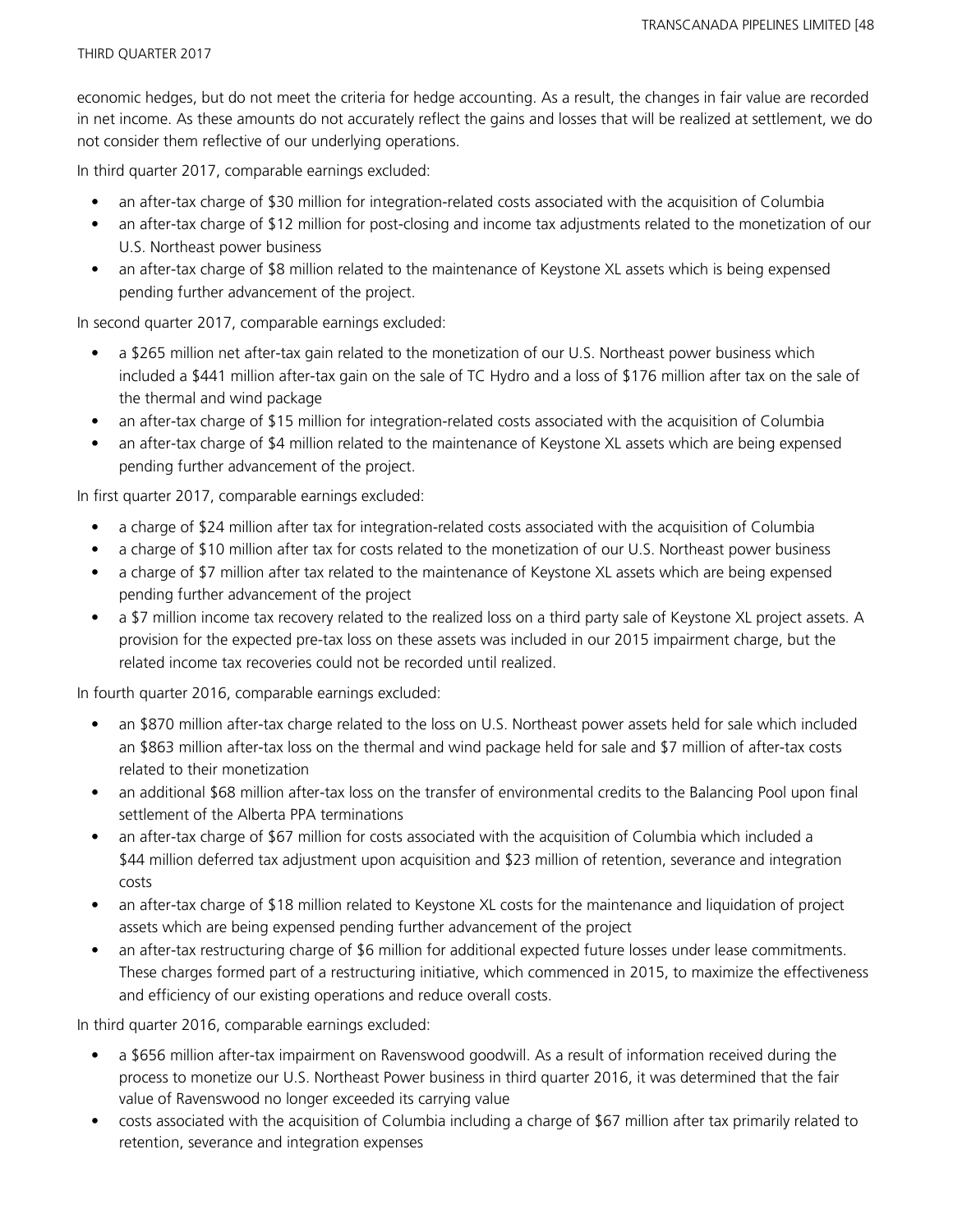economic hedges, but do not meet the criteria for hedge accounting. As a result, the changes in fair value are recorded in net income. As these amounts do not accurately reflect the gains and losses that will be realized at settlement, we do not consider them reflective of our underlying operations.

In third quarter 2017, comparable earnings excluded:

- an after-tax charge of $30 million for integration-related costs associated with the acquisition of Columbia
- an after-tax charge of $12 million for post-closing and income tax adjustments related to the monetization of our U.S. Northeast power business
- an after-tax charge of $8 million related to the maintenance of Keystone XL assets which is being expensed pending further advancement of the project.

In second quarter 2017, comparable earnings excluded:

- a $265 million net after-tax gain related to the monetization of our U.S. Northeast power business which included a $441 million after-tax gain on the sale of TC Hydro and a loss of $176 million after tax on the sale of the thermal and wind package
- an after-tax charge of $15 million for integration-related costs associated with the acquisition of Columbia
- an after-tax charge of $4 million related to the maintenance of Keystone XL assets which are being expensed pending further advancement of the project.

In first quarter 2017, comparable earnings excluded:

- a charge of $24 million after tax for integration-related costs associated with the acquisition of Columbia
- a charge of $10 million after tax for costs related to the monetization of our U.S. Northeast power business
- a charge of $7 million after tax related to the maintenance of Keystone XL assets which are being expensed pending further advancement of the project
- a $7 million income tax recovery related to the realized loss on a third party sale of Keystone XL project assets. A provision for the expected pre-tax loss on these assets was included in our 2015 impairment charge, but the related income tax recoveries could not be recorded until realized.

In fourth quarter 2016, comparable earnings excluded:

- an $870 million after-tax charge related to the loss on U.S. Northeast power assets held for sale which included an $863 million after-tax loss on the thermal and wind package held for sale and $7 million of after-tax costs related to their monetization
- an additional $68 million after-tax loss on the transfer of environmental credits to the Balancing Pool upon final settlement of the Alberta PPA terminations
- an after-tax charge of $67 million for costs associated with the acquisition of Columbia which included a $44 million deferred tax adjustment upon acquisition and $23 million of retention, severance and integration costs
- an after-tax charge of $18 million related to Keystone XL costs for the maintenance and liquidation of project assets which are being expensed pending further advancement of the project
- an after-tax restructuring charge of $6 million for additional expected future losses under lease commitments. These charges formed part of a restructuring initiative, which commenced in 2015, to maximize the effectiveness and efficiency of our existing operations and reduce overall costs.

In third quarter 2016, comparable earnings excluded:

- a $656 million after-tax impairment on Ravenswood goodwill. As a result of information received during the process to monetize our U.S. Northeast Power business in third quarter 2016, it was determined that the fair value of Ravenswood no longer exceeded its carrying value
- costs associated with the acquisition of Columbia including a charge of $67 million after tax primarily related to retention, severance and integration expenses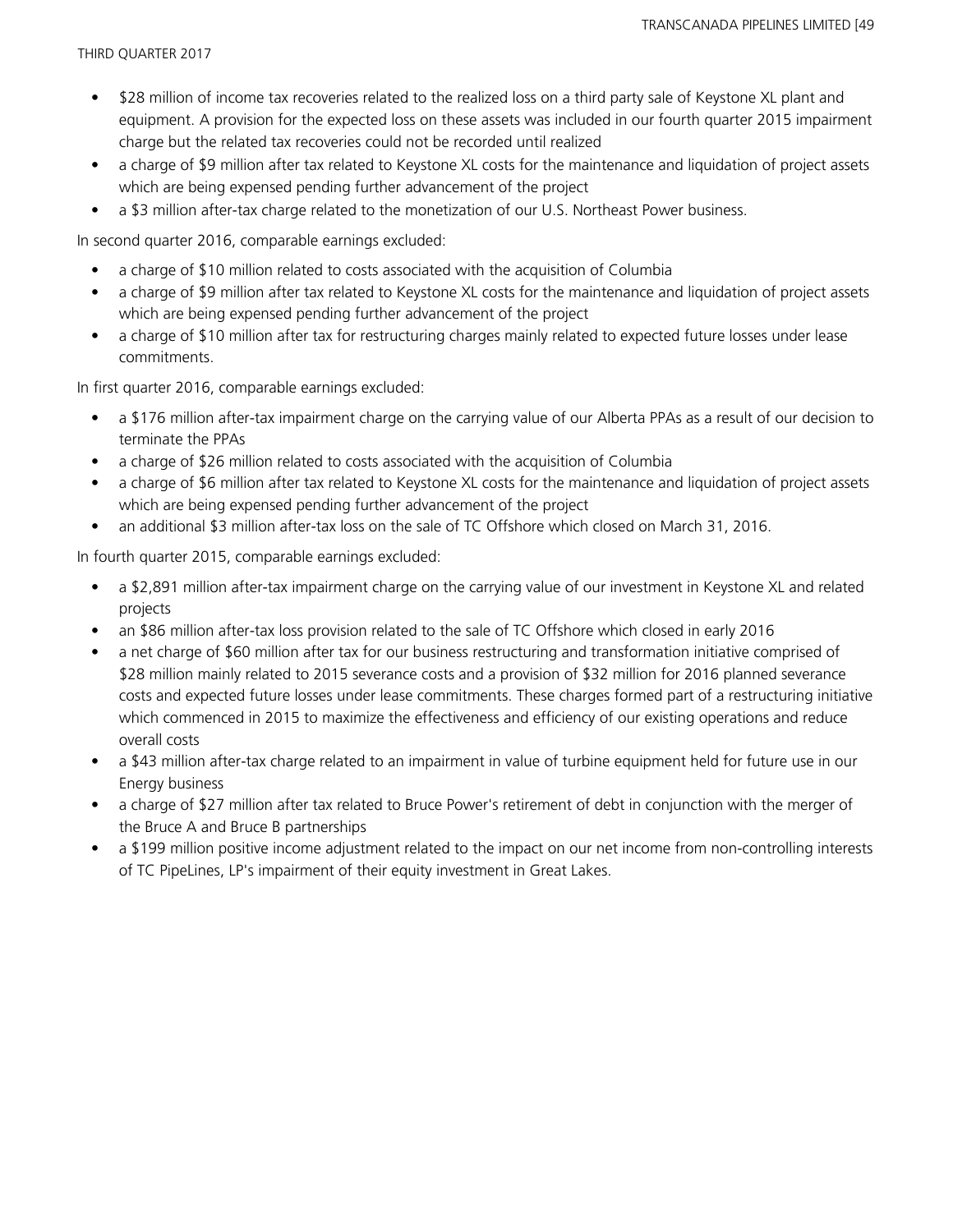- $28 million of income tax recoveries related to the realized loss on a third party sale of Keystone XL plant and equipment. A provision for the expected loss on these assets was included in our fourth quarter 2015 impairment charge but the related tax recoveries could not be recorded until realized
- a charge of $9 million after tax related to Keystone XL costs for the maintenance and liquidation of project assets which are being expensed pending further advancement of the project
- a $3 million after-tax charge related to the monetization of our U.S. Northeast Power business.

In second quarter 2016, comparable earnings excluded:

- a charge of $10 million related to costs associated with the acquisition of Columbia
- a charge of $9 million after tax related to Keystone XL costs for the maintenance and liquidation of project assets which are being expensed pending further advancement of the project
- a charge of $10 million after tax for restructuring charges mainly related to expected future losses under lease commitments.

In first quarter 2016, comparable earnings excluded:

- a $176 million after-tax impairment charge on the carrying value of our Alberta PPAs as a result of our decision to terminate the PPAs
- a charge of $26 million related to costs associated with the acquisition of Columbia
- a charge of $6 million after tax related to Keystone XL costs for the maintenance and liquidation of project assets which are being expensed pending further advancement of the project
- an additional $3 million after-tax loss on the sale of TC Offshore which closed on March 31, 2016.

In fourth quarter 2015, comparable earnings excluded:

- a $2,891 million after-tax impairment charge on the carrying value of our investment in Keystone XL and related projects
- an $86 million after-tax loss provision related to the sale of TC Offshore which closed in early 2016
- a net charge of $60 million after tax for our business restructuring and transformation initiative comprised of $28 million mainly related to 2015 severance costs and a provision of $32 million for 2016 planned severance costs and expected future losses under lease commitments. These charges formed part of a restructuring initiative which commenced in 2015 to maximize the effectiveness and efficiency of our existing operations and reduce overall costs
- a $43 million after-tax charge related to an impairment in value of turbine equipment held for future use in our Energy business
- a charge of $27 million after tax related to Bruce Power's retirement of debt in conjunction with the merger of the Bruce A and Bruce B partnerships
- a $199 million positive income adjustment related to the impact on our net income from non-controlling interests of TC PipeLines, LP's impairment of their equity investment in Great Lakes.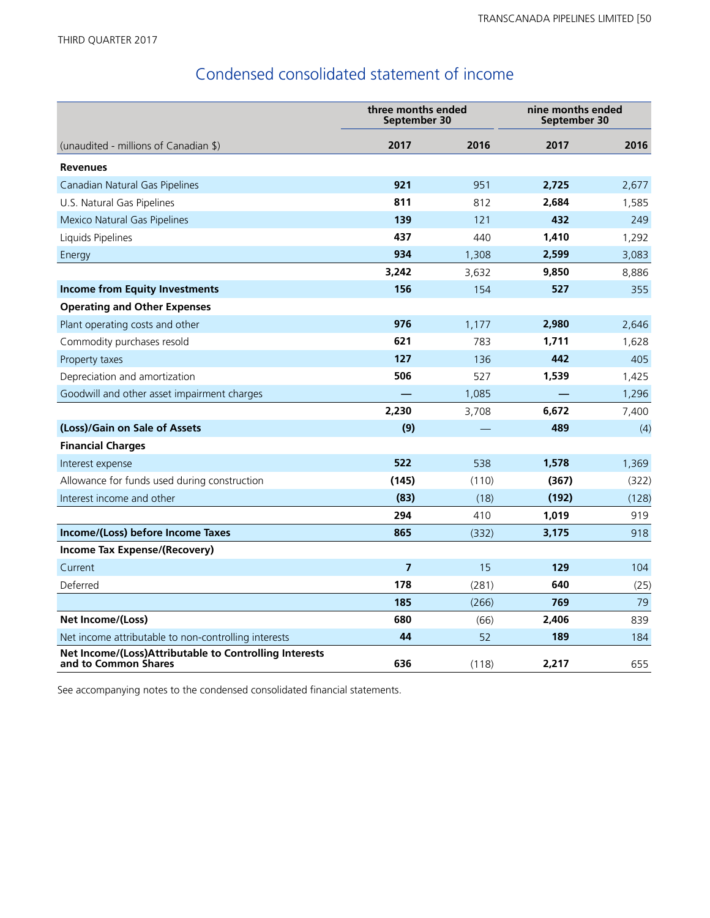THIRD QUARTER 2017

# Condensed consolidated statement of income

| | three months ended September 30 | | nine months ended September 30 | |
|---|---|---|---|---|
| (unaudited - millions of Canadian $) | **2017** | 2016 | **2017** | 2016 |
| **Revenues** | | | | |
| Canadian Natural Gas Pipelines | **921** | 951 | **2,725** | 2,677 |
| U.S. Natural Gas Pipelines | **811** | 812 | **2,684** | 1,585 |
| Mexico Natural Gas Pipelines | **139** | 121 | **432** | 249 |
| Liquids Pipelines | **437** | 440 | **1,410** | 1,292 |
| Energy | **934** | 1,308 | **2,599** | 3,083 |
| | **3,242** | 3,632 | **9,850** | 8,886 |
| **Income from Equity Investments** | **156** | 154 | **527** | 355 |
| **Operating and Other Expenses** | | | | |
| Plant operating costs and other | **976** | 1,177 | **2,980** | 2,646 |
| Commodity purchases resold | **621** | 783 | **1,711** | 1,628 |
| Property taxes | **127** | 136 | **442** | 405 |
| Depreciation and amortization | **506** | 527 | **1,539** | 1,425 |
| Goodwill and other asset impairment charges | **—** | 1,085 | **—** | 1,296 |
| | **2,230** | 3,708 | **6,672** | 7,400 |
| **(Loss)/Gain on Sale of Assets** | **(9)** | — | **489** | (4) |
| **Financial Charges** | | | | |
| Interest expense | **522** | 538 | **1,578** | 1,369 |
| Allowance for funds used during construction | **(145)** | (110) | **(367)** | (322) |
| Interest income and other | **(83)** | (18) | **(192)** | (128) |
| | **294** | 410 | **1,019** | 919 |
| **Income/(Loss) before Income Taxes** | **865** | (332) | **3,175** | 918 |
| **Income Tax Expense/(Recovery)** | | | | |
| Current | **7** | 15 | **129** | 104 |
| Deferred | **178** | (281) | **640** | (25) |
| | **185** | (266) | **769** | 79 |
| **Net Income/(Loss)** | **680** | (66) | **2,406** | 839 |
| Net income attributable to non-controlling interests | **44** | 52 | **189** | 184 |
| **Net Income/(Loss)Attributable to Controlling Interests and to Common Shares** | **636** | (118) | **2,217** | 655 |

See accompanying notes to the condensed consolidated financial statements.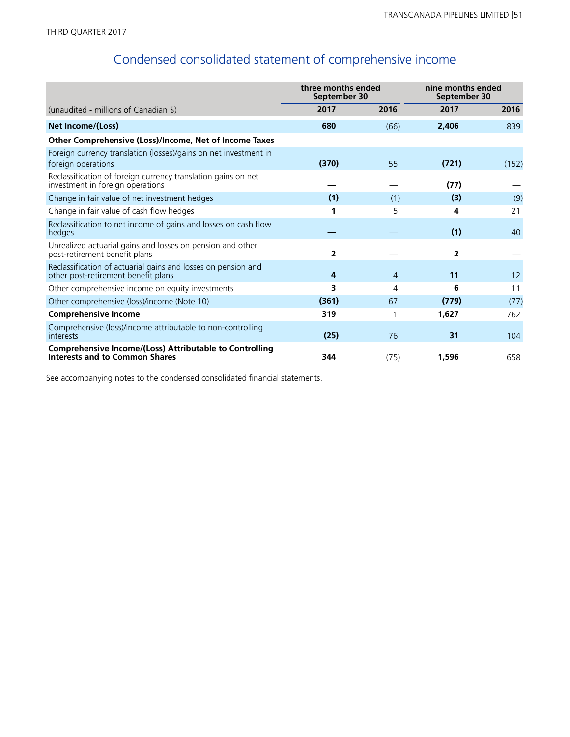THIRD QUARTER 2017

# Condensed consolidated statement of comprehensive income

| | three months ended September 30 | | nine months ended September 30 | |
|---|---|---|---|---|
| (unaudited - millions of Canadian $) | **2017** | **2016** | **2017** | **2016** |
| **Net Income/(Loss)** | **680** | (66) | **2,406** | 839 |
| **Other Comprehensive (Loss)/Income, Net of Income Taxes** | | | | |
| Foreign currency translation (losses)/gains on net investment in foreign operations | **(370)** | 55 | **(721)** | (152) |
| Reclassification of foreign currency translation gains on net investment in foreign operations | **—** | — | **(77)** | — |
| Change in fair value of net investment hedges | **(1)** | (1) | **(3)** | (9) |
| Change in fair value of cash flow hedges | **1** | 5 | **4** | 21 |
| Reclassification to net income of gains and losses on cash flow hedges | **—** | — | **(1)** | 40 |
| Unrealized actuarial gains and losses on pension and other post-retirement benefit plans | **2** | — | **2** | — |
| Reclassification of actuarial gains and losses on pension and other post-retirement benefit plans | **4** | 4 | **11** | 12 |
| Other comprehensive income on equity investments | **3** | 4 | **6** | 11 |
| Other comprehensive (loss)/income (Note 10) | **(361)** | 67 | **(779)** | (77) |
| **Comprehensive Income** | **319** | 1 | **1,627** | 762 |
| Comprehensive (loss)/income attributable to non-controlling interests | **(25)** | 76 | **31** | 104 |
| **Comprehensive Income/(Loss) Attributable to Controlling Interests and to Common Shares** | **344** | (75) | **1,596** | 658 |

See accompanying notes to the condensed consolidated financial statements.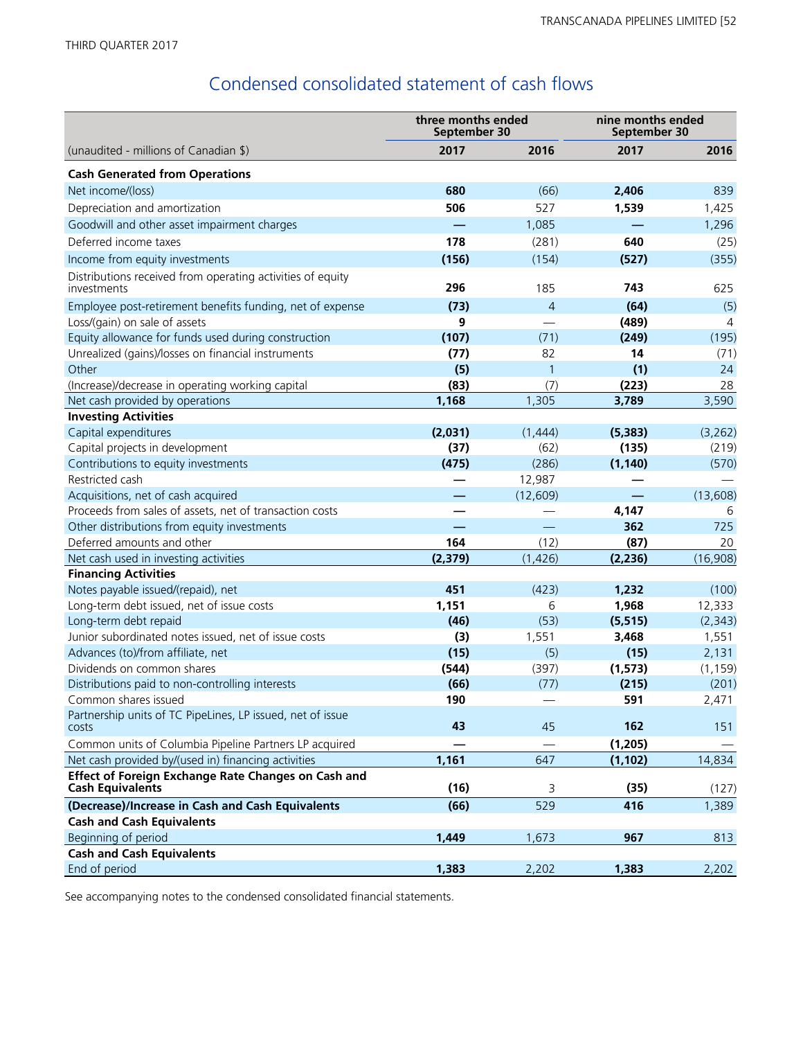THIRD QUARTER 2017

## Condensed consolidated statement of cash flows

| (unaudited - millions of Canadian $) | three months ended September 30 | | nine months ended September 30 | |
|---|---|---|---|---|
| | **2017** | 2016 | **2017** | 2016 |
| **Cash Generated from Operations** | | | | |
| Net income/(loss) | **680** | (66) | **2,406** | 839 |
| Depreciation and amortization | **506** | 527 | **1,539** | 1,425 |
| Goodwill and other asset impairment charges | **—** | 1,085 | **—** | 1,296 |
| Deferred income taxes | **178** | (281) | **640** | (25) |
| Income from equity investments | **(156)** | (154) | **(527)** | (355) |
| Distributions received from operating activities of equity investments | **296** | 185 | **743** | 625 |
| Employee post-retirement benefits funding, net of expense | **(73)** | 4 | **(64)** | (5) |
| Loss/(gain) on sale of assets | **9** | — | **(489)** | 4 |
| Equity allowance for funds used during construction | **(107)** | (71) | **(249)** | (195) |
| Unrealized (gains)/losses on financial instruments | **(77)** | 82 | **14** | (71) |
| Other | **(5)** | 1 | **(1)** | 24 |
| (Increase)/decrease in operating working capital | **(83)** | (7) | **(223)** | 28 |
| Net cash provided by operations | **1,168** | 1,305 | **3,789** | 3,590 |
| **Investing Activities** | | | | |
| Capital expenditures | **(2,031)** | (1,444) | **(5,383)** | (3,262) |
| Capital projects in development | **(37)** | (62) | **(135)** | (219) |
| Contributions to equity investments | **(475)** | (286) | **(1,140)** | (570) |
| Restricted cash | **—** | 12,987 | **—** | — |
| Acquisitions, net of cash acquired | **—** | (12,609) | **—** | (13,608) |
| Proceeds from sales of assets, net of transaction costs | **—** | — | **4,147** | 6 |
| Other distributions from equity investments | **—** | — | **362** | 725 |
| Deferred amounts and other | **164** | (12) | **(87)** | 20 |
| Net cash used in investing activities | **(2,379)** | (1,426) | **(2,236)** | (16,908) |
| **Financing Activities** | | | | |
| Notes payable issued/(repaid), net | **451** | (423) | **1,232** | (100) |
| Long-term debt issued, net of issue costs | **1,151** | 6 | **1,968** | 12,333 |
| Long-term debt repaid | **(46)** | (53) | **(5,515)** | (2,343) |
| Junior subordinated notes issued, net of issue costs | **(3)** | 1,551 | **3,468** | 1,551 |
| Advances (to)/from affiliate, net | **(15)** | (5) | **(15)** | 2,131 |
| Dividends on common shares | **(544)** | (397) | **(1,573)** | (1,159) |
| Distributions paid to non-controlling interests | **(66)** | (77) | **(215)** | (201) |
| Common shares issued | **190** | — | **591** | 2,471 |
| Partnership units of TC PipeLines, LP issued, net of issue costs | **43** | 45 | **162** | 151 |
| Common units of Columbia Pipeline Partners LP acquired | **—** | — | **(1,205)** | — |
| Net cash provided by/(used in) financing activities | **1,161** | 647 | **(1,102)** | 14,834 |
| **Effect of Foreign Exchange Rate Changes on Cash and Cash Equivalents** | **(16)** | 3 | **(35)** | (127) |
| **(Decrease)/Increase in Cash and Cash Equivalents** | **(66)** | 529 | **416** | 1,389 |
| **Cash and Cash Equivalents** | | | | |
| Beginning of period | **1,449** | 1,673 | **967** | 813 |
| **Cash and Cash Equivalents** | | | | |
| End of period | **1,383** | 2,202 | **1,383** | 2,202 |

See accompanying notes to the condensed consolidated financial statements.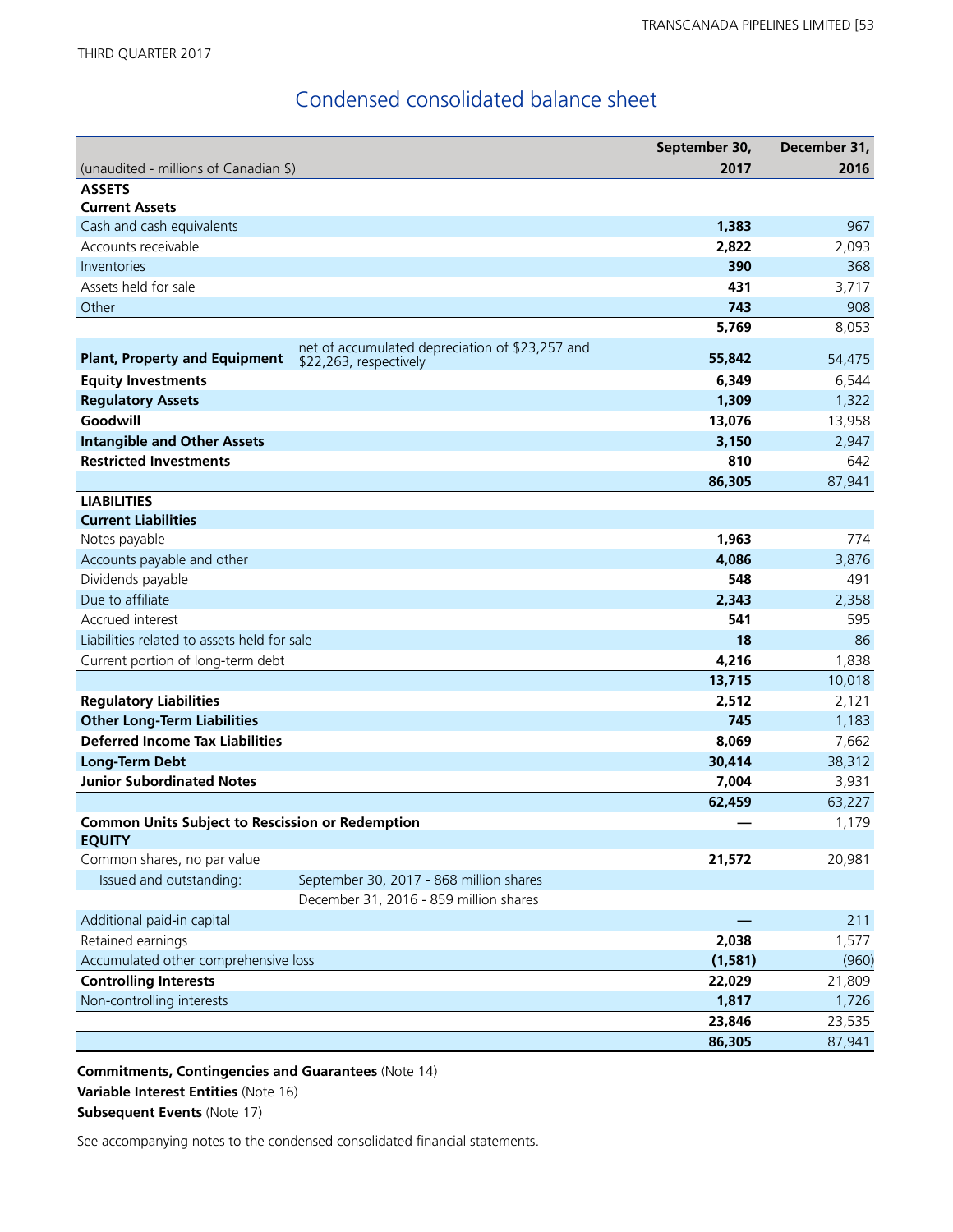THIRD QUARTER 2017

# Condensed consolidated balance sheet

| (unaudited - millions of Canadian $) | | September 30, 2017 | December 31, 2016 |
|---|---|---|---|
| **ASSETS** | | | |
| **Current Assets** | | | |
| Cash and cash equivalents | | **1,383** | 967 |
| Accounts receivable | | **2,822** | 2,093 |
| Inventories | | **390** | 368 |
| Assets held for sale | | **431** | 3,717 |
| Other | | **743** | 908 |
| | | **5,769** | 8,053 |
| **Plant, Property and Equipment** | net of accumulated depreciation of $23,257 and $22,263, respectively | **55,842** | 54,475 |
| **Equity Investments** | | **6,349** | 6,544 |
| **Regulatory Assets** | | **1,309** | 1,322 |
| **Goodwill** | | **13,076** | 13,958 |
| **Intangible and Other Assets** | | **3,150** | 2,947 |
| **Restricted Investments** | | **810** | 642 |
| | | **86,305** | 87,941 |
| **LIABILITIES** | | | |
| **Current Liabilities** | | | |
| Notes payable | | **1,963** | 774 |
| Accounts payable and other | | **4,086** | 3,876 |
| Dividends payable | | **548** | 491 |
| Due to affiliate | | **2,343** | 2,358 |
| Accrued interest | | **541** | 595 |
| Liabilities related to assets held for sale | | **18** | 86 |
| Current portion of long-term debt | | **4,216** | 1,838 |
| | | **13,715** | 10,018 |
| **Regulatory Liabilities** | | **2,512** | 2,121 |
| **Other Long-Term Liabilities** | | **745** | 1,183 |
| **Deferred Income Tax Liabilities** | | **8,069** | 7,662 |
| **Long-Term Debt** | | **30,414** | 38,312 |
| **Junior Subordinated Notes** | | **7,004** | 3,931 |
| | | **62,459** | 63,227 |
| **Common Units Subject to Rescission or Redemption** | | **—** | 1,179 |
| **EQUITY** | | | |
| Common shares, no par value | | **21,572** | 20,981 |
| Issued and outstanding: | September 30, 2017 - 868 million shares | | |
| | December 31, 2016 - 859 million shares | | |
| Additional paid-in capital | | **—** | 211 |
| Retained earnings | | **2,038** | 1,577 |
| Accumulated other comprehensive loss | | **(1,581)** | (960) |
| **Controlling Interests** | | **22,029** | 21,809 |
| Non-controlling interests | | **1,817** | 1,726 |
| | | **23,846** | 23,535 |
| | | **86,305** | 87,941 |

**Commitments, Contingencies and Guarantees** (Note 14)

**Variable Interest Entities** (Note 16)

**Subsequent Events** (Note 17)

See accompanying notes to the condensed consolidated financial statements.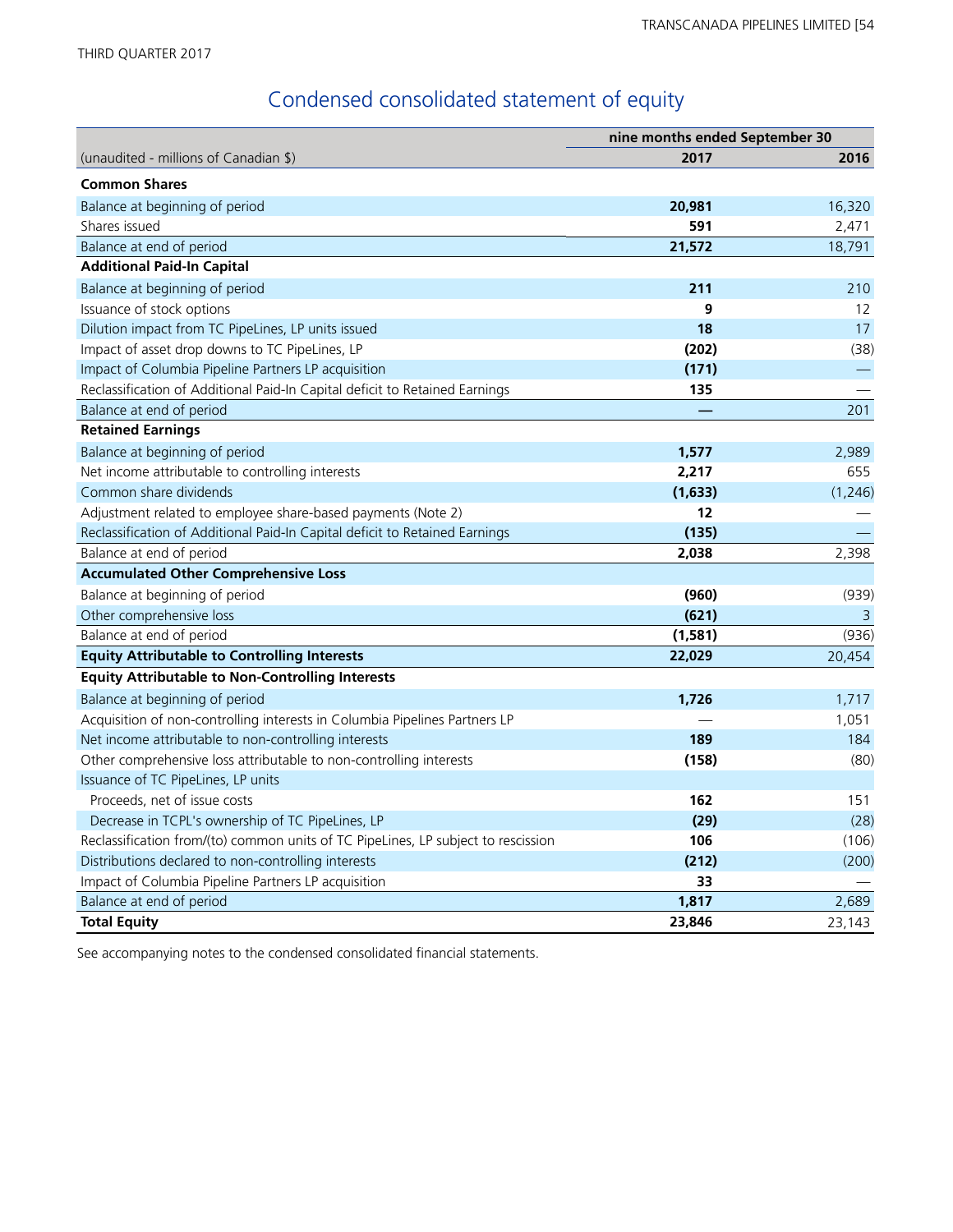THIRD QUARTER 2017

# Condensed consolidated statement of equity

| | nine months ended September 30 | |
|---|---|---|
| (unaudited - millions of Canadian $) | **2017** | 2016 |
| **Common Shares** | | |
| Balance at beginning of period | **20,981** | 16,320 |
| Shares issued | **591** | 2,471 |
| Balance at end of period | **21,572** | 18,791 |
| **Additional Paid-In Capital** | | |
| Balance at beginning of period | **211** | 210 |
| Issuance of stock options | **9** | 12 |
| Dilution impact from TC PipeLines, LP units issued | **18** | 17 |
| Impact of asset drop downs to TC PipeLines, LP | **(202)** | (38) |
| Impact of Columbia Pipeline Partners LP acquisition | **(171)** | — |
| Reclassification of Additional Paid-In Capital deficit to Retained Earnings | **135** | — |
| Balance at end of period | **—** | 201 |
| **Retained Earnings** | | |
| Balance at beginning of period | **1,577** | 2,989 |
| Net income attributable to controlling interests | **2,217** | 655 |
| Common share dividends | **(1,633)** | (1,246) |
| Adjustment related to employee share-based payments (Note 2) | **12** | — |
| Reclassification of Additional Paid-In Capital deficit to Retained Earnings | **(135)** | — |
| Balance at end of period | **2,038** | 2,398 |
| **Accumulated Other Comprehensive Loss** | | |
| Balance at beginning of period | **(960)** | (939) |
| Other comprehensive loss | **(621)** | 3 |
| Balance at end of period | **(1,581)** | (936) |
| **Equity Attributable to Controlling Interests** | **22,029** | 20,454 |
| **Equity Attributable to Non-Controlling Interests** | | |
| Balance at beginning of period | **1,726** | 1,717 |
| Acquisition of non-controlling interests in Columbia Pipelines Partners LP | — | 1,051 |
| Net income attributable to non-controlling interests | **189** | 184 |
| Other comprehensive loss attributable to non-controlling interests | **(158)** | (80) |
| Issuance of TC PipeLines, LP units | | |
| Proceeds, net of issue costs | **162** | 151 |
| Decrease in TCPL's ownership of TC PipeLines, LP | **(29)** | (28) |
| Reclassification from/(to) common units of TC PipeLines, LP subject to rescission | **106** | (106) |
| Distributions declared to non-controlling interests | **(212)** | (200) |
| Impact of Columbia Pipeline Partners LP acquisition | **33** | — |
| Balance at end of period | **1,817** | 2,689 |
| **Total Equity** | **23,846** | 23,143 |

See accompanying notes to the condensed consolidated financial statements.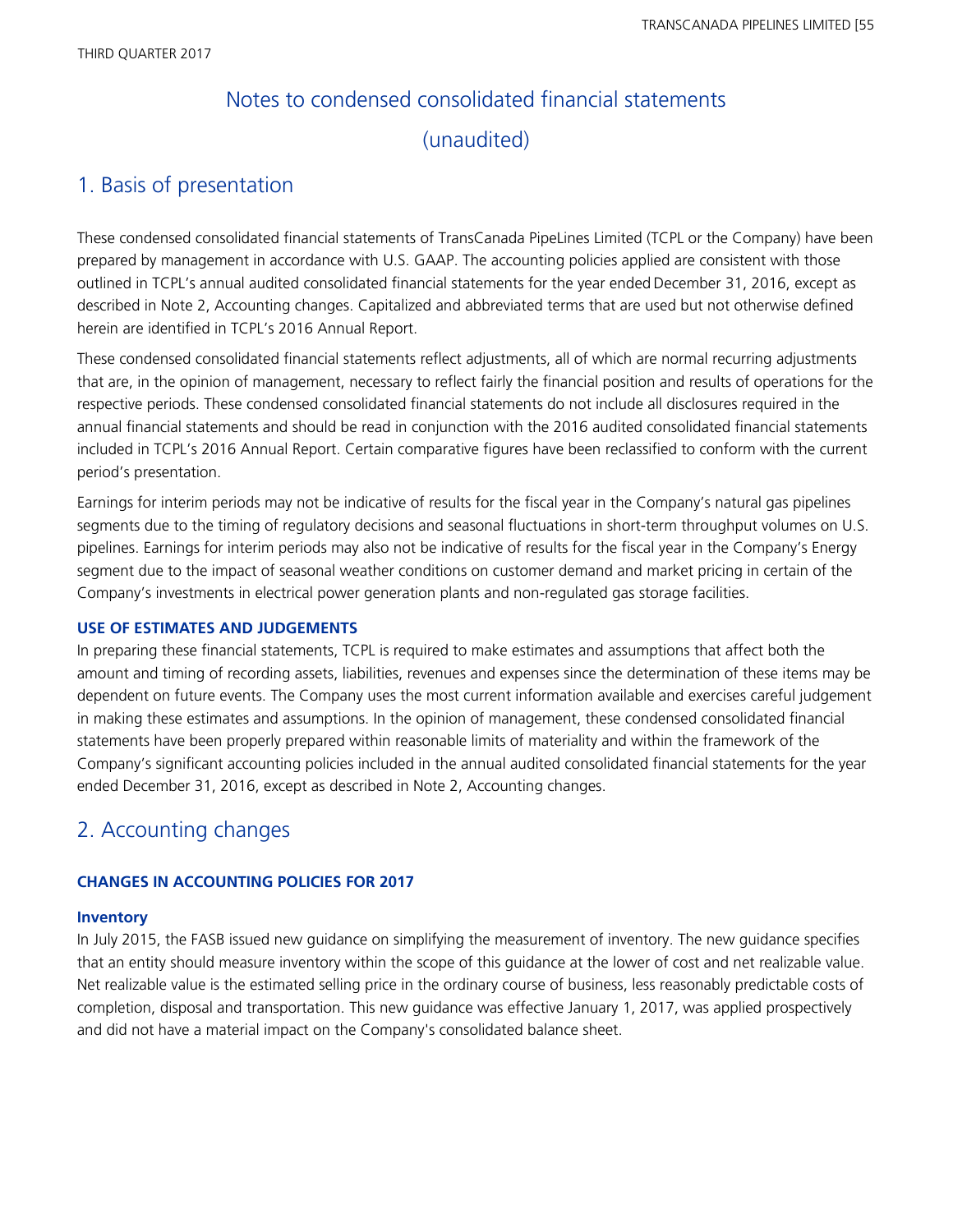# Notes to condensed consolidated financial statements (unaudited)

## 1. Basis of presentation

These condensed consolidated financial statements of TransCanada PipeLines Limited (TCPL or the Company) have been prepared by management in accordance with U.S. GAAP. The accounting policies applied are consistent with those outlined in TCPL's annual audited consolidated financial statements for the year ended December 31, 2016, except as described in Note 2, Accounting changes. Capitalized and abbreviated terms that are used but not otherwise defined herein are identified in TCPL's 2016 Annual Report.

These condensed consolidated financial statements reflect adjustments, all of which are normal recurring adjustments that are, in the opinion of management, necessary to reflect fairly the financial position and results of operations for the respective periods. These condensed consolidated financial statements do not include all disclosures required in the annual financial statements and should be read in conjunction with the 2016 audited consolidated financial statements included in TCPL's 2016 Annual Report. Certain comparative figures have been reclassified to conform with the current period's presentation.

Earnings for interim periods may not be indicative of results for the fiscal year in the Company's natural gas pipelines segments due to the timing of regulatory decisions and seasonal fluctuations in short-term throughput volumes on U.S. pipelines. Earnings for interim periods may also not be indicative of results for the fiscal year in the Company's Energy segment due to the impact of seasonal weather conditions on customer demand and market pricing in certain of the Company's investments in electrical power generation plants and non-regulated gas storage facilities.

### USE OF ESTIMATES AND JUDGEMENTS

In preparing these financial statements, TCPL is required to make estimates and assumptions that affect both the amount and timing of recording assets, liabilities, revenues and expenses since the determination of these items may be dependent on future events. The Company uses the most current information available and exercises careful judgement in making these estimates and assumptions. In the opinion of management, these condensed consolidated financial statements have been properly prepared within reasonable limits of materiality and within the framework of the Company's significant accounting policies included in the annual audited consolidated financial statements for the year ended December 31, 2016, except as described in Note 2, Accounting changes.

## 2. Accounting changes

### CHANGES IN ACCOUNTING POLICIES FOR 2017

#### Inventory

In July 2015, the FASB issued new guidance on simplifying the measurement of inventory. The new guidance specifies that an entity should measure inventory within the scope of this guidance at the lower of cost and net realizable value. Net realizable value is the estimated selling price in the ordinary course of business, less reasonably predictable costs of completion, disposal and transportation. This new guidance was effective January 1, 2017, was applied prospectively and did not have a material impact on the Company's consolidated balance sheet.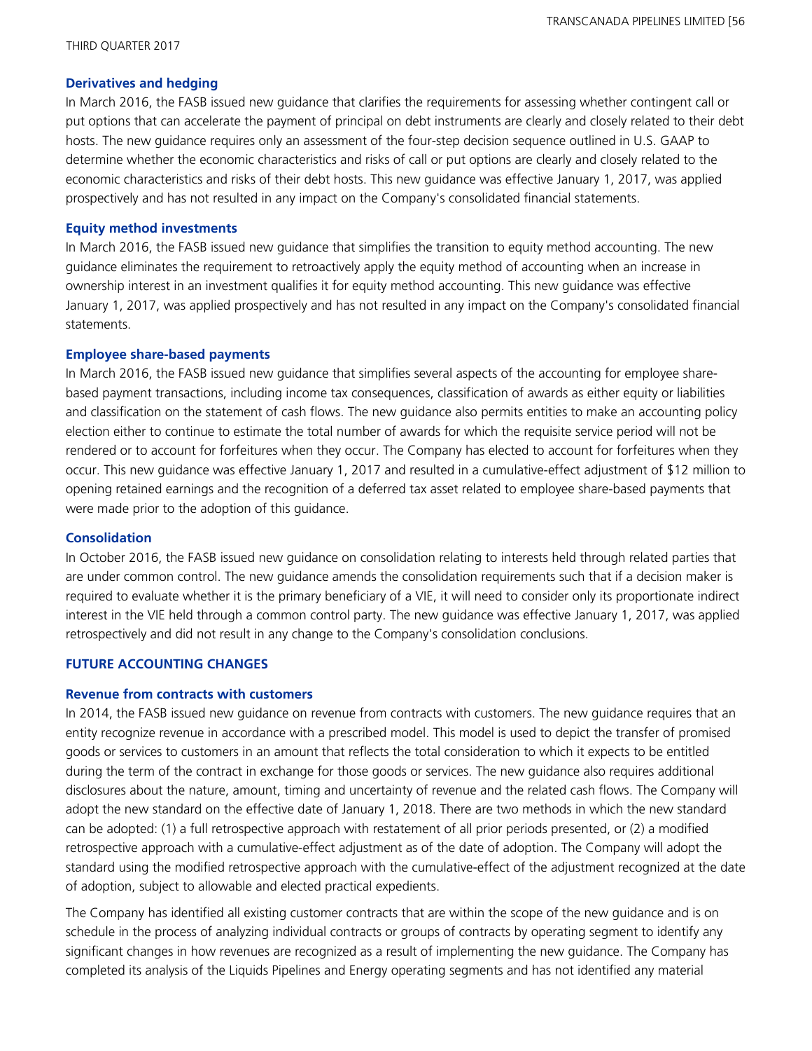### Derivatives and hedging

In March 2016, the FASB issued new guidance that clarifies the requirements for assessing whether contingent call or put options that can accelerate the payment of principal on debt instruments are clearly and closely related to their debt hosts. The new guidance requires only an assessment of the four-step decision sequence outlined in U.S. GAAP to determine whether the economic characteristics and risks of call or put options are clearly and closely related to the economic characteristics and risks of their debt hosts. This new guidance was effective January 1, 2017, was applied prospectively and has not resulted in any impact on the Company's consolidated financial statements.

### Equity method investments

In March 2016, the FASB issued new guidance that simplifies the transition to equity method accounting. The new guidance eliminates the requirement to retroactively apply the equity method of accounting when an increase in ownership interest in an investment qualifies it for equity method accounting. This new guidance was effective January 1, 2017, was applied prospectively and has not resulted in any impact on the Company's consolidated financial statements.

### Employee share-based payments

In March 2016, the FASB issued new guidance that simplifies several aspects of the accounting for employee share-based payment transactions, including income tax consequences, classification of awards as either equity or liabilities and classification on the statement of cash flows. The new guidance also permits entities to make an accounting policy election either to continue to estimate the total number of awards for which the requisite service period will not be rendered or to account for forfeitures when they occur. The Company has elected to account for forfeitures when they occur. This new guidance was effective January 1, 2017 and resulted in a cumulative-effect adjustment of $12 million to opening retained earnings and the recognition of a deferred tax asset related to employee share-based payments that were made prior to the adoption of this guidance.

### Consolidation

In October 2016, the FASB issued new guidance on consolidation relating to interests held through related parties that are under common control. The new guidance amends the consolidation requirements such that if a decision maker is required to evaluate whether it is the primary beneficiary of a VIE, it will need to consider only its proportionate indirect interest in the VIE held through a common control party. The new guidance was effective January 1, 2017, was applied retrospectively and did not result in any change to the Company's consolidation conclusions.

## FUTURE ACCOUNTING CHANGES

### Revenue from contracts with customers

In 2014, the FASB issued new guidance on revenue from contracts with customers. The new guidance requires that an entity recognize revenue in accordance with a prescribed model. This model is used to depict the transfer of promised goods or services to customers in an amount that reflects the total consideration to which it expects to be entitled during the term of the contract in exchange for those goods or services. The new guidance also requires additional disclosures about the nature, amount, timing and uncertainty of revenue and the related cash flows. The Company will adopt the new standard on the effective date of January 1, 2018. There are two methods in which the new standard can be adopted: (1) a full retrospective approach with restatement of all prior periods presented, or (2) a modified retrospective approach with a cumulative-effect adjustment as of the date of adoption. The Company will adopt the standard using the modified retrospective approach with the cumulative-effect of the adjustment recognized at the date of adoption, subject to allowable and elected practical expedients.

The Company has identified all existing customer contracts that are within the scope of the new guidance and is on schedule in the process of analyzing individual contracts or groups of contracts by operating segment to identify any significant changes in how revenues are recognized as a result of implementing the new guidance. The Company has completed its analysis of the Liquids Pipelines and Energy operating segments and has not identified any material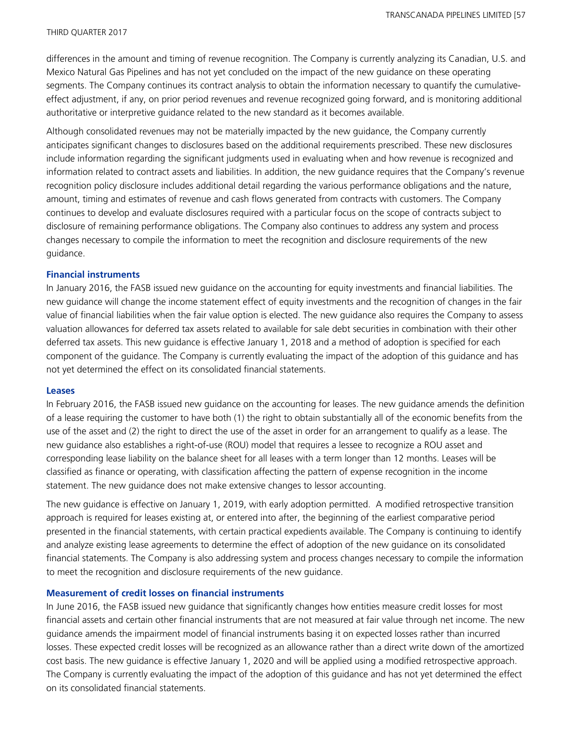differences in the amount and timing of revenue recognition. The Company is currently analyzing its Canadian, U.S. and Mexico Natural Gas Pipelines and has not yet concluded on the impact of the new guidance on these operating segments. The Company continues its contract analysis to obtain the information necessary to quantify the cumulative-effect adjustment, if any, on prior period revenues and revenue recognized going forward, and is monitoring additional authoritative or interpretive guidance related to the new standard as it becomes available.

Although consolidated revenues may not be materially impacted by the new guidance, the Company currently anticipates significant changes to disclosures based on the additional requirements prescribed. These new disclosures include information regarding the significant judgments used in evaluating when and how revenue is recognized and information related to contract assets and liabilities. In addition, the new guidance requires that the Company's revenue recognition policy disclosure includes additional detail regarding the various performance obligations and the nature, amount, timing and estimates of revenue and cash flows generated from contracts with customers. The Company continues to develop and evaluate disclosures required with a particular focus on the scope of contracts subject to disclosure of remaining performance obligations. The Company also continues to address any system and process changes necessary to compile the information to meet the recognition and disclosure requirements of the new guidance.

### Financial instruments

In January 2016, the FASB issued new guidance on the accounting for equity investments and financial liabilities. The new guidance will change the income statement effect of equity investments and the recognition of changes in the fair value of financial liabilities when the fair value option is elected. The new guidance also requires the Company to assess valuation allowances for deferred tax assets related to available for sale debt securities in combination with their other deferred tax assets. This new guidance is effective January 1, 2018 and a method of adoption is specified for each component of the guidance. The Company is currently evaluating the impact of the adoption of this guidance and has not yet determined the effect on its consolidated financial statements.

### Leases

In February 2016, the FASB issued new guidance on the accounting for leases. The new guidance amends the definition of a lease requiring the customer to have both (1) the right to obtain substantially all of the economic benefits from the use of the asset and (2) the right to direct the use of the asset in order for an arrangement to qualify as a lease. The new guidance also establishes a right-of-use (ROU) model that requires a lessee to recognize a ROU asset and corresponding lease liability on the balance sheet for all leases with a term longer than 12 months. Leases will be classified as finance or operating, with classification affecting the pattern of expense recognition in the income statement. The new guidance does not make extensive changes to lessor accounting.

The new guidance is effective on January 1, 2019, with early adoption permitted. A modified retrospective transition approach is required for leases existing at, or entered into after, the beginning of the earliest comparative period presented in the financial statements, with certain practical expedients available. The Company is continuing to identify and analyze existing lease agreements to determine the effect of adoption of the new guidance on its consolidated financial statements. The Company is also addressing system and process changes necessary to compile the information to meet the recognition and disclosure requirements of the new guidance.

### Measurement of credit losses on financial instruments

In June 2016, the FASB issued new guidance that significantly changes how entities measure credit losses for most financial assets and certain other financial instruments that are not measured at fair value through net income. The new guidance amends the impairment model of financial instruments basing it on expected losses rather than incurred losses. These expected credit losses will be recognized as an allowance rather than a direct write down of the amortized cost basis. The new guidance is effective January 1, 2020 and will be applied using a modified retrospective approach. The Company is currently evaluating the impact of the adoption of this guidance and has not yet determined the effect on its consolidated financial statements.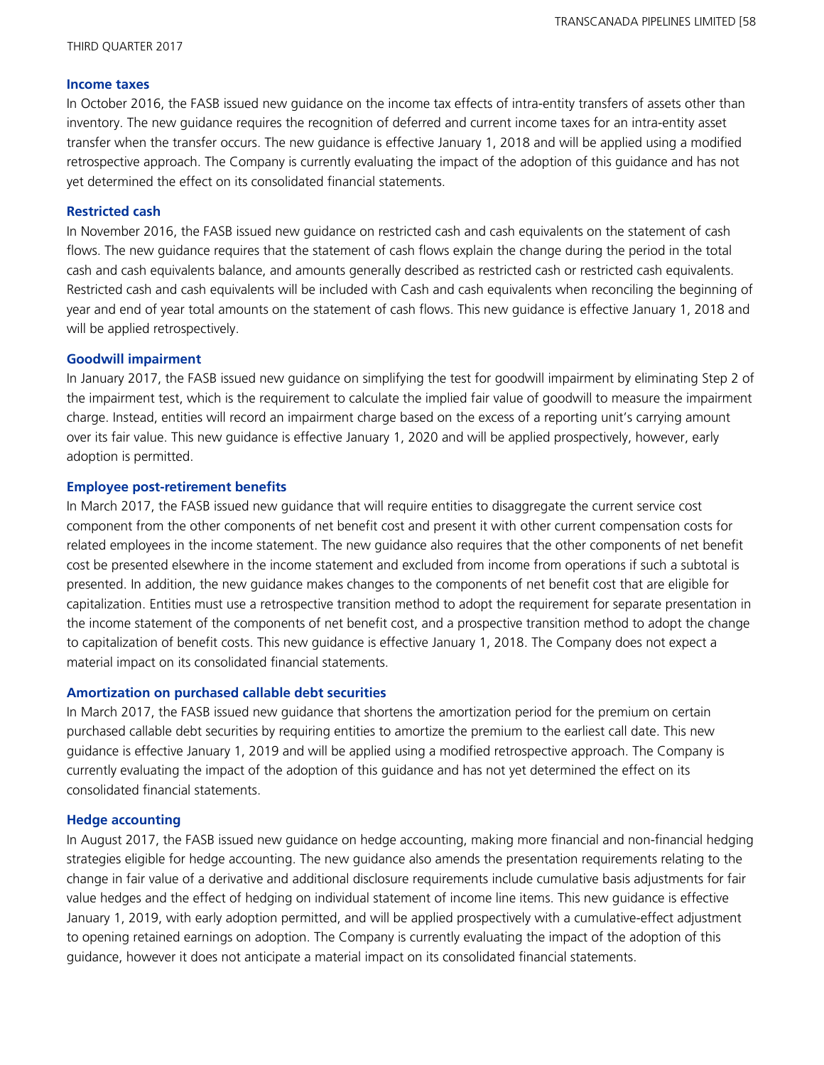### Income taxes

In October 2016, the FASB issued new guidance on the income tax effects of intra-entity transfers of assets other than inventory. The new guidance requires the recognition of deferred and current income taxes for an intra-entity asset transfer when the transfer occurs. The new guidance is effective January 1, 2018 and will be applied using a modified retrospective approach. The Company is currently evaluating the impact of the adoption of this guidance and has not yet determined the effect on its consolidated financial statements.

### Restricted cash

In November 2016, the FASB issued new guidance on restricted cash and cash equivalents on the statement of cash flows. The new guidance requires that the statement of cash flows explain the change during the period in the total cash and cash equivalents balance, and amounts generally described as restricted cash or restricted cash equivalents. Restricted cash and cash equivalents will be included with Cash and cash equivalents when reconciling the beginning of year and end of year total amounts on the statement of cash flows. This new guidance is effective January 1, 2018 and will be applied retrospectively.

### Goodwill impairment

In January 2017, the FASB issued new guidance on simplifying the test for goodwill impairment by eliminating Step 2 of the impairment test, which is the requirement to calculate the implied fair value of goodwill to measure the impairment charge. Instead, entities will record an impairment charge based on the excess of a reporting unit's carrying amount over its fair value. This new guidance is effective January 1, 2020 and will be applied prospectively, however, early adoption is permitted.

### Employee post-retirement benefits

In March 2017, the FASB issued new guidance that will require entities to disaggregate the current service cost component from the other components of net benefit cost and present it with other current compensation costs for related employees in the income statement. The new guidance also requires that the other components of net benefit cost be presented elsewhere in the income statement and excluded from income from operations if such a subtotal is presented. In addition, the new guidance makes changes to the components of net benefit cost that are eligible for capitalization. Entities must use a retrospective transition method to adopt the requirement for separate presentation in the income statement of the components of net benefit cost, and a prospective transition method to adopt the change to capitalization of benefit costs. This new guidance is effective January 1, 2018. The Company does not expect a material impact on its consolidated financial statements.

### Amortization on purchased callable debt securities

In March 2017, the FASB issued new guidance that shortens the amortization period for the premium on certain purchased callable debt securities by requiring entities to amortize the premium to the earliest call date. This new guidance is effective January 1, 2019 and will be applied using a modified retrospective approach. The Company is currently evaluating the impact of the adoption of this guidance and has not yet determined the effect on its consolidated financial statements.

### Hedge accounting

In August 2017, the FASB issued new guidance on hedge accounting, making more financial and non-financial hedging strategies eligible for hedge accounting. The new guidance also amends the presentation requirements relating to the change in fair value of a derivative and additional disclosure requirements include cumulative basis adjustments for fair value hedges and the effect of hedging on individual statement of income line items. This new guidance is effective January 1, 2019, with early adoption permitted, and will be applied prospectively with a cumulative-effect adjustment to opening retained earnings on adoption. The Company is currently evaluating the impact of the adoption of this guidance, however it does not anticipate a material impact on its consolidated financial statements.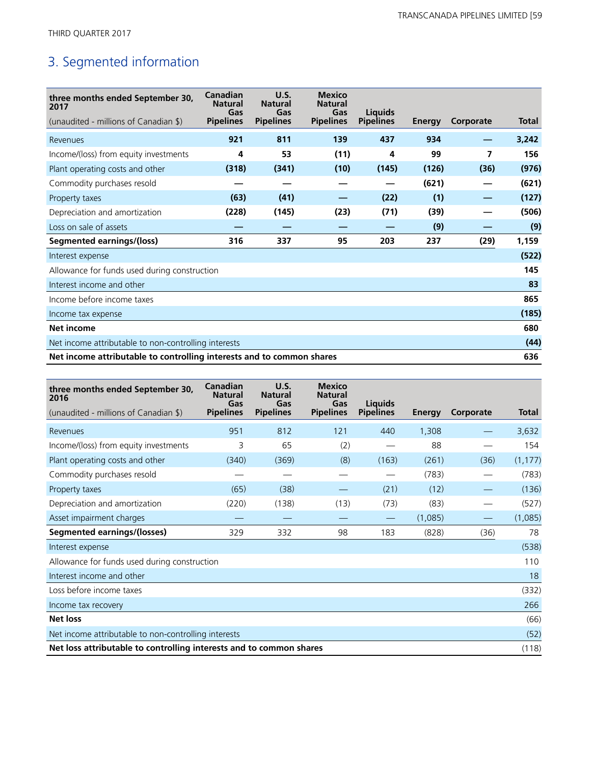THIRD QUARTER 2017

## 3. Segmented information

| three months ended September 30, 2017<br>(unaudited - millions of Canadian $) | Canadian Natural Gas Pipelines | U.S. Natural Gas Pipelines | Mexico Natural Gas Pipelines | Liquids Pipelines | Energy | Corporate | Total |
|---|---|---|---|---|---|---|---|
| Revenues | **921** | **811** | **139** | **437** | **934** | **—** | **3,242** |
| Income/(loss) from equity investments | **4** | **53** | **(11)** | **4** | **99** | **7** | **156** |
| Plant operating costs and other | **(318)** | **(341)** | **(10)** | **(145)** | **(126)** | **(36)** | **(976)** |
| Commodity purchases resold | **—** | **—** | **—** | **—** | **(621)** | **—** | **(621)** |
| Property taxes | **(63)** | **(41)** | **—** | **(22)** | **(1)** | **—** | **(127)** |
| Depreciation and amortization | **(228)** | **(145)** | **(23)** | **(71)** | **(39)** | **—** | **(506)** |
| Loss on sale of assets | **—** | **—** | **—** | **—** | **(9)** | **—** | **(9)** |
| **Segmented earnings/(loss)** | **316** | **337** | **95** | **203** | **237** | **(29)** | **1,159** |
| Interest expense | | | | | | | **(522)** |
| Allowance for funds used during construction | | | | | | | **145** |
| Interest income and other | | | | | | | **83** |
| Income before income taxes | | | | | | | **865** |
| Income tax expense | | | | | | | **(185)** |
| **Net income** | | | | | | | **680** |
| Net income attributable to non-controlling interests | | | | | | | **(44)** |
| **Net income attributable to controlling interests and to common shares** | | | | | | | **636** |

| three months ended September 30, 2016<br>(unaudited - millions of Canadian $) | Canadian Natural Gas Pipelines | U.S. Natural Gas Pipelines | Mexico Natural Gas Pipelines | Liquids Pipelines | Energy | Corporate | Total |
|---|---|---|---|---|---|---|---|
| Revenues | 951 | 812 | 121 | 440 | 1,308 | — | 3,632 |
| Income/(loss) from equity investments | 3 | 65 | (2) | — | 88 | — | 154 |
| Plant operating costs and other | (340) | (369) | (8) | (163) | (261) | (36) | (1,177) |
| Commodity purchases resold | — | — | — | — | (783) | — | (783) |
| Property taxes | (65) | (38) | — | (21) | (12) | — | (136) |
| Depreciation and amortization | (220) | (138) | (13) | (73) | (83) | — | (527) |
| Asset impairment charges | — | — | — | — | (1,085) | — | (1,085) |
| **Segmented earnings/(losses)** | 329 | 332 | 98 | 183 | (828) | (36) | 78 |
| Interest expense | | | | | | | (538) |
| Allowance for funds used during construction | | | | | | | 110 |
| Interest income and other | | | | | | | 18 |
| Loss before income taxes | | | | | | | (332) |
| Income tax recovery | | | | | | | 266 |
| **Net loss** | | | | | | | (66) |
| Net income attributable to non-controlling interests | | | | | | | (52) |
| **Net loss attributable to controlling interests and to common shares** | | | | | | | (118) |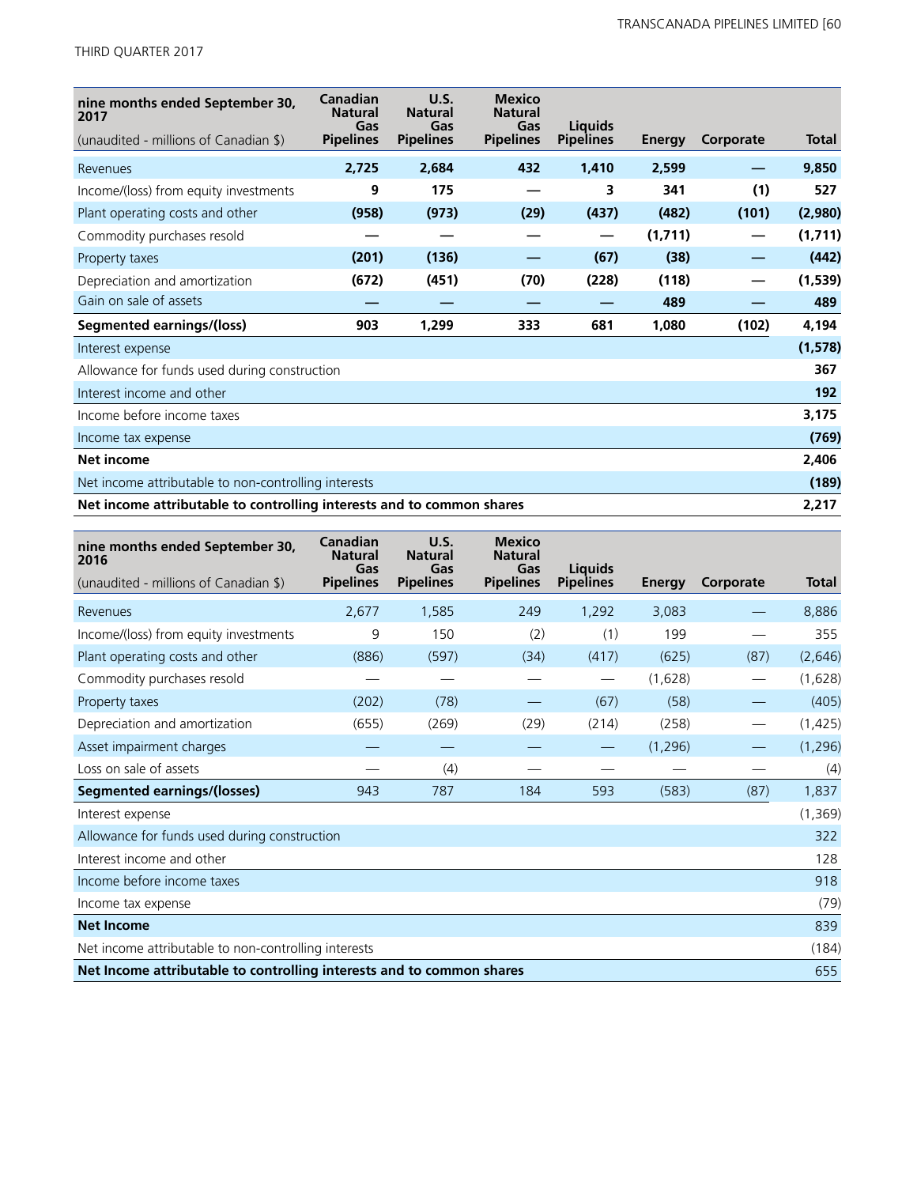| **nine months ended September 30, 2017** (unaudited - millions of Canadian $) | **Canadian Natural Gas Pipelines** | **U.S. Natural Gas Pipelines** | **Mexico Natural Gas Pipelines** | **Liquids Pipelines** | **Energy** | **Corporate** | **Total** |
|---|---|---|---|---|---|---|---|
| Revenues | **2,725** | **2,684** | **432** | **1,410** | **2,599** | **—** | **9,850** |
| Income/(loss) from equity investments | **9** | **175** | **—** | **3** | **341** | **(1)** | **527** |
| Plant operating costs and other | **(958)** | **(973)** | **(29)** | **(437)** | **(482)** | **(101)** | **(2,980)** |
| Commodity purchases resold | **—** | **—** | **—** | **—** | **(1,711)** | **—** | **(1,711)** |
| Property taxes | **(201)** | **(136)** | **—** | **(67)** | **(38)** | **—** | **(442)** |
| Depreciation and amortization | **(672)** | **(451)** | **(70)** | **(228)** | **(118)** | **—** | **(1,539)** |
| Gain on sale of assets | **—** | **—** | **—** | **—** | **489** | **—** | **489** |
| **Segmented earnings/(loss)** | **903** | **1,299** | **333** | **681** | **1,080** | **(102)** | **4,194** |
| Interest expense | | | | | | | **(1,578)** |
| Allowance for funds used during construction | | | | | | | **367** |
| Interest income and other | | | | | | | **192** |
| Income before income taxes | | | | | | | **3,175** |
| Income tax expense | | | | | | | **(769)** |
| **Net income** | | | | | | | **2,406** |
| Net income attributable to non-controlling interests | | | | | | | **(189)** |
| **Net income attributable to controlling interests and to common shares** | | | | | | | **2,217** |

| **nine months ended September 30, 2016** (unaudited - millions of Canadian $) | **Canadian Natural Gas Pipelines** | **U.S. Natural Gas Pipelines** | **Mexico Natural Gas Pipelines** | **Liquids Pipelines** | **Energy** | **Corporate** | **Total** |
|---|---|---|---|---|---|---|---|
| Revenues | 2,677 | 1,585 | 249 | 1,292 | 3,083 | — | 8,886 |
| Income/(loss) from equity investments | 9 | 150 | (2) | (1) | 199 | — | 355 |
| Plant operating costs and other | (886) | (597) | (34) | (417) | (625) | (87) | (2,646) |
| Commodity purchases resold | — | — | — | — | (1,628) | — | (1,628) |
| Property taxes | (202) | (78) | — | (67) | (58) | — | (405) |
| Depreciation and amortization | (655) | (269) | (29) | (214) | (258) | — | (1,425) |
| Asset impairment charges | — | — | — | — | (1,296) | — | (1,296) |
| Loss on sale of assets | — | (4) | — | — | — | — | (4) |
| **Segmented earnings/(losses)** | 943 | 787 | 184 | 593 | (583) | (87) | 1,837 |
| Interest expense | | | | | | | (1,369) |
| Allowance for funds used during construction | | | | | | | 322 |
| Interest income and other | | | | | | | 128 |
| Income before income taxes | | | | | | | 918 |
| Income tax expense | | | | | | | (79) |
| **Net Income** | | | | | | | 839 |
| Net income attributable to non-controlling interests | | | | | | | (184) |
| **Net Income attributable to controlling interests and to common shares** | | | | | | | 655 |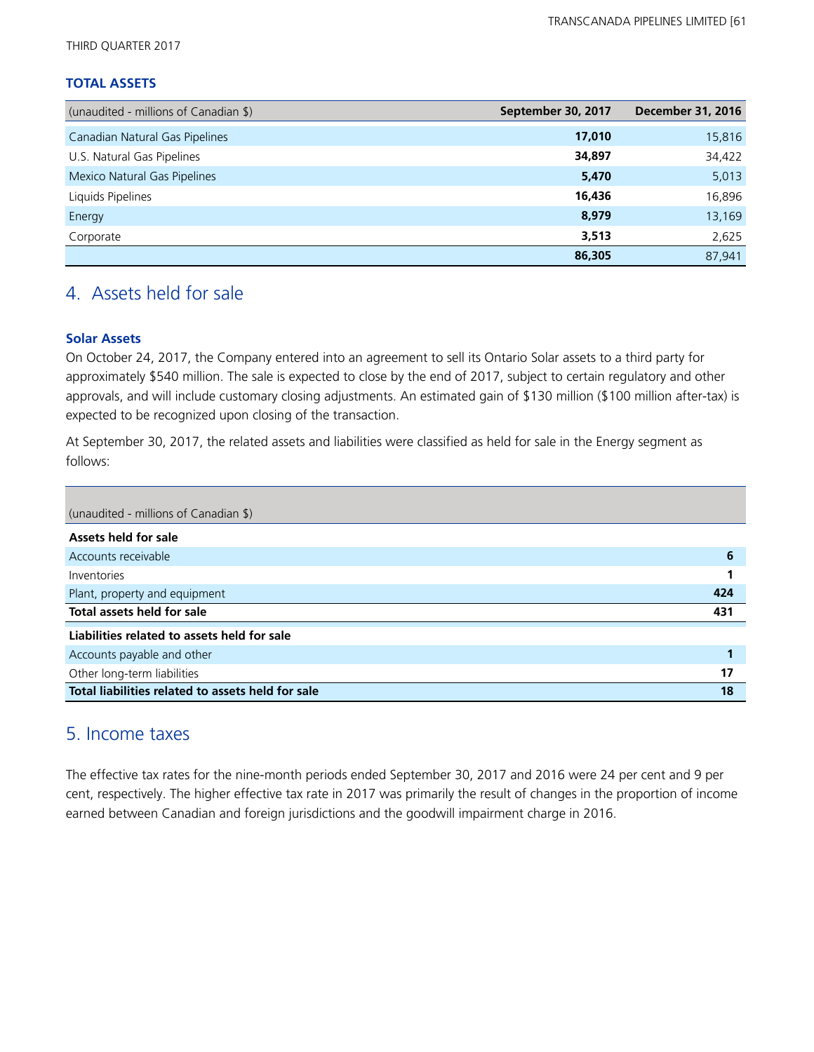### TOTAL ASSETS

| (unaudited - millions of Canadian $) | September 30, 2017 | December 31, 2016 |
|---|---|---|
| Canadian Natural Gas Pipelines | **17,010** | 15,816 |
| U.S. Natural Gas Pipelines | **34,897** | 34,422 |
| Mexico Natural Gas Pipelines | **5,470** | 5,013 |
| Liquids Pipelines | **16,436** | 16,896 |
| Energy | **8,979** | 13,169 |
| Corporate | **3,513** | 2,625 |
| | **86,305** | 87,941 |

## 4. Assets held for sale

### Solar Assets

On October 24, 2017, the Company entered into an agreement to sell its Ontario Solar assets to a third party for approximately $540 million. The sale is expected to close by the end of 2017, subject to certain regulatory and other approvals, and will include customary closing adjustments. An estimated gain of $130 million ($100 million after-tax) is expected to be recognized upon closing of the transaction.

At September 30, 2017, the related assets and liabilities were classified as held for sale in the Energy segment as follows:

| (unaudited - millions of Canadian $) | |
|---|---|
| **Assets held for sale** | |
| Accounts receivable | **6** |
| Inventories | **1** |
| Plant, property and equipment | **424** |
| **Total assets held for sale** | **431** |
| **Liabilities related to assets held for sale** | |
| Accounts payable and other | **1** |
| Other long-term liabilities | **17** |
| **Total liabilities related to assets held for sale** | **18** |

## 5. Income taxes

The effective tax rates for the nine-month periods ended September 30, 2017 and 2016 were 24 per cent and 9 per cent, respectively. The higher effective tax rate in 2017 was primarily the result of changes in the proportion of income earned between Canadian and foreign jurisdictions and the goodwill impairment charge in 2016.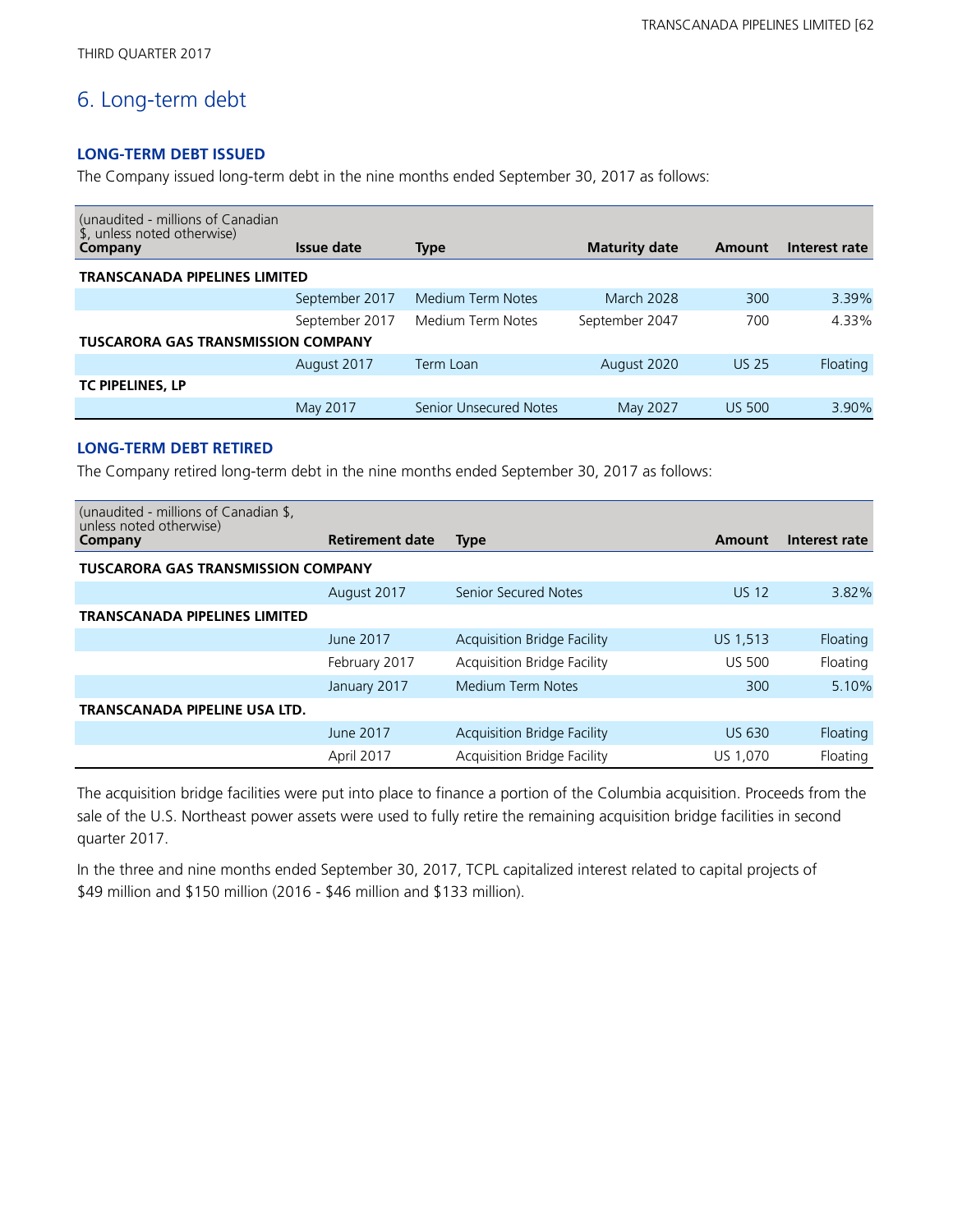# 6. Long-term debt

### LONG-TERM DEBT ISSUED

The Company issued long-term debt in the nine months ended September 30, 2017 as follows:

| (unaudited - millions of Canadian $, unless noted otherwise)<br>Company | Issue date | Type | Maturity date | Amount | Interest rate |
|---|---|---|---|---|---|
| **TRANSCANADA PIPELINES LIMITED** | | | | | |
| | September 2017 | Medium Term Notes | March 2028 | 300 | 3.39% |
| | September 2017 | Medium Term Notes | September 2047 | 700 | 4.33% |
| **TUSCARORA GAS TRANSMISSION COMPANY** | | | | | |
| | August 2017 | Term Loan | August 2020 | US 25 | Floating |
| **TC PIPELINES, LP** | | | | | |
| | May 2017 | Senior Unsecured Notes | May 2027 | US 500 | 3.90% |

### LONG-TERM DEBT RETIRED

The Company retired long-term debt in the nine months ended September 30, 2017 as follows:

| (unaudited - millions of Canadian $, unless noted otherwise)<br>Company | Retirement date | Type | Amount | Interest rate |
|---|---|---|---|---|
| **TUSCARORA GAS TRANSMISSION COMPANY** | | | | |
| | August 2017 | Senior Secured Notes | US 12 | 3.82% |
| **TRANSCANADA PIPELINES LIMITED** | | | | |
| | June 2017 | Acquisition Bridge Facility | US 1,513 | Floating |
| | February 2017 | Acquisition Bridge Facility | US 500 | Floating |
| | January 2017 | Medium Term Notes | 300 | 5.10% |
| **TRANSCANADA PIPELINE USA LTD.** | | | | |
| | June 2017 | Acquisition Bridge Facility | US 630 | Floating |
| | April 2017 | Acquisition Bridge Facility | US 1,070 | Floating |

The acquisition bridge facilities were put into place to finance a portion of the Columbia acquisition. Proceeds from the sale of the U.S. Northeast power assets were used to fully retire the remaining acquisition bridge facilities in second quarter 2017.

In the three and nine months ended September 30, 2017, TCPL capitalized interest related to capital projects of $49 million and $150 million (2016 - $46 million and $133 million).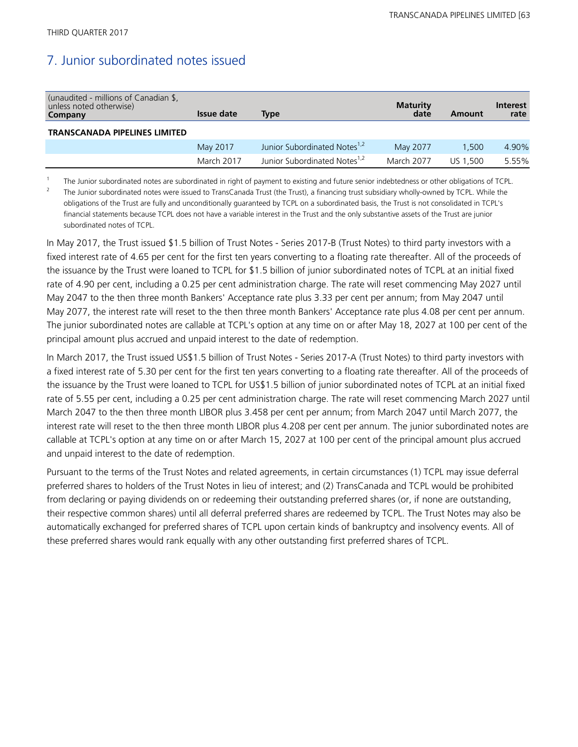## 7. Junior subordinated notes issued

| (unaudited - millions of Canadian $, unless noted otherwise) Company | Issue date | Type | Maturity date | Amount | Interest rate |
|---|---|---|---|---|---|
| **TRANSCANADA PIPELINES LIMITED** | | | | | |
| | May 2017 | Junior Subordinated Notes[1,2] | May 2077 | 1,500 | 4.90% |
| | March 2017 | Junior Subordinated Notes[1,2] | March 2077 | US 1,500 | 5.55% |

1 The Junior subordinated notes are subordinated in right of payment to existing and future senior indebtedness or other obligations of TCPL.

2 The Junior subordinated notes were issued to TransCanada Trust (the Trust), a financing trust subsidiary wholly-owned by TCPL. While the obligations of the Trust are fully and unconditionally guaranteed by TCPL on a subordinated basis, the Trust is not consolidated in TCPL's financial statements because TCPL does not have a variable interest in the Trust and the only substantive assets of the Trust are junior subordinated notes of TCPL.

In May 2017, the Trust issued $1.5 billion of Trust Notes - Series 2017-B (Trust Notes) to third party investors with a fixed interest rate of 4.65 per cent for the first ten years converting to a floating rate thereafter. All of the proceeds of the issuance by the Trust were loaned to TCPL for $1.5 billion of junior subordinated notes of TCPL at an initial fixed rate of 4.90 per cent, including a 0.25 per cent administration charge. The rate will reset commencing May 2027 until May 2047 to the then three month Bankers' Acceptance rate plus 3.33 per cent per annum; from May 2047 until May 2077, the interest rate will reset to the then three month Bankers' Acceptance rate plus 4.08 per cent per annum. The junior subordinated notes are callable at TCPL's option at any time on or after May 18, 2027 at 100 per cent of the principal amount plus accrued and unpaid interest to the date of redemption.

In March 2017, the Trust issued US$1.5 billion of Trust Notes - Series 2017-A (Trust Notes) to third party investors with a fixed interest rate of 5.30 per cent for the first ten years converting to a floating rate thereafter. All of the proceeds of the issuance by the Trust were loaned to TCPL for US$1.5 billion of junior subordinated notes of TCPL at an initial fixed rate of 5.55 per cent, including a 0.25 per cent administration charge. The rate will reset commencing March 2027 until March 2047 to the then three month LIBOR plus 3.458 per cent per annum; from March 2047 until March 2077, the interest rate will reset to the then three month LIBOR plus 4.208 per cent per annum. The junior subordinated notes are callable at TCPL's option at any time on or after March 15, 2027 at 100 per cent of the principal amount plus accrued and unpaid interest to the date of redemption.

Pursuant to the terms of the Trust Notes and related agreements, in certain circumstances (1) TCPL may issue deferral preferred shares to holders of the Trust Notes in lieu of interest; and (2) TransCanada and TCPL would be prohibited from declaring or paying dividends on or redeeming their outstanding preferred shares (or, if none are outstanding, their respective common shares) until all deferral preferred shares are redeemed by TCPL. The Trust Notes may also be automatically exchanged for preferred shares of TCPL upon certain kinds of bankruptcy and insolvency events. All of these preferred shares would rank equally with any other outstanding first preferred shares of TCPL.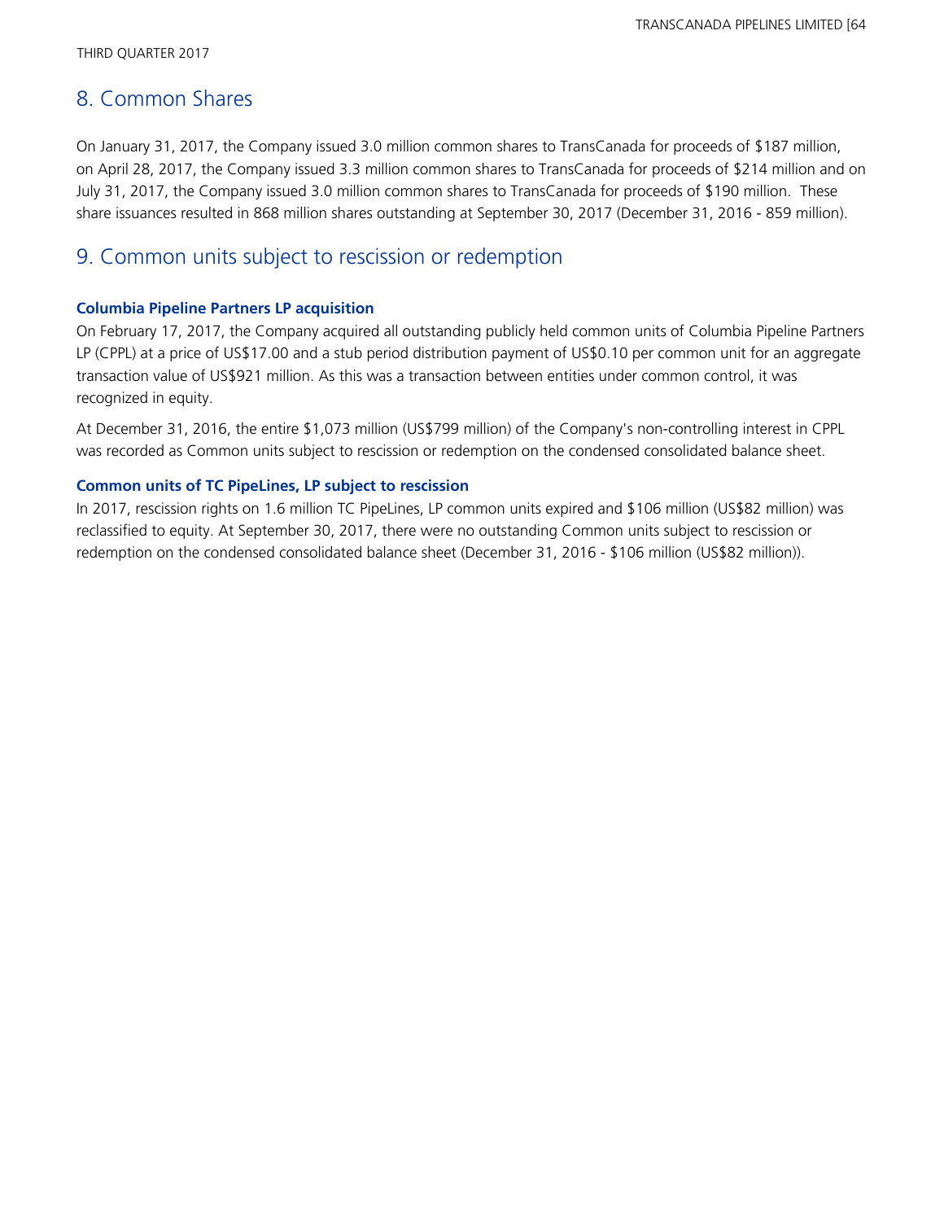## 8. Common Shares

On January 31, 2017, the Company issued 3.0 million common shares to TransCanada for proceeds of $187 million, on April 28, 2017, the Company issued 3.3 million common shares to TransCanada for proceeds of $214 million and on July 31, 2017, the Company issued 3.0 million common shares to TransCanada for proceeds of $190 million. These share issuances resulted in 868 million shares outstanding at September 30, 2017 (December 31, 2016 - 859 million).

## 9. Common units subject to rescission or redemption

**Columbia Pipeline Partners LP acquisition**

On February 17, 2017, the Company acquired all outstanding publicly held common units of Columbia Pipeline Partners LP (CPPL) at a price of US$17.00 and a stub period distribution payment of US$0.10 per common unit for an aggregate transaction value of US$921 million. As this was a transaction between entities under common control, it was recognized in equity.

At December 31, 2016, the entire $1,073 million (US$799 million) of the Company's non-controlling interest in CPPL was recorded as Common units subject to rescission or redemption on the condensed consolidated balance sheet.

**Common units of TC PipeLines, LP subject to rescission**

In 2017, rescission rights on 1.6 million TC PipeLines, LP common units expired and $106 million (US$82 million) was reclassified to equity. At September 30, 2017, there were no outstanding Common units subject to rescission or redemption on the condensed consolidated balance sheet (December 31, 2016 - $106 million (US$82 million)).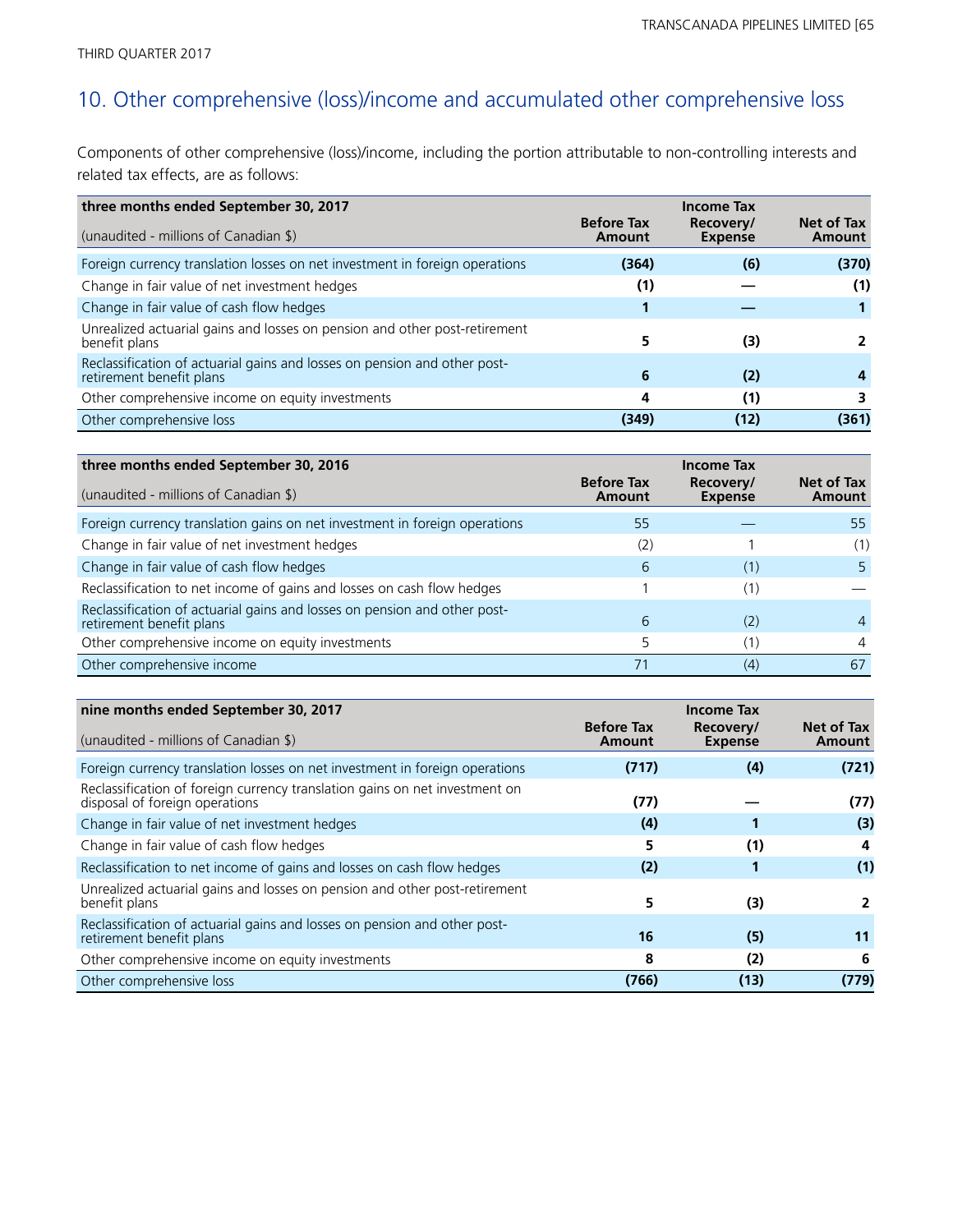## 10. Other comprehensive (loss)/income and accumulated other comprehensive loss

Components of other comprehensive (loss)/income, including the portion attributable to non-controlling interests and related tax effects, are as follows:

| **three months ended September 30, 2017**<br>(unaudited - millions of Canadian $) | **Before Tax Amount** | **Income Tax Recovery/ Expense** | **Net of Tax Amount** |
|---|---|---|---|
| Foreign currency translation losses on net investment in foreign operations | **(364)** | **(6)** | **(370)** |
| Change in fair value of net investment hedges | **(1)** | **—** | **(1)** |
| Change in fair value of cash flow hedges | **1** | **—** | **1** |
| Unrealized actuarial gains and losses on pension and other post-retirement benefit plans | **5** | **(3)** | **2** |
| Reclassification of actuarial gains and losses on pension and other post-retirement benefit plans | **6** | **(2)** | **4** |
| Other comprehensive income on equity investments | **4** | **(1)** | **3** |
| Other comprehensive loss | **(349)** | **(12)** | **(361)** |

| **three months ended September 30, 2016**<br>(unaudited - millions of Canadian $) | **Before Tax Amount** | **Income Tax Recovery/ Expense** | **Net of Tax Amount** |
|---|---|---|---|
| Foreign currency translation gains on net investment in foreign operations | 55 | — | 55 |
| Change in fair value of net investment hedges | (2) | 1 | (1) |
| Change in fair value of cash flow hedges | 6 | (1) | 5 |
| Reclassification to net income of gains and losses on cash flow hedges | 1 | (1) | — |
| Reclassification of actuarial gains and losses on pension and other post-retirement benefit plans | 6 | (2) | 4 |
| Other comprehensive income on equity investments | 5 | (1) | 4 |
| Other comprehensive income | 71 | (4) | 67 |

| **nine months ended September 30, 2017**<br>(unaudited - millions of Canadian $) | **Before Tax Amount** | **Income Tax Recovery/ Expense** | **Net of Tax Amount** |
|---|---|---|---|
| Foreign currency translation losses on net investment in foreign operations | **(717)** | **(4)** | **(721)** |
| Reclassification of foreign currency translation gains on net investment on disposal of foreign operations | **(77)** | **—** | **(77)** |
| Change in fair value of net investment hedges | **(4)** | **1** | **(3)** |
| Change in fair value of cash flow hedges | **5** | **(1)** | **4** |
| Reclassification to net income of gains and losses on cash flow hedges | **(2)** | **1** | **(1)** |
| Unrealized actuarial gains and losses on pension and other post-retirement benefit plans | **5** | **(3)** | **2** |
| Reclassification of actuarial gains and losses on pension and other post-retirement benefit plans | **16** | **(5)** | **11** |
| Other comprehensive income on equity investments | **8** | **(2)** | **6** |
| Other comprehensive loss | **(766)** | **(13)** | **(779)** |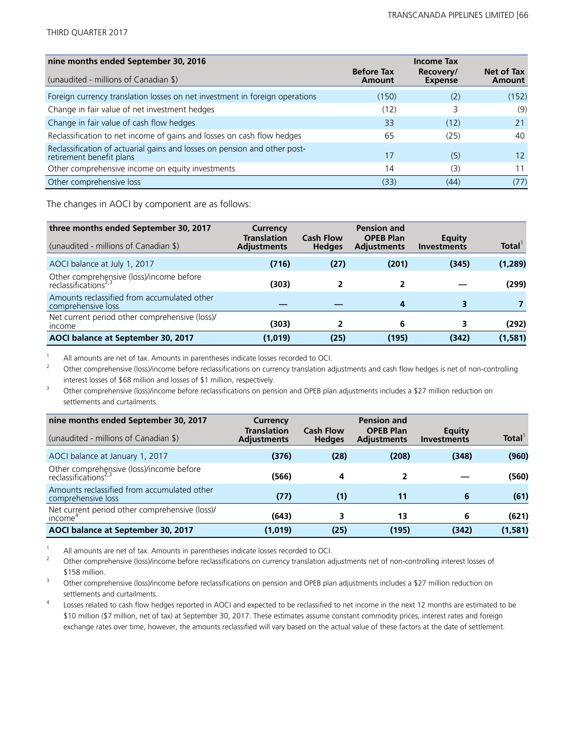| nine months ended September 30, 2016<br>(unaudited - millions of Canadian $) | Before Tax Amount | Income Tax Recovery/ Expense | Net of Tax Amount |
|---|---|---|---|
| Foreign currency translation losses on net investment in foreign operations | (150) | (2) | (152) |
| Change in fair value of net investment hedges | (12) | 3 | (9) |
| Change in fair value of cash flow hedges | 33 | (12) | 21 |
| Reclassification to net income of gains and losses on cash flow hedges | 65 | (25) | 40 |
| Reclassification of actuarial gains and losses on pension and other post-retirement benefit plans | 17 | (5) | 12 |
| Other comprehensive income on equity investments | 14 | (3) | 11 |
| Other comprehensive loss | (33) | (44) | (77) |

The changes in AOCI by component are as follows:

| three months ended September 30, 2017<br>(unaudited - millions of Canadian $) | Currency Translation Adjustments | Cash Flow Hedges | Pension and OPEB Plan Adjustments | Equity Investments | Total[1] |
|---|---|---|---|---|---|
| AOCI balance at July 1, 2017 | **(716)** | **(27)** | **(201)** | **(345)** | **(1,289)** |
| Other comprehensive (loss)/income before reclassifications[2,3] | **(303)** | **2** | **2** | **—** | **(299)** |
| Amounts reclassified from accumulated other comprehensive loss | **—** | **—** | **4** | **3** | **7** |
| Net current period other comprehensive (loss)/income | **(303)** | **2** | **6** | **3** | **(292)** |
| **AOCI balance at September 30, 2017** | **(1,019)** | **(25)** | **(195)** | **(342)** | **(1,581)** |

1 All amounts are net of tax. Amounts in parentheses indicate losses recorded to OCI.

2 Other comprehensive (loss)/income before reclassifications on currency translation adjustments and cash flow hedges is net of non-controlling interest losses of $68 million and losses of $1 million, respectively.

3 Other comprehensive (loss)/income before reclassifications on pension and OPEB plan adjustments includes a $27 million reduction on settlements and curtailments.

| nine months ended September 30, 2017<br>(unaudited - millions of Canadian $) | Currency Translation Adjustments | Cash Flow Hedges | Pension and OPEB Plan Adjustments | Equity Investments | Total[1] |
|---|---|---|---|---|---|
| AOCI balance at January 1, 2017 | **(376)** | **(28)** | **(208)** | **(348)** | **(960)** |
| Other comprehensive (loss)/income before reclassifications[2,3] | **(566)** | **4** | **2** | **—** | **(560)** |
| Amounts reclassified from accumulated other comprehensive loss | **(77)** | **(1)** | **11** | **6** | **(61)** |
| Net current period other comprehensive (loss)/income[4] | **(643)** | **3** | **13** | **6** | **(621)** |
| **AOCI balance at September 30, 2017** | **(1,019)** | **(25)** | **(195)** | **(342)** | **(1,581)** |

1 All amounts are net of tax. Amounts in parentheses indicate losses recorded to OCI.

2 Other comprehensive (loss)/income before reclassifications on currency translation adjustments net of non-controlling interest losses of $158 million.

3 Other comprehensive (loss)/income before reclassifications on pension and OPEB plan adjustments includes a $27 million reduction on settlements and curtailments.

4 Losses related to cash flow hedges reported in AOCI and expected to be reclassified to net income in the next 12 months are estimated to be $10 million ($7 million, net of tax) at September 30, 2017. These estimates assume constant commodity prices, interest rates and foreign exchange rates over time, however, the amounts reclassified will vary based on the actual value of these factors at the date of settlement.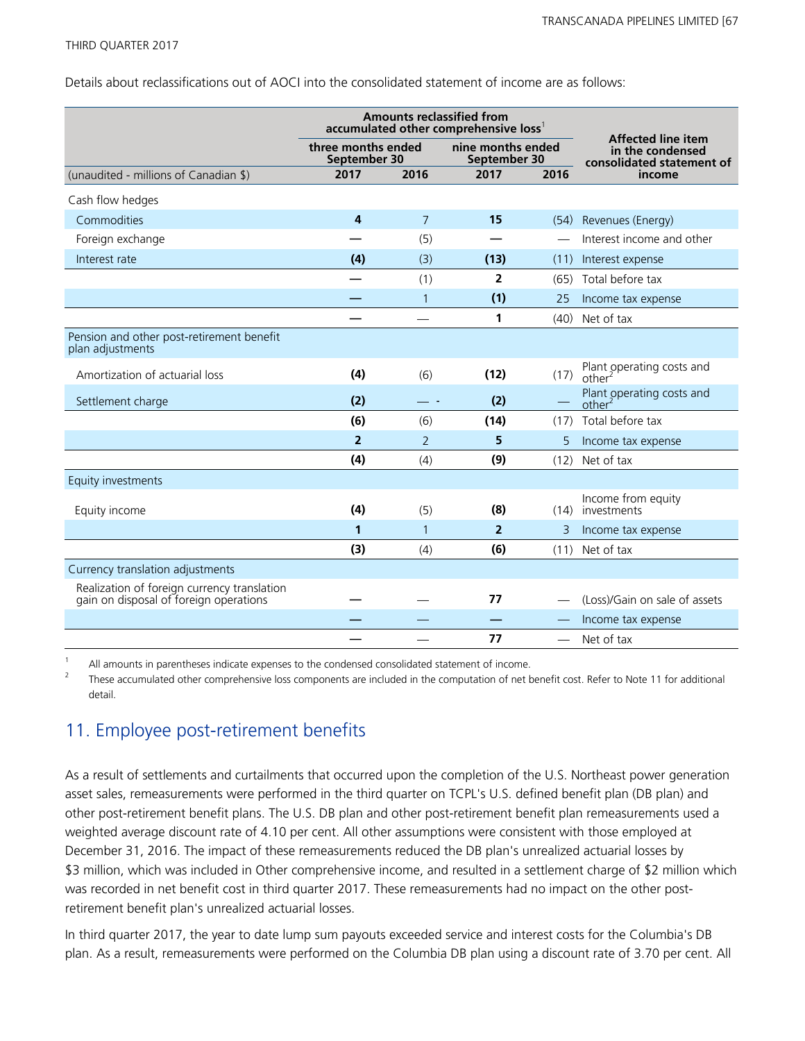Details about reclassifications out of AOCI into the consolidated statement of income are as follows:

| | Amounts reclassified from accumulated other comprehensive loss[1] | | | | Affected line item in the condensed consolidated statement of income |
|---|---|---|---|---|---|
| | three months ended September 30 | | nine months ended September 30 | | |
| (unaudited - millions of Canadian $) | 2017 | 2016 | 2017 | 2016 | |
| Cash flow hedges | | | | | |
| Commodities | **4** | 7 | **15** | (54) | Revenues (Energy) |
| Foreign exchange | **—** | (5) | **—** | — | Interest income and other |
| Interest rate | **(4)** | (3) | **(13)** | (11) | Interest expense |
| | **—** | (1) | **2** | (65) | Total before tax |
| | **—** | 1 | **(1)** | 25 | Income tax expense |
| | **—** | — | **1** | (40) | Net of tax |
| Pension and other post-retirement benefit plan adjustments | | | | | |
| Amortization of actuarial loss | **(4)** | (6) | **(12)** | (17) | Plant operating costs and other[2] |
| Settlement charge | **(2)** | — - | **(2)** | — | Plant operating costs and other[2] |
| | **(6)** | (6) | **(14)** | (17) | Total before tax |
| | **2** | 2 | **5** | 5 | Income tax expense |
| | **(4)** | (4) | **(9)** | (12) | Net of tax |
| Equity investments | | | | | |
| Equity income | **(4)** | (5) | **(8)** | (14) | Income from equity investments |
| | **1** | 1 | **2** | 3 | Income tax expense |
| | **(3)** | (4) | **(6)** | (11) | Net of tax |
| Currency translation adjustments | | | | | |
| Realization of foreign currency translation gain on disposal of foreign operations | **—** | — | **77** | — | (Loss)/Gain on sale of assets |
| | **—** | — | **—** | — | Income tax expense |
| | **—** | — | **77** | — | Net of tax |

1 All amounts in parentheses indicate expenses to the condensed consolidated statement of income.

2 These accumulated other comprehensive loss components are included in the computation of net benefit cost. Refer to Note 11 for additional detail.

## 11. Employee post-retirement benefits

As a result of settlements and curtailments that occurred upon the completion of the U.S. Northeast power generation asset sales, remeasurements were performed in the third quarter on TCPL's U.S. defined benefit plan (DB plan) and other post-retirement benefit plans. The U.S. DB plan and other post-retirement benefit plan remeasurements used a weighted average discount rate of 4.10 per cent. All other assumptions were consistent with those employed at December 31, 2016. The impact of these remeasurements reduced the DB plan's unrealized actuarial losses by $3 million, which was included in Other comprehensive income, and resulted in a settlement charge of $2 million which was recorded in net benefit cost in third quarter 2017. These remeasurements had no impact on the other post-retirement benefit plan's unrealized actuarial losses.

In third quarter 2017, the year to date lump sum payouts exceeded service and interest costs for the Columbia's DB plan. As a result, remeasurements were performed on the Columbia DB plan using a discount rate of 3.70 per cent. All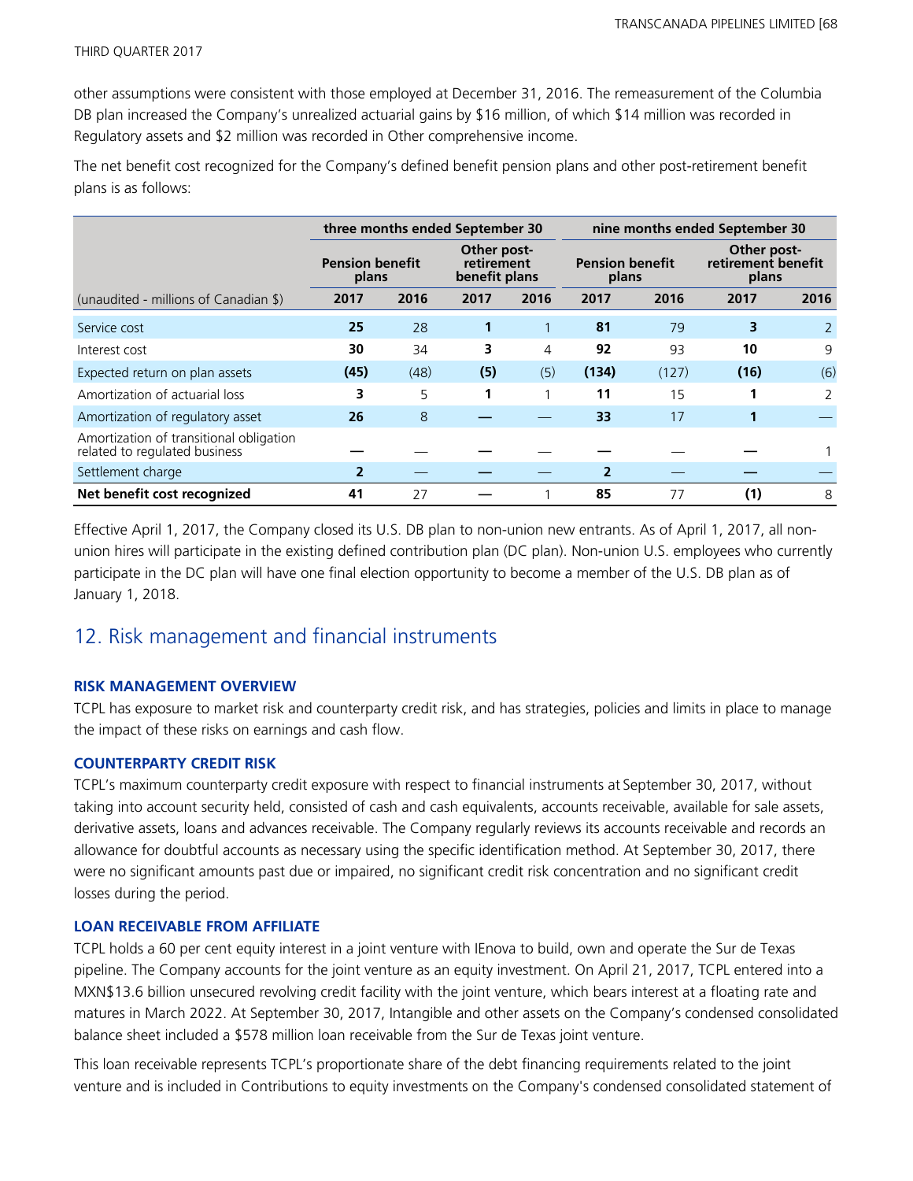other assumptions were consistent with those employed at December 31, 2016. The remeasurement of the Columbia DB plan increased the Company's unrealized actuarial gains by $16 million, of which $14 million was recorded in Regulatory assets and $2 million was recorded in Other comprehensive income.

The net benefit cost recognized for the Company's defined benefit pension plans and other post-retirement benefit plans is as follows:

| | three months ended September 30 | | | | nine months ended September 30 | | | |
|---|---|---|---|---|---|---|---|---|
| | Pension benefit plans | | Other post-retirement benefit plans | | Pension benefit plans | | Other post-retirement benefit plans | |
| (unaudited - millions of Canadian $) | 2017 | 2016 | 2017 | 2016 | 2017 | 2016 | 2017 | 2016 |
| Service cost | **25** | 28 | **1** | 1 | **81** | 79 | **3** | 2 |
| Interest cost | **30** | 34 | **3** | 4 | **92** | 93 | **10** | 9 |
| Expected return on plan assets | **(45)** | (48) | **(5)** | (5) | **(134)** | (127) | **(16)** | (6) |
| Amortization of actuarial loss | **3** | 5 | **1** | 1 | **11** | 15 | **1** | 2 |
| Amortization of regulatory asset | **26** | 8 | **—** | — | **33** | 17 | **1** | — |
| Amortization of transitional obligation related to regulated business | **—** | — | **—** | — | **—** | — | **—** | 1 |
| Settlement charge | **2** | — | **—** | — | **2** | — | **—** | — |
| **Net benefit cost recognized** | **41** | 27 | **—** | 1 | **85** | 77 | **(1)** | 8 |

Effective April 1, 2017, the Company closed its U.S. DB plan to non-union new entrants. As of April 1, 2017, all non-union hires will participate in the existing defined contribution plan (DC plan). Non-union U.S. employees who currently participate in the DC plan will have one final election opportunity to become a member of the U.S. DB plan as of January 1, 2018.

## 12. Risk management and financial instruments

### RISK MANAGEMENT OVERVIEW

TCPL has exposure to market risk and counterparty credit risk, and has strategies, policies and limits in place to manage the impact of these risks on earnings and cash flow.

### COUNTERPARTY CREDIT RISK

TCPL's maximum counterparty credit exposure with respect to financial instruments at September 30, 2017, without taking into account security held, consisted of cash and cash equivalents, accounts receivable, available for sale assets, derivative assets, loans and advances receivable. The Company regularly reviews its accounts receivable and records an allowance for doubtful accounts as necessary using the specific identification method. At September 30, 2017, there were no significant amounts past due or impaired, no significant credit risk concentration and no significant credit losses during the period.

### LOAN RECEIVABLE FROM AFFILIATE

TCPL holds a 60 per cent equity interest in a joint venture with IEnova to build, own and operate the Sur de Texas pipeline. The Company accounts for the joint venture as an equity investment. On April 21, 2017, TCPL entered into a MXN$13.6 billion unsecured revolving credit facility with the joint venture, which bears interest at a floating rate and matures in March 2022. At September 30, 2017, Intangible and other assets on the Company's condensed consolidated balance sheet included a $578 million loan receivable from the Sur de Texas joint venture.

This loan receivable represents TCPL's proportionate share of the debt financing requirements related to the joint venture and is included in Contributions to equity investments on the Company's condensed consolidated statement of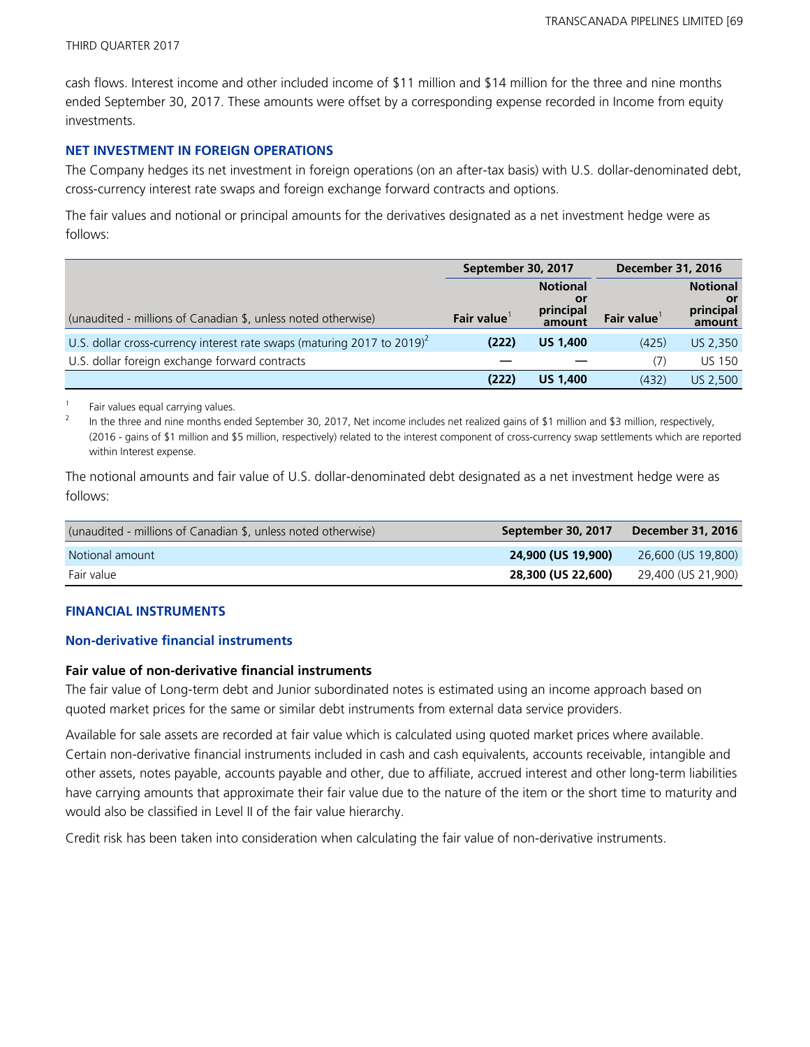cash flows. Interest income and other included income of $11 million and $14 million for the three and nine months ended September 30, 2017. These amounts were offset by a corresponding expense recorded in Income from equity investments.

### NET INVESTMENT IN FOREIGN OPERATIONS

The Company hedges its net investment in foreign operations (on an after-tax basis) with U.S. dollar-denominated debt, cross-currency interest rate swaps and foreign exchange forward contracts and options.

The fair values and notional or principal amounts for the derivatives designated as a net investment hedge were as follows:

| | September 30, 2017 | | December 31, 2016 | |
|---|---|---|---|---|
| (unaudited - millions of Canadian $, unless noted otherwise) | Fair value[1] | Notional or principal amount | Fair value[1] | Notional or principal amount |
| U.S. dollar cross-currency interest rate swaps (maturing 2017 to 2019)[2] | **(222)** | **US 1,400** | (425) | US 2,350 |
| U.S. dollar foreign exchange forward contracts | **—** | **—** | (7) | US 150 |
| | **(222)** | **US 1,400** | (432) | US 2,500 |

[1] Fair values equal carrying values.

[2] In the three and nine months ended September 30, 2017, Net income includes net realized gains of $1 million and $3 million, respectively, (2016 - gains of $1 million and $5 million, respectively) related to the interest component of cross-currency swap settlements which are reported within Interest expense.

The notional amounts and fair value of U.S. dollar-denominated debt designated as a net investment hedge were as follows:

| (unaudited - millions of Canadian $, unless noted otherwise) | September 30, 2017 | December 31, 2016 |
|---|---|---|
| Notional amount | **24,900 (US 19,900)** | 26,600 (US 19,800) |
| Fair value | **28,300 (US 22,600)** | 29,400 (US 21,900) |

### FINANCIAL INSTRUMENTS

#### Non-derivative financial instruments

**Fair value of non-derivative financial instruments**

The fair value of Long-term debt and Junior subordinated notes is estimated using an income approach based on quoted market prices for the same or similar debt instruments from external data service providers.

Available for sale assets are recorded at fair value which is calculated using quoted market prices where available. Certain non-derivative financial instruments included in cash and cash equivalents, accounts receivable, intangible and other assets, notes payable, accounts payable and other, due to affiliate, accrued interest and other long-term liabilities have carrying amounts that approximate their fair value due to the nature of the item or the short time to maturity and would also be classified in Level II of the fair value hierarchy.

Credit risk has been taken into consideration when calculating the fair value of non-derivative instruments.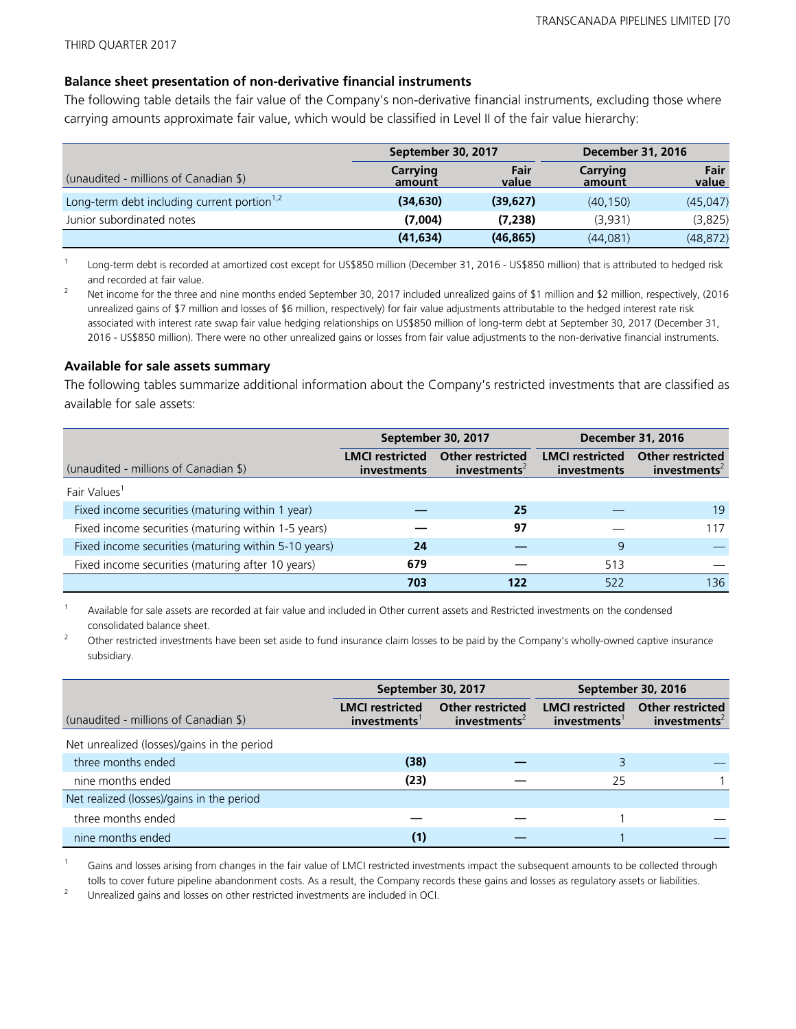### Balance sheet presentation of non-derivative financial instruments

The following table details the fair value of the Company's non-derivative financial instruments, excluding those where carrying amounts approximate fair value, which would be classified in Level II of the fair value hierarchy:

| | September 30, 2017 | | December 31, 2016 | |
|---|---|---|---|---|
| (unaudited - millions of Canadian $) | Carrying amount | Fair value | Carrying amount | Fair value |
| Long-term debt including current portion[1,2] | **(34,630)** | **(39,627)** | (40,150) | (45,047) |
| Junior subordinated notes | **(7,004)** | **(7,238)** | (3,931) | (3,825) |
| | **(41,634)** | **(46,865)** | (44,081) | (48,872) |

1 Long-term debt is recorded at amortized cost except for US$850 million (December 31, 2016 - US$850 million) that is attributed to hedged risk and recorded at fair value.

2 Net income for the three and nine months ended September 30, 2017 included unrealized gains of $1 million and $2 million, respectively, (2016 unrealized gains of $7 million and losses of $6 million, respectively) for fair value adjustments attributable to the hedged interest rate risk associated with interest rate swap fair value hedging relationships on US$850 million of long-term debt at September 30, 2017 (December 31, 2016 - US$850 million). There were no other unrealized gains or losses from fair value adjustments to the non-derivative financial instruments.

### Available for sale assets summary

The following tables summarize additional information about the Company's restricted investments that are classified as available for sale assets:

| | September 30, 2017 | | December 31, 2016 | |
|---|---|---|---|---|
| (unaudited - millions of Canadian $) | LMCI restricted investments | Other restricted investments[2] | LMCI restricted investments | Other restricted investments[2] |
| Fair Values[1] | | | | |
| Fixed income securities (maturing within 1 year) | **—** | **25** | — | 19 |
| Fixed income securities (maturing within 1-5 years) | **—** | **97** | — | 117 |
| Fixed income securities (maturing within 5-10 years) | **24** | **—** | 9 | — |
| Fixed income securities (maturing after 10 years) | **679** | **—** | 513 | — |
| | **703** | **122** | 522 | 136 |

1 Available for sale assets are recorded at fair value and included in Other current assets and Restricted investments on the condensed consolidated balance sheet.

2 Other restricted investments have been set aside to fund insurance claim losses to be paid by the Company's wholly-owned captive insurance subsidiary.

| | September 30, 2017 | | September 30, 2016 | |
|---|---|---|---|---|
| (unaudited - millions of Canadian $) | LMCI restricted investments[1] | Other restricted investments[2] | LMCI restricted investments[1] | Other restricted investments[2] |
| Net unrealized (losses)/gains in the period | | | | |
| three months ended | **(38)** | **—** | 3 | — |
| nine months ended | **(23)** | **—** | 25 | 1 |
| Net realized (losses)/gains in the period | | | | |
| three months ended | **—** | **—** | 1 | — |
| nine months ended | **(1)** | **—** | 1 | — |

1 Gains and losses arising from changes in the fair value of LMCI restricted investments impact the subsequent amounts to be collected through tolls to cover future pipeline abandonment costs. As a result, the Company records these gains and losses as regulatory assets or liabilities.

2 Unrealized gains and losses on other restricted investments are included in OCI.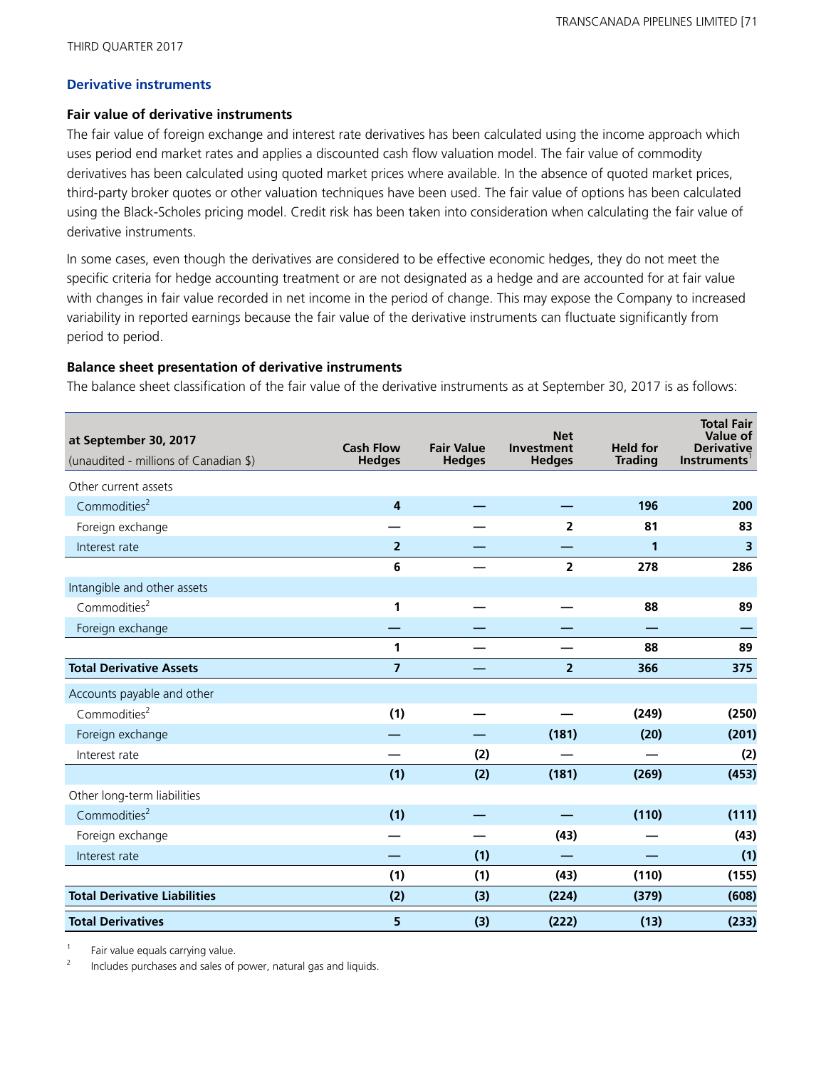THIRD QUARTER 2017

## Derivative instruments

### Fair value of derivative instruments

The fair value of foreign exchange and interest rate derivatives has been calculated using the income approach which uses period end market rates and applies a discounted cash flow valuation model. The fair value of commodity derivatives has been calculated using quoted market prices where available. In the absence of quoted market prices, third-party broker quotes or other valuation techniques have been used. The fair value of options has been calculated using the Black-Scholes pricing model. Credit risk has been taken into consideration when calculating the fair value of derivative instruments.

In some cases, even though the derivatives are considered to be effective economic hedges, they do not meet the specific criteria for hedge accounting treatment or are not designated as a hedge and are accounted for at fair value with changes in fair value recorded in net income in the period of change. This may expose the Company to increased variability in reported earnings because the fair value of the derivative instruments can fluctuate significantly from period to period.

### Balance sheet presentation of derivative instruments

The balance sheet classification of the fair value of the derivative instruments as at September 30, 2017 is as follows:

| at September 30, 2017 (unaudited - millions of Canadian $) | Cash Flow Hedges | Fair Value Hedges | Net Investment Hedges | Held for Trading | Total Fair Value of Derivative Instruments[1] |
|---|---|---|---|---|---|
| Other current assets | | | | | |
| Commodities[2] | 4 | — | — | 196 | 200 |
| Foreign exchange | — | — | 2 | 81 | 83 |
| Interest rate | 2 | — | — | 1 | 3 |
| | 6 | — | 2 | 278 | 286 |
| Intangible and other assets | | | | | |
| Commodities[2] | 1 | — | — | 88 | 89 |
| Foreign exchange | — | — | — | — | — |
| | 1 | — | — | 88 | 89 |
| **Total Derivative Assets** | 7 | — | 2 | 366 | 375 |
| Accounts payable and other | | | | | |
| Commodities[2] | (1) | — | — | (249) | (250) |
| Foreign exchange | — | — | (181) | (20) | (201) |
| Interest rate | — | (2) | — | — | (2) |
| | (1) | (2) | (181) | (269) | (453) |
| Other long-term liabilities | | | | | |
| Commodities[2] | (1) | — | — | (110) | (111) |
| Foreign exchange | — | — | (43) | — | (43) |
| Interest rate | — | (1) | — | — | (1) |
| | (1) | (1) | (43) | (110) | (155) |
| **Total Derivative Liabilities** | (2) | (3) | (224) | (379) | (608) |
| **Total Derivatives** | 5 | (3) | (222) | (13) | (233) |

1 Fair value equals carrying value.

2 Includes purchases and sales of power, natural gas and liquids.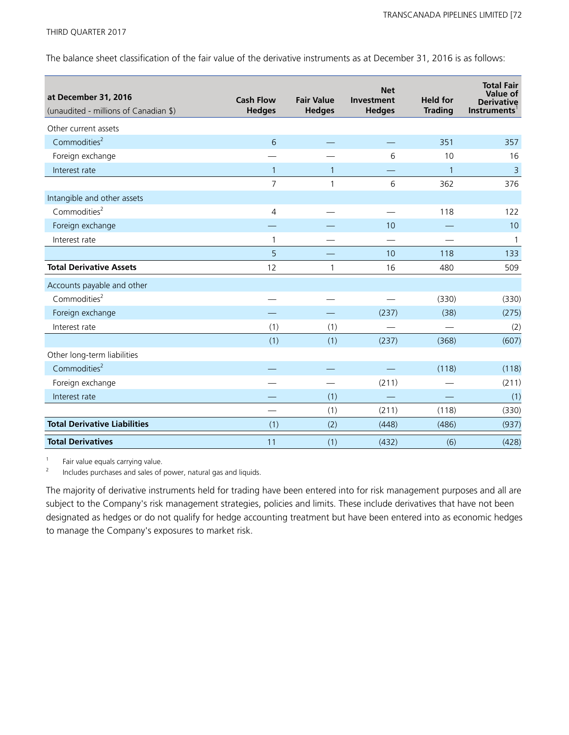The balance sheet classification of the fair value of the derivative instruments as at December 31, 2016 is as follows:

| **at December 31, 2016**<br>(unaudited - millions of Canadian $) | **Cash Flow Hedges** | **Fair Value Hedges** | **Net Investment Hedges** | **Held for Trading** | **Total Fair Value of Derivative Instruments**[1] |
|---|---|---|---|---|---|
| Other current assets | | | | | |
| Commodities[2] | 6 | — | — | 351 | 357 |
| Foreign exchange | — | — | 6 | 10 | 16 |
| Interest rate | 1 | 1 | — | 1 | 3 |
| | 7 | 1 | 6 | 362 | 376 |
| Intangible and other assets | | | | | |
| Commodities[2] | 4 | — | — | 118 | 122 |
| Foreign exchange | — | — | 10 | — | 10 |
| Interest rate | 1 | — | — | — | 1 |
| | 5 | — | 10 | 118 | 133 |
| **Total Derivative Assets** | 12 | 1 | 16 | 480 | 509 |
| Accounts payable and other | | | | | |
| Commodities[2] | — | — | — | (330) | (330) |
| Foreign exchange | — | — | (237) | (38) | (275) |
| Interest rate | (1) | (1) | — | — | (2) |
| | (1) | (1) | (237) | (368) | (607) |
| Other long-term liabilities | | | | | |
| Commodities[2] | — | — | — | (118) | (118) |
| Foreign exchange | — | — | (211) | — | (211) |
| Interest rate | — | (1) | — | — | (1) |
| | — | (1) | (211) | (118) | (330) |
| **Total Derivative Liabilities** | (1) | (2) | (448) | (486) | (937) |
| **Total Derivatives** | 11 | (1) | (432) | (6) | (428) |

1 Fair value equals carrying value.
2 Includes purchases and sales of power, natural gas and liquids.

The majority of derivative instruments held for trading have been entered into for risk management purposes and all are subject to the Company's risk management strategies, policies and limits. These include derivatives that have not been designated as hedges or do not qualify for hedge accounting treatment but have been entered into as economic hedges to manage the Company's exposures to market risk.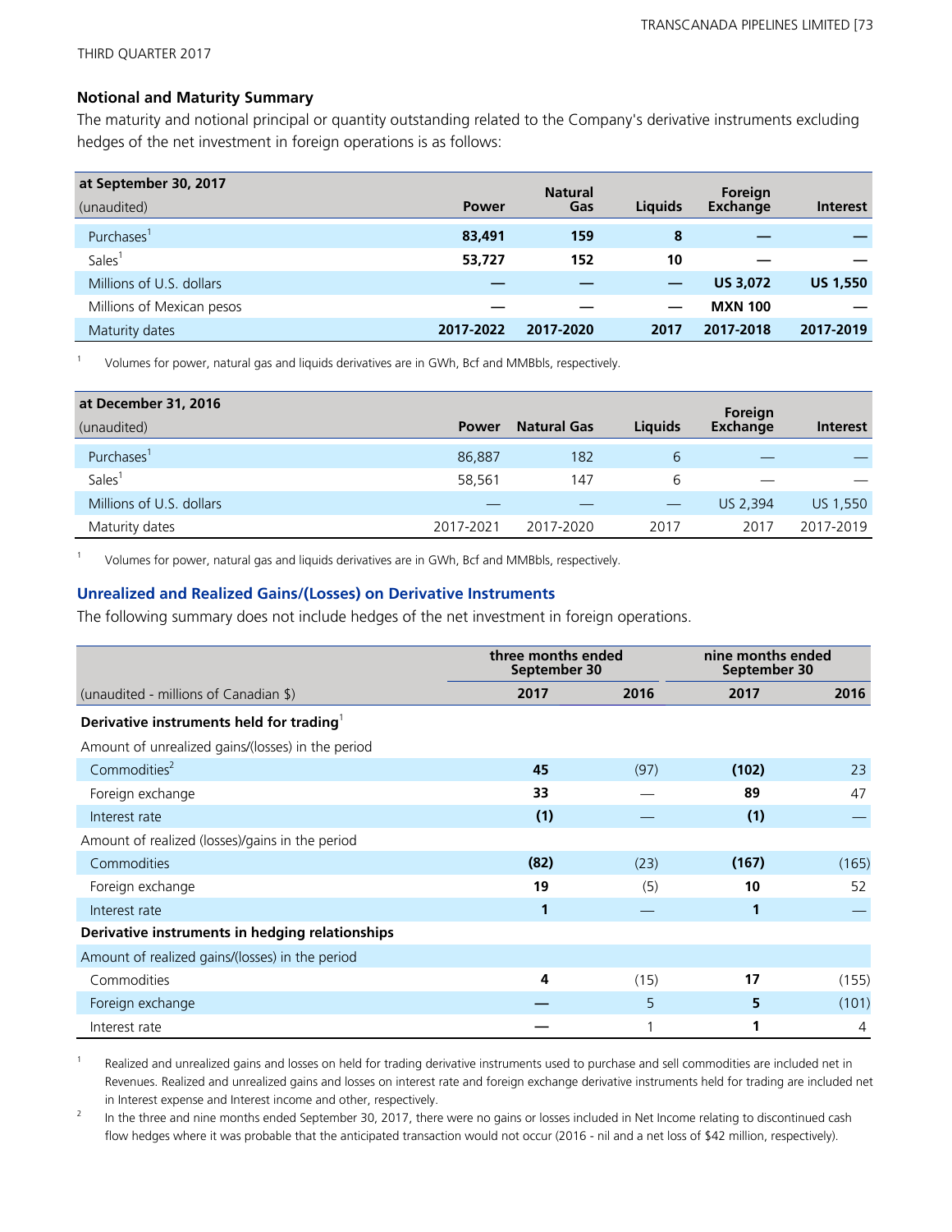### Notional and Maturity Summary

The maturity and notional principal or quantity outstanding related to the Company's derivative instruments excluding hedges of the net investment in foreign operations is as follows:

| at September 30, 2017<br>(unaudited) | Power | Natural Gas | Liquids | Foreign Exchange | Interest |
|---|---|---|---|---|---|
| Purchases[1] | **83,491** | **159** | **8** | **—** | **—** |
| Sales[1] | **53,727** | **152** | **10** | **—** | **—** |
| Millions of U.S. dollars | **—** | **—** | **—** | **US 3,072** | **US 1,550** |
| Millions of Mexican pesos | **—** | **—** | **—** | **MXN 100** | **—** |
| Maturity dates | **2017-2022** | **2017-2020** | **2017** | **2017-2018** | **2017-2019** |

1 Volumes for power, natural gas and liquids derivatives are in GWh, Bcf and MMBbls, respectively.

| at December 31, 2016<br>(unaudited) | Power | Natural Gas | Liquids | Foreign Exchange | Interest |
|---|---|---|---|---|---|
| Purchases[1] | 86,887 | 182 | 6 | — | — |
| Sales[1] | 58,561 | 147 | 6 | — | — |
| Millions of U.S. dollars | — | — | — | US 2,394 | US 1,550 |
| Maturity dates | 2017-2021 | 2017-2020 | 2017 | 2017 | 2017-2019 |

1 Volumes for power, natural gas and liquids derivatives are in GWh, Bcf and MMBbls, respectively.

### Unrealized and Realized Gains/(Losses) on Derivative Instruments

The following summary does not include hedges of the net investment in foreign operations.

| | three months ended September 30 | | nine months ended September 30 | |
|---|---|---|---|---|
| (unaudited - millions of Canadian $) | 2017 | 2016 | 2017 | 2016 |
| **Derivative instruments held for trading**[1] | | | | |
| Amount of unrealized gains/(losses) in the period | | | | |
| Commodities[2] | **45** | (97) | **(102)** | 23 |
| Foreign exchange | **33** | — | **89** | 47 |
| Interest rate | **(1)** | — | **(1)** | — |
| Amount of realized (losses)/gains in the period | | | | |
| Commodities | **(82)** | (23) | **(167)** | (165) |
| Foreign exchange | **19** | (5) | **10** | 52 |
| Interest rate | **1** | — | **1** | — |
| **Derivative instruments in hedging relationships** | | | | |
| Amount of realized gains/(losses) in the period | | | | |
| Commodities | **4** | (15) | **17** | (155) |
| Foreign exchange | **—** | 5 | **5** | (101) |
| Interest rate | **—** | 1 | **1** | 4 |

1 Realized and unrealized gains and losses on held for trading derivative instruments used to purchase and sell commodities are included net in Revenues. Realized and unrealized gains and losses on interest rate and foreign exchange derivative instruments held for trading are included net in Interest expense and Interest income and other, respectively.

2 In the three and nine months ended September 30, 2017, there were no gains or losses included in Net Income relating to discontinued cash flow hedges where it was probable that the anticipated transaction would not occur (2016 - nil and a net loss of $42 million, respectively).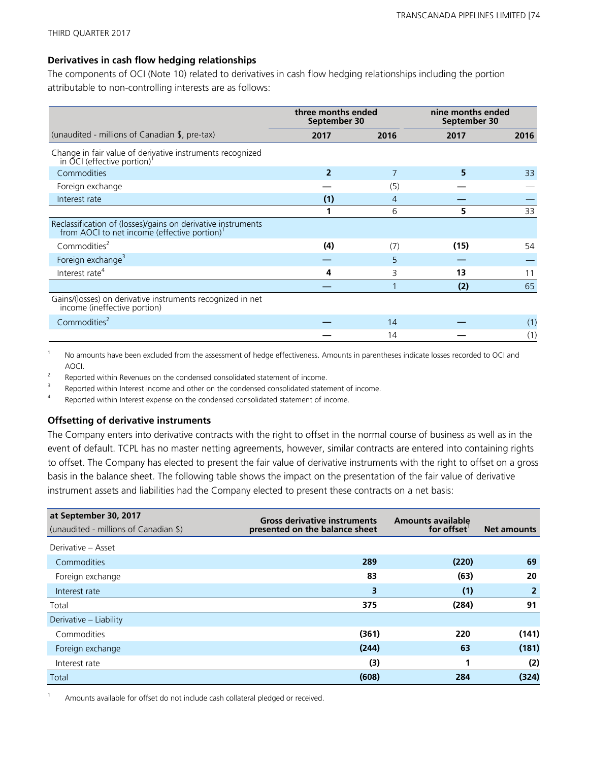### Derivatives in cash flow hedging relationships

The components of OCI (Note 10) related to derivatives in cash flow hedging relationships including the portion attributable to non-controlling interests are as follows:

| | three months ended September 30 | | nine months ended September 30 | |
|---|---|---|---|---|
| (unaudited - millions of Canadian $, pre-tax) | **2017** | 2016 | **2017** | 2016 |
| Change in fair value of derivative instruments recognized in OCI (effective portion)[1] | | | | |
| Commodities | **2** | 7 | **5** | 33 |
| Foreign exchange | **—** | (5) | **—** | — |
| Interest rate | **(1)** | 4 | **—** | — |
| | **1** | 6 | **5** | 33 |
| Reclassification of (losses)/gains on derivative instruments from AOCI to net income (effective portion)[1] | | | | |
| Commodities[2] | **(4)** | (7) | **(15)** | 54 |
| Foreign exchange[3] | **—** | 5 | **—** | — |
| Interest rate[4] | **4** | 3 | **13** | 11 |
| | **—** | 1 | **(2)** | 65 |
| Gains/(losses) on derivative instruments recognized in net income (ineffective portion) | | | | |
| Commodities[2] | **—** | 14 | **—** | (1) |
| | **—** | 14 | **—** | (1) |

1 No amounts have been excluded from the assessment of hedge effectiveness. Amounts in parentheses indicate losses recorded to OCI and AOCI.

2 Reported within Revenues on the condensed consolidated statement of income.

3 Reported within Interest income and other on the condensed consolidated statement of income.

4 Reported within Interest expense on the condensed consolidated statement of income.

### Offsetting of derivative instruments

The Company enters into derivative contracts with the right to offset in the normal course of business as well as in the event of default. TCPL has no master netting agreements, however, similar contracts are entered into containing rights to offset. The Company has elected to present the fair value of derivative instruments with the right to offset on a gross basis in the balance sheet. The following table shows the impact on the presentation of the fair value of derivative instrument assets and liabilities had the Company elected to present these contracts on a net basis:

| **at September 30, 2017** (unaudited - millions of Canadian $) | Gross derivative instruments presented on the balance sheet | Amounts available for offset[1] | Net amounts |
|---|---|---|---|
| Derivative – Asset | | | |
| Commodities | **289** | **(220)** | **69** |
| Foreign exchange | **83** | **(63)** | **20** |
| Interest rate | **3** | **(1)** | **2** |
| Total | **375** | **(284)** | **91** |
| Derivative – Liability | | | |
| Commodities | **(361)** | **220** | **(141)** |
| Foreign exchange | **(244)** | **63** | **(181)** |
| Interest rate | **(3)** | **1** | **(2)** |
| Total | **(608)** | **284** | **(324)** |

1 Amounts available for offset do not include cash collateral pledged or received.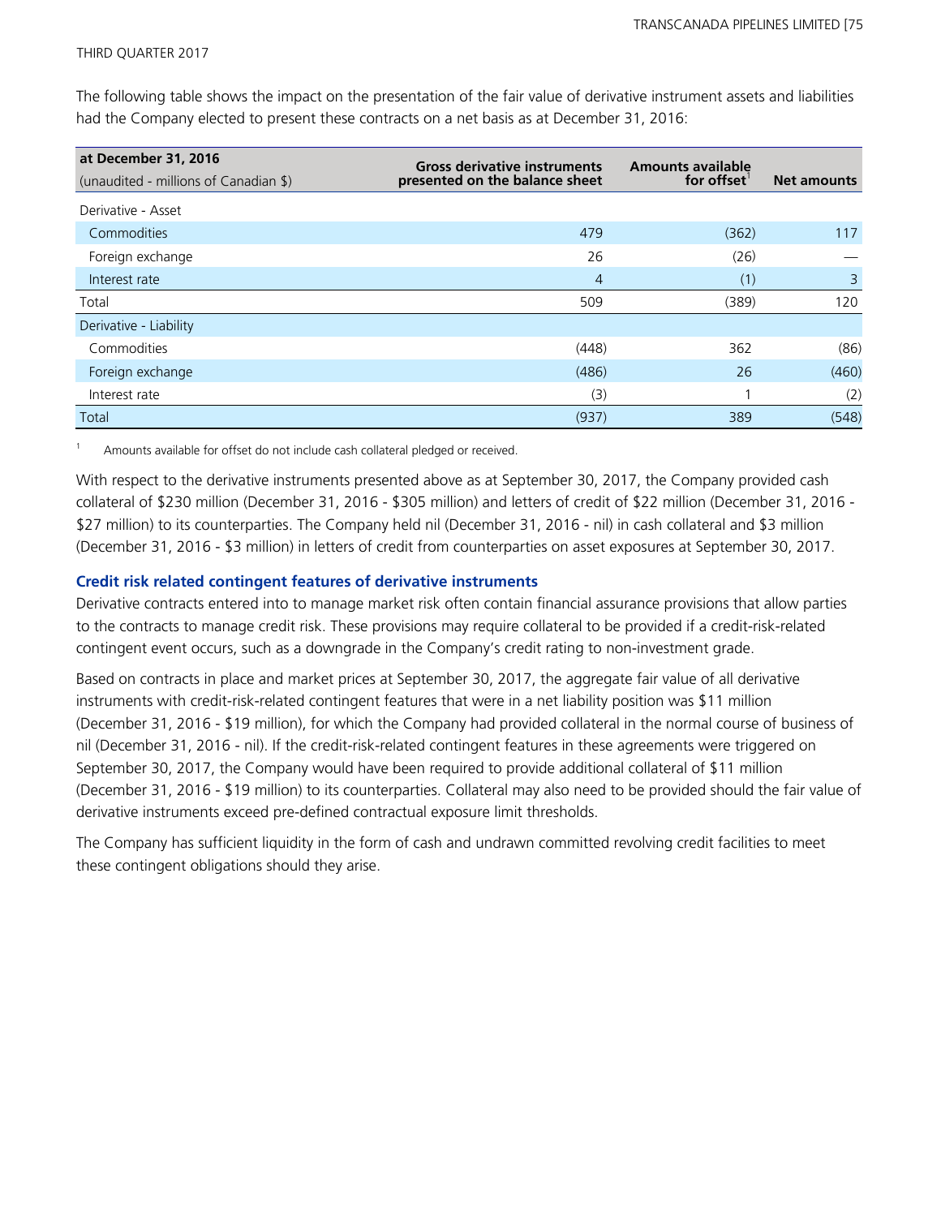The following table shows the impact on the presentation of the fair value of derivative instrument assets and liabilities had the Company elected to present these contracts on a net basis as at December 31, 2016:

| at December 31, 2016<br>(unaudited - millions of Canadian $) | Gross derivative instruments presented on the balance sheet | Amounts available for offset[1] | Net amounts |
|---|---|---|---|
| Derivative - Asset | | | |
| Commodities | 479 | (362) | 117 |
| Foreign exchange | 26 | (26) | — |
| Interest rate | 4 | (1) | 3 |
| Total | 509 | (389) | 120 |
| Derivative - Liability | | | |
| Commodities | (448) | 362 | (86) |
| Foreign exchange | (486) | 26 | (460) |
| Interest rate | (3) | 1 | (2) |
| Total | (937) | 389 | (548) |

1 Amounts available for offset do not include cash collateral pledged or received.

With respect to the derivative instruments presented above as at September 30, 2017, the Company provided cash collateral of $230 million (December 31, 2016 - $305 million) and letters of credit of $22 million (December 31, 2016 - $27 million) to its counterparties. The Company held nil (December 31, 2016 - nil) in cash collateral and $3 million (December 31, 2016 - $3 million) in letters of credit from counterparties on asset exposures at September 30, 2017.

### Credit risk related contingent features of derivative instruments

Derivative contracts entered into to manage market risk often contain financial assurance provisions that allow parties to the contracts to manage credit risk. These provisions may require collateral to be provided if a credit-risk-related contingent event occurs, such as a downgrade in the Company's credit rating to non-investment grade.

Based on contracts in place and market prices at September 30, 2017, the aggregate fair value of all derivative instruments with credit-risk-related contingent features that were in a net liability position was $11 million (December 31, 2016 - $19 million), for which the Company had provided collateral in the normal course of business of nil (December 31, 2016 - nil). If the credit-risk-related contingent features in these agreements were triggered on September 30, 2017, the Company would have been required to provide additional collateral of $11 million (December 31, 2016 - $19 million) to its counterparties. Collateral may also need to be provided should the fair value of derivative instruments exceed pre-defined contractual exposure limit thresholds.

The Company has sufficient liquidity in the form of cash and undrawn committed revolving credit facilities to meet these contingent obligations should they arise.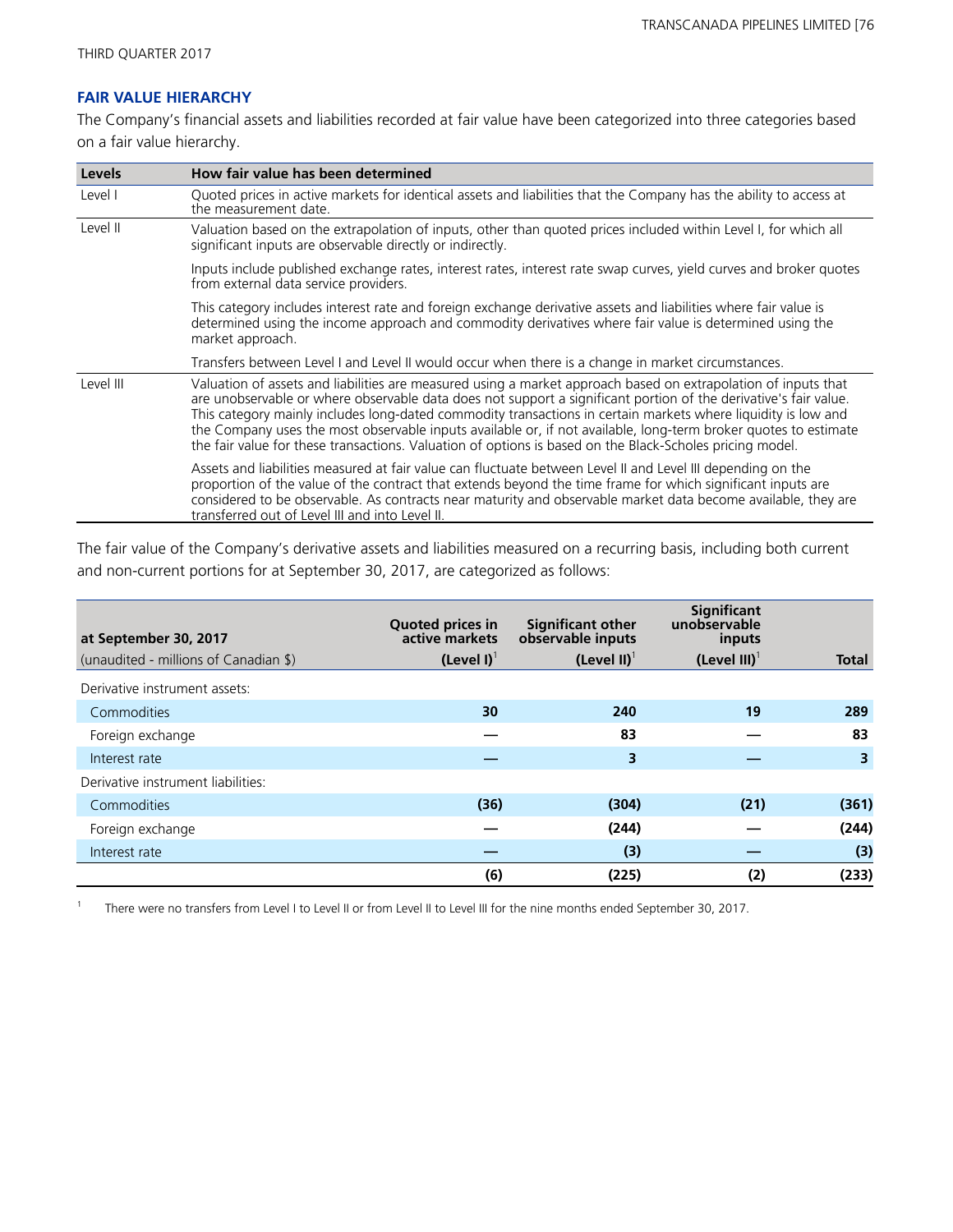### FAIR VALUE HIERARCHY

The Company's financial assets and liabilities recorded at fair value have been categorized into three categories based on a fair value hierarchy.

| Levels | How fair value has been determined |
|---|---|
| Level I | Quoted prices in active markets for identical assets and liabilities that the Company has the ability to access at the measurement date. |
| Level II | Valuation based on the extrapolation of inputs, other than quoted prices included within Level I, for which all significant inputs are observable directly or indirectly. |
| | Inputs include published exchange rates, interest rates, interest rate swap curves, yield curves and broker quotes from external data service providers. |
| | This category includes interest rate and foreign exchange derivative assets and liabilities where fair value is determined using the income approach and commodity derivatives where fair value is determined using the market approach. |
| | Transfers between Level I and Level II would occur when there is a change in market circumstances. |
| Level III | Valuation of assets and liabilities are measured using a market approach based on extrapolation of inputs that are unobservable or where observable data does not support a significant portion of the derivative's fair value. This category mainly includes long-dated commodity transactions in certain markets where liquidity is low and the Company uses the most observable inputs available or, if not available, long-term broker quotes to estimate the fair value for these transactions. Valuation of options is based on the Black-Scholes pricing model. |
| | Assets and liabilities measured at fair value can fluctuate between Level II and Level III depending on the proportion of the value of the contract that extends beyond the time frame for which significant inputs are considered to be observable. As contracts near maturity and observable market data become available, they are transferred out of Level III and into Level II. |

The fair value of the Company's derivative assets and liabilities measured on a recurring basis, including both current and non-current portions for at September 30, 2017, are categorized as follows:

| at September 30, 2017<br>(unaudited - millions of Canadian $) | Quoted prices in active markets<br>(Level I)[1] | Significant other observable inputs<br>(Level II)[1] | Significant unobservable inputs<br>(Level III)[1] | Total |
|---|---|---|---|---|
| Derivative instrument assets: | | | | |
| Commodities | 30 | 240 | 19 | 289 |
| Foreign exchange | — | 83 | — | 83 |
| Interest rate | — | 3 | — | 3 |
| Derivative instrument liabilities: | | | | |
| Commodities | (36) | (304) | (21) | (361) |
| Foreign exchange | — | (244) | — | (244) |
| Interest rate | — | (3) | — | (3) |
| | (6) | (225) | (2) | (233) |

1 There were no transfers from Level I to Level II or from Level II to Level III for the nine months ended September 30, 2017.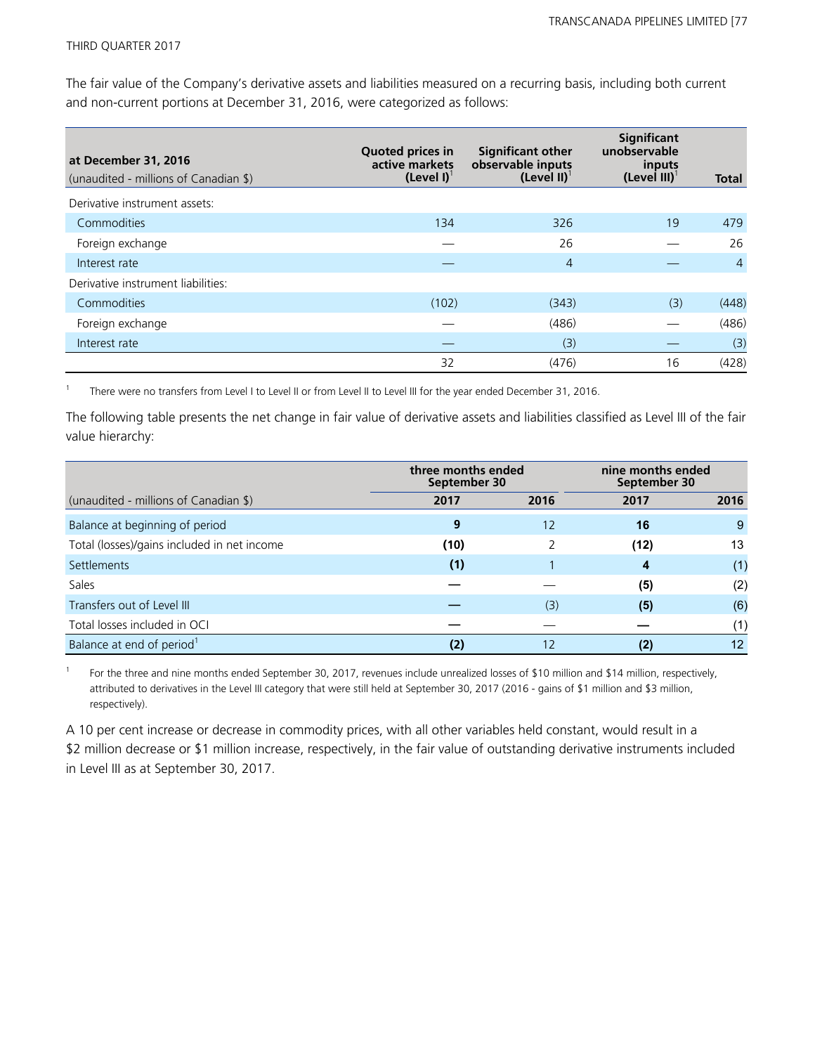The fair value of the Company's derivative assets and liabilities measured on a recurring basis, including both current and non-current portions at December 31, 2016, were categorized as follows:

| at December 31, 2016 (unaudited - millions of Canadian $) | Quoted prices in active markets (Level I)[1] | Significant other observable inputs (Level II)[1] | Significant unobservable inputs (Level III)[1] | Total |
|---|---|---|---|---|
| Derivative instrument assets: | | | | |
| Commodities | 134 | 326 | 19 | 479 |
| Foreign exchange | — | 26 | — | 26 |
| Interest rate | — | 4 | — | 4 |
| Derivative instrument liabilities: | | | | |
| Commodities | (102) | (343) | (3) | (448) |
| Foreign exchange | — | (486) | — | (486) |
| Interest rate | — | (3) | — | (3) |
| | 32 | (476) | 16 | (428) |

[1] There were no transfers from Level I to Level II or from Level II to Level III for the year ended December 31, 2016.

The following table presents the net change in fair value of derivative assets and liabilities classified as Level III of the fair value hierarchy:

| | three months ended September 30 | | nine months ended September 30 | |
|---|---|---|---|---|
| (unaudited - millions of Canadian $) | **2017** | 2016 | **2017** | 2016 |
| Balance at beginning of period | **9** | 12 | **16** | 9 |
| Total (losses)/gains included in net income | **(10)** | 2 | **(12)** | 13 |
| Settlements | **(1)** | 1 | **4** | (1) |
| Sales | **—** | — | **(5)** | (2) |
| Transfers out of Level III | **—** | (3) | **(5)** | (6) |
| Total losses included in OCI | **—** | — | **—** | (1) |
| Balance at end of period[1] | **(2)** | 12 | **(2)** | 12 |

[1] For the three and nine months ended September 30, 2017, revenues include unrealized losses of $10 million and $14 million, respectively, attributed to derivatives in the Level III category that were still held at September 30, 2017 (2016 - gains of $1 million and $3 million, respectively).

A 10 per cent increase or decrease in commodity prices, with all other variables held constant, would result in a $2 million decrease or $1 million increase, respectively, in the fair value of outstanding derivative instruments included in Level III as at September 30, 2017.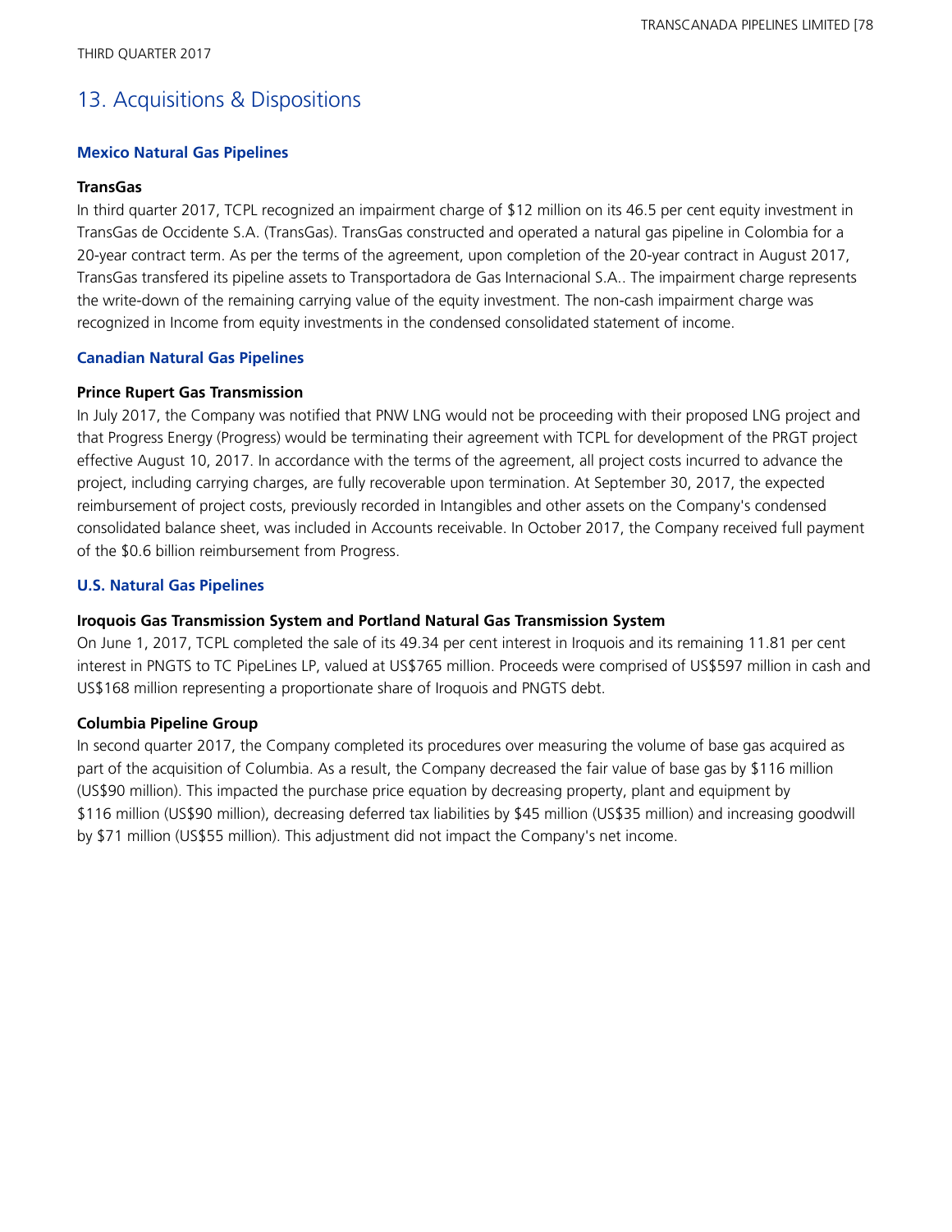# 13. Acquisitions & Dispositions

### Mexico Natural Gas Pipelines

**TransGas**

In third quarter 2017, TCPL recognized an impairment charge of $12 million on its 46.5 per cent equity investment in TransGas de Occidente S.A. (TransGas). TransGas constructed and operated a natural gas pipeline in Colombia for a 20-year contract term. As per the terms of the agreement, upon completion of the 20-year contract in August 2017, TransGas transfered its pipeline assets to Transportadora de Gas Internacional S.A.. The impairment charge represents the write-down of the remaining carrying value of the equity investment. The non-cash impairment charge was recognized in Income from equity investments in the condensed consolidated statement of income.

### Canadian Natural Gas Pipelines

**Prince Rupert Gas Transmission**

In July 2017, the Company was notified that PNW LNG would not be proceeding with their proposed LNG project and that Progress Energy (Progress) would be terminating their agreement with TCPL for development of the PRGT project effective August 10, 2017. In accordance with the terms of the agreement, all project costs incurred to advance the project, including carrying charges, are fully recoverable upon termination. At September 30, 2017, the expected reimbursement of project costs, previously recorded in Intangibles and other assets on the Company's condensed consolidated balance sheet, was included in Accounts receivable. In October 2017, the Company received full payment of the $0.6 billion reimbursement from Progress.

### U.S. Natural Gas Pipelines

**Iroquois Gas Transmission System and Portland Natural Gas Transmission System**

On June 1, 2017, TCPL completed the sale of its 49.34 per cent interest in Iroquois and its remaining 11.81 per cent interest in PNGTS to TC PipeLines LP, valued at US$765 million. Proceeds were comprised of US$597 million in cash and US$168 million representing a proportionate share of Iroquois and PNGTS debt.

**Columbia Pipeline Group**

In second quarter 2017, the Company completed its procedures over measuring the volume of base gas acquired as part of the acquisition of Columbia. As a result, the Company decreased the fair value of base gas by $116 million (US$90 million). This impacted the purchase price equation by decreasing property, plant and equipment by $116 million (US$90 million), decreasing deferred tax liabilities by $45 million (US$35 million) and increasing goodwill by $71 million (US$55 million). This adjustment did not impact the Company's net income.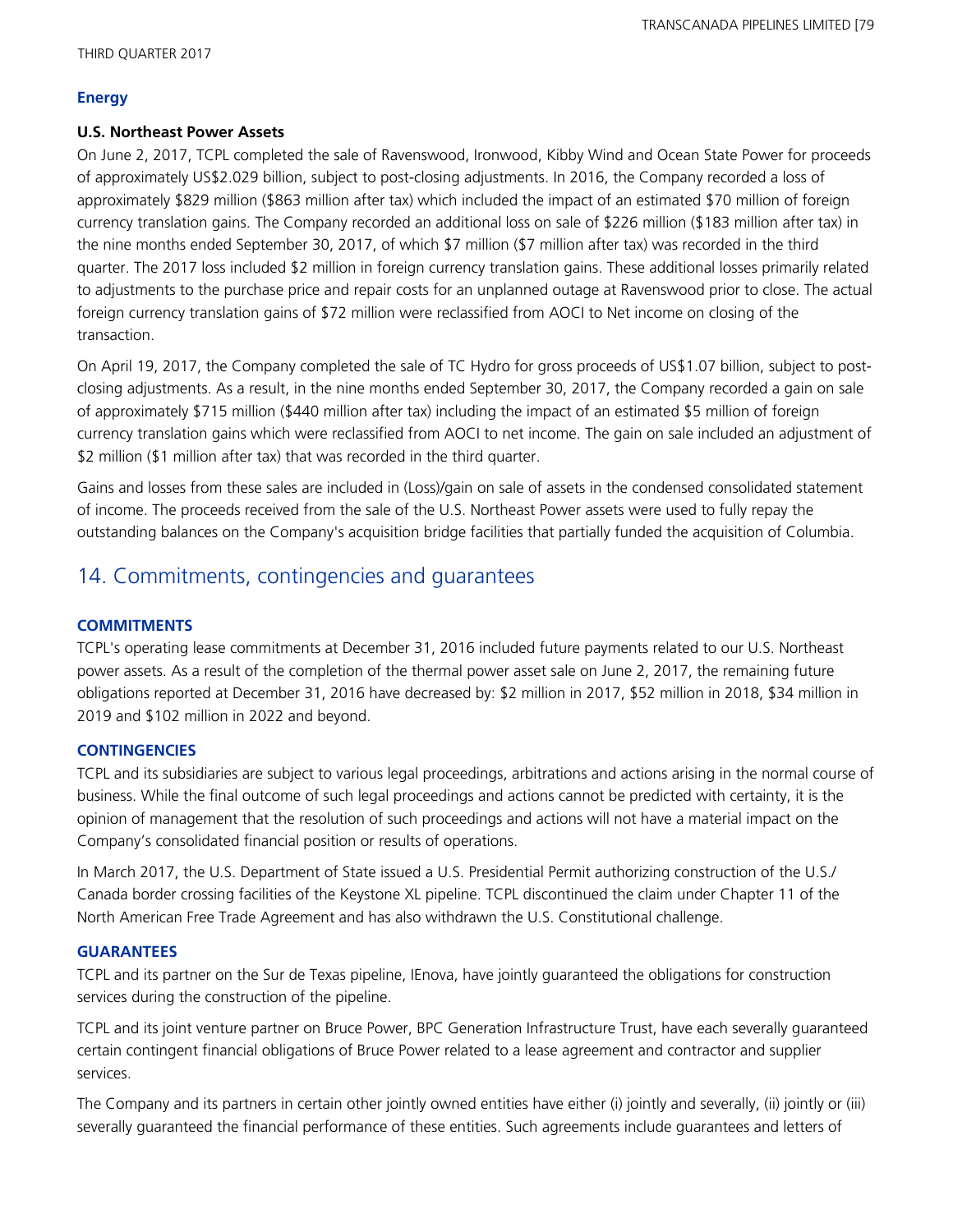### Energy

#### U.S. Northeast Power Assets

On June 2, 2017, TCPL completed the sale of Ravenswood, Ironwood, Kibby Wind and Ocean State Power for proceeds of approximately US$2.029 billion, subject to post-closing adjustments. In 2016, the Company recorded a loss of approximately $829 million ($863 million after tax) which included the impact of an estimated $70 million of foreign currency translation gains. The Company recorded an additional loss on sale of $226 million ($183 million after tax) in the nine months ended September 30, 2017, of which $7 million ($7 million after tax) was recorded in the third quarter. The 2017 loss included $2 million in foreign currency translation gains. These additional losses primarily related to adjustments to the purchase price and repair costs for an unplanned outage at Ravenswood prior to close. The actual foreign currency translation gains of $72 million were reclassified from AOCI to Net income on closing of the transaction.

On April 19, 2017, the Company completed the sale of TC Hydro for gross proceeds of US$1.07 billion, subject to post-closing adjustments. As a result, in the nine months ended September 30, 2017, the Company recorded a gain on sale of approximately $715 million ($440 million after tax) including the impact of an estimated $5 million of foreign currency translation gains which were reclassified from AOCI to net income. The gain on sale included an adjustment of $2 million ($1 million after tax) that was recorded in the third quarter.

Gains and losses from these sales are included in (Loss)/gain on sale of assets in the condensed consolidated statement of income. The proceeds received from the sale of the U.S. Northeast Power assets were used to fully repay the outstanding balances on the Company's acquisition bridge facilities that partially funded the acquisition of Columbia.

## 14. Commitments, contingencies and guarantees

### COMMITMENTS

TCPL's operating lease commitments at December 31, 2016 included future payments related to our U.S. Northeast power assets. As a result of the completion of the thermal power asset sale on June 2, 2017, the remaining future obligations reported at December 31, 2016 have decreased by: $2 million in 2017, $52 million in 2018, $34 million in 2019 and $102 million in 2022 and beyond.

### CONTINGENCIES

TCPL and its subsidiaries are subject to various legal proceedings, arbitrations and actions arising in the normal course of business. While the final outcome of such legal proceedings and actions cannot be predicted with certainty, it is the opinion of management that the resolution of such proceedings and actions will not have a material impact on the Company's consolidated financial position or results of operations.

In March 2017, the U.S. Department of State issued a U.S. Presidential Permit authorizing construction of the U.S./ Canada border crossing facilities of the Keystone XL pipeline. TCPL discontinued the claim under Chapter 11 of the North American Free Trade Agreement and has also withdrawn the U.S. Constitutional challenge.

### GUARANTEES

TCPL and its partner on the Sur de Texas pipeline, IEnova, have jointly guaranteed the obligations for construction services during the construction of the pipeline.

TCPL and its joint venture partner on Bruce Power, BPC Generation Infrastructure Trust, have each severally guaranteed certain contingent financial obligations of Bruce Power related to a lease agreement and contractor and supplier services.

The Company and its partners in certain other jointly owned entities have either (i) jointly and severally, (ii) jointly or (iii) severally guaranteed the financial performance of these entities. Such agreements include guarantees and letters of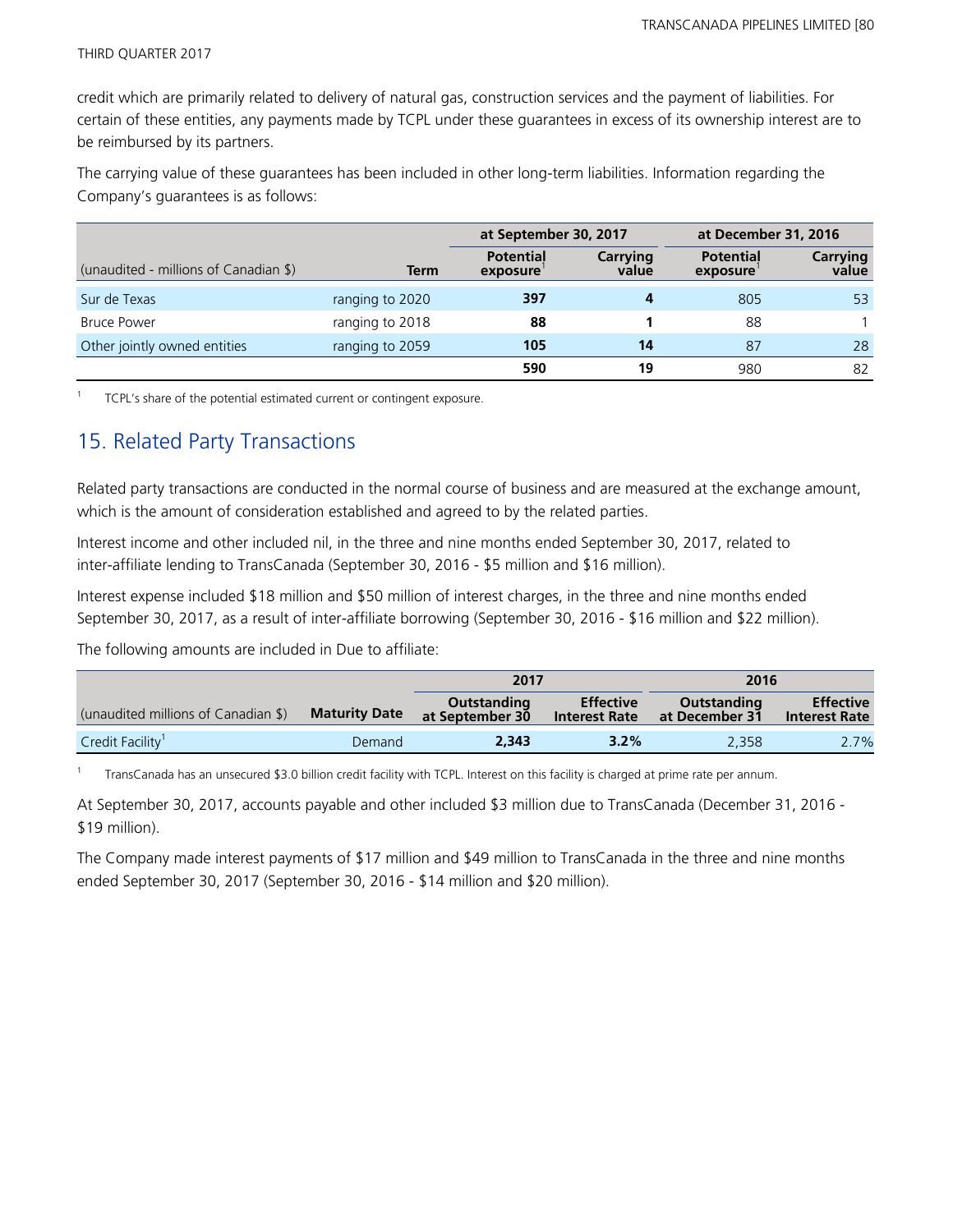credit which are primarily related to delivery of natural gas, construction services and the payment of liabilities. For certain of these entities, any payments made by TCPL under these guarantees in excess of its ownership interest are to be reimbursed by its partners.

The carrying value of these guarantees has been included in other long-term liabilities. Information regarding the Company's guarantees is as follows:

| | | at September 30, 2017 | | at December 31, 2016 | |
|---|---|---|---|---|---|
| (unaudited - millions of Canadian $) | Term | Potential exposure[1] | Carrying value | Potential exposure[1] | Carrying value |
| Sur de Texas | ranging to 2020 | **397** | **4** | 805 | 53 |
| Bruce Power | ranging to 2018 | **88** | **1** | 88 | 1 |
| Other jointly owned entities | ranging to 2059 | **105** | **14** | 87 | 28 |
| | | **590** | **19** | 980 | 82 |

[1] TCPL's share of the potential estimated current or contingent exposure.

## 15. Related Party Transactions

Related party transactions are conducted in the normal course of business and are measured at the exchange amount, which is the amount of consideration established and agreed to by the related parties.

Interest income and other included nil, in the three and nine months ended September 30, 2017, related to inter-affiliate lending to TransCanada (September 30, 2016 - $5 million and $16 million).

Interest expense included $18 million and $50 million of interest charges, in the three and nine months ended September 30, 2017, as a result of inter-affiliate borrowing (September 30, 2016 - $16 million and $22 million).

The following amounts are included in Due to affiliate:

| | | 2017 | | 2016 | |
|---|---|---|---|---|---|
| (unaudited millions of Canadian $) | Maturity Date | Outstanding at September 30 | Effective Interest Rate | Outstanding at December 31 | Effective Interest Rate |
| Credit Facility[1] | Demand | **2,343** | **3.2%** | 2,358 | 2.7% |

[1] TransCanada has an unsecured $3.0 billion credit facility with TCPL. Interest on this facility is charged at prime rate per annum.

At September 30, 2017, accounts payable and other included $3 million due to TransCanada (December 31, 2016 - $19 million).

The Company made interest payments of $17 million and $49 million to TransCanada in the three and nine months ended September 30, 2017 (September 30, 2016 - $14 million and $20 million).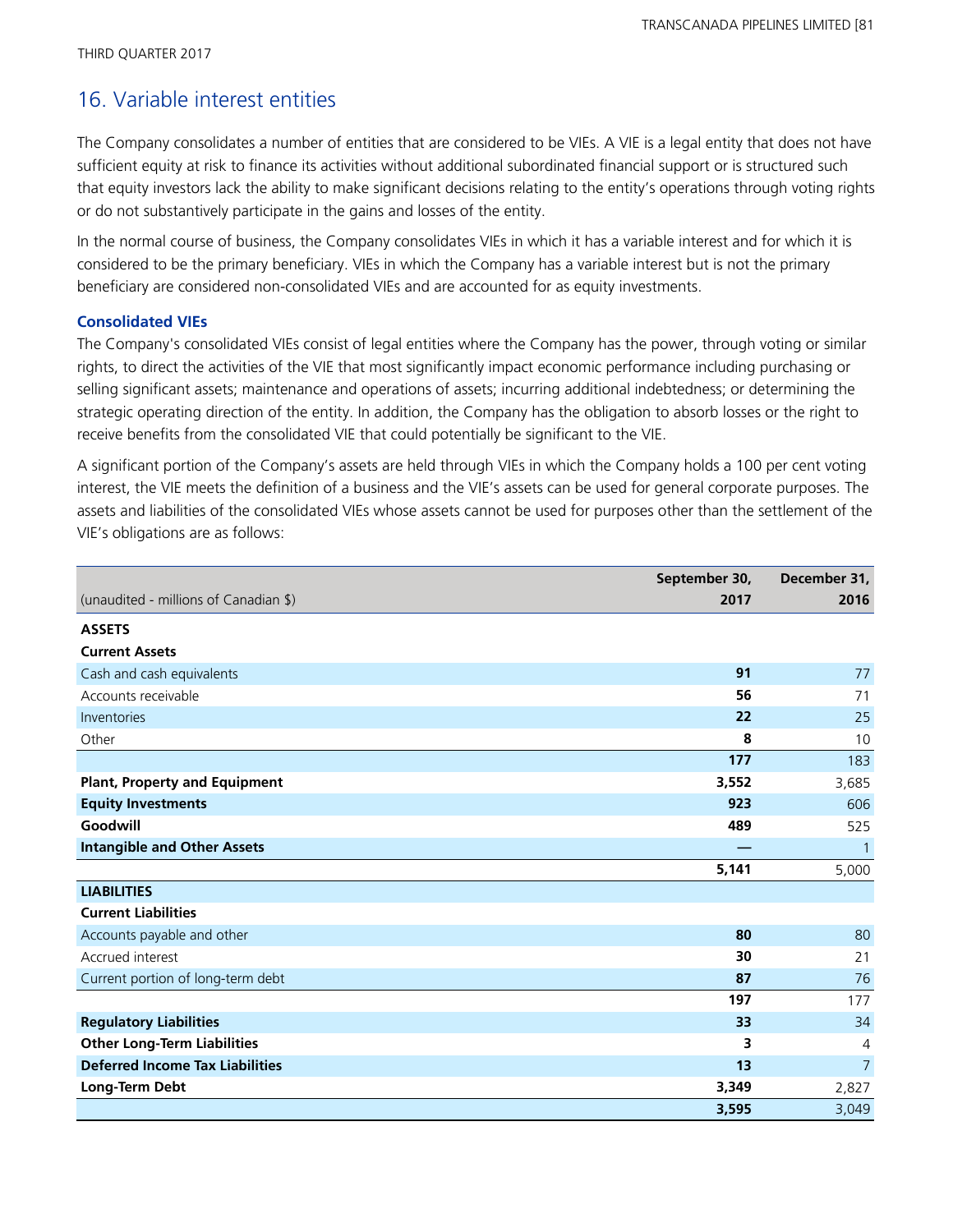## 16. Variable interest entities

The Company consolidates a number of entities that are considered to be VIEs. A VIE is a legal entity that does not have sufficient equity at risk to finance its activities without additional subordinated financial support or is structured such that equity investors lack the ability to make significant decisions relating to the entity's operations through voting rights or do not substantively participate in the gains and losses of the entity.

In the normal course of business, the Company consolidates VIEs in which it has a variable interest and for which it is considered to be the primary beneficiary. VIEs in which the Company has a variable interest but is not the primary beneficiary are considered non-consolidated VIEs and are accounted for as equity investments.

### Consolidated VIEs

The Company's consolidated VIEs consist of legal entities where the Company has the power, through voting or similar rights, to direct the activities of the VIE that most significantly impact economic performance including purchasing or selling significant assets; maintenance and operations of assets; incurring additional indebtedness; or determining the strategic operating direction of the entity. In addition, the Company has the obligation to absorb losses or the right to receive benefits from the consolidated VIE that could potentially be significant to the VIE.

A significant portion of the Company's assets are held through VIEs in which the Company holds a 100 per cent voting interest, the VIE meets the definition of a business and the VIE's assets can be used for general corporate purposes. The assets and liabilities of the consolidated VIEs whose assets cannot be used for purposes other than the settlement of the VIE's obligations are as follows:

| (unaudited - millions of Canadian $) | September 30, 2017 | December 31, 2016 |
|---|---|---|
| **ASSETS** | | |
| **Current Assets** | | |
| Cash and cash equivalents | **91** | 77 |
| Accounts receivable | **56** | 71 |
| Inventories | **22** | 25 |
| Other | **8** | 10 |
| | **177** | 183 |
| **Plant, Property and Equipment** | **3,552** | 3,685 |
| **Equity Investments** | **923** | 606 |
| **Goodwill** | **489** | 525 |
| **Intangible and Other Assets** | **—** | 1 |
| | **5,141** | 5,000 |
| **LIABILITIES** | | |
| **Current Liabilities** | | |
| Accounts payable and other | **80** | 80 |
| Accrued interest | **30** | 21 |
| Current portion of long-term debt | **87** | 76 |
| | **197** | 177 |
| **Regulatory Liabilities** | **33** | 34 |
| **Other Long-Term Liabilities** | **3** | 4 |
| **Deferred Income Tax Liabilities** | **13** | 7 |
| **Long-Term Debt** | **3,349** | 2,827 |
| | **3,595** | 3,049 |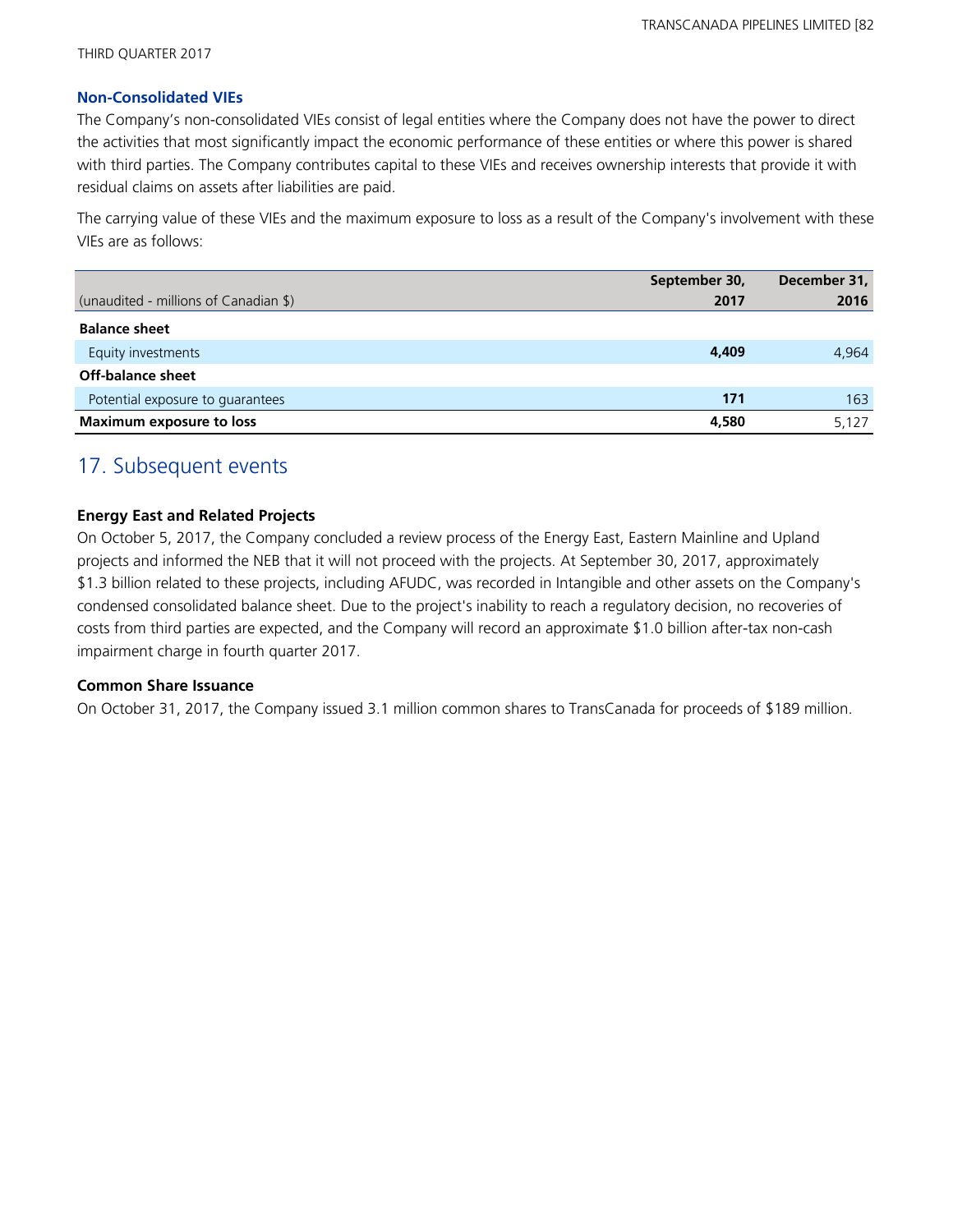### Non-Consolidated VIEs

The Company's non-consolidated VIEs consist of legal entities where the Company does not have the power to direct the activities that most significantly impact the economic performance of these entities or where this power is shared with third parties. The Company contributes capital to these VIEs and receives ownership interests that provide it with residual claims on assets after liabilities are paid.

The carrying value of these VIEs and the maximum exposure to loss as a result of the Company's involvement with these VIEs are as follows:

| (unaudited - millions of Canadian $) | September 30, 2017 | December 31, 2016 |
|---|---|---|
| **Balance sheet** | | |
| Equity investments | **4,409** | 4,964 |
| **Off-balance sheet** | | |
| Potential exposure to guarantees | **171** | 163 |
| **Maximum exposure to loss** | **4,580** | 5,127 |

## 17. Subsequent events

**Energy East and Related Projects**

On October 5, 2017, the Company concluded a review process of the Energy East, Eastern Mainline and Upland projects and informed the NEB that it will not proceed with the projects. At September 30, 2017, approximately $1.3 billion related to these projects, including AFUDC, was recorded in Intangible and other assets on the Company's condensed consolidated balance sheet. Due to the project's inability to reach a regulatory decision, no recoveries of costs from third parties are expected, and the Company will record an approximate $1.0 billion after-tax non-cash impairment charge in fourth quarter 2017.

**Common Share Issuance**

On October 31, 2017, the Company issued 3.1 million common shares to TransCanada for proceeds of $189 million.